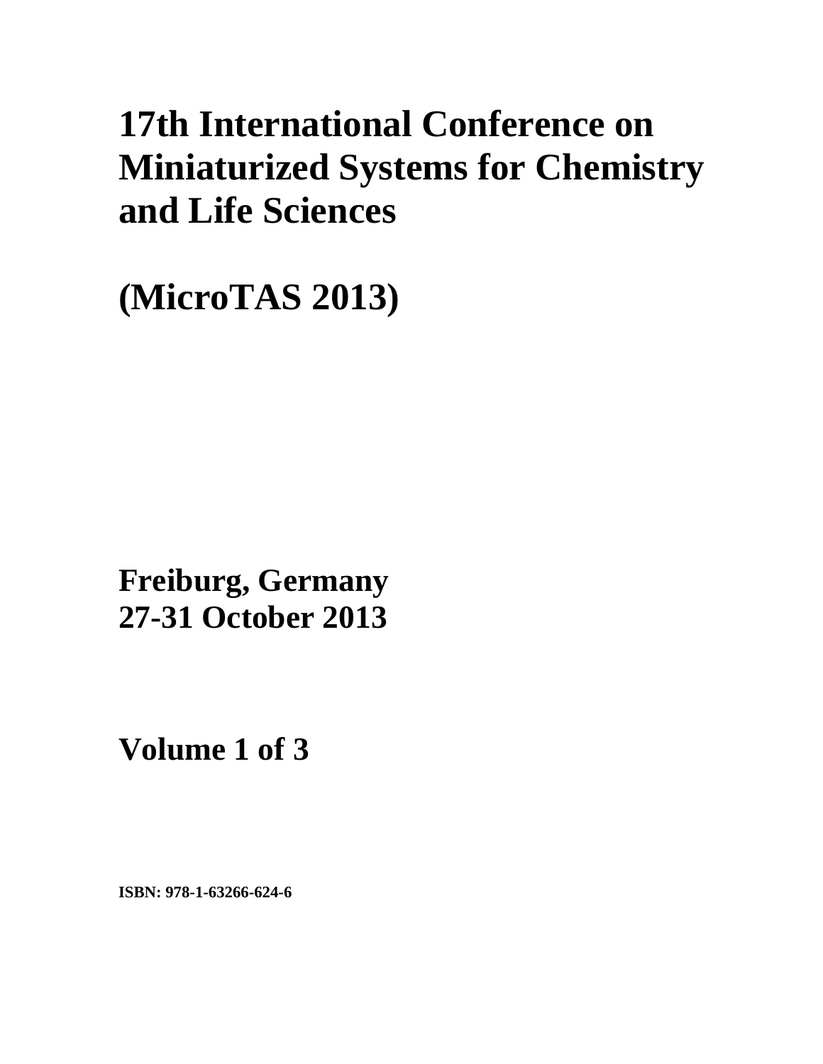# 17th International Conference on Miniaturized Systems for Chemistry and Life Sciences

# (MicroTAS 2013)

## Freiburg, Germany
## 27-31 October 2013

## Volume 1 of 3

**ISBN: 978-1-63266-624-6**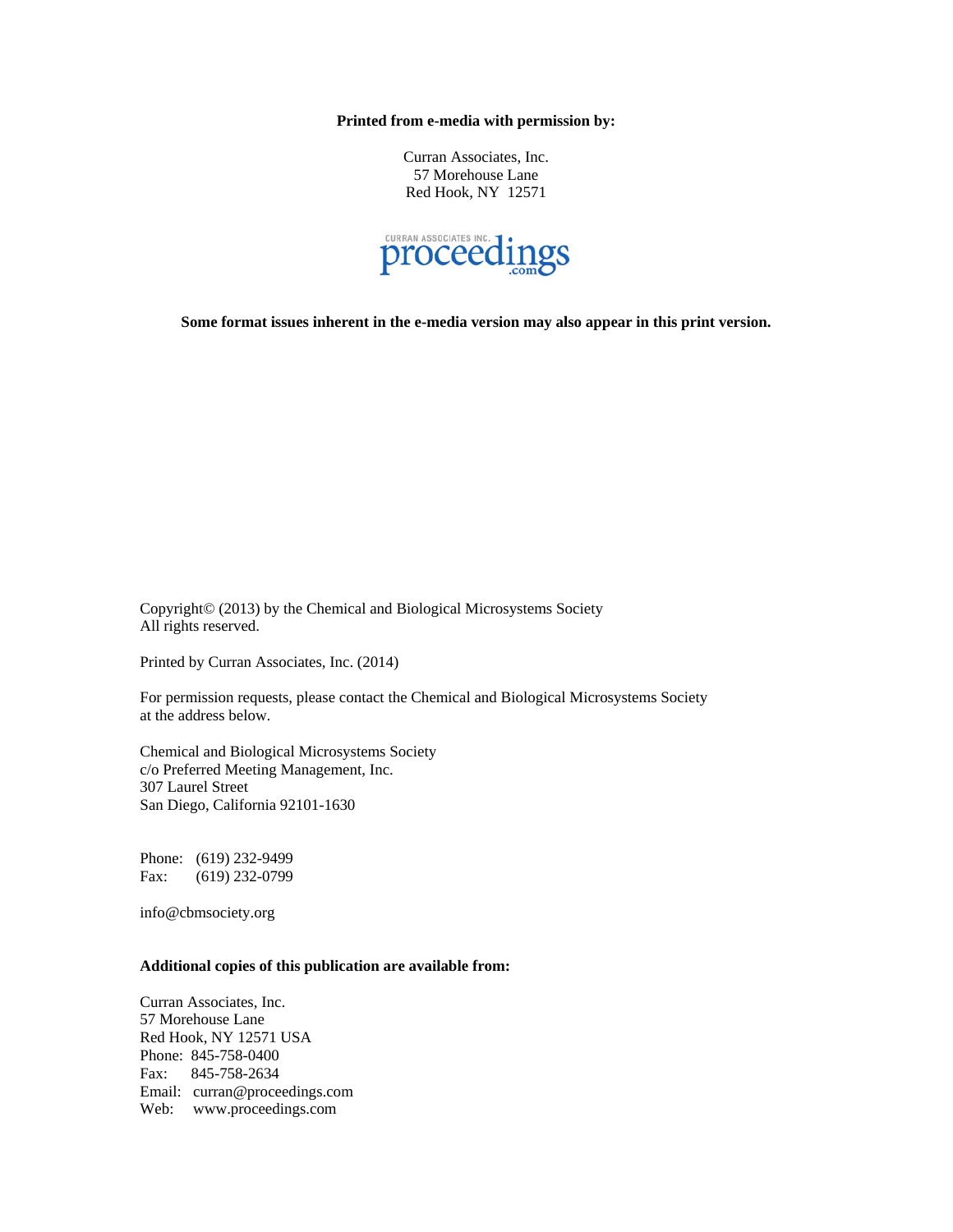**Printed from e-media with permission by:**

Curran Associates, Inc.
57 Morehouse Lane
Red Hook, NY 12571

CURRAN ASSOCIATES INC. proceedings.com

**Some format issues inherent in the e-media version may also appear in this print version.**

Copyright© (2013) by the Chemical and Biological Microsystems Society
All rights reserved.

Printed by Curran Associates, Inc. (2014)

For permission requests, please contact the Chemical and Biological Microsystems Society at the address below.

Chemical and Biological Microsystems Society
c/o Preferred Meeting Management, Inc.
307 Laurel Street
San Diego, California 92101-1630

Phone: (619) 232-9499
Fax: (619) 232-0799

info@cbmsociety.org

**Additional copies of this publication are available from:**

Curran Associates, Inc.
57 Morehouse Lane
Red Hook, NY 12571 USA
Phone: 845-758-0400
Fax: 845-758-2634
Email: curran@proceedings.com
Web: www.proceedings.com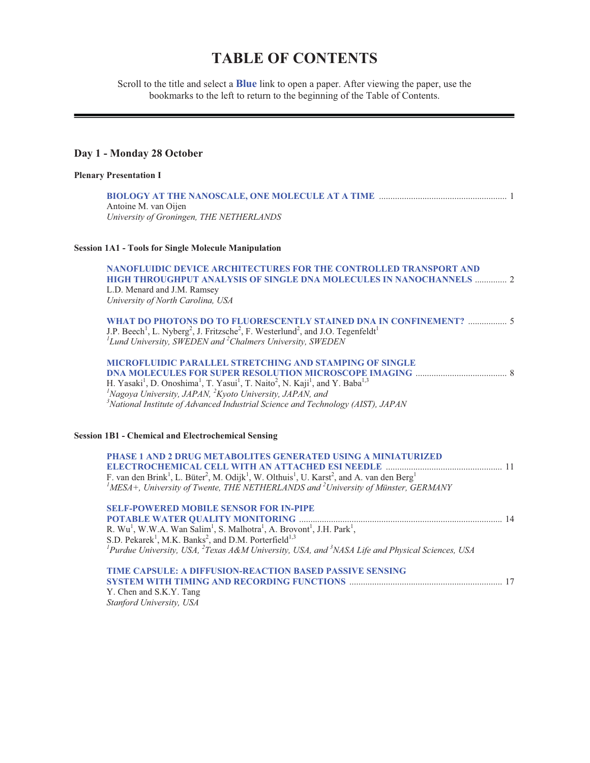# TABLE OF CONTENTS

Scroll to the title and select a **Blue** link to open a paper. After viewing the paper, use the bookmarks to the left to return to the beginning of the Table of Contents.

---

## Day 1 - Monday 28 October

### Plenary Presentation I

**BIOLOGY AT THE NANOSCALE, ONE MOLECULE AT A TIME** ........................................................ 1
Antoine M. van Oijen
*University of Groningen, THE NETHERLANDS*

### Session 1A1 - Tools for Single Molecule Manipulation

**NANOFLUIDIC DEVICE ARCHITECTURES FOR THE CONTROLLED TRANSPORT AND HIGH THROUGHPUT ANALYSIS OF SINGLE DNA MOLECULES IN NANOCHANNELS** .............. 2
L.D. Menard and J.M. Ramsey
*University of North Carolina, USA*

**WHAT DO PHOTONS DO TO FLUORESCENTLY STAINED DNA IN CONFINEMENT?** ................. 5
J.P. Beech[1], L. Nyberg[2], J. Fritzsche[2], F. Westerlund[2], and J.O. Tegenfeldt[1]
*[1]Lund University, SWEDEN and [2]Chalmers University, SWEDEN*

**MICROFLUIDIC PARALLEL STRETCHING AND STAMPING OF SINGLE DNA MOLECULES FOR SUPER RESOLUTION MICROSCOPE IMAGING** ........................................ 8
H. Yasaki[1], D. Onoshima[1], T. Yasui[1], T. Naito[2], N. Kaji[1], and Y. Baba[1,3]
*[1]Nagoya University, JAPAN, [2]Kyoto University, JAPAN, and [3]National Institute of Advanced Industrial Science and Technology (AIST), JAPAN*

### Session 1B1 - Chemical and Electrochemical Sensing

**PHASE 1 AND 2 DRUG METABOLITES GENERATED USING A MINIATURIZED ELECTROCHEMICAL CELL WITH AN ATTACHED ESI NEEDLE** .................................................. 11
F. van den Brink[1], L. Büter[2], M. Odijk[1], W. Olthuis[1], U. Karst[2], and A. van den Berg[1]
*[1]MESA+, University of Twente, THE NETHERLANDS and [2]University of Münster, GERMANY*

**SELF-POWERED MOBILE SENSOR FOR IN-PIPE POTABLE WATER QUALITY MONITORING** ........................................................................................ 14
R. Wu[1], W.W.A. Wan Salim[1], S. Malhotra[1], A. Brovont[1], J.H. Park[1], S.D. Pekarek[1], M.K. Banks[2], and D.M. Porterfield[1,3]
*[1]Purdue University, USA, [2]Texas A&M University, USA, and [3]NASA Life and Physical Sciences, USA*

**TIME CAPSULE: A DIFFUSION-REACTION BASED PASSIVE SENSING SYSTEM WITH TIMING AND RECORDING FUNCTIONS** .................................................................. 17
Y. Chen and S.K.Y. Tang
*Stanford University, USA*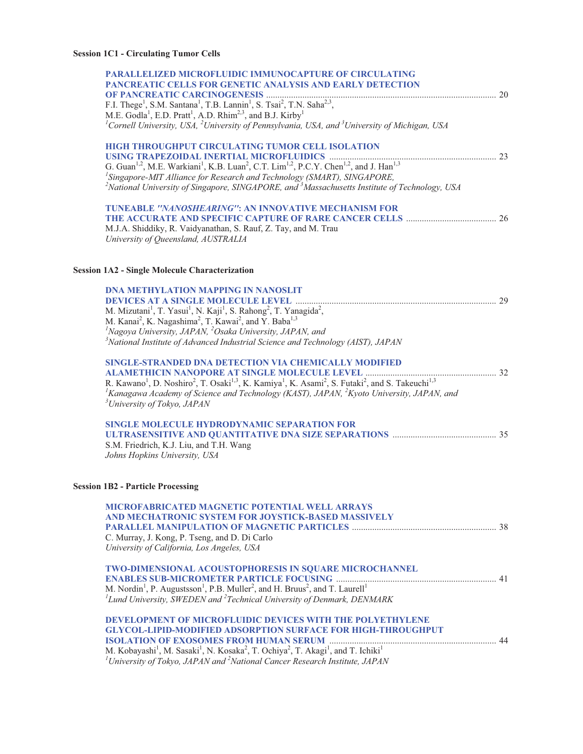### Session 1C1 - Circulating Tumor Cells

**PARALLELIZED MICROFLUIDIC IMMUNOCAPTURE OF CIRCULATING PANCREATIC CELLS FOR GENETIC ANALYSIS AND EARLY DETECTION OF PANCREATIC CARCINOGENESIS** ..... 20
F.I. Thege[1], S.M. Santana[1], T.B. Lannin[1], S. Tsai[2], T.N. Saha[2,3], M.E. Godla[1], E.D. Pratt[1], A.D. Rhim[2,3], and B.J. Kirby[1]
*[1]Cornell University, USA, [2]University of Pennsylvania, USA, and [3]University of Michigan, USA*

**HIGH THROUGHPUT CIRCULATING TUMOR CELL ISOLATION USING TRAPEZOIDAL INERTIAL MICROFLUIDICS** ..... 23
G. Guan[1,2], M.E. Warkiani[1], K.B. Luan[2], C.T. Lim[1,2], P.C.Y. Chen[1,2], and J. Han[1,3]
*[1]Singapore-MIT Alliance for Research and Technology (SMART), SINGAPORE,*
*[2]National University of Singapore, SINGAPORE, and [3]Massachusetts Institute of Technology, USA*

**TUNEABLE *"NANOSHEARING"*: AN INNOVATIVE MECHANISM FOR THE ACCURATE AND SPECIFIC CAPTURE OF RARE CANCER CELLS** ..... 26
M.J.A. Shiddiky, R. Vaidyanathan, S. Rauf, Z. Tay, and M. Trau
*University of Queensland, AUSTRALIA*

### Session 1A2 - Single Molecule Characterization

**DNA METHYLATION MAPPING IN NANOSLIT DEVICES AT A SINGLE MOLECULE LEVEL** ..... 29
M. Mizutani[1], T. Yasui[1], N. Kaji[1], S. Rahong[2], T. Yanagida[2], M. Kanai[2], K. Nagashima[2], T. Kawai[2], and Y. Baba[1,3]
*[1]Nagoya University, JAPAN, [2]Osaka University, JAPAN, and*
*[3]National Institute of Advanced Industrial Science and Technology (AIST), JAPAN*

**SINGLE-STRANDED DNA DETECTION VIA CHEMICALLY MODIFIED ALAMETHICIN NANOPORE AT SINGLE MOLECULE LEVEL** ..... 32
R. Kawano[1], D. Noshiro[2], T. Osaki[1,3], K. Kamiya[1], K. Asami[2], S. Futaki[2], and S. Takeuchi[1,3]
*[1]Kanagawa Academy of Science and Technology (KAST), JAPAN, [2]Kyoto University, JAPAN, and*
*[3]University of Tokyo, JAPAN*

**SINGLE MOLECULE HYDRODYNAMIC SEPARATION FOR ULTRASENSITIVE AND QUANTITATIVE DNA SIZE SEPARATIONS** ..... 35
S.M. Friedrich, K.J. Liu, and T.H. Wang
*Johns Hopkins University, USA*

### Session 1B2 - Particle Processing

**MICROFABRICATED MAGNETIC POTENTIAL WELL ARRAYS AND MECHATRONIC SYSTEM FOR JOYSTICK-BASED MASSIVELY PARALLEL MANIPULATION OF MAGNETIC PARTICLES** ..... 38
C. Murray, J. Kong, P. Tseng, and D. Di Carlo
*University of California, Los Angeles, USA*

**TWO-DIMENSIONAL ACOUSTOPHORESIS IN SQUARE MICROCHANNEL ENABLES SUB-MICROMETER PARTICLE FOCUSING** ..... 41
M. Nordin[1], P. Augustsson[1], P.B. Muller[2], and H. Bruus[2], and T. Laurell[1]
*[1]Lund University, SWEDEN and [2]Technical University of Denmark, DENMARK*

**DEVELOPMENT OF MICROFLUIDIC DEVICES WITH THE POLYETHYLENE GLYCOL-LIPID-MODIFIED ADSORPTION SURFACE FOR HIGH-THROUGHPUT ISOLATION OF EXOSOMES FROM HUMAN SERUM** ..... 44
M. Kobayashi[1], M. Sasaki[1], N. Kosaka[2], T. Ochiya[2], T. Akagi[1], and T. Ichiki[1]
*[1]University of Tokyo, JAPAN and [2]National Cancer Research Institute, JAPAN*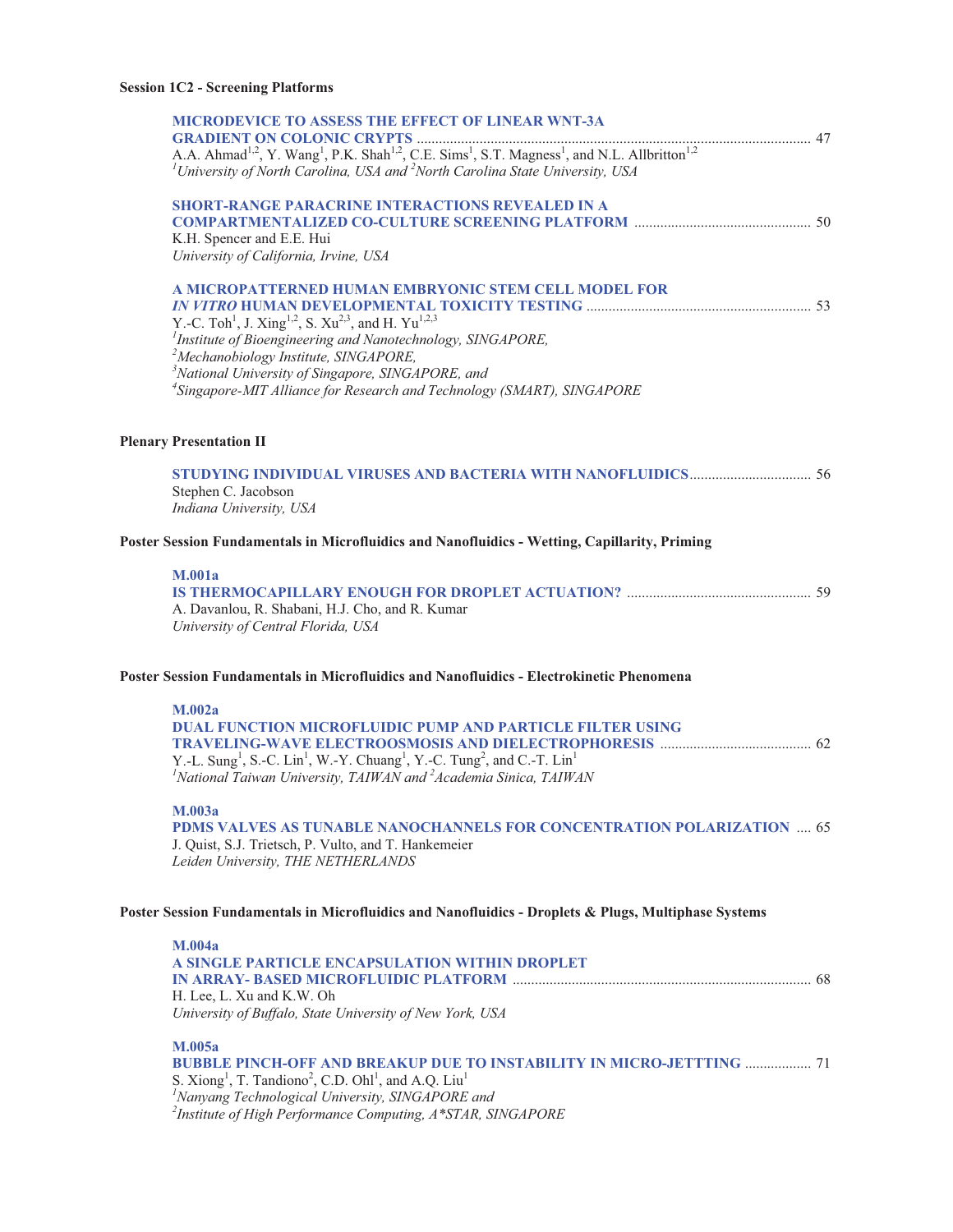**Session 1C2 - Screening Platforms**

**MICRODEVICE TO ASSESS THE EFFECT OF LINEAR WNT-3A GRADIENT ON COLONIC CRYPTS** .......... 47
A.A. Ahmad[1,2], Y. Wang[1], P.K. Shah[1,2], C.E. Sims[1], S.T. Magness[1], and N.L. Allbritton[1,2]
*[1]University of North Carolina, USA and [2]North Carolina State University, USA*

**SHORT-RANGE PARACRINE INTERACTIONS REVEALED IN A COMPARTMENTALIZED CO-CULTURE SCREENING PLATFORM** .......... 50
K.H. Spencer and E.E. Hui
*University of California, Irvine, USA*

**A MICROPATTERNED HUMAN EMBRYONIC STEM CELL MODEL FOR *IN VITRO* HUMAN DEVELOPMENTAL TOXICITY TESTING** .......... 53
Y.-C. Toh[1], J. Xing[1,2], S. Xu[2,3], and H. Yu[1,2,3]
*[1]Institute of Bioengineering and Nanotechnology, SINGAPORE,*
*[2]Mechanobiology Institute, SINGAPORE,*
*[3]National University of Singapore, SINGAPORE, and*
*[4]Singapore-MIT Alliance for Research and Technology (SMART), SINGAPORE*

**Plenary Presentation II**

**STUDYING INDIVIDUAL VIRUSES AND BACTERIA WITH NANOFLUIDICS** .......... 56
Stephen C. Jacobson
*Indiana University, USA*

**Poster Session Fundamentals in Microfluidics and Nanofluidics - Wetting, Capillarity, Priming**

**M.001a**
**IS THERMOCAPILLARY ENOUGH FOR DROPLET ACTUATION?** .......... 59
A. Davanlou, R. Shabani, H.J. Cho, and R. Kumar
*University of Central Florida, USA*

**Poster Session Fundamentals in Microfluidics and Nanofluidics - Electrokinetic Phenomena**

**M.002a**
**DUAL FUNCTION MICROFLUIDIC PUMP AND PARTICLE FILTER USING TRAVELING-WAVE ELECTROOSMOSIS AND DIELECTROPHORESIS** .......... 62
Y.-L. Sung[1], S.-C. Lin[1], W.-Y. Chuang[1], Y.-C. Tung[2], and C.-T. Lin[1]
*[1]National Taiwan University, TAIWAN and [2]Academia Sinica, TAIWAN*

**M.003a**
**PDMS VALVES AS TUNABLE NANOCHANNELS FOR CONCENTRATION POLARIZATION** .... 65
J. Quist, S.J. Trietsch, P. Vulto, and T. Hankemeier
*Leiden University, THE NETHERLANDS*

**Poster Session Fundamentals in Microfluidics and Nanofluidics - Droplets & Plugs, Multiphase Systems**

**M.004a**
**A SINGLE PARTICLE ENCAPSULATION WITHIN DROPLET IN ARRAY- BASED MICROFLUIDIC PLATFORM** .......... 68
H. Lee, L. Xu and K.W. Oh
*University of Buffalo, State University of New York, USA*

**M.005a**
**BUBBLE PINCH-OFF AND BREAKUP DUE TO INSTABILITY IN MICRO-JETTTING** .......... 71
S. Xiong[1], T. Tandiono[2], C.D. Ohl[1], and A.Q. Liu[1]
*[1]Nanyang Technological University, SINGAPORE and*
*[2]Institute of High Performance Computing, A*STAR, SINGAPORE*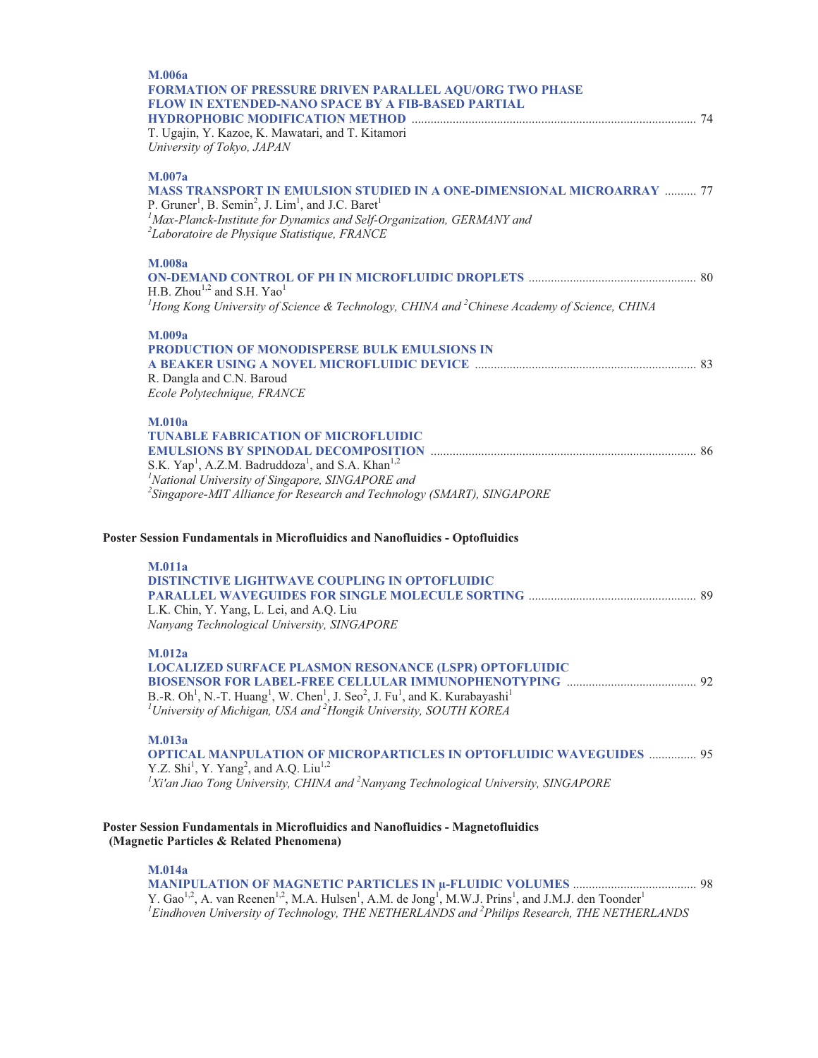**M.006a**
**FORMATION OF PRESSURE DRIVEN PARALLEL AQU/ORG TWO PHASE FLOW IN EXTENDED-NANO SPACE BY A FIB-BASED PARTIAL HYDROPHOBIC MODIFICATION METHOD** ........................................................ 74
T. Ugajin, Y. Kazoe, K. Mawatari, and T. Kitamori
*University of Tokyo, JAPAN*

**M.007a**
**MASS TRANSPORT IN EMULSION STUDIED IN A ONE-DIMENSIONAL MICROARRAY** .......... 77
P. Gruner[1], B. Semin[2], J. Lim[1], and J.C. Baret[1]
*[1]Max-Planck-Institute for Dynamics and Self-Organization, GERMANY and*
*[2]Laboratoire de Physique Statistique, FRANCE*

**M.008a**
**ON-DEMAND CONTROL OF PH IN MICROFLUIDIC DROPLETS** .................................................... 80
H.B. Zhou[1,2] and S.H. Yao[1]
*[1]Hong Kong University of Science & Technology, CHINA and [2]Chinese Academy of Science, CHINA*

**M.009a**
**PRODUCTION OF MONODISPERSE BULK EMULSIONS IN A BEAKER USING A NOVEL MICROFLUIDIC DEVICE** ..................................................................... 83
R. Dangla and C.N. Baroud
*Ecole Polytechnique, FRANCE*

**M.010a**
**TUNABLE FABRICATION OF MICROFLUIDIC EMULSIONS BY SPINODAL DECOMPOSITION** ........................................................................................ 86
S.K. Yap[1], A.Z.M. Badruddoza[1], and S.A. Khan[1,2]
*[1]National University of Singapore, SINGAPORE and*
*[2]Singapore-MIT Alliance for Research and Technology (SMART), SINGAPORE*

## Poster Session Fundamentals in Microfluidics and Nanofluidics - Optofluidics

**M.011a**
**DISTINCTIVE LIGHTWAVE COUPLING IN OPTOFLUIDIC PARALLEL WAVEGUIDES FOR SINGLE MOLECULE SORTING** .................................................... 89
L.K. Chin, Y. Yang, L. Lei, and A.Q. Liu
*Nanyang Technological University, SINGAPORE*

**M.012a**
**LOCALIZED SURFACE PLASMON RESONANCE (LSPR) OPTOFLUIDIC BIOSENSOR FOR LABEL-FREE CELLULAR IMMUNOPHENOTYPING** ........................................ 92
B.-R. Oh[1], N.-T. Huang[1], W. Chen[1], J. Seo[2], J. Fu[1], and K. Kurabayashi[1]
*[1]University of Michigan, USA and [2]Hongik University, SOUTH KOREA*

**M.013a**
**OPTICAL MANPULATION OF MICROPARTICLES IN OPTOFLUIDIC WAVEGUIDES** ............... 95
Y.Z. Shi[1], Y. Yang[2], and A.Q. Liu[1,2]
*[1]Xi'an Jiao Tong University, CHINA and [2]Nanyang Technological University, SINGAPORE*

## Poster Session Fundamentals in Microfluidics and Nanofluidics - Magnetofluidics (Magnetic Particles & Related Phenomena)

**M.014a**
**MANIPULATION OF MAGNETIC PARTICLES IN μ-FLUIDIC VOLUMES** ....................................... 98
Y. Gao[1,2], A. van Reenen[1,2], M.A. Hulsen[1], A.M. de Jong[1], M.W.J. Prins[1], and J.M.J. den Toonder[1]
*[1]Eindhoven University of Technology, THE NETHERLANDS and [2]Philips Research, THE NETHERLANDS*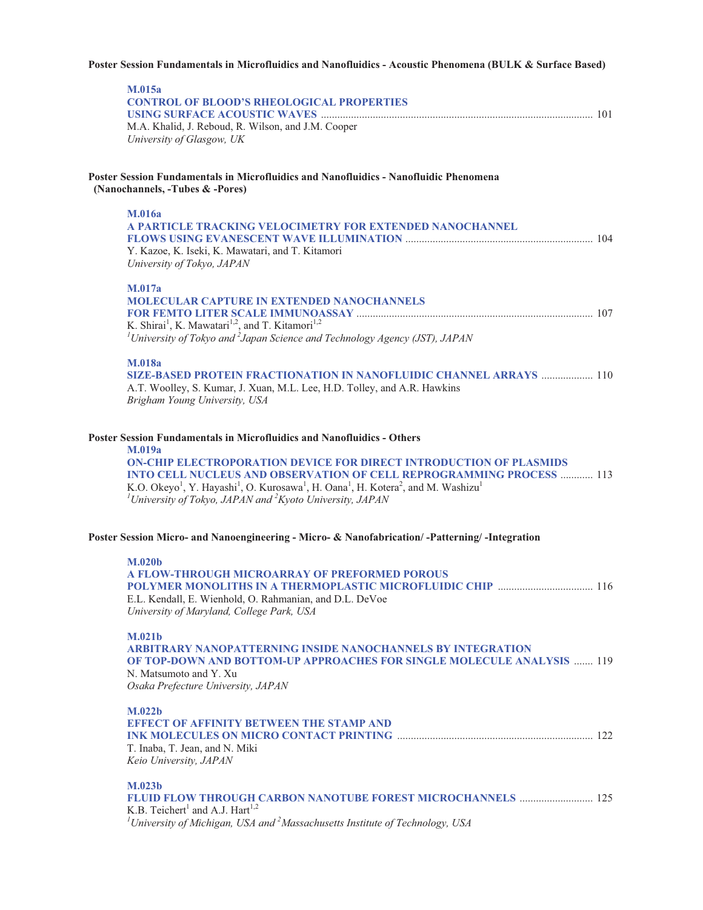**Poster Session Fundamentals in Microfluidics and Nanofluidics - Acoustic Phenomena (BULK & Surface Based)**

**M.015a**
**CONTROL OF BLOOD'S RHEOLOGICAL PROPERTIES USING SURFACE ACOUSTIC WAVES** ........ 101
M.A. Khalid, J. Reboud, R. Wilson, and J.M. Cooper
*University of Glasgow, UK*

**Poster Session Fundamentals in Microfluidics and Nanofluidics - Nanofluidic Phenomena (Nanochannels, -Tubes & -Pores)**

**M.016a**
**A PARTICLE TRACKING VELOCIMETRY FOR EXTENDED NANOCHANNEL FLOWS USING EVANESCENT WAVE ILLUMINATION** ........ 104
Y. Kazoe, K. Iseki, K. Mawatari, and T. Kitamori
*University of Tokyo, JAPAN*

**M.017a**
**MOLECULAR CAPTURE IN EXTENDED NANOCHANNELS FOR FEMTO LITER SCALE IMMUNOASSAY** ........ 107
K. Shirai[1], K. Mawatari[1,2], and T. Kitamori[1,2]
*[1]University of Tokyo and [2]Japan Science and Technology Agency (JST), JAPAN*

**M.018a**
**SIZE-BASED PROTEIN FRACTIONATION IN NANOFLUIDIC CHANNEL ARRAYS** ........ 110
A.T. Woolley, S. Kumar, J. Xuan, M.L. Lee, H.D. Tolley, and A.R. Hawkins
*Brigham Young University, USA*

**Poster Session Fundamentals in Microfluidics and Nanofluidics - Others**

**M.019a**
**ON-CHIP ELECTROPORATION DEVICE FOR DIRECT INTRODUCTION OF PLASMIDS INTO CELL NUCLEUS AND OBSERVATION OF CELL REPROGRAMMING PROCESS** ........ 113
K.O. Okeyo[1], Y. Hayashi[1], O. Kurosawa[1], H. Oana[1], H. Kotera[2], and M. Washizu[1]
*[1]University of Tokyo, JAPAN and [2]Kyoto University, JAPAN*

**Poster Session Micro- and Nanoengineering - Micro- & Nanofabrication/ -Patterning/ -Integration**

**M.020b**
**A FLOW-THROUGH MICROARRAY OF PREFORMED POROUS POLYMER MONOLITHS IN A THERMOPLASTIC MICROFLUIDIC CHIP** ........ 116
E.L. Kendall, E. Wienhold, O. Rahmanian, and D.L. DeVoe
*University of Maryland, College Park, USA*

**M.021b**
**ARBITRARY NANOPATTERNING INSIDE NANOCHANNELS BY INTEGRATION OF TOP-DOWN AND BOTTOM-UP APPROACHES FOR SINGLE MOLECULE ANALYSIS** ........ 119
N. Matsumoto and Y. Xu
*Osaka Prefecture University, JAPAN*

**M.022b**
**EFFECT OF AFFINITY BETWEEN THE STAMP AND INK MOLECULES ON MICRO CONTACT PRINTING** ........ 122
T. Inaba, T. Jean, and N. Miki
*Keio University, JAPAN*

**M.023b**
**FLUID FLOW THROUGH CARBON NANOTUBE FOREST MICROCHANNELS** ........ 125
K.B. Teichert[1] and A.J. Hart[1,2]
*[1]University of Michigan, USA and [2]Massachusetts Institute of Technology, USA*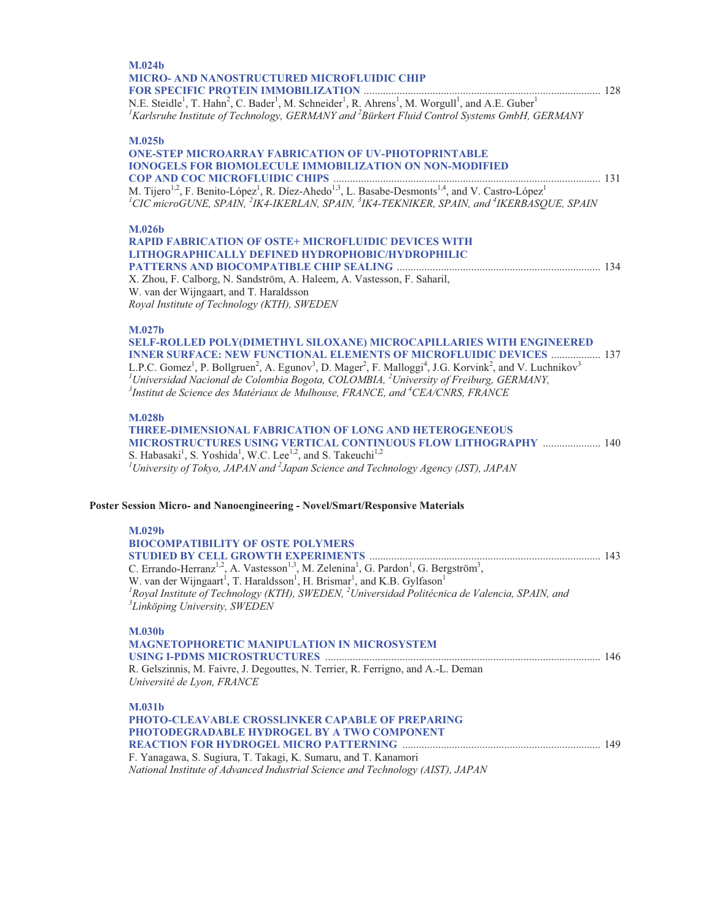**M.024b**

**MICRO- AND NANOSTRUCTURED MICROFLUIDIC CHIP FOR SPECIFIC PROTEIN IMMOBILIZATION** ...................... 128

N.E. Steidle[1], T. Hahn[2], C. Bader[1], M. Schneider[1], R. Ahrens[1], M. Worgull[1], and A.E. Guber[1]

*[1]Karlsruhe Institute of Technology, GERMANY and [2]Bürkert Fluid Control Systems GmbH, GERMANY*

**M.025b**

**ONE-STEP MICROARRAY FABRICATION OF UV-PHOTOPRINTABLE IONOGELS FOR BIOMOLECULE IMMOBILIZATION ON NON-MODIFIED COP AND COC MICROFLUIDIC CHIPS** ...................... 131

M. Tijero[1,2], F. Benito-López[1], R. Díez-Ahedo[1,3], L. Basabe-Desmonts[1,4], and V. Castro-López[1]

*[1]CIC microGUNE, SPAIN, [2]IK4-IKERLAN, SPAIN, [3]IK4-TEKNIKER, SPAIN, and [4]IKERBASQUE, SPAIN*

**M.026b**

**RAPID FABRICATION OF OSTE+ MICROFLUIDIC DEVICES WITH LITHOGRAPHICALLY DEFINED HYDROPHOBIC/HYDROPHILIC PATTERNS AND BIOCOMPATIBLE CHIP SEALING** ...................... 134

X. Zhou, F. Calborg, N. Sandström, A. Haleem, A. Vastesson, F. Saharil, W. van der Wijngaart, and T. Haraldsson

*Royal Institute of Technology (KTH), SWEDEN*

**M.027b**

**SELF-ROLLED POLY(DIMETHYL SILOXANE) MICROCAPILLARIES WITH ENGINEERED INNER SURFACE: NEW FUNCTIONAL ELEMENTS OF MICROFLUIDIC DEVICES** ...................... 137

L.P.C. Gomez[1], P. Bollgruen[2], A. Egunov[3], D. Mager[2], F. Malloggi[4], J.G. Korvink[2], and V. Luchnikov[3]

*[1]Universidad Nacional de Colombia Bogota, COLOMBIA, [2]University of Freiburg, GERMANY, [3]Institut de Science des Matériaux de Mulhouse, FRANCE, and [4]CEA/CNRS, FRANCE*

**M.028b**

**THREE-DIMENSIONAL FABRICATION OF LONG AND HETEROGENEOUS MICROSTRUCTURES USING VERTICAL CONTINUOUS FLOW LITHOGRAPHY** ...................... 140

S. Habasaki[1], S. Yoshida[1], W.C. Lee[1,2], and S. Takeuchi[1,2]

*[1]University of Tokyo, JAPAN and [2]Japan Science and Technology Agency (JST), JAPAN*

## Poster Session Micro- and Nanoengineering - Novel/Smart/Responsive Materials

**M.029b**

**BIOCOMPATIBILITY OF OSTE POLYMERS STUDIED BY CELL GROWTH EXPERIMENTS** ...................... 143

C. Errando-Herranz[1,2], A. Vastesson[1,3], M. Zelenina[1], G. Pardon[1], G. Bergström[3], W. van der Wijngaart[1], T. Haraldsson[1], H. Brismar[1], and K.B. Gylfason[1]

*[1]Royal Institute of Technology (KTH), SWEDEN, [2]Universidad Politécnica de Valencia, SPAIN, and [3]Linköping University, SWEDEN*

**M.030b**

**MAGNETOPHORETIC MANIPULATION IN MICROSYSTEM USING I-PDMS MICROSTRUCTURES** ...................... 146

R. Gelszinnis, M. Faivre, J. Degouttes, N. Terrier, R. Ferrigno, and A.-L. Deman

*Université de Lyon, FRANCE*

**M.031b**

**PHOTO-CLEAVABLE CROSSLINKER CAPABLE OF PREPARING PHOTODEGRADABLE HYDROGEL BY A TWO COMPONENT REACTION FOR HYDROGEL MICRO PATTERNING** ...................... 149

F. Yanagawa, S. Sugiura, T. Takagi, K. Sumaru, and T. Kanamori

*National Institute of Advanced Industrial Science and Technology (AIST), JAPAN*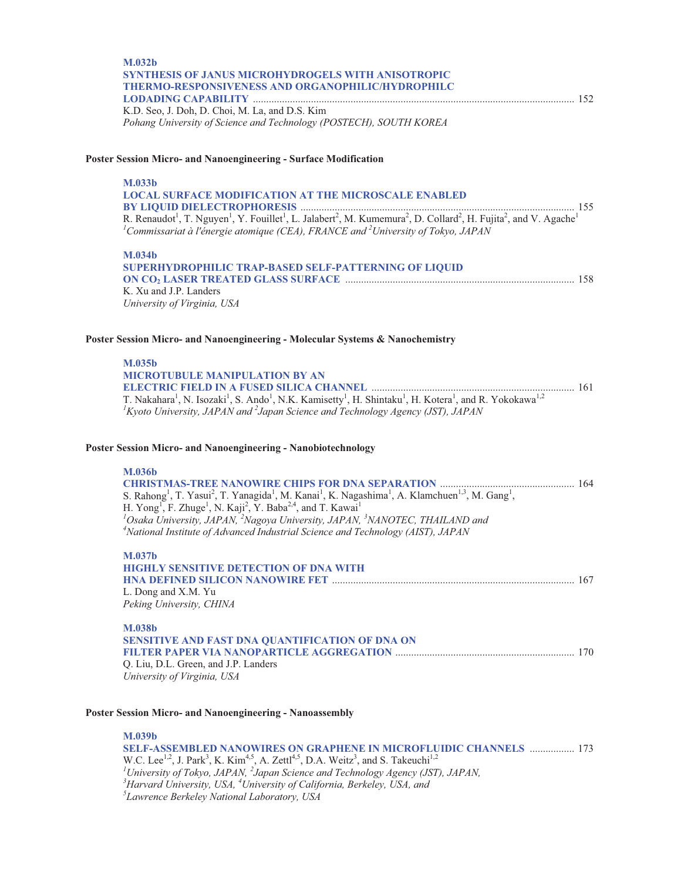**M.032b**
**SYNTHESIS OF JANUS MICROHYDROGELS WITH ANISOTROPIC THERMO-RESPONSIVENESS AND ORGANOPHILIC/HYDROPHILC LODADING CAPABILITY** ........................................................................................................................ 152
K.D. Seo, J. Doh, D. Choi, M. La, and D.S. Kim
*Pohang University of Science and Technology (POSTECH), SOUTH KOREA*

**Poster Session Micro- and Nanoengineering - Surface Modification**

**M.033b**
**LOCAL SURFACE MODIFICATION AT THE MICROSCALE ENABLED BY LIQUID DIELECTROPHORESIS** ....................................................................................................... 155
R. Renaudot[1], T. Nguyen[1], Y. Fouillet[1], L. Jalabert[2], M. Kumemura[2], D. Collard[2], H. Fujita[2], and V. Agache[1]
*[1]Commissariat à l'énergie atomique (CEA), FRANCE and [2]University of Tokyo, JAPAN*

**M.034b**
**SUPERHYDROPHILIC TRAP-BASED SELF-PATTERNING OF LIQUID ON $CO_2$ LASER TREATED GLASS SURFACE** ..................................................................................... 158
K. Xu and J.P. Landers
*University of Virginia, USA*

**Poster Session Micro- and Nanoengineering - Molecular Systems & Nanochemistry**

**M.035b**
**MICROTUBULE MANIPULATION BY AN ELECTRIC FIELD IN A FUSED SILICA CHANNEL** ............................................................................ 161
T. Nakahara[1], N. Isozaki[1], S. Ando[1], N.K. Kamisetty[1], H. Shintaku[1], H. Kotera[1], and R. Yokokawa[1,2]
*[1]Kyoto University, JAPAN and [2]Japan Science and Technology Agency (JST), JAPAN*

**Poster Session Micro- and Nanoengineering - Nanobiotechnology**

**M.036b**
**CHRISTMAS-TREE NANOWIRE CHIPS FOR DNA SEPARATION** .................................................. 164
S. Rahong[1], T. Yasui[2], T. Yanagida[1], M. Kanai[1], K. Nagashima[1], A. Klamchuen[1,3], M. Gang[1], H. Yong[1], F. Zhuge[1], N. Kaji[2], Y. Baba[2,4], and T. Kawai[1]
*[1]Osaka University, JAPAN, [2]Nagoya University, JAPAN, [3]NANOTEC, THAILAND and [4]National Institute of Advanced Industrial Science and Technology (AIST), JAPAN*

**M.037b**
**HIGHLY SENSITIVE DETECTION OF DNA WITH HNA DEFINED SILICON NANOWIRE FET** ........................................................................................... 167
L. Dong and X.M. Yu
*Peking University, CHINA*

**M.038b**
**SENSITIVE AND FAST DNA QUANTIFICATION OF DNA ON FILTER PAPER VIA NANOPARTICLE AGGREGATION** ................................................................... 170
Q. Liu, D.L. Green, and J.P. Landers
*University of Virginia, USA*

**Poster Session Micro- and Nanoengineering - Nanoassembly**

**M.039b**
**SELF-ASSEMBLED NANOWIRES ON GRAPHENE IN MICROFLUIDIC CHANNELS** ................. 173
W.C. Lee[1,2], J. Park[3], K. Kim[4,5], A. Zettl[4,5], D.A. Weitz[3], and S. Takeuchi[1,2]
*[1]University of Tokyo, JAPAN, [2]Japan Science and Technology Agency (JST), JAPAN, [3]Harvard University, USA, [4]University of California, Berkeley, USA, and [5]Lawrence Berkeley National Laboratory, USA*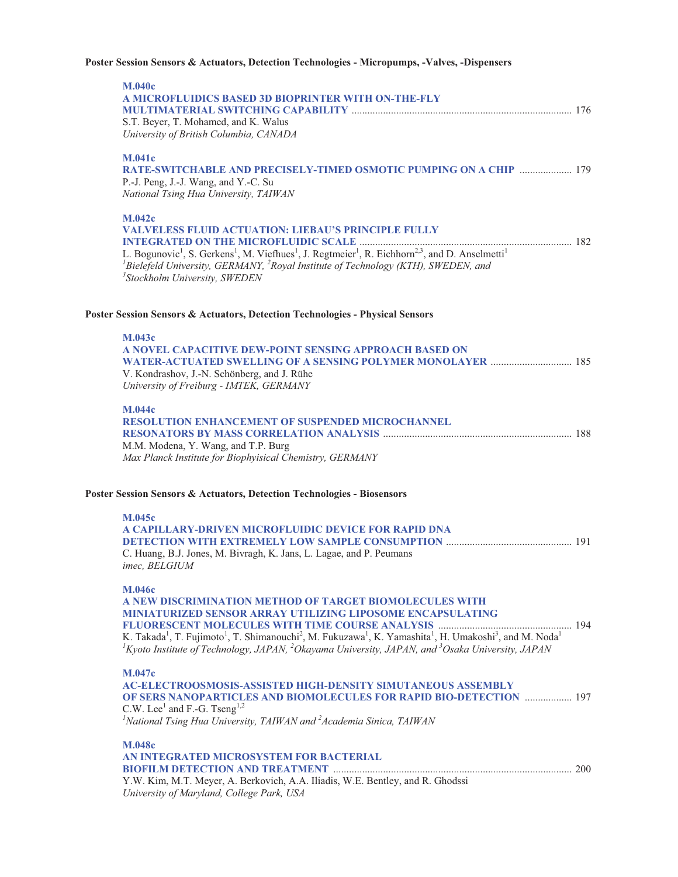**Poster Session Sensors & Actuators, Detection Technologies - Micropumps, -Valves, -Dispensers**

**M.040c**
**A MICROFLUIDICS BASED 3D BIOPRINTER WITH ON-THE-FLY MULTIMATERIAL SWITCHING CAPABILITY** .......... 176
S.T. Beyer, T. Mohamed, and K. Walus
*University of British Columbia, CANADA*

**M.041c**
**RATE-SWITCHABLE AND PRECISELY-TIMED OSMOTIC PUMPING ON A CHIP** .......... 179
P.-J. Peng, J.-J. Wang, and Y.-C. Su
*National Tsing Hua University, TAIWAN*

**M.042c**
**VALVELESS FLUID ACTUATION: LIEBAU'S PRINCIPLE FULLY INTEGRATED ON THE MICROFLUIDIC SCALE** .......... 182
L. Bogunovic[1], S. Gerkens[1], M. Viefhues[1], J. Regtmeier[1], R. Eichhorn[2,3], and D. Anselmetti[1]
*[1]Bielefeld University, GERMANY, [2]Royal Institute of Technology (KTH), SWEDEN, and [3]Stockholm University, SWEDEN*

**Poster Session Sensors & Actuators, Detection Technologies - Physical Sensors**

**M.043c**
**A NOVEL CAPACITIVE DEW-POINT SENSING APPROACH BASED ON WATER-ACTUATED SWELLING OF A SENSING POLYMER MONOLAYER** .......... 185
V. Kondrashov, J.-N. Schönberg, and J. Rühe
*University of Freiburg - IMTEK, GERMANY*

**M.044c**
**RESOLUTION ENHANCEMENT OF SUSPENDED MICROCHANNEL RESONATORS BY MASS CORRELATION ANALYSIS** .......... 188
M.M. Modena, Y. Wang, and T.P. Burg
*Max Planck Institute for Biophyisical Chemistry, GERMANY*

**Poster Session Sensors & Actuators, Detection Technologies - Biosensors**

**M.045c**
**A CAPILLARY-DRIVEN MICROFLUIDIC DEVICE FOR RAPID DNA DETECTION WITH EXTREMELY LOW SAMPLE CONSUMPTION** .......... 191
C. Huang, B.J. Jones, M. Bivragh, K. Jans, L. Lagae, and P. Peumans
*imec, BELGIUM*

**M.046c**
**A NEW DISCRIMINATION METHOD OF TARGET BIOMOLECULES WITH MINIATURIZED SENSOR ARRAY UTILIZING LIPOSOME ENCAPSULATING FLUORESCENT MOLECULES WITH TIME COURSE ANALYSIS** .......... 194
K. Takada[1], T. Fujimoto[1], T. Shimanouchi[2], M. Fukuzawa[1], K. Yamashita[1], H. Umakoshi[3], and M. Noda[1]
*[1]Kyoto Institute of Technology, JAPAN, [2]Okayama University, JAPAN, and [3]Osaka University, JAPAN*

**M.047c**
**AC-ELECTROOSMOSIS-ASSISTED HIGH-DENSITY SIMUTANEOUS ASSEMBLY OF SERS NANOPARTICLES AND BIOMOLECULES FOR RAPID BIO-DETECTION** .......... 197
C.W. Lee[1] and F.-G. Tseng[1,2]
*[1]National Tsing Hua University, TAIWAN and [2]Academia Sinica, TAIWAN*

**M.048c**
**AN INTEGRATED MICROSYSTEM FOR BACTERIAL BIOFILM DETECTION AND TREATMENT** .......... 200
Y.W. Kim, M.T. Meyer, A. Berkovich, A.A. Iliadis, W.E. Bentley, and R. Ghodssi
*University of Maryland, College Park, USA*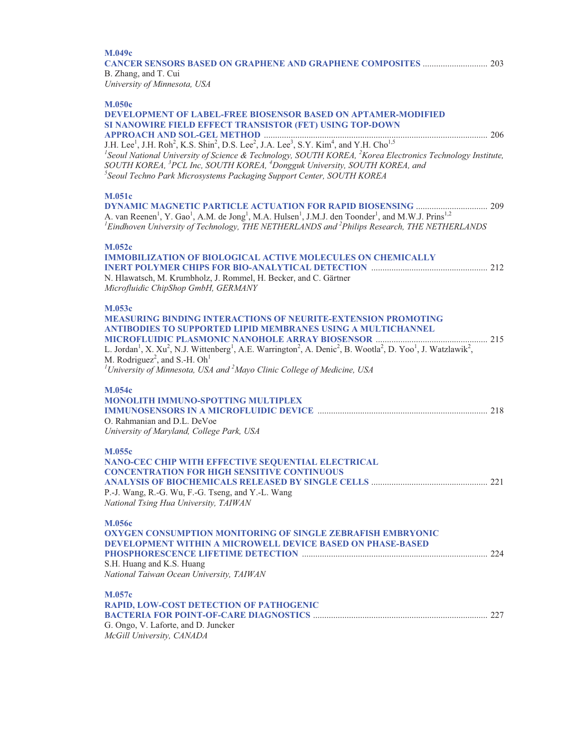**M.049c**

**CANCER SENSORS BASED ON GRAPHENE AND GRAPHENE COMPOSITES** ............................ 203
B. Zhang, and T. Cui
*University of Minnesota, USA*

**M.050c**

**DEVELOPMENT OF LABEL-FREE BIOSENSOR BASED ON APTAMER-MODIFIED SI NANOWIRE FIELD EFFECT TRANSISTOR (FET) USING TOP-DOWN APPROACH AND SOL-GEL METHOD** .................................................................................................... 206
J.H. Lee[1], J.H. Roh[2], K.S. Shin[2], D.S. Lee[2], J.A. Lee[3], S.Y. Kim[4], and Y.H. Cho[1,5]
*[1]Seoul National University of Science & Technology, SOUTH KOREA, [2]Korea Electronics Technology Institute, SOUTH KOREA, [3]PCL Inc, SOUTH KOREA, [4]Dongguk University, SOUTH KOREA, and [5]Seoul Techno Park Microsystems Packaging Support Center, SOUTH KOREA*

**M.051c**

**DYNAMIC MAGNETIC PARTICLE ACTUATION FOR RAPID BIOSENSING** ................................ 209
A. van Reenen[1], Y. Gao[1], A.M. de Jong[1], M.A. Hulsen[1], J.M.J. den Toonder[1], and M.W.J. Prins[1,2]
*[1]Eindhoven University of Technology, THE NETHERLANDS and [2]Philips Research, THE NETHERLANDS*

**M.052c**

**IMMOBILIZATION OF BIOLOGICAL ACTIVE MOLECULES ON CHEMICALLY INERT POLYMER CHIPS FOR BIO-ANALYTICAL DETECTION** ................................................... 212
N. Hlawatsch, M. Krumbholz, J. Rommel, H. Becker, and C. Gärtner
*Microfluidic ChipShop GmbH, GERMANY*

**M.053c**

**MEASURING BINDING INTERACTIONS OF NEURITE-EXTENSION PROMOTING ANTIBODIES TO SUPPORTED LIPID MEMBRANES USING A MULTICHANNEL MICROFLUIDIC PLASMONIC NANOHOLE ARRAY BIOSENSOR** .................................................. 215
L. Jordan[1], X. Xu[2], N.J. Wittenberg[1], A.E. Warrington[2], A. Denic[2], B. Wootla[2], D. Yoo[1], J. Watzlawik[2], M. Rodriguez[2], and S.-H. Oh[1]
*[1]University of Minnesota, USA and [2]Mayo Clinic College of Medicine, USA*

**M.054c**

**MONOLITH IMMUNO-SPOTTING MULTIPLEX IMMUNOSENSORS IN A MICROFLUIDIC DEVICE** ........................................................................... 218
O. Rahmanian and D.L. DeVoe
*University of Maryland, College Park, USA*

**M.055c**

**NANO-CEC CHIP WITH EFFECTIVE SEQUENTIAL ELECTRICAL CONCENTRATION FOR HIGH SENSITIVE CONTINUOUS ANALYSIS OF BIOCHEMICALS RELEASED BY SINGLE CELLS** ................................................... 221
P.-J. Wang, R.-G. Wu, F.-G. Tseng, and Y.-L. Wang
*National Tsing Hua University, TAIWAN*

**M.056c**

**OXYGEN CONSUMPTION MONITORING OF SINGLE ZEBRAFISH EMBRYONIC DEVELOPMENT WITHIN A MICROWELL DEVICE BASED ON PHASE-BASED PHOSPHORESCENCE LIFETIME DETECTION** .................................................................................. 224
S.H. Huang and K.S. Huang
*National Taiwan Ocean University, TAIWAN*

**M.057c**

**RAPID, LOW-COST DETECTION OF PATHOGENIC BACTERIA FOR POINT-OF-CARE DIAGNOSTICS** ............................................................................. 227
G. Ongo, V. Laforte, and D. Juncker
*McGill University, CANADA*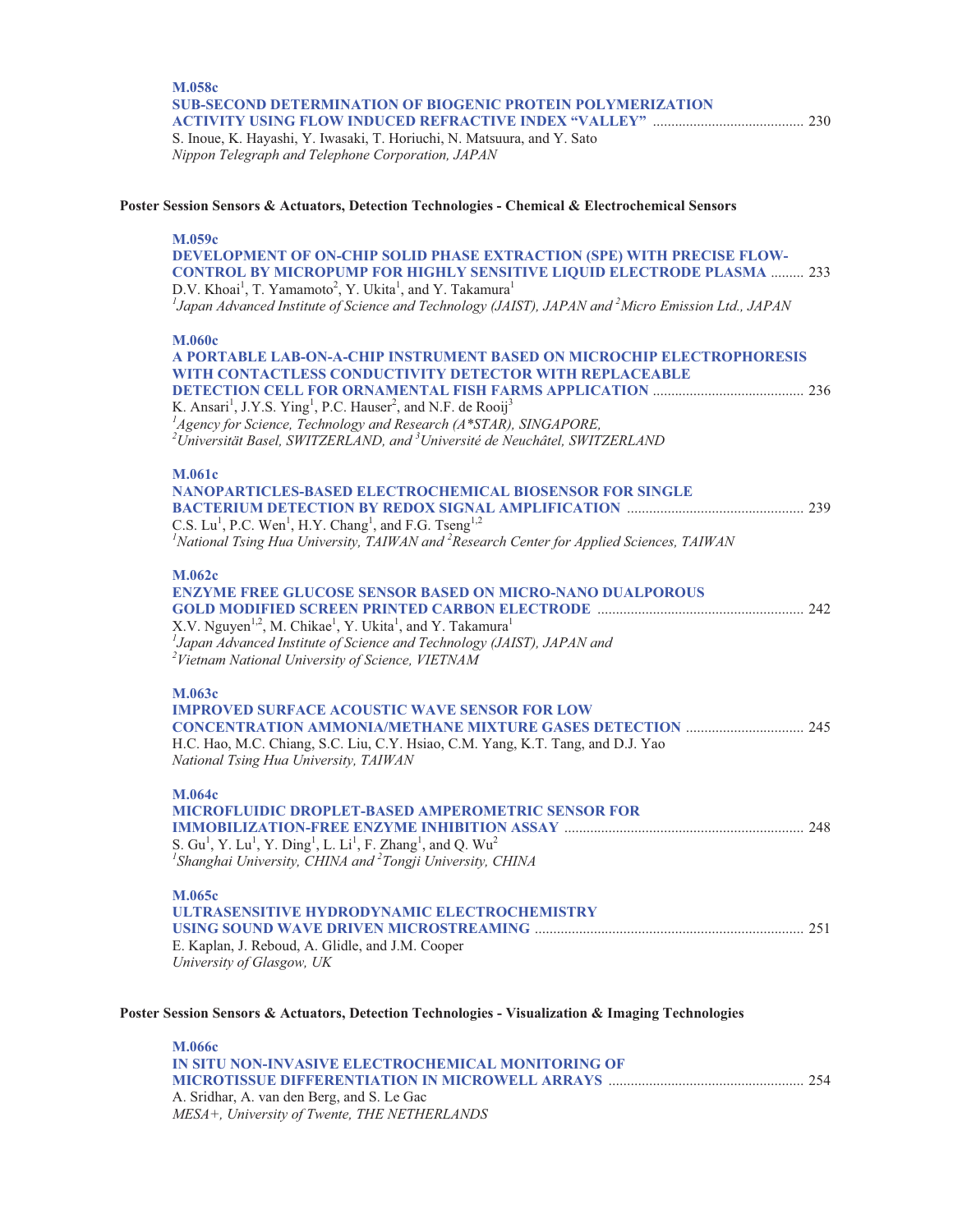**M.058c**
**SUB-SECOND DETERMINATION OF BIOGENIC PROTEIN POLYMERIZATION ACTIVITY USING FLOW INDUCED REFRACTIVE INDEX “VALLEY”** ......................................... 230
S. Inoue, K. Hayashi, Y. Iwasaki, T. Horiuchi, N. Matsuura, and Y. Sato
*Nippon Telegraph and Telephone Corporation, JAPAN*

## Poster Session Sensors & Actuators, Detection Technologies - Chemical & Electrochemical Sensors

**M.059c**
**DEVELOPMENT OF ON-CHIP SOLID PHASE EXTRACTION (SPE) WITH PRECISE FLOW-CONTROL BY MICROPUMP FOR HIGHLY SENSITIVE LIQUID ELECTRODE PLASMA** ......... 233
D.V. Khoai[1], T. Yamamoto[2], Y. Ukita[1], and Y. Takamura[1]
*[1]Japan Advanced Institute of Science and Technology (JAIST), JAPAN and [2]Micro Emission Ltd., JAPAN*

**M.060c**
**A PORTABLE LAB-ON-A-CHIP INSTRUMENT BASED ON MICROCHIP ELECTROPHORESIS WITH CONTACTLESS CONDUCTIVITY DETECTOR WITH REPLACEABLE DETECTION CELL FOR ORNAMENTAL FISH FARMS APPLICATION** ......................................... 236
K. Ansari[1], J.Y.S. Ying[1], P.C. Hauser[2], and N.F. de Rooij[3]
*[1]Agency for Science, Technology and Research (A*STAR), SINGAPORE, [2]Universität Basel, SWITZERLAND, and [3]Université de Neuchâtel, SWITZERLAND*

**M.061c**
**NANOPARTICLES-BASED ELECTROCHEMICAL BIOSENSOR FOR SINGLE BACTERIUM DETECTION BY REDOX SIGNAL AMPLIFICATION** ................................................ 239
C.S. Lu[1], P.C. Wen[1], H.Y. Chang[1], and F.G. Tseng[1,2]
*[1]National Tsing Hua University, TAIWAN and [2]Research Center for Applied Sciences, TAIWAN*

**M.062c**
**ENZYME FREE GLUCOSE SENSOR BASED ON MICRO-NANO DUALPOROUS GOLD MODIFIED SCREEN PRINTED CARBON ELECTRODE** ........................................................ 242
X.V. Nguyen[1,2], M. Chikae[1], Y. Ukita[1], and Y. Takamura[1]
*[1]Japan Advanced Institute of Science and Technology (JAIST), JAPAN and [2]Vietnam National University of Science, VIETNAM*

**M.063c**
**IMPROVED SURFACE ACOUSTIC WAVE SENSOR FOR LOW CONCENTRATION AMMONIA/METHANE MIXTURE GASES DETECTION** ................................ 245
H.C. Hao, M.C. Chiang, S.C. Liu, C.Y. Hsiao, C.M. Yang, K.T. Tang, and D.J. Yao
*National Tsing Hua University, TAIWAN*

**M.064c**
**MICROFLUIDIC DROPLET-BASED AMPEROMETRIC SENSOR FOR IMMOBILIZATION-FREE ENZYME INHIBITION ASSAY** ................................................................. 248
S. Gu[1], Y. Lu[1], Y. Ding[1], L. Li[1], F. Zhang[1], and Q. Wu[2]
*[1]Shanghai University, CHINA and [2]Tongji University, CHINA*

**M.065c**
**ULTRASENSITIVE HYDRODYNAMIC ELECTROCHEMISTRY USING SOUND WAVE DRIVEN MICROSTREAMING** ......................................................................... 251
E. Kaplan, J. Reboud, A. Glidle, and J.M. Cooper
*University of Glasgow, UK*

## Poster Session Sensors & Actuators, Detection Technologies - Visualization & Imaging Technologies

**M.066c**
**IN SITU NON-INVASIVE ELECTROCHEMICAL MONITORING OF MICROTISSUE DIFFERENTIATION IN MICROWELL ARRAYS** ..................................................... 254
A. Sridhar, A. van den Berg, and S. Le Gac
*MESA+, University of Twente, THE NETHERLANDS*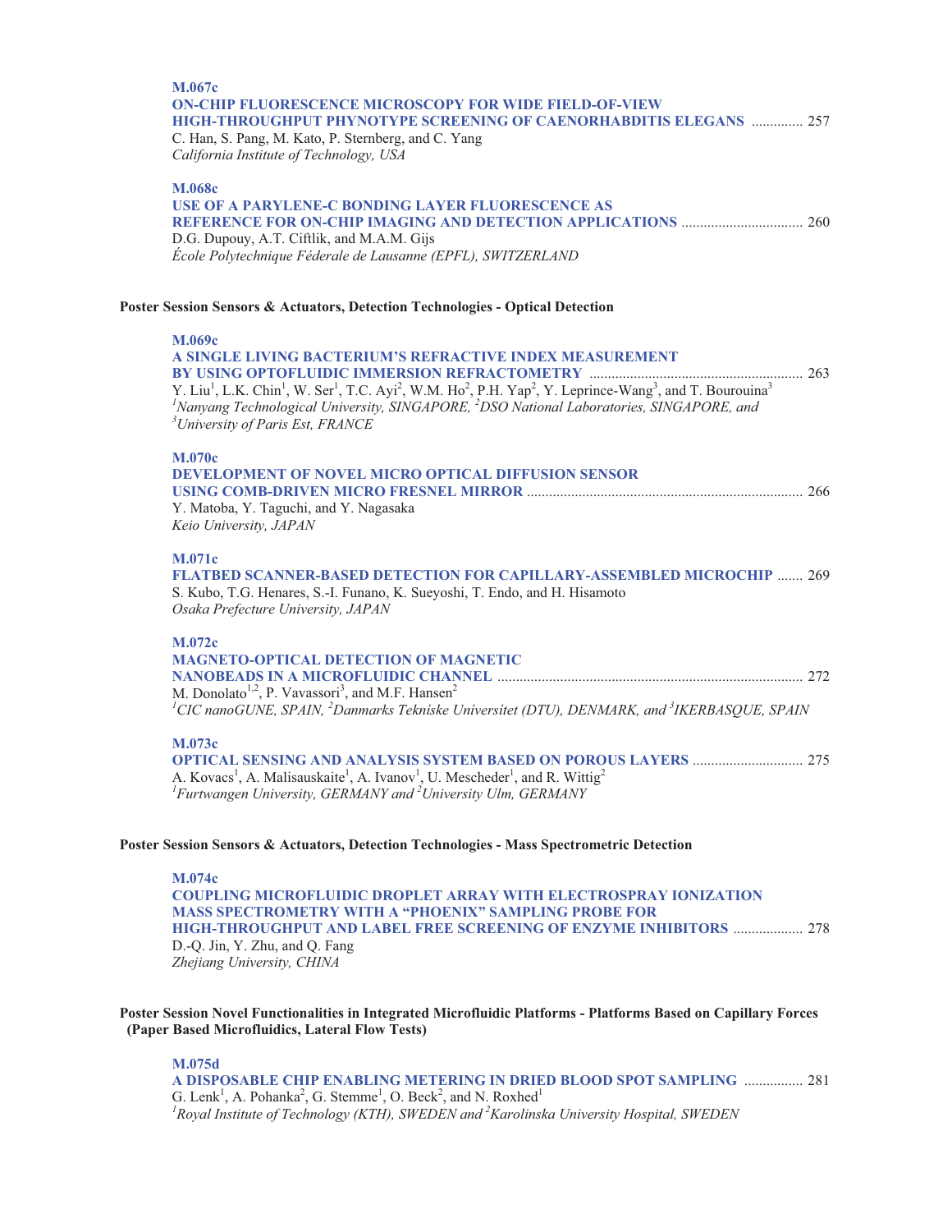**M.067c**
**ON-CHIP FLUORESCENCE MICROSCOPY FOR WIDE FIELD-OF-VIEW HIGH-THROUGHPUT PHYNOTYPE SCREENING OF CAENORHABDITIS ELEGANS** .............. 257
C. Han, S. Pang, M. Kato, P. Sternberg, and C. Yang
*California Institute of Technology, USA*

**M.068c**
**USE OF A PARYLENE-C BONDING LAYER FLUORESCENCE AS REFERENCE FOR ON-CHIP IMAGING AND DETECTION APPLICATIONS** ................................. 260
D.G. Dupouy, A.T. Ciftlik, and M.A.M. Gijs
*École Polytechnique Féderale de Lausanne (EPFL), SWITZERLAND*

## Poster Session Sensors & Actuators, Detection Technologies - Optical Detection

**M.069c**
**A SINGLE LIVING BACTERIUM'S REFRACTIVE INDEX MEASUREMENT BY USING OPTOFLUIDIC IMMERSION REFRACTOMETRY** ......................................................... 263
Y. Liu[1], L.K. Chin[1], W. Ser[1], T.C. Ayi[2], W.M. Ho[2], P.H. Yap[2], Y. Leprince-Wang[3], and T. Bourouina[3]
*[1]Nanyang Technological University, SINGAPORE, [2]DSO National Laboratories, SINGAPORE, and [3]University of Paris Est, FRANCE*

**M.070c**
**DEVELOPMENT OF NOVEL MICRO OPTICAL DIFFUSION SENSOR USING COMB-DRIVEN MICRO FRESNEL MIRROR** .......................................................................... 266
Y. Matoba, Y. Taguchi, and Y. Nagasaka
*Keio University, JAPAN*

**M.071c**
**FLATBED SCANNER-BASED DETECTION FOR CAPILLARY-ASSEMBLED MICROCHIP** ....... 269
S. Kubo, T.G. Henares, S.-I. Funano, K. Sueyoshi, T. Endo, and H. Hisamoto
*Osaka Prefecture University, JAPAN*

**M.072c**
**MAGNETO-OPTICAL DETECTION OF MAGNETIC NANOBEADS IN A MICROFLUIDIC CHANNEL** ................................................................................. 272
M. Donolato[1,2], P. Vavassori[3], and M.F. Hansen[2]
*[1]CIC nanoGUNE, SPAIN, [2]Danmarks Tekniske Universitet (DTU), DENMARK, and [3]IKERBASQUE, SPAIN*

**M.073c**
**OPTICAL SENSING AND ANALYSIS SYSTEM BASED ON POROUS LAYERS** .............................. 275
A. Kovacs[1], A. Malisauskaite[1], A. Ivanov[1], U. Mescheder[1], and R. Wittig[2]
*[1]Furtwangen University, GERMANY and [2]University Ulm, GERMANY*

## Poster Session Sensors & Actuators, Detection Technologies - Mass Spectrometric Detection

**M.074c**
**COUPLING MICROFLUIDIC DROPLET ARRAY WITH ELECTROSPRAY IONIZATION MASS SPECTROMETRY WITH A "PHOENIX" SAMPLING PROBE FOR HIGH-THROUGHPUT AND LABEL FREE SCREENING OF ENZYME INHIBITORS** ................... 278
D.-Q. Jin, Y. Zhu, and Q. Fang
*Zhejiang University, CHINA*

## Poster Session Novel Functionalities in Integrated Microfluidic Platforms - Platforms Based on Capillary Forces (Paper Based Microfluidics, Lateral Flow Tests)

**M.075d**
**A DISPOSABLE CHIP ENABLING METERING IN DRIED BLOOD SPOT SAMPLING** ................ 281
G. Lenk[1], A. Pohanka[2], G. Stemme[1], O. Beck[2], and N. Roxhed[1]
*[1]Royal Institute of Technology (KTH), SWEDEN and [2]Karolinska University Hospital, SWEDEN*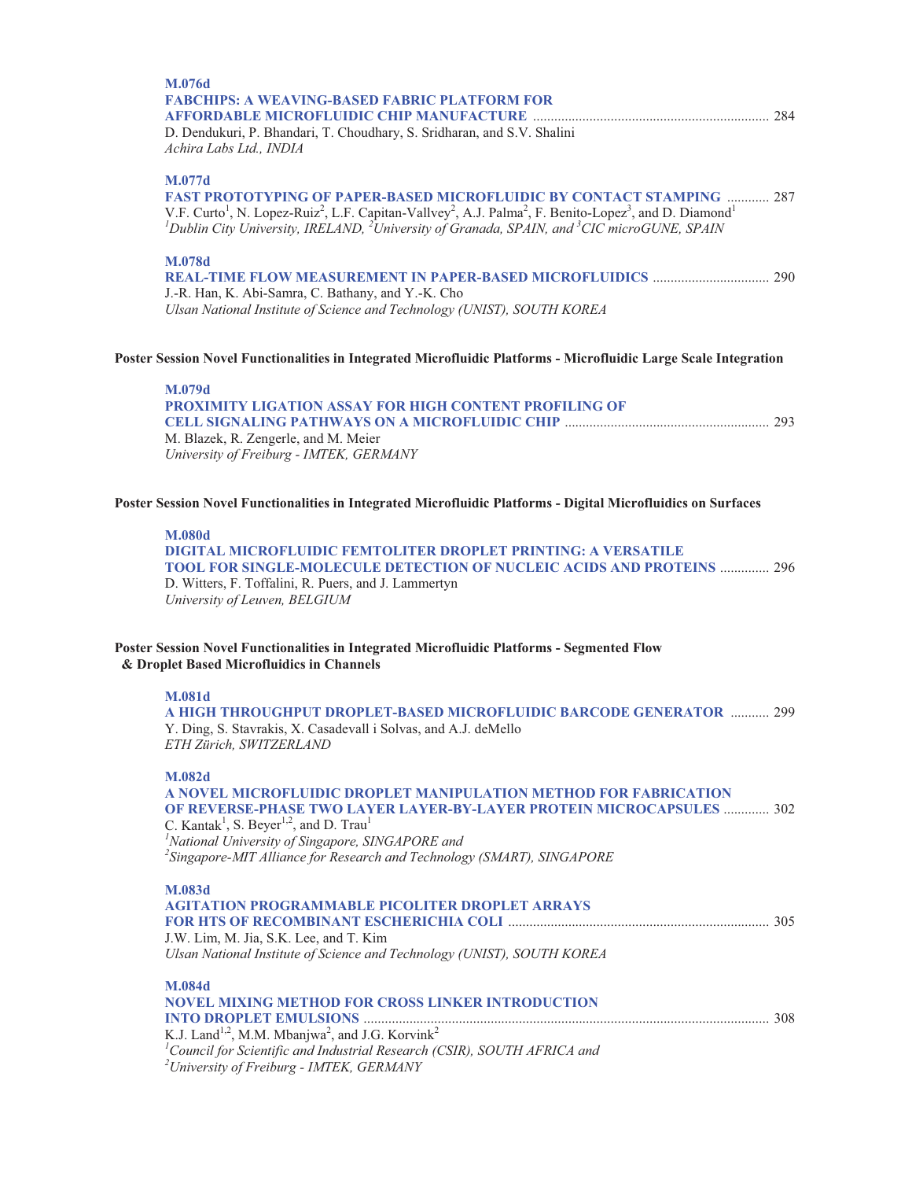**M.076d**

**FABCHIPS: A WEAVING-BASED FABRIC PLATFORM FOR AFFORDABLE MICROFLUIDIC CHIP MANUFACTURE** .................. 284

D. Dendukuri, P. Bhandari, T. Choudhary, S. Sridharan, and S.V. Shalini

*Achira Labs Ltd., INDIA*

**M.077d**

**FAST PROTOTYPING OF PAPER-BASED MICROFLUIDIC BY CONTACT STAMPING** ............ 287

V.F. Curto[1], N. Lopez-Ruiz[2], L.F. Capitan-Vallvey[2], A.J. Palma[2], F. Benito-Lopez[3], and D. Diamond[1]

*[1]Dublin City University, IRELAND, [2]University of Granada, SPAIN, and [3]CIC microGUNE, SPAIN*

**M.078d**

**REAL-TIME FLOW MEASUREMENT IN PAPER-BASED MICROFLUIDICS** ................................. 290

J.-R. Han, K. Abi-Samra, C. Bathany, and Y.-K. Cho

*Ulsan National Institute of Science and Technology (UNIST), SOUTH KOREA*

### Poster Session Novel Functionalities in Integrated Microfluidic Platforms - Microfluidic Large Scale Integration

**M.079d**

**PROXIMITY LIGATION ASSAY FOR HIGH CONTENT PROFILING OF CELL SIGNALING PATHWAYS ON A MICROFLUIDIC CHIP** .......................................................... 293

M. Blazek, R. Zengerle, and M. Meier

*University of Freiburg - IMTEK, GERMANY*

### Poster Session Novel Functionalities in Integrated Microfluidic Platforms - Digital Microfluidics on Surfaces

**M.080d**

**DIGITAL MICROFLUIDIC FEMTOLITER DROPLET PRINTING: A VERSATILE TOOL FOR SINGLE-MOLECULE DETECTION OF NUCLEIC ACIDS AND PROTEINS** ............. 296

D. Witters, F. Toffalini, R. Puers, and J. Lammertyn

*University of Leuven, BELGIUM*

### Poster Session Novel Functionalities in Integrated Microfluidic Platforms - Segmented Flow & Droplet Based Microfluidics in Channels

**M.081d**

**A HIGH THROUGHPUT DROPLET-BASED MICROFLUIDIC BARCODE GENERATOR** ........... 299

Y. Ding, S. Stavrakis, X. Casadevall i Solvas, and A.J. deMello

*ETH Zürich, SWITZERLAND*

**M.082d**

**A NOVEL MICROFLUIDIC DROPLET MANIPULATION METHOD FOR FABRICATION OF REVERSE-PHASE TWO LAYER LAYER-BY-LAYER PROTEIN MICROCAPSULES** ............. 302

C. Kantak[1], S. Beyer[1,2], and D. Trau[1]

*[1]National University of Singapore, SINGAPORE and*

*[2]Singapore-MIT Alliance for Research and Technology (SMART), SINGAPORE*

**M.083d**

**AGITATION PROGRAMMABLE PICOLITER DROPLET ARRAYS FOR HTS OF RECOMBINANT ESCHERICHIA COLI** ......................................................................... 305

J.W. Lim, M. Jia, S.K. Lee, and T. Kim

*Ulsan National Institute of Science and Technology (UNIST), SOUTH KOREA*

**M.084d**

**NOVEL MIXING METHOD FOR CROSS LINKER INTRODUCTION INTO DROPLET EMULSIONS** .................................................................................................................. 308

K.J. Land[1,2], M.M. Mbanjwa[2], and J.G. Korvink[2]

*[1]Council for Scientific and Industrial Research (CSIR), SOUTH AFRICA and*

*[2]University of Freiburg - IMTEK, GERMANY*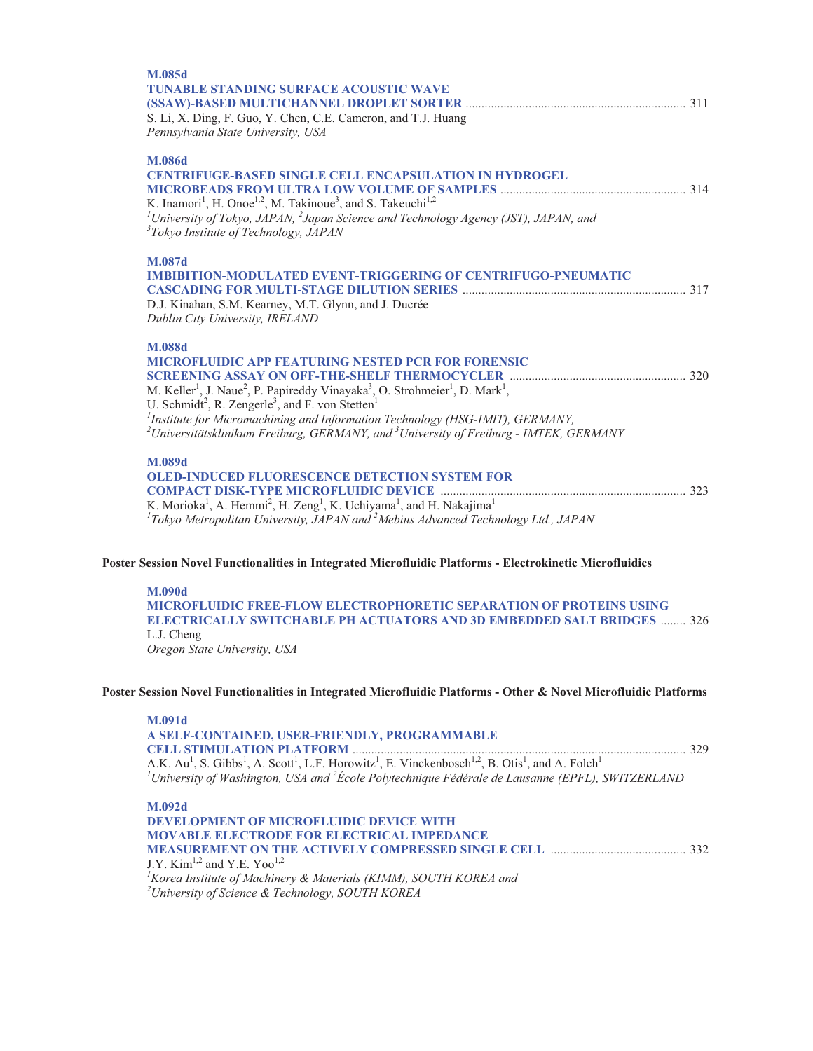**M.085d**

**TUNABLE STANDING SURFACE ACOUSTIC WAVE (SSAW)-BASED MULTICHANNEL DROPLET SORTER** ..................... 311

S. Li, X. Ding, F. Guo, Y. Chen, C.E. Cameron, and T.J. Huang

*Pennsylvania State University, USA*

**M.086d**

**CENTRIFUGE-BASED SINGLE CELL ENCAPSULATION IN HYDROGEL MICROBEADS FROM ULTRA LOW VOLUME OF SAMPLES** ..................... 314

K. Inamori[1], H. Onoe[1,2], M. Takinoue[3], and S. Takeuchi[1,2]

*[1]University of Tokyo, JAPAN, [2]Japan Science and Technology Agency (JST), JAPAN, and [3]Tokyo Institute of Technology, JAPAN*

**M.087d**

**IMBIBITION-MODULATED EVENT-TRIGGERING OF CENTRIFUGO-PNEUMATIC CASCADING FOR MULTI-STAGE DILUTION SERIES** ..................... 317

D.J. Kinahan, S.M. Kearney, M.T. Glynn, and J. Ducrée

*Dublin City University, IRELAND*

**M.088d**

**MICROFLUIDIC APP FEATURING NESTED PCR FOR FORENSIC SCREENING ASSAY ON OFF-THE-SHELF THERMOCYCLER** ..................... 320

M. Keller[1], J. Naue[2], P. Papireddy Vinayaka[3], O. Strohmeier[1], D. Mark[1], U. Schmidt[2], R. Zengerle[3], and F. von Stetten[1]

*[1]Institute for Micromachining and Information Technology (HSG-IMIT), GERMANY, [2]Universitätsklinikum Freiburg, GERMANY, and [3]University of Freiburg - IMTEK, GERMANY*

**M.089d**

**OLED-INDUCED FLUORESCENCE DETECTION SYSTEM FOR COMPACT DISK-TYPE MICROFLUIDIC DEVICE** ..................... 323

K. Morioka[1], A. Hemmi[2], H. Zeng[1], K. Uchiyama[1], and H. Nakajima[1]

*[1]Tokyo Metropolitan University, JAPAN and [2]Mebius Advanced Technology Ltd., JAPAN*

## Poster Session Novel Functionalities in Integrated Microfluidic Platforms - Electrokinetic Microfluidics

**M.090d**

**MICROFLUIDIC FREE-FLOW ELECTROPHORETIC SEPARATION OF PROTEINS USING ELECTRICALLY SWITCHABLE PH ACTUATORS AND 3D EMBEDDED SALT BRIDGES** ........ 326

L.J. Cheng

*Oregon State University, USA*

## Poster Session Novel Functionalities in Integrated Microfluidic Platforms - Other & Novel Microfluidic Platforms

**M.091d**

**A SELF-CONTAINED, USER-FRIENDLY, PROGRAMMABLE CELL STIMULATION PLATFORM** ..................... 329

A.K. Au[1], S. Gibbs[1], A. Scott[1], L.F. Horowitz[1], E. Vinckenbosch[1,2], B. Otis[1], and A. Folch[1]

*[1]University of Washington, USA and [2]École Polytechnique Fédérale de Lausanne (EPFL), SWITZERLAND*

**M.092d**

**DEVELOPMENT OF MICROFLUIDIC DEVICE WITH MOVABLE ELECTRODE FOR ELECTRICAL IMPEDANCE MEASUREMENT ON THE ACTIVELY COMPRESSED SINGLE CELL** ..................... 332

J.Y. Kim[1,2] and Y.E. Yoo[1,2]

*[1]Korea Institute of Machinery & Materials (KIMM), SOUTH KOREA and [2]University of Science & Technology, SOUTH KOREA*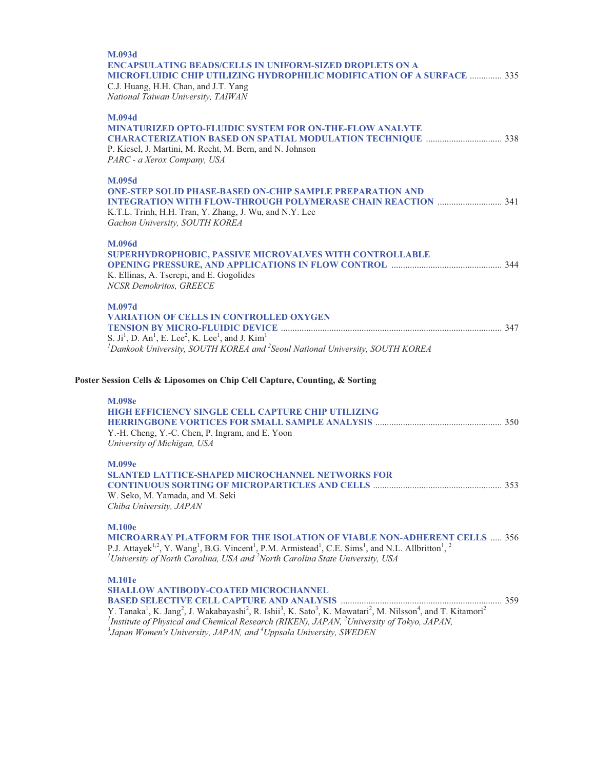**M.093d**

**ENCAPSULATING BEADS/CELLS IN UNIFORM-SIZED DROPLETS ON A MICROFLUIDIC CHIP UTILIZING HYDROPHILIC MODIFICATION OF A SURFACE** .............. 335

C.J. Huang, H.H. Chan, and J.T. Yang

*National Taiwan University, TAIWAN*

**M.094d**

**MINATURIZED OPTO-FLUIDIC SYSTEM FOR ON-THE-FLOW ANALYTE CHARACTERIZATION BASED ON SPATIAL MODULATION TECHNIQUE** ................................ 338

P. Kiesel, J. Martini, M. Recht, M. Bern, and N. Johnson

*PARC - a Xerox Company, USA*

**M.095d**

**ONE-STEP SOLID PHASE-BASED ON-CHIP SAMPLE PREPARATION AND INTEGRATION WITH FLOW-THROUGH POLYMERASE CHAIN REACTION** ........................... 341

K.T.L. Trinh, H.H. Tran, Y. Zhang, J. Wu, and N.Y. Lee

*Gachon University, SOUTH KOREA*

**M.096d**

**SUPERHYDROPHOBIC, PASSIVE MICROVALVES WITH CONTROLLABLE OPENING PRESSURE, AND APPLICATIONS IN FLOW CONTROL** ............................................... 344

K. Ellinas, A. Tserepi, and E. Gogolides

*NCSR Demokritos, GREECE*

**M.097d**

**VARIATION OF CELLS IN CONTROLLED OXYGEN TENSION BY MICRO-FLUIDIC DEVICE** ................................................................................................ 347

S. Ji[1], D. An[1], E. Lee[2], K. Lee[1], and J. Kim[1]

*[1]Dankook University, SOUTH KOREA and [2]Seoul National University, SOUTH KOREA*

## Poster Session Cells & Liposomes on Chip Cell Capture, Counting, & Sorting

**M.098e**

**HIGH EFFICIENCY SINGLE CELL CAPTURE CHIP UTILIZING HERRINGBONE VORTICES FOR SMALL SAMPLE ANALYSIS** ...................................................... 350

Y.-H. Cheng, Y.-C. Chen, P. Ingram, and E. Yoon

*University of Michigan, USA*

**M.099e**

**SLANTED LATTICE-SHAPED MICROCHANNEL NETWORKS FOR CONTINUOUS SORTING OF MICROPARTICLES AND CELLS** ....................................................... 353

W. Seko, M. Yamada, and M. Seki

*Chiba University, JAPAN*

**M.100e**

**MICROARRAY PLATFORM FOR THE ISOLATION OF VIABLE NON-ADHERENT CELLS** ..... 356

P.J. Attayek[1,2], Y. Wang[1], B.G. Vincent[1], P.M. Armistead[1], C.E. Sims[1], and N.L. Allbritton[1, 2]

*[1]University of North Carolina, USA and [2]North Carolina State University, USA*

**M.101e**

**SHALLOW ANTIBODY-COATED MICROCHANNEL BASED SELECTIVE CELL CAPTURE AND ANALYSIS** ..................................................................... 359

Y. Tanaka[1], K. Jang[2], J. Wakabayashi[2], R. Ishii[3], K. Sato[3], K. Mawatari[2], M. Nilsson[4], and T. Kitamori[2]

*[1]Institute of Physical and Chemical Research (RIKEN), JAPAN, [2]University of Tokyo, JAPAN, [3]Japan Women's University, JAPAN, and [4]Uppsala University, SWEDEN*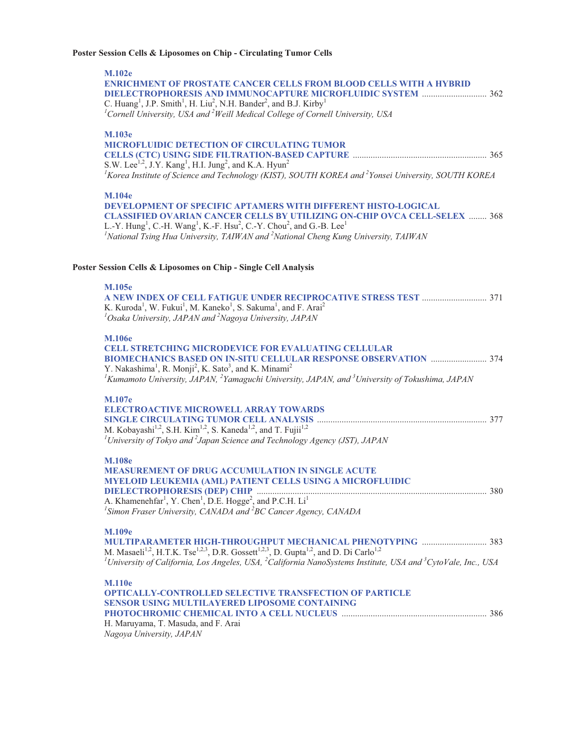**Poster Session Cells & Liposomes on Chip - Circulating Tumor Cells**

**M.102e**
**ENRICHMENT OF PROSTATE CANCER CELLS FROM BLOOD CELLS WITH A HYBRID DIELECTROPHORESIS AND IMMUNOCAPTURE MICROFLUIDIC SYSTEM** ............................. 362
C. Huang[1], J.P. Smith[1], H. Liu[2], N.H. Bander[2], and B.J. Kirby[1]
*[1]Cornell University, USA and [2]Weill Medical College of Cornell University, USA*

**M.103e**
**MICROFLUIDIC DETECTION OF CIRCULATING TUMOR CELLS (CTC) USING SIDE FILTRATION-BASED CAPTURE** ............................................................ 365
S.W. Lee[1,2], J.Y. Kang[1], H.I. Jung[2], and K.A. Hyun[2]
*[1]Korea Institute of Science and Technology (KIST), SOUTH KOREA and [2]Yonsei University, SOUTH KOREA*

**M.104e**
**DEVELOPMENT OF SPECIFIC APTAMERS WITH DIFFERENT HISTO-LOGICAL CLASSIFIED OVARIAN CANCER CELLS BY UTILIZING ON-CHIP OVCA CELL-SELEX** ........ 368
L.-Y. Hung[1], C.-H. Wang[1], K.-F. Hsu[2], C.-Y. Chou[2], and G.-B. Lee[1]
*[1]National Tsing Hua University, TAIWAN and [2]National Cheng Kung University, TAIWAN*

**Poster Session Cells & Liposomes on Chip - Single Cell Analysis**

**M.105e**
**A NEW INDEX OF CELL FATIGUE UNDER RECIPROCATIVE STRESS TEST** ............................. 371
K. Kuroda[1], W. Fukui[1], M. Kaneko[1], S. Sakuma[1], and F. Arai[2]
*[1]Osaka University, JAPAN and [2]Nagoya University, JAPAN*

**M.106e**
**CELL STRETCHING MICRODEVICE FOR EVALUATING CELLULAR BIOMECHANICS BASED ON IN-SITU CELLULAR RESPONSE OBSERVATION** ......................... 374
Y. Nakashima[1], R. Monji[2], K. Sato[3], and K. Minami[2]
*[1]Kumamoto University, JAPAN, [2]Yamaguchi University, JAPAN, and [3]University of Tokushima, JAPAN*

**M.107e**
**ELECTROACTIVE MICROWELL ARRAY TOWARDS SINGLE CIRCULATING TUMOR CELL ANALYSIS** ........................................................................... 377
M. Kobayashi[1,2], S.H. Kim[1,2], S. Kaneda[1,2], and T. Fujii[1,2]
*[1]University of Tokyo and [2]Japan Science and Technology Agency (JST), JAPAN*

**M.108e**
**MEASUREMENT OF DRUG ACCUMULATION IN SINGLE ACUTE MYELOID LEUKEMIA (AML) PATIENT CELLS USING A MICROFLUIDIC DIELECTROPHORESIS (DEP) CHIP** ...................................................................................................... 380
A. Khamenehfar[1], Y. Chen[1], D.E. Hogge[2], and P.C.H. Li[1]
*[1]Simon Fraser University, CANADA and [2]BC Cancer Agency, CANADA*

**M.109e**
**MULTIPARAMETER HIGH-THROUGHPUT MECHANICAL PHENOTYPING** ............................. 383
M. Masaeli[1,2], H.T.K. Tse[1,2,3], D.R. Gossett[1,2,3], D. Gupta[1,2], and D. Di Carlo[1,2]
*[1]University of California, Los Angeles, USA, [2]California NanoSystems Institute, USA and [3]CytoVale, Inc., USA*

**M.110e**
**OPTICALLY-CONTROLLED SELECTIVE TRANSFECTION OF PARTICLE SENSOR USING MULTILAYERED LIPOSOME CONTAINING PHOTOCHROMIC CHEMICAL INTO A CELL NUCLEUS** ................................................................ 386
H. Maruyama, T. Masuda, and F. Arai
*Nagoya University, JAPAN*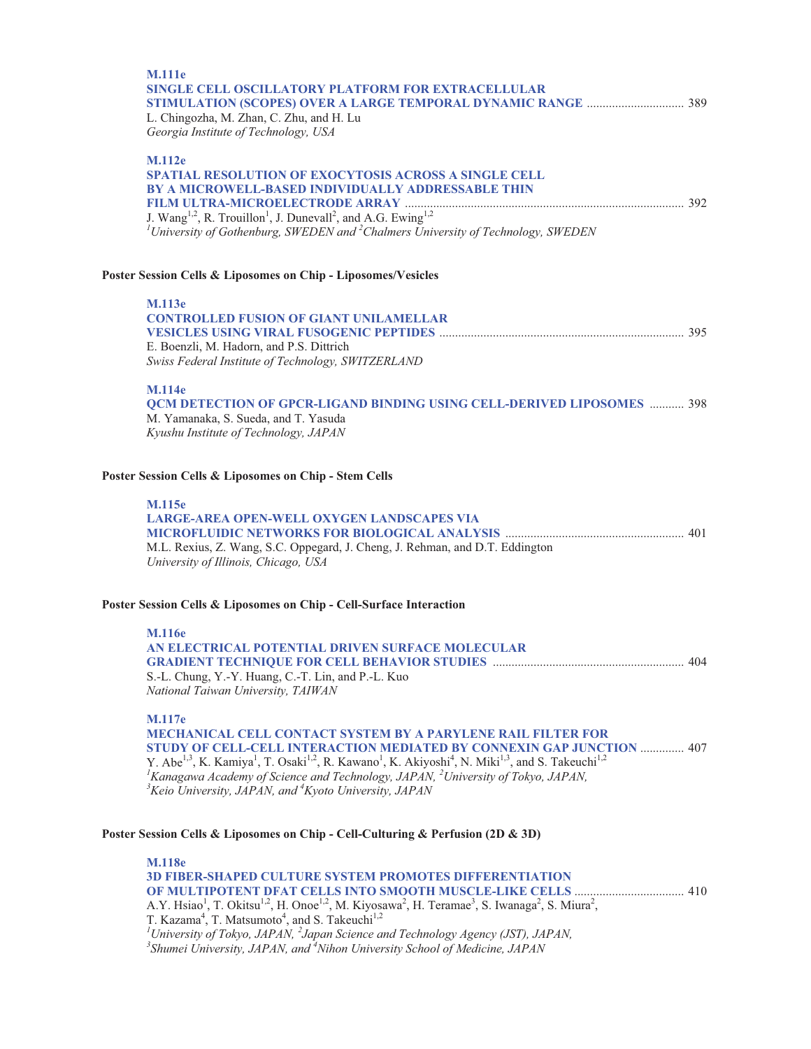**M.111e**

**SINGLE CELL OSCILLATORY PLATFORM FOR EXTRACELLULAR STIMULATION (SCOPES) OVER A LARGE TEMPORAL DYNAMIC RANGE** ............................... 389

L. Chingozha, M. Zhan, C. Zhu, and H. Lu

*Georgia Institute of Technology, USA*

**M.112e**

**SPATIAL RESOLUTION OF EXOCYTOSIS ACROSS A SINGLE CELL BY A MICROWELL-BASED INDIVIDUALLY ADDRESSABLE THIN FILM ULTRA-MICROELECTRODE ARRAY** ......................................................................................... 392

J. Wang[1,2], R. Trouillon[1], J. Dunevall[2], and A.G. Ewing[1,2]

*[1]University of Gothenburg, SWEDEN and [2]Chalmers University of Technology, SWEDEN*

## Poster Session Cells & Liposomes on Chip - Liposomes/Vesicles

**M.113e**

**CONTROLLED FUSION OF GIANT UNILAMELLAR VESICLES USING VIRAL FUSOGENIC PEPTIDES** ............................................................................. 395

E. Boenzli, M. Hadorn, and P.S. Dittrich

*Swiss Federal Institute of Technology, SWITZERLAND*

**M.114e**

**QCM DETECTION OF GPCR-LIGAND BINDING USING CELL-DERIVED LIPOSOMES** ........... 398

M. Yamanaka, S. Sueda, and T. Yasuda

*Kyushu Institute of Technology, JAPAN*

## Poster Session Cells & Liposomes on Chip - Stem Cells

**M.115e**

**LARGE-AREA OPEN-WELL OXYGEN LANDSCAPES VIA MICROFLUIDIC NETWORKS FOR BIOLOGICAL ANALYSIS** ......................................................... 401

M.L. Rexius, Z. Wang, S.C. Oppegard, J. Cheng, J. Rehman, and D.T. Eddington

*University of Illinois, Chicago, USA*

## Poster Session Cells & Liposomes on Chip - Cell-Surface Interaction

**M.116e**

**AN ELECTRICAL POTENTIAL DRIVEN SURFACE MOLECULAR GRADIENT TECHNIQUE FOR CELL BEHAVIOR STUDIES** ............................................................. 404

S.-L. Chung, Y.-Y. Huang, C.-T. Lin, and P.-L. Kuo

*National Taiwan University, TAIWAN*

**M.117e**

**MECHANICAL CELL CONTACT SYSTEM BY A PARYLENE RAIL FILTER FOR STUDY OF CELL-CELL INTERACTION MEDIATED BY CONNEXIN GAP JUNCTION** .............. 407

Y. Abe[1,3], K. Kamiya[1], T. Osaki[1,2], R. Kawano[1], K. Akiyoshi[4], N. Miki[1,3], and S. Takeuchi[1,2]

*[1]Kanagawa Academy of Science and Technology, JAPAN, [2]University of Tokyo, JAPAN, [3]Keio University, JAPAN, and [4]Kyoto University, JAPAN*

## Poster Session Cells & Liposomes on Chip - Cell-Culturing & Perfusion (2D & 3D)

**M.118e**

**3D FIBER-SHAPED CULTURE SYSTEM PROMOTES DIFFERENTIATION OF MULTIPOTENT DFAT CELLS INTO SMOOTH MUSCLE-LIKE CELLS** ................................... 410

A.Y. Hsiao[1], T. Okitsu[1,2], H. Onoe[1,2], M. Kiyosawa[2], H. Teramae[3], S. Iwanaga[2], S. Miura[2], T. Kazama[4], T. Matsumoto[4], and S. Takeuchi[1,2]

*[1]University of Tokyo, JAPAN, [2]Japan Science and Technology Agency (JST), JAPAN, [3]Shumei University, JAPAN, and [4]Nihon University School of Medicine, JAPAN*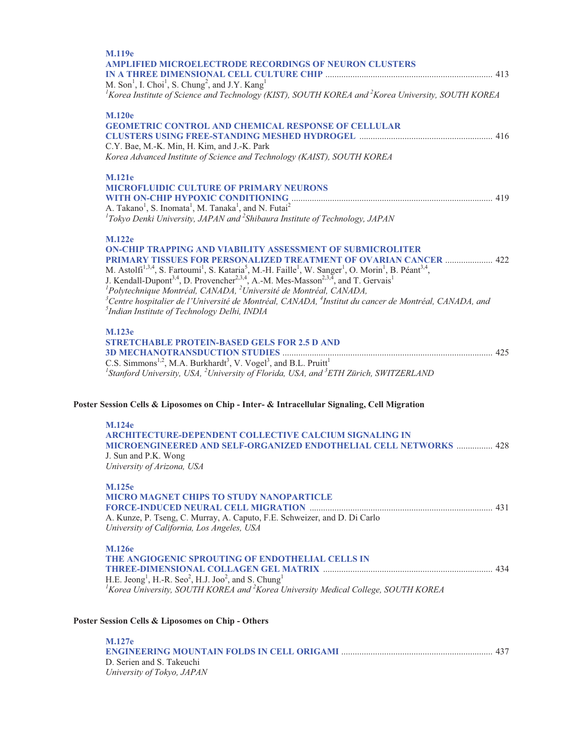**M.119e**

**AMPLIFIED MICROELECTRODE RECORDINGS OF NEURON CLUSTERS IN A THREE DIMENSIONAL CELL CULTURE CHIP** ......................................................................... 413

M. Son[1], I. Choi[1], S. Chung[2], and J.Y. Kang[1]

*[1]Korea Institute of Science and Technology (KIST), SOUTH KOREA and [2]Korea University, SOUTH KOREA*

**M.120e**

**GEOMETRIC CONTROL AND CHEMICAL RESPONSE OF CELLULAR CLUSTERS USING FREE-STANDING MESHED HYDROGEL** .......................................................... 416

C.Y. Bae, M.-K. Min, H. Kim, and J.-K. Park

*Korea Advanced Institute of Science and Technology (KAIST), SOUTH KOREA*

**M.121e**

**MICROFLUIDIC CULTURE OF PRIMARY NEURONS WITH ON-CHIP HYPOXIC CONDITIONING** ........................................................................................ 419

A. Takano[1], S. Inomata[1], M. Tanaka[1], and N. Futai[2]

*[1]Tokyo Denki University, JAPAN and [2]Shibaura Institute of Technology, JAPAN*

**M.122e**

**ON-CHIP TRAPPING AND VIABILITY ASSESSMENT OF SUBMICROLITER PRIMARY TISSUES FOR PERSONALIZED TREATMENT OF OVARIAN CANCER** ..................... 422

M. Astolfi[1,3,4], S. Fartoumi[1], S. Kataria[5], M.-H. Faille[1], W. Sanger[1], O. Morin[1], B. Péant[3,4], J. Kendall-Dupont[3,4], D. Provencher[2,3,4], A.-M. Mes-Masson[2,3,4], and T. Gervais[1]

*[1]Polytechnique Montréal, CANADA, [2]Université de Montréal, CANADA, [3]Centre hospitalier de l'Université de Montréal, CANADA, [4]Institut du cancer de Montréal, CANADA, and [5]Indian Institute of Technology Delhi, INDIA*

**M.123e**

**STRETCHABLE PROTEIN-BASED GELS FOR 2.5 D AND 3D MECHANOTRANSDUCTION STUDIES** ............................................................................................ 425

C.S. Simmons[1,2], M.A. Burkhardt[3], V. Vogel[3], and B.L. Pruitt[1]

*[1]Stanford University, USA, [2]University of Florida, USA, and [3]ETH Zürich, SWITZERLAND*

## Poster Session Cells & Liposomes on Chip - Inter- & Intracellular Signaling, Cell Migration

**M.124e**

**ARCHITECTURE-DEPENDENT COLLECTIVE CALCIUM SIGNALING IN MICROENGINEERED AND SELF-ORGANIZED ENDOTHELIAL CELL NETWORKS** ................ 428

J. Sun and P.K. Wong

*University of Arizona, USA*

**M.125e**

**MICRO MAGNET CHIPS TO STUDY NANOPARTICLE FORCE-INDUCED NEURAL CELL MIGRATION** ................................................................................ 431

A. Kunze, P. Tseng, C. Murray, A. Caputo, F.E. Schweizer, and D. Di Carlo

*University of California, Los Angeles, USA*

**M.126e**

**THE ANGIOGENIC SPROUTING OF ENDOTHELIAL CELLS IN THREE-DIMENSIONAL COLLAGEN GEL MATRIX** .......................................................................... 434

H.E. Jeong[1], H.-R. Seo[2], H.J. Joo[2], and S. Chung[1]

*[1]Korea University, SOUTH KOREA and [2]Korea University Medical College, SOUTH KOREA*

## Poster Session Cells & Liposomes on Chip - Others

**M.127e**

**ENGINEERING MOUNTAIN FOLDS IN CELL ORIGAMI** .................................................................. 437

D. Serien and S. Takeuchi

*University of Tokyo, JAPAN*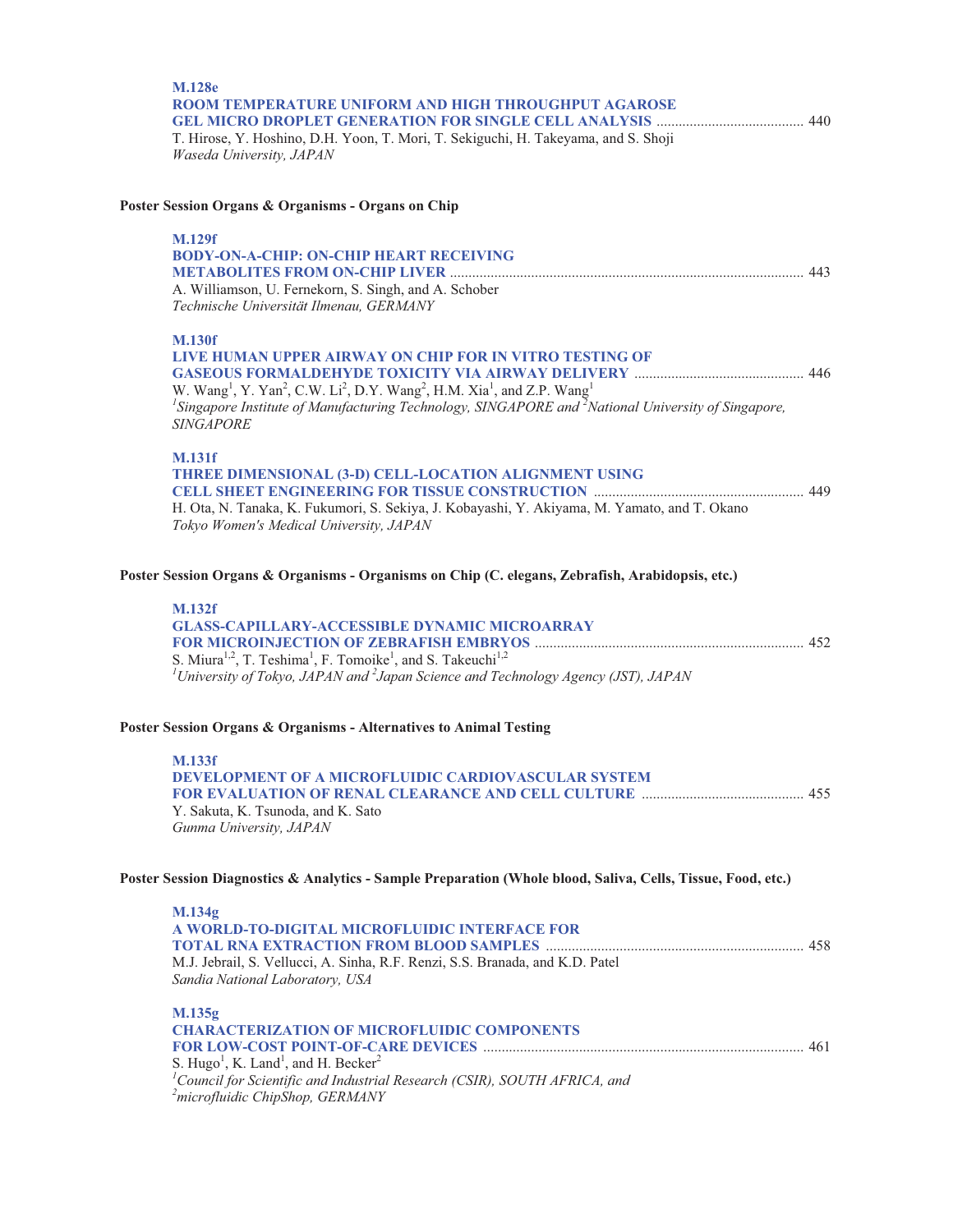**M.128e**
**ROOM TEMPERATURE UNIFORM AND HIGH THROUGHPUT AGAROSE GEL MICRO DROPLET GENERATION FOR SINGLE CELL ANALYSIS** ........................................ 440
T. Hirose, Y. Hoshino, D.H. Yoon, T. Mori, T. Sekiguchi, H. Takeyama, and S. Shoji
*Waseda University, JAPAN*

## Poster Session Organs & Organisms - Organs on Chip

**M.129f**
**BODY-ON-A-CHIP: ON-CHIP HEART RECEIVING METABOLITES FROM ON-CHIP LIVER** ................................................................................................ 443
A. Williamson, U. Fernekorn, S. Singh, and A. Schober
*Technische Universität Ilmenau, GERMANY*

**M.130f**
**LIVE HUMAN UPPER AIRWAY ON CHIP FOR IN VITRO TESTING OF GASEOUS FORMALDEHYDE TOXICITY VIA AIRWAY DELIVERY** ............................................. 446
W. Wang[1], Y. Yan[2], C.W. Li[2], D.Y. Wang[2], H.M. Xia[1], and Z.P. Wang[1]
*[1]Singapore Institute of Manufacturing Technology, SINGAPORE and [2]National University of Singapore, SINGAPORE*

**M.131f**
**THREE DIMENSIONAL (3-D) CELL-LOCATION ALIGNMENT USING CELL SHEET ENGINEERING FOR TISSUE CONSTRUCTION** ........................................................ 449
H. Ota, N. Tanaka, K. Fukumori, S. Sekiya, J. Kobayashi, Y. Akiyama, M. Yamato, and T. Okano
*Tokyo Women's Medical University, JAPAN*

## Poster Session Organs & Organisms - Organisms on Chip (C. elegans, Zebrafish, Arabidopsis, etc.)

**M.132f**
**GLASS-CAPILLARY-ACCESSIBLE DYNAMIC MICROARRAY FOR MICROINJECTION OF ZEBRAFISH EMBRYOS** ........................................................................ 452
S. Miura[1,2], T. Teshima[1], F. Tomoike[1], and S. Takeuchi[1,2]
*[1]University of Tokyo, JAPAN and [2]Japan Science and Technology Agency (JST), JAPAN*

## Poster Session Organs & Organisms - Alternatives to Animal Testing

**M.133f**
**DEVELOPMENT OF A MICROFLUIDIC CARDIOVASCULAR SYSTEM FOR EVALUATION OF RENAL CLEARANCE AND CELL CULTURE** ............................................ 455
Y. Sakuta, K. Tsunoda, and K. Sato
*Gunma University, JAPAN*

## Poster Session Diagnostics & Analytics - Sample Preparation (Whole blood, Saliva, Cells, Tissue, Food, etc.)

**M.134g**
**A WORLD-TO-DIGITAL MICROFLUIDIC INTERFACE FOR TOTAL RNA EXTRACTION FROM BLOOD SAMPLES** ..................................................................... 458
M.J. Jebrail, S. Vellucci, A. Sinha, R.F. Renzi, S.S. Branada, and K.D. Patel
*Sandia National Laboratory, USA*

**M.135g**
**CHARACTERIZATION OF MICROFLUIDIC COMPONENTS FOR LOW-COST POINT-OF-CARE DEVICES** ...................................................................................... 461
S. Hugo[1], K. Land[1], and H. Becker[2]
*[1]Council for Scientific and Industrial Research (CSIR), SOUTH AFRICA, and [2]microfluidic ChipShop, GERMANY*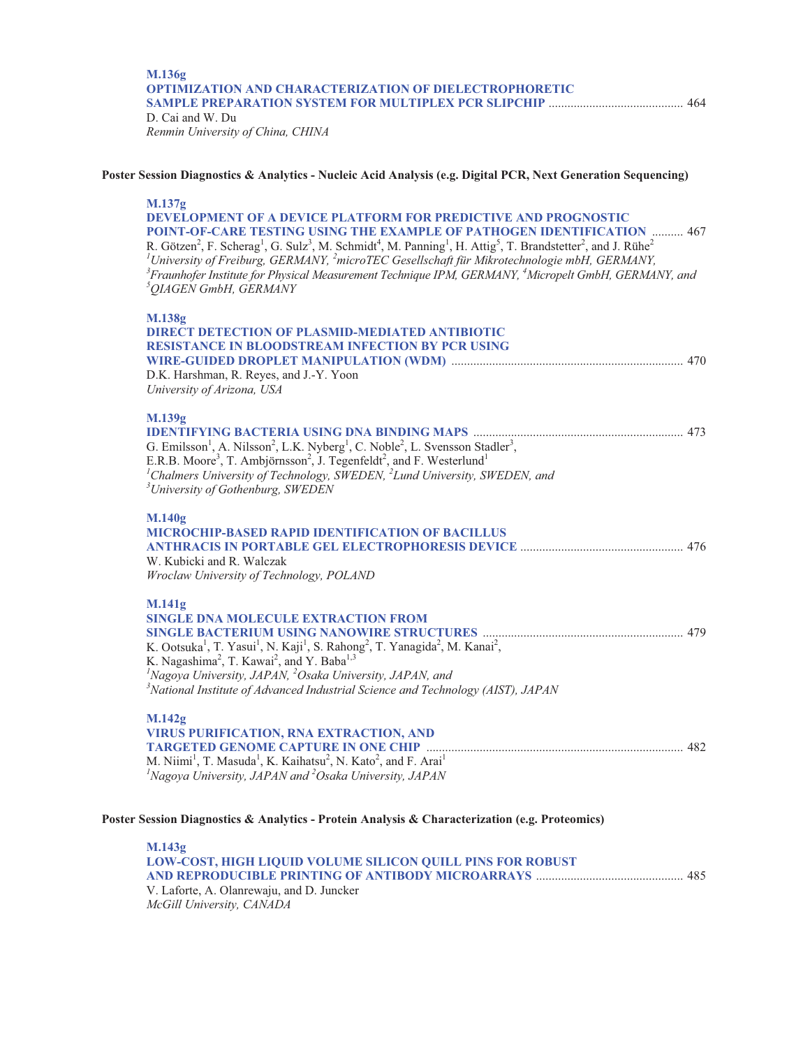**M.136g**

**OPTIMIZATION AND CHARACTERIZATION OF DIELECTROPHORETIC SAMPLE PREPARATION SYSTEM FOR MULTIPLEX PCR SLIPCHIP** .......................................... 464

D. Cai and W. Du

*Renmin University of China, CHINA*

## Poster Session Diagnostics & Analytics - Nucleic Acid Analysis (e.g. Digital PCR, Next Generation Sequencing)

**M.137g**

**DEVELOPMENT OF A DEVICE PLATFORM FOR PREDICTIVE AND PROGNOSTIC POINT-OF-CARE TESTING USING THE EXAMPLE OF PATHOGEN IDENTIFICATION** .......... 467

R. Götzen[2], F. Scherag[1], G. Sulz[3], M. Schmidt[4], M. Panning[1], H. Attig[5], T. Brandstetter[2], and J. Rühe[2]

*[1]University of Freiburg, GERMANY, [2]microTEC Gesellschaft für Mikrotechnologie mbH, GERMANY, [3]Fraunhofer Institute for Physical Measurement Technique IPM, GERMANY, [4]Micropelt GmbH, GERMANY, and [5]QIAGEN GmbH, GERMANY*

**M.138g**

**DIRECT DETECTION OF PLASMID-MEDIATED ANTIBIOTIC RESISTANCE IN BLOODSTREAM INFECTION BY PCR USING WIRE-GUIDED DROPLET MANIPULATION (WDM)** ......................................................................... 470

D.K. Harshman, R. Reyes, and J.-Y. Yoon

*University of Arizona, USA*

**M.139g**

**IDENTIFYING BACTERIA USING DNA BINDING MAPS** .................................................................. 473

G. Emilsson[1], A. Nilsson[2], L.K. Nyberg[1], C. Noble[2], L. Svensson Stadler[3], E.R.B. Moore[3], T. Ambjörnsson[2], J. Tegenfeldt[2], and F. Westerlund[1]

*[1]Chalmers University of Technology, SWEDEN, [2]Lund University, SWEDEN, and [3]University of Gothenburg, SWEDEN*

**M.140g**

**MICROCHIP-BASED RAPID IDENTIFICATION OF BACILLUS ANTHRACIS IN PORTABLE GEL ELECTROPHORESIS DEVICE** ................................................... 476

W. Kubicki and R. Walczak

*Wroclaw University of Technology, POLAND*

**M.141g**

**SINGLE DNA MOLECULE EXTRACTION FROM SINGLE BACTERIUM USING NANOWIRE STRUCTURES** ............................................................... 479

K. Ootsuka[1], T. Yasui[1], N. Kaji[1], S. Rahong[2], T. Yanagida[2], M. Kanai[2], K. Nagashima[2], T. Kawai[2], and Y. Baba[1,3]

*[1]Nagoya University, JAPAN, [2]Osaka University, JAPAN, and [3]National Institute of Advanced Industrial Science and Technology (AIST), JAPAN*

**M.142g**

**VIRUS PURIFICATION, RNA EXTRACTION, AND TARGETED GENOME CAPTURE IN ONE CHIP** ................................................................................. 482

M. Niimi[1], T. Masuda[1], K. Kaihatsu[2], N. Kato[2], and F. Arai[1]

*[1]Nagoya University, JAPAN and [2]Osaka University, JAPAN*

## Poster Session Diagnostics & Analytics - Protein Analysis & Characterization (e.g. Proteomics)

**M.143g**

**LOW-COST, HIGH LIQUID VOLUME SILICON QUILL PINS FOR ROBUST AND REPRODUCIBLE PRINTING OF ANTIBODY MICROARRAYS** .............................................. 485

V. Laforte, A. Olanrewaju, and D. Juncker

*McGill University, CANADA*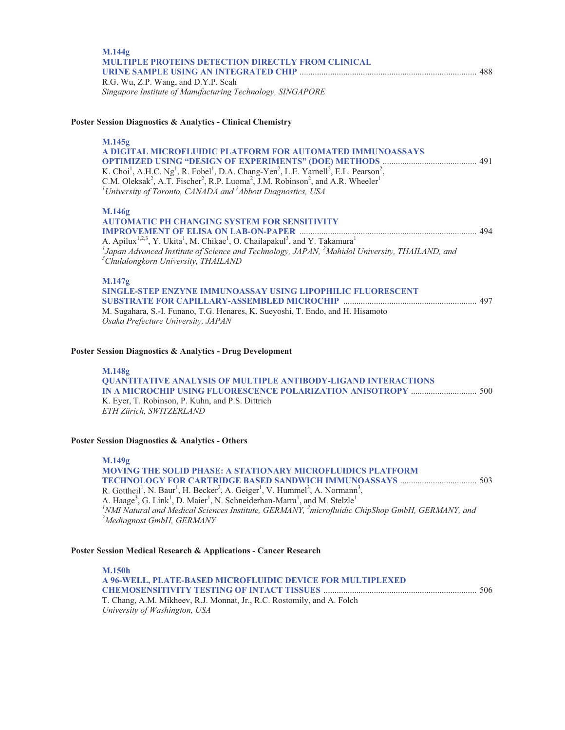**M.144g**
**MULTIPLE PROTEINS DETECTION DIRECTLY FROM CLINICAL URINE SAMPLE USING AN INTEGRATED CHIP** ................................................................................ 488
R.G. Wu, Z.P. Wang, and D.Y.P. Seah
*Singapore Institute of Manufacturing Technology, SINGAPORE*

### Poster Session Diagnostics & Analytics - Clinical Chemistry

**M.145g**
**A DIGITAL MICROFLUIDIC PLATFORM FOR AUTOMATED IMMUNOASSAYS OPTIMIZED USING "DESIGN OF EXPERIMENTS" (DOE) METHODS** ........................................... 491
K. Choi[1], A.H.C. Ng[1], R. Fobel[1], D.A. Chang-Yen[2], L.E. Yarnell[2], E.L. Pearson[2], C.M. Oleksak[2], A.T. Fischer[2], R.P. Luoma[2], J.M. Robinson[2], and A.R. Wheeler[1]
*[1]University of Toronto, CANADA and [2]Abbott Diagnostics, USA*

**M.146g**
**AUTOMATIC PH CHANGING SYSTEM FOR SENSITIVITY IMPROVEMENT OF ELISA ON LAB-ON-PAPER** ................................................................................ 494
A. Apilux[1,2,3], Y. Ukita[1], M. Chikae[1], O. Chailapakul[3], and Y. Takamura[1]
*[1]Japan Advanced Institute of Science and Technology, JAPAN, [2]Mahidol University, THAILAND, and [3]Chulalongkorn University, THAILAND*

**M.147g**
**SINGLE-STEP ENZYNE IMMUNOASSAY USING LIPOPHILIC FLUORESCENT SUBSTRATE FOR CAPILLARY-ASSEMBLED MICROCHIP** ............................................................ 497
M. Sugahara, S.-I. Funano, T.G. Henares, K. Sueyoshi, T. Endo, and H. Hisamoto
*Osaka Prefecture University, JAPAN*

### Poster Session Diagnostics & Analytics - Drug Development

**M.148g**
**QUANTITATIVE ANALYSIS OF MULTIPLE ANTIBODY-LIGAND INTERACTIONS IN A MICROCHIP USING FLUORESCENCE POLARIZATION ANISOTROPY** ............................. 500
K. Eyer, T. Robinson, P. Kuhn, and P.S. Dittrich
*ETH Zürich, SWITZERLAND*

### Poster Session Diagnostics & Analytics - Others

**M.149g**
**MOVING THE SOLID PHASE: A STATIONARY MICROFLUIDICS PLATFORM TECHNOLOGY FOR CARTRIDGE BASED SANDWICH IMMUNOASSAYS** .................................. 503
R. Gottheil[1], N. Baur[1], H. Becker[2], A. Geiger[1], V. Hummel[3], A. Normann[3], A. Haage[3], G. Link[1], D. Maier[1], N. Schneiderhan-Marra[1], and M. Stelzle[1]
*[1]NMI Natural and Medical Sciences Institute, GERMANY, [2]microfluidic ChipShop GmbH, GERMANY, and [3]Mediagnost GmbH, GERMANY*

### Poster Session Medical Research & Applications - Cancer Research

**M.150h**
**A 96-WELL, PLATE-BASED MICROFLUIDIC DEVICE FOR MULTIPLEXED CHEMOSENSITIVITY TESTING OF INTACT TISSUES** ..................................................................... 506
T. Chang, A.M. Mikheev, R.J. Monnat, Jr., R.C. Rostomily, and A. Folch
*University of Washington, USA*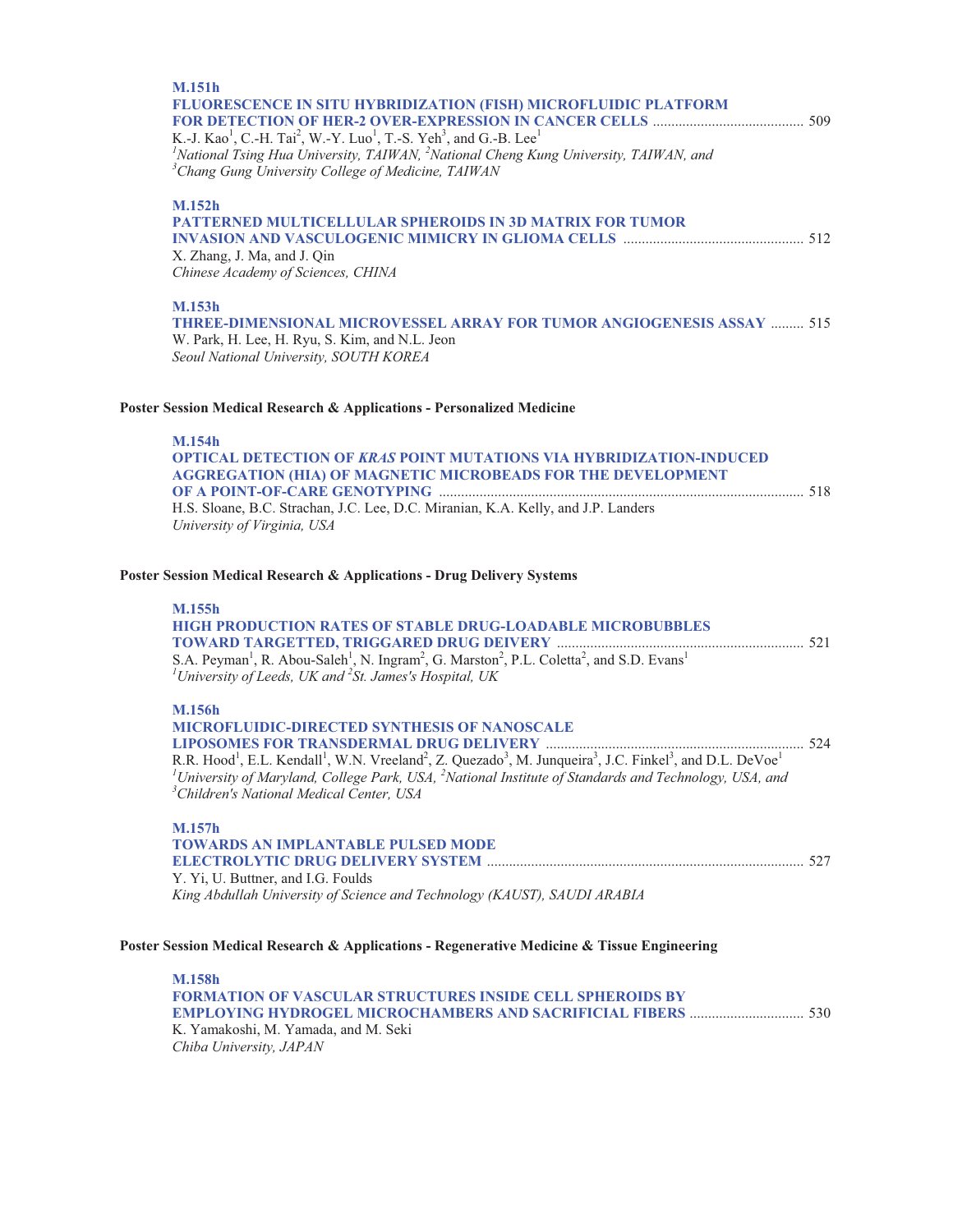**M.151h**
**FLUORESCENCE IN SITU HYBRIDIZATION (FISH) MICROFLUIDIC PLATFORM FOR DETECTION OF HER-2 OVER-EXPRESSION IN CANCER CELLS** ......................................... 509
K.-J. Kao[1], C.-H. Tai[2], W.-Y. Luo[1], T.-S. Yeh[3], and G.-B. Lee[1]
*[1]National Tsing Hua University, TAIWAN, [2]National Cheng Kung University, TAIWAN, and [3]Chang Gung University College of Medicine, TAIWAN*

**M.152h**
**PATTERNED MULTICELLULAR SPHEROIDS IN 3D MATRIX FOR TUMOR INVASION AND VASCULOGENIC MIMICRY IN GLIOMA CELLS** ................................................ 512
X. Zhang, J. Ma, and J. Qin
*Chinese Academy of Sciences, CHINA*

**M.153h**
**THREE-DIMENSIONAL MICROVESSEL ARRAY FOR TUMOR ANGIOGENESIS ASSAY** ......... 515
W. Park, H. Lee, H. Ryu, S. Kim, and N.L. Jeon
*Seoul National University, SOUTH KOREA*

## Poster Session Medical Research & Applications - Personalized Medicine

**M.154h**
**OPTICAL DETECTION OF *KRAS* POINT MUTATIONS VIA HYBRIDIZATION-INDUCED AGGREGATION (HIA) OF MAGNETIC MICROBEADS FOR THE DEVELOPMENT OF A POINT-OF-CARE GENOTYPING** .................................................................................................. 518
H.S. Sloane, B.C. Strachan, J.C. Lee, D.C. Miranian, K.A. Kelly, and J.P. Landers
*University of Virginia, USA*

## Poster Session Medical Research & Applications - Drug Delivery Systems

**M.155h**
**HIGH PRODUCTION RATES OF STABLE DRUG-LOADABLE MICROBUBBLES TOWARD TARGETTED, TRIGGARED DRUG DEIVERY** .................................................................. 521
S.A. Peyman[1], R. Abou-Saleh[1], N. Ingram[2], G. Marston[2], P.L. Coletta[2], and S.D. Evans[1]
*[1]University of Leeds, UK and [2]St. James's Hospital, UK*

**M.156h**
**MICROFLUIDIC-DIRECTED SYNTHESIS OF NANOSCALE LIPOSOMES FOR TRANSDERMAL DRUG DELIVERY** ..................................................................... 524
R.R. Hood[1], E.L. Kendall[1], W.N. Vreeland[2], Z. Quezado[3], M. Junqueira[3], J.C. Finkel[3], and D.L. DeVoe[1]
*[1]University of Maryland, College Park, USA, [2]National Institute of Standards and Technology, USA, and [3]Children's National Medical Center, USA*

**M.157h**
**TOWARDS AN IMPLANTABLE PULSED MODE ELECTROLYTIC DRUG DELIVERY SYSTEM** ..................................................................................... 527
Y. Yi, U. Buttner, and I.G. Foulds
*King Abdullah University of Science and Technology (KAUST), SAUDI ARABIA*

## Poster Session Medical Research & Applications - Regenerative Medicine & Tissue Engineering

**M.158h**
**FORMATION OF VASCULAR STRUCTURES INSIDE CELL SPHEROIDS BY EMPLOYING HYDROGEL MICROCHAMBERS AND SACRIFICIAL FIBERS** ............................... 530
K. Yamakoshi, M. Yamada, and M. Seki
*Chiba University, JAPAN*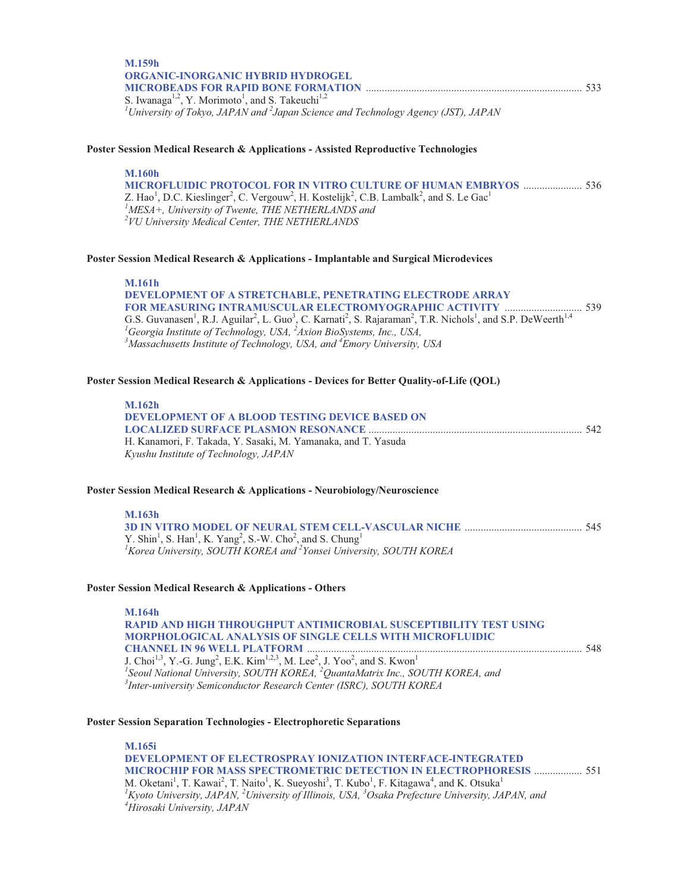**M.159h**
**ORGANIC-INORGANIC HYBRID HYDROGEL MICROBEADS FOR RAPID BONE FORMATION** ........................ 533
S. Iwanaga[1,2], Y. Morimoto[1], and S. Takeuchi[1,2]
*[1]University of Tokyo, JAPAN and [2]Japan Science and Technology Agency (JST), JAPAN*

### Poster Session Medical Research & Applications - Assisted Reproductive Technologies

**M.160h**
**MICROFLUIDIC PROTOCOL FOR IN VITRO CULTURE OF HUMAN EMBRYOS** ........................ 536
Z. Hao[1], D.C. Kieslinger[2], C. Vergouw[2], H. Kostelijk[2], C.B. Lambalk[2], and S. Le Gac[1]
*[1]MESA+, University of Twente, THE NETHERLANDS and*
*[2]VU University Medical Center, THE NETHERLANDS*

### Poster Session Medical Research & Applications - Implantable and Surgical Microdevices

**M.161h**
**DEVELOPMENT OF A STRETCHABLE, PENETRATING ELECTRODE ARRAY FOR MEASURING INTRAMUSCULAR ELECTROMYOGRAPHIC ACTIVITY** ........................ 539
G.S. Guvanasen[1], R.J. Aguilar[2], L. Guo[3], C. Karnati[2], S. Rajaraman[2], T.R. Nichols[1], and S.P. DeWeerth[1,4]
*[1]Georgia Institute of Technology, USA, [2]Axion BioSystems, Inc., USA,*
*[3]Massachusetts Institute of Technology, USA, and [4]Emory University, USA*

### Poster Session Medical Research & Applications - Devices for Better Quality-of-Life (QOL)

**M.162h**
**DEVELOPMENT OF A BLOOD TESTING DEVICE BASED ON LOCALIZED SURFACE PLASMON RESONANCE** ........................ 542
H. Kanamori, F. Takada, Y. Sasaki, M. Yamanaka, and T. Yasuda
*Kyushu Institute of Technology, JAPAN*

### Poster Session Medical Research & Applications - Neurobiology/Neuroscience

**M.163h**
**3D IN VITRO MODEL OF NEURAL STEM CELL-VASCULAR NICHE** ........................ 545
Y. Shin[1], S. Han[1], K. Yang[2], S.-W. Cho[2], and S. Chung[1]
*[1]Korea University, SOUTH KOREA and [2]Yonsei University, SOUTH KOREA*

### Poster Session Medical Research & Applications - Others

**M.164h**
**RAPID AND HIGH THROUGHPUT ANTIMICROBIAL SUSCEPTIBILITY TEST USING MORPHOLOGICAL ANALYSIS OF SINGLE CELLS WITH MICROFLUIDIC CHANNEL IN 96 WELL PLATFORM** ........................ 548
J. Choi[1,3], Y.-G. Jung[2], E.K. Kim[1,2,3], M. Lee[2], J. Yoo[2], and S. Kwon[1]
*[1]Seoul National University, SOUTH KOREA, [2]QuantaMatrix Inc., SOUTH KOREA, and*
*[3]Inter-university Semiconductor Research Center (ISRC), SOUTH KOREA*

### Poster Session Separation Technologies - Electrophoretic Separations

**M.165i**
**DEVELOPMENT OF ELECTROSPRAY IONIZATION INTERFACE-INTEGRATED MICROCHIP FOR MASS SPECTROMETRIC DETECTION IN ELECTROPHORESIS** ........................ 551
M. Oketani[1], T. Kawai[2], T. Naito[1], K. Sueyoshi[3], T. Kubo[1], F. Kitagawa[4], and K. Otsuka[1]
*[1]Kyoto University, JAPAN, [2]University of Illinois, USA, [3]Osaka Prefecture University, JAPAN, and*
*[4]Hirosaki University, JAPAN*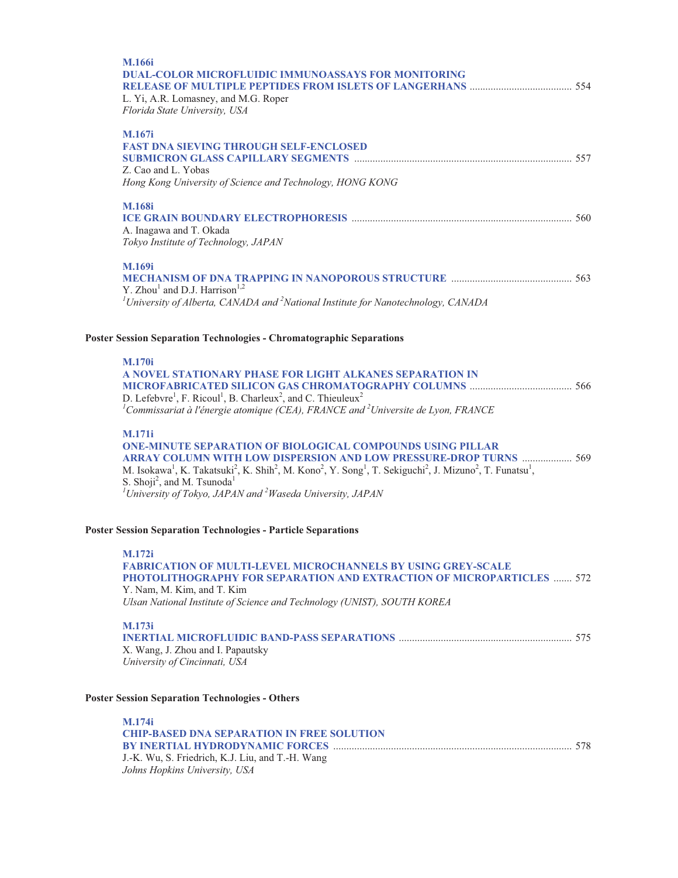**M.166i**
**DUAL-COLOR MICROFLUIDIC IMMUNOASSAYS FOR MONITORING RELEASE OF MULTIPLE PEPTIDES FROM ISLETS OF LANGERHANS** ....................................... 554
L. Yi, A.R. Lomasney, and M.G. Roper
*Florida State University, USA*

**M.167i**
**FAST DNA SIEVING THROUGH SELF-ENCLOSED SUBMICRON GLASS CAPILLARY SEGMENTS** .................................................................................. 557
Z. Cao and L. Yobas
*Hong Kong University of Science and Technology, HONG KONG*

**M.168i**
**ICE GRAIN BOUNDARY ELECTROPHORESIS** ................................................................................... 560
A. Inagawa and T. Okada
*Tokyo Institute of Technology, JAPAN*

**M.169i**
**MECHANISM OF DNA TRAPPING IN NANOPOROUS STRUCTURE** .............................................. 563
Y. Zhou[1] and D.J. Harrison[1,2]
*[1]University of Alberta, CANADA and [2]National Institute for Nanotechnology, CANADA*

## Poster Session Separation Technologies - Chromatographic Separations

**M.170i**
**A NOVEL STATIONARY PHASE FOR LIGHT ALKANES SEPARATION IN MICROFABRICATED SILICON GAS CHROMATOGRAPHY COLUMNS** ....................................... 566
D. Lefebvre[1], F. Ricoul[1], B. Charleux[2], and C. Thieuleux[2]
*[1]Commissariat à l'énergie atomique (CEA), FRANCE and [2]Universite de Lyon, FRANCE*

**M.171i**
**ONE-MINUTE SEPARATION OF BIOLOGICAL COMPOUNDS USING PILLAR ARRAY COLUMN WITH LOW DISPERSION AND LOW PRESSURE-DROP TURNS** ................... 569
M. Isokawa[1], K. Takatsuki[2], K. Shih[2], M. Kono[2], Y. Song[1], T. Sekiguchi[2], J. Mizuno[2], T. Funatsu[1], S. Shoji[2], and M. Tsunoda[1]
*[1]University of Tokyo, JAPAN and [2]Waseda University, JAPAN*

## Poster Session Separation Technologies - Particle Separations

**M.172i**
**FABRICATION OF MULTI-LEVEL MICROCHANNELS BY USING GREY-SCALE PHOTOLITHOGRAPHY FOR SEPARATION AND EXTRACTION OF MICROPARTICLES** ....... 572
Y. Nam, M. Kim, and T. Kim
*Ulsan National Institute of Science and Technology (UNIST), SOUTH KOREA*

**M.173i**
**INERTIAL MICROFLUIDIC BAND-PASS SEPARATIONS** ................................................................. 575
X. Wang, J. Zhou and I. Papautsky
*University of Cincinnati, USA*

## Poster Session Separation Technologies - Others

**M.174i**
**CHIP-BASED DNA SEPARATION IN FREE SOLUTION BY INERTIAL HYDRODYNAMIC FORCES** ......................................................................................... 578
J.-K. Wu, S. Friedrich, K.J. Liu, and T.-H. Wang
*Johns Hopkins University, USA*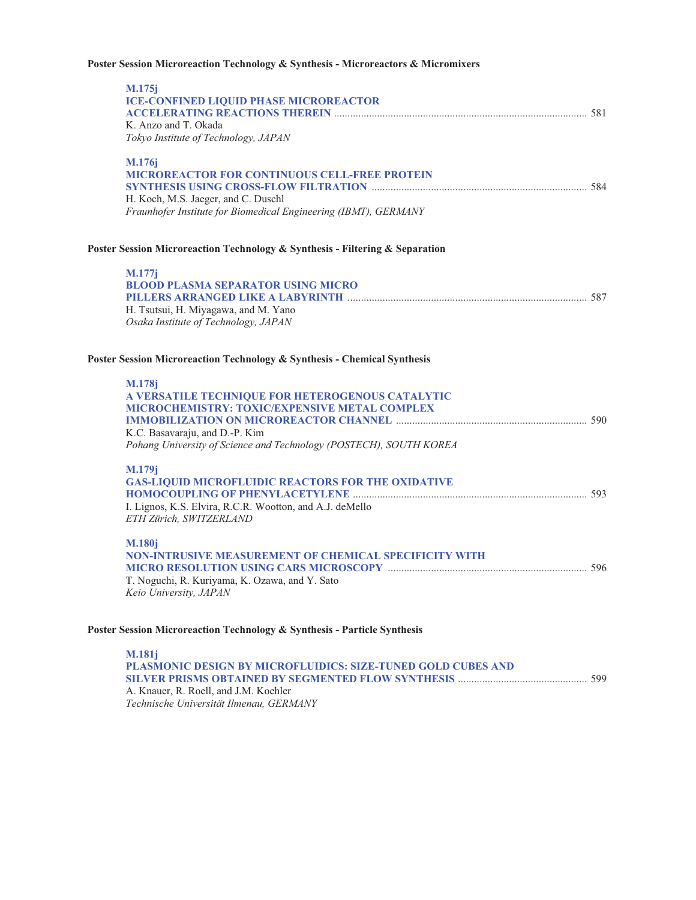**Poster Session Microreaction Technology & Synthesis - Microreactors & Micromixers**

**M.175j**
**ICE-CONFINED LIQUID PHASE MICROREACTOR ACCELERATING REACTIONS THEREIN** ............................................................................................ 581
K. Anzo and T. Okada
*Tokyo Institute of Technology, JAPAN*

**M.176j**
**MICROREACTOR FOR CONTINUOUS CELL-FREE PROTEIN SYNTHESIS USING CROSS-FLOW FILTRATION** ............................................................................... 584
H. Koch, M.S. Jaeger, and C. Duschl
*Fraunhofer Institute for Biomedical Engineering (IBMT), GERMANY*

**Poster Session Microreaction Technology & Synthesis - Filtering & Separation**

**M.177j**
**BLOOD PLASMA SEPARATOR USING MICRO PILLERS ARRANGED LIKE A LABYRINTH** ........................................................................................ 587
H. Tsutsui, H. Miyagawa, and M. Yano
*Osaka Institute of Technology, JAPAN*

**Poster Session Microreaction Technology & Synthesis - Chemical Synthesis**

**M.178j**
**A VERSATILE TECHNIQUE FOR HETEROGENOUS CATALYTIC MICROCHEMISTRY: TOXIC/EXPENSIVE METAL COMPLEX IMMOBILIZATION ON MICROREACTOR CHANNEL** ...................................................................... 590
K.C. Basavaraju, and D.-P. Kim
*Pohang University of Science and Technology (POSTECH), SOUTH KOREA*

**M.179j**
**GAS-LIQUID MICROFLUIDIC REACTORS FOR THE OXIDATIVE HOMOCOUPLING OF PHENYLACETYLENE** ...................................................................................... 593
I. Lignos, K.S. Elvira, R.C.R. Wootton, and A.J. deMello
*ETH Zürich, SWITZERLAND*

**M.180j**
**NON-INTRUSIVE MEASUREMENT OF CHEMICAL SPECIFICITY WITH MICRO RESOLUTION USING CARS MICROSCOPY** .......................................................................... 596
T. Noguchi, R. Kuriyama, K. Ozawa, and Y. Sato
*Keio University, JAPAN*

**Poster Session Microreaction Technology & Synthesis - Particle Synthesis**

**M.181j**
**PLASMONIC DESIGN BY MICROFLUIDICS: SIZE-TUNED GOLD CUBES AND SILVER PRISMS OBTAINED BY SEGMENTED FLOW SYNTHESIS** ................................................ 599
A. Knauer, R. Roell, and J.M. Koehler
*Technische Universität Ilmenau, GERMANY*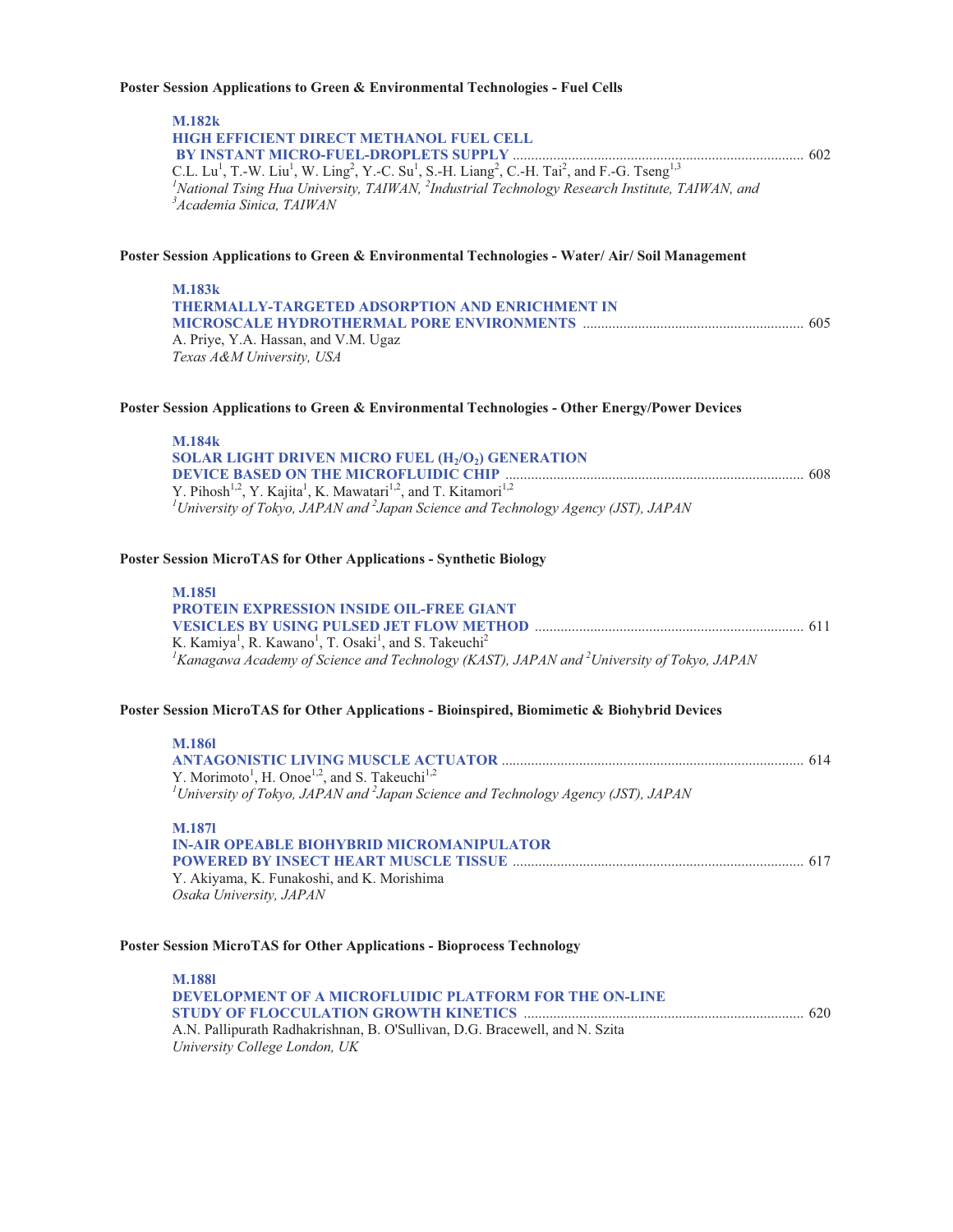**Poster Session Applications to Green & Environmental Technologies - Fuel Cells**

**M.182k**
**HIGH EFFICIENT DIRECT METHANOL FUEL CELL BY INSTANT MICRO-FUEL-DROPLETS SUPPLY** ............ 602
C.L. Lu[1], T.-W. Liu[1], W. Ling[2], Y.-C. Su[1], S.-H. Liang[2], C.-H. Tai[2], and F.-G. Tseng[1,3]
*[1]National Tsing Hua University, TAIWAN, [2]Industrial Technology Research Institute, TAIWAN, and [3]Academia Sinica, TAIWAN*

**Poster Session Applications to Green & Environmental Technologies - Water/ Air/ Soil Management**

**M.183k**
**THERMALLY-TARGETED ADSORPTION AND ENRICHMENT IN MICROSCALE HYDROTHERMAL PORE ENVIRONMENTS** ............ 605
A. Priye, Y.A. Hassan, and V.M. Ugaz
*Texas A&M University, USA*

**Poster Session Applications to Green & Environmental Technologies - Other Energy/Power Devices**

**M.184k**
**SOLAR LIGHT DRIVEN MICRO FUEL ($H_2$/$O_2$) GENERATION DEVICE BASED ON THE MICROFLUIDIC CHIP** ............ 608
Y. Pihosh[1,2], Y. Kajita[1], K. Mawatari[1,2], and T. Kitamori[1,2]
*[1]University of Tokyo, JAPAN and [2]Japan Science and Technology Agency (JST), JAPAN*

**Poster Session MicroTAS for Other Applications - Synthetic Biology**

**M.185l**
**PROTEIN EXPRESSION INSIDE OIL-FREE GIANT VESICLES BY USING PULSED JET FLOW METHOD** ............ 611
K. Kamiya[1], R. Kawano[1], T. Osaki[1], and S. Takeuchi[2]
*[1]Kanagawa Academy of Science and Technology (KAST), JAPAN and [2]University of Tokyo, JAPAN*

**Poster Session MicroTAS for Other Applications - Bioinspired, Biomimetic & Biohybrid Devices**

**M.186l**
**ANTAGONISTIC LIVING MUSCLE ACTUATOR** ............ 614
Y. Morimoto[1], H. Onoe[1,2], and S. Takeuchi[1,2]
*[1]University of Tokyo, JAPAN and [2]Japan Science and Technology Agency (JST), JAPAN*

**M.187l**
**IN-AIR OPEABLE BIOHYBRID MICROMANIPULATOR POWERED BY INSECT HEART MUSCLE TISSUE** ............ 617
Y. Akiyama, K. Funakoshi, and K. Morishima
*Osaka University, JAPAN*

**Poster Session MicroTAS for Other Applications - Bioprocess Technology**

**M.188l**
**DEVELOPMENT OF A MICROFLUIDIC PLATFORM FOR THE ON-LINE STUDY OF FLOCCULATION GROWTH KINETICS** ............ 620
A.N. Pallipurath Radhakrishnan, B. O'Sullivan, D.G. Bracewell, and N. Szita
*University College London, UK*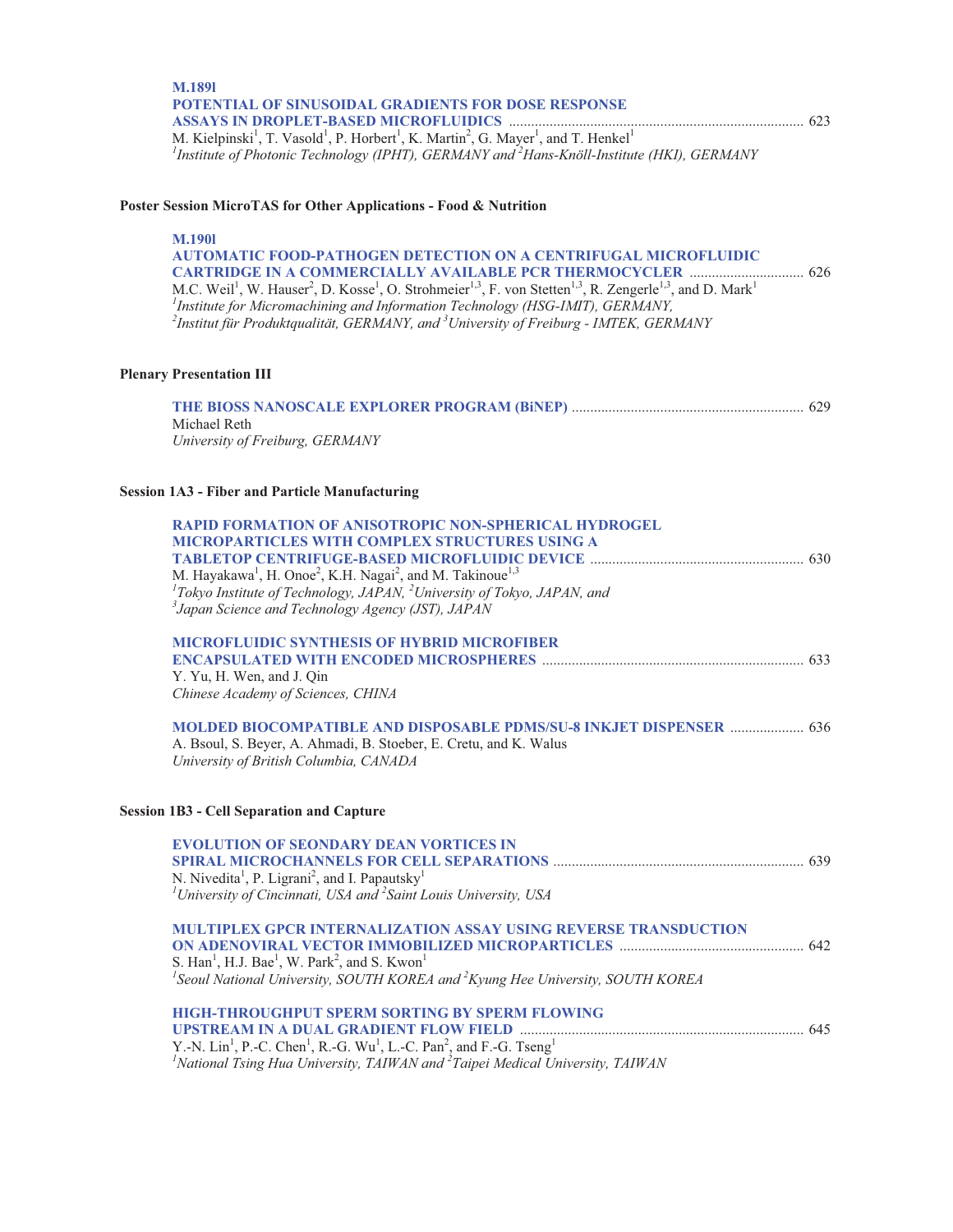**M.189l**

**POTENTIAL OF SINUSOIDAL GRADIENTS FOR DOSE RESPONSE ASSAYS IN DROPLET-BASED MICROFLUIDICS** ............................................................................... 623

M. Kielpinski[1], T. Vasold[1], P. Horbert[1], K. Martin[2], G. Mayer[1], and T. Henkel[1]

*[1]Institute of Photonic Technology (IPHT), GERMANY and [2]Hans-Knöll-Institute (HKI), GERMANY*

### Poster Session MicroTAS for Other Applications - Food & Nutrition

**M.190l**

**AUTOMATIC FOOD-PATHOGEN DETECTION ON A CENTRIFUGAL MICROFLUIDIC CARTRIDGE IN A COMMERCIALLY AVAILABLE PCR THERMOCYCLER** ............................... 626

M.C. Weil[1], W. Hauser[2], D. Kosse[1], O. Strohmeier[1,3], F. von Stetten[1,3], R. Zengerle[1,3], and D. Mark[1]

*[1]Institute for Micromachining and Information Technology (HSG-IMIT), GERMANY,*
*[2]Institut für Produktqualität, GERMANY, and [3]University of Freiburg - IMTEK, GERMANY*

### Plenary Presentation III

**THE BIOSS NANOSCALE EXPLORER PROGRAM (BiNEP)** .............................................................. 629

Michael Reth

*University of Freiburg, GERMANY*

### Session 1A3 - Fiber and Particle Manufacturing

**RAPID FORMATION OF ANISOTROPIC NON-SPHERICAL HYDROGEL MICROPARTICLES WITH COMPLEX STRUCTURES USING A TABLETOP CENTRIFUGE-BASED MICROFLUIDIC DEVICE** ......................................................... 630

M. Hayakawa[1], H. Onoe[2], K.H. Nagai[2], and M. Takinoue[1,3]

*[1]Tokyo Institute of Technology, JAPAN, [2]University of Tokyo, JAPAN, and*
*[3]Japan Science and Technology Agency (JST), JAPAN*

**MICROFLUIDIC SYNTHESIS OF HYBRID MICROFIBER ENCAPSULATED WITH ENCODED MICROSPHERES** ...................................................................... 633

Y. Yu, H. Wen, and J. Qin

*Chinese Academy of Sciences, CHINA*

**MOLDED BIOCOMPATIBLE AND DISPOSABLE PDMS/SU-8 INKJET DISPENSER** .................... 636

A. Bsoul, S. Beyer, A. Ahmadi, B. Stoeber, E. Cretu, and K. Walus

*University of British Columbia, CANADA*

### Session 1B3 - Cell Separation and Capture

**EVOLUTION OF SEONDARY DEAN VORTICES IN SPIRAL MICROCHANNELS FOR CELL SEPARATIONS** ................................................................... 639

N. Nivedita[1], P. Ligrani[2], and I. Papautsky[1]

*[1]University of Cincinnati, USA and [2]Saint Louis University, USA*

**MULTIPLEX GPCR INTERNALIZATION ASSAY USING REVERSE TRANSDUCTION ON ADENOVIRAL VECTOR IMMOBILIZED MICROPARTICLES** ................................................. 642

S. Han[1], H.J. Bae[1], W. Park[2], and S. Kwon[1]

*[1]Seoul National University, SOUTH KOREA and [2]Kyung Hee University, SOUTH KOREA*

**HIGH-THROUGHPUT SPERM SORTING BY SPERM FLOWING UPSTREAM IN A DUAL GRADIENT FLOW FIELD** ............................................................................ 645

Y.-N. Lin[1], P.-C. Chen[1], R.-G. Wu[1], L.-C. Pan[2], and F.-G. Tseng[1]

*[1]National Tsing Hua University, TAIWAN and [2]Taipei Medical University, TAIWAN*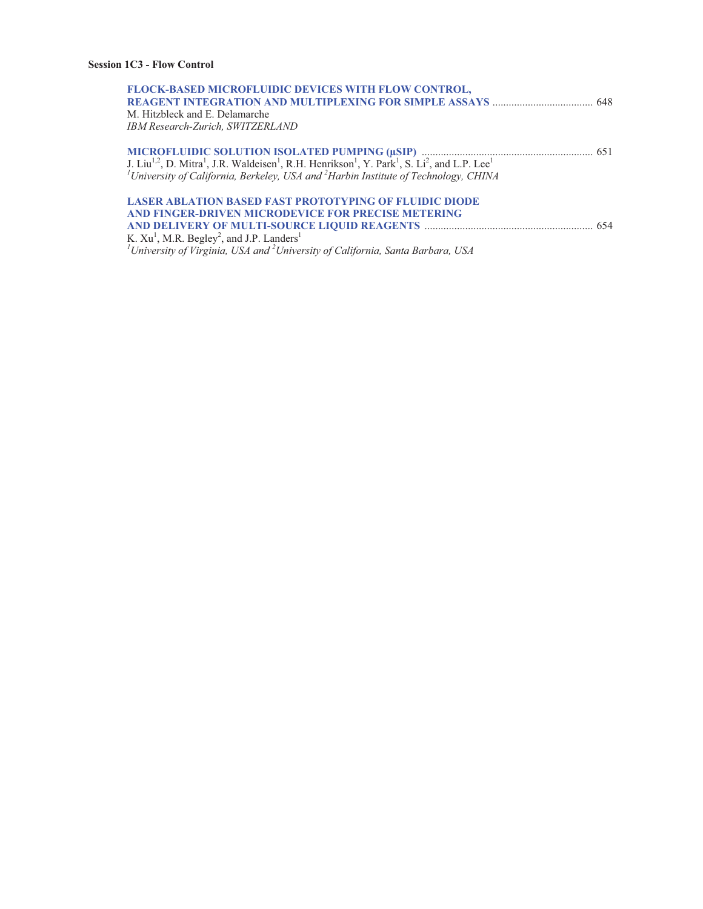**Session 1C3 - Flow Control**

**FLOCK-BASED MICROFLUIDIC DEVICES WITH FLOW CONTROL, REAGENT INTEGRATION AND MULTIPLEXING FOR SIMPLE ASSAYS** ..................................... 648
M. Hitzbleck and E. Delamarche
*IBM Research-Zurich, SWITZERLAND*

**MICROFLUIDIC SOLUTION ISOLATED PUMPING (µSIP)** .............................................................. 651
J. Liu[1,2], D. Mitra[1], J.R. Waldeisen[1], R.H. Henrikson[1], Y. Park[1], S. Li[2], and L.P. Lee[1]
*[1]University of California, Berkeley, USA and [2]Harbin Institute of Technology, CHINA*

**LASER ABLATION BASED FAST PROTOTYPING OF FLUIDIC DIODE AND FINGER-DRIVEN MICRODEVICE FOR PRECISE METERING AND DELIVERY OF MULTI-SOURCE LIQUID REAGENTS** ............................................................. 654
K. Xu[1], M.R. Begley[2], and J.P. Landers[1]
*[1]University of Virginia, USA and [2]University of California, Santa Barbara, USA*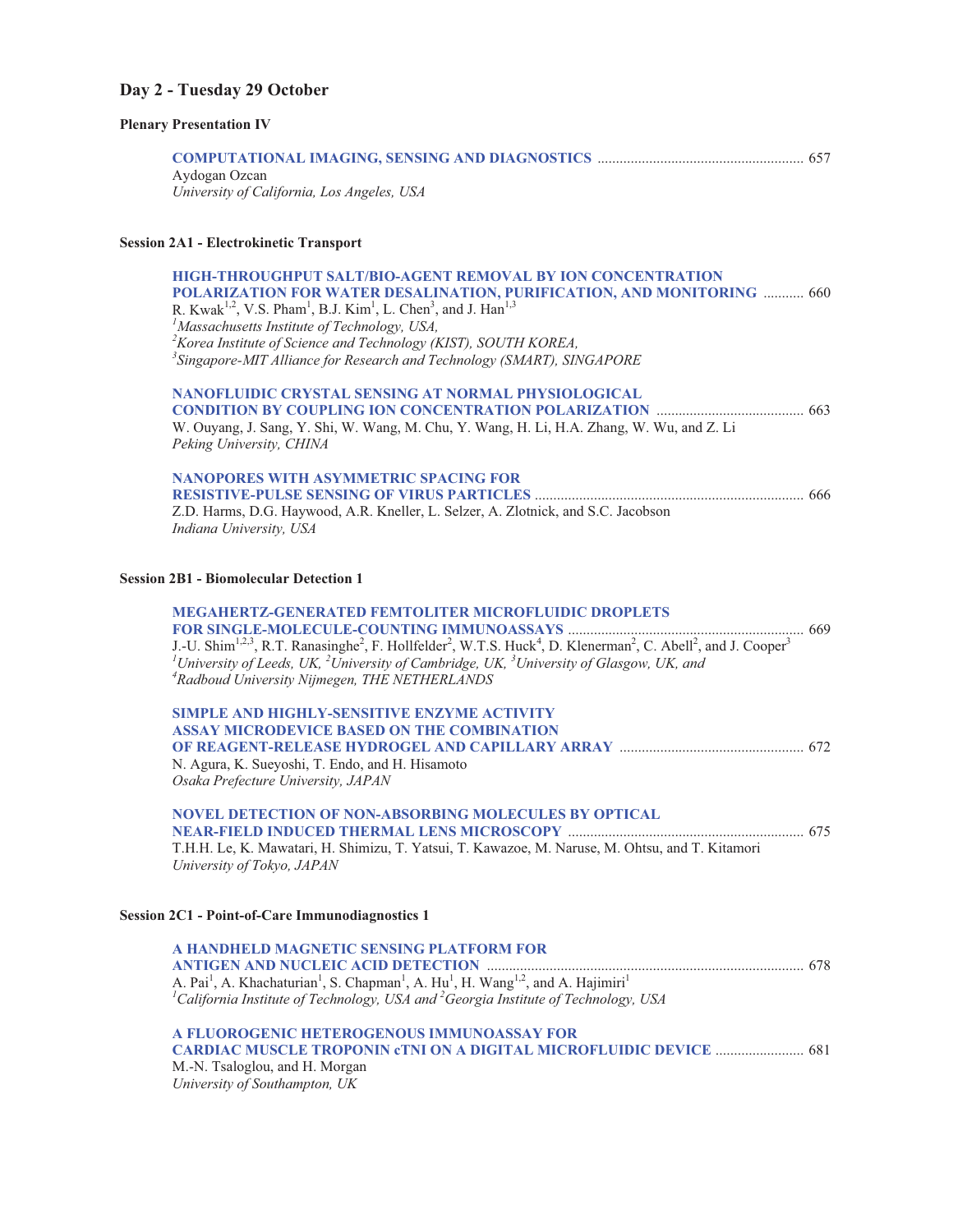## Day 2 - Tuesday 29 October

### Plenary Presentation IV

**COMPUTATIONAL IMAGING, SENSING AND DIAGNOSTICS** ........................................................ 657
Aydogan Ozcan
*University of California, Los Angeles, USA*

### Session 2A1 - Electrokinetic Transport

**HIGH-THROUGHPUT SALT/BIO-AGENT REMOVAL BY ION CONCENTRATION POLARIZATION FOR WATER DESALINATION, PURIFICATION, AND MONITORING** ........... 660
R. Kwak[1,2], V.S. Pham[1], B.J. Kim[1], L. Chen[3], and J. Han[1,3]
*[1]Massachusetts Institute of Technology, USA,*
*[2]Korea Institute of Science and Technology (KIST), SOUTH KOREA,*
*[3]Singapore-MIT Alliance for Research and Technology (SMART), SINGAPORE*

**NANOFLUIDIC CRYSTAL SENSING AT NORMAL PHYSIOLOGICAL CONDITION BY COUPLING ION CONCENTRATION POLARIZATION** ........................................ 663
W. Ouyang, J. Sang, Y. Shi, W. Wang, M. Chu, Y. Wang, H. Li, H.A. Zhang, W. Wu, and Z. Li
*Peking University, CHINA*

**NANOPORES WITH ASYMMETRIC SPACING FOR RESISTIVE-PULSE SENSING OF VIRUS PARTICLES** ........................................................................ 666
Z.D. Harms, D.G. Haywood, A.R. Kneller, L. Selzer, A. Zlotnick, and S.C. Jacobson
*Indiana University, USA*

### Session 2B1 - Biomolecular Detection 1

**MEGAHERTZ-GENERATED FEMTOLITER MICROFLUIDIC DROPLETS FOR SINGLE-MOLECULE-COUNTING IMMUNOASSAYS** ................................................................ 669
J.-U. Shim[1,2,3], R.T. Ranasinghe[2], F. Hollfelder[2], W.T.S. Huck[4], D. Klenerman[2], C. Abell[2], and J. Cooper[3]
*[1]University of Leeds, UK, [2]University of Cambridge, UK, [3]University of Glasgow, UK, and*
*[4]Radboud University Nijmegen, THE NETHERLANDS*

**SIMPLE AND HIGHLY-SENSITIVE ENZYME ACTIVITY ASSAY MICRODEVICE BASED ON THE COMBINATION OF REAGENT-RELEASE HYDROGEL AND CAPILLARY ARRAY** .................................................. 672
N. Agura, K. Sueyoshi, T. Endo, and H. Hisamoto
*Osaka Prefecture University, JAPAN*

**NOVEL DETECTION OF NON-ABSORBING MOLECULES BY OPTICAL NEAR-FIELD INDUCED THERMAL LENS MICROSCOPY** ................................................................ 675
T.H.H. Le, K. Mawatari, H. Shimizu, T. Yatsui, T. Kawazoe, M. Naruse, M. Ohtsu, and T. Kitamori
*University of Tokyo, JAPAN*

### Session 2C1 - Point-of-Care Immunodiagnostics 1

**A HANDHELD MAGNETIC SENSING PLATFORM FOR ANTIGEN AND NUCLEIC ACID DETECTION** ...................................................................................... 678
A. Pai[1], A. Khachaturian[1], S. Chapman[1], A. Hu[1], H. Wang[1,2], and A. Hajimiri[1]
*[1]California Institute of Technology, USA and [2]Georgia Institute of Technology, USA*

**A FLUOROGENIC HETEROGENOUS IMMUNOASSAY FOR CARDIAC MUSCLE TROPONIN cTNI ON A DIGITAL MICROFLUIDIC DEVICE** ........................ 681
M.-N. Tsaloglou, and H. Morgan
*University of Southampton, UK*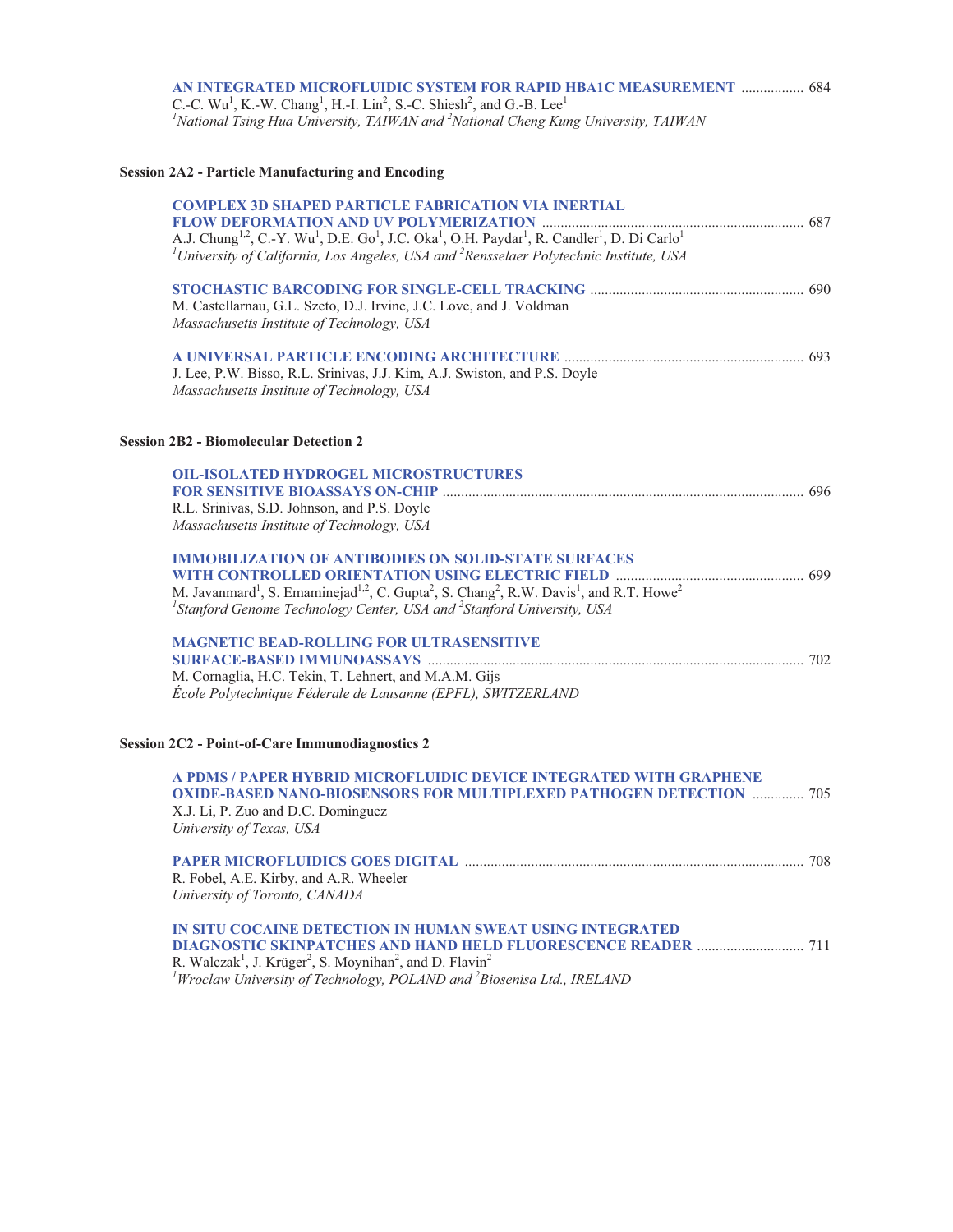**AN INTEGRATED MICROFLUIDIC SYSTEM FOR RAPID HBA1C MEASUREMENT** ................. 684
C.-C. Wu[1], K.-W. Chang[1], H.-I. Lin[2], S.-C. Shiesh[2], and G.-B. Lee[1]
*[1]National Tsing Hua University, TAIWAN and [2]National Cheng Kung University, TAIWAN*

### Session 2A2 - Particle Manufacturing and Encoding

**COMPLEX 3D SHAPED PARTICLE FABRICATION VIA INERTIAL FLOW DEFORMATION AND UV POLYMERIZATION** ....................................................................... 687
A.J. Chung[1,2], C.-Y. Wu[1], D.E. Go[1], J.C. Oka[1], O.H. Paydar[1], R. Candler[1], D. Di Carlo[1]
*[1]University of California, Los Angeles, USA and [2]Rensselaer Polytechnic Institute, USA*

**STOCHASTIC BARCODING FOR SINGLE-CELL TRACKING** .......................................................... 690
M. Castellarnau, G.L. Szeto, D.J. Irvine, J.C. Love, and J. Voldman
*Massachusetts Institute of Technology, USA*

**A UNIVERSAL PARTICLE ENCODING ARCHITECTURE** ................................................................ 693
J. Lee, P.W. Bisso, R.L. Srinivas, J.J. Kim, A.J. Swiston, and P.S. Doyle
*Massachusetts Institute of Technology, USA*

### Session 2B2 - Biomolecular Detection 2

**OIL-ISOLATED HYDROGEL MICROSTRUCTURES FOR SENSITIVE BIOASSAYS ON-CHIP** .................................................................................................. 696
R.L. Srinivas, S.D. Johnson, and P.S. Doyle
*Massachusetts Institute of Technology, USA*

**IMMOBILIZATION OF ANTIBODIES ON SOLID-STATE SURFACES WITH CONTROLLED ORIENTATION USING ELECTRIC FIELD** ................................................... 699
M. Javanmard[1], S. Emaminejad[1,2], C. Gupta[2], S. Chang[2], R.W. Davis[1], and R.T. Howe[2]
*[1]Stanford Genome Technology Center, USA and [2]Stanford University, USA*

**MAGNETIC BEAD-ROLLING FOR ULTRASENSITIVE SURFACE-BASED IMMUNOASSAYS** ..................................................................................................... 702
M. Cornaglia, H.C. Tekin, T. Lehnert, and M.A.M. Gijs
*École Polytechnique Féderale de Lausanne (EPFL), SWITZERLAND*

### Session 2C2 - Point-of-Care Immunodiagnostics 2

**A PDMS / PAPER HYBRID MICROFLUIDIC DEVICE INTEGRATED WITH GRAPHENE OXIDE-BASED NANO-BIOSENSORS FOR MULTIPLEXED PATHOGEN DETECTION** .............. 705
X.J. Li, P. Zuo and D.C. Dominguez
*University of Texas, USA*

**PAPER MICROFLUIDICS GOES DIGITAL** ........................................................................................... 708
R. Fobel, A.E. Kirby, and A.R. Wheeler
*University of Toronto, CANADA*

**IN SITU COCAINE DETECTION IN HUMAN SWEAT USING INTEGRATED DIAGNOSTIC SKINPATCHES AND HAND HELD FLUORESCENCE READER** ............................ 711
R. Walczak[1], J. Krüger[2], S. Moynihan[2], and D. Flavin[2]
*[1]Wroclaw University of Technology, POLAND and [2]Biosenisa Ltd., IRELAND*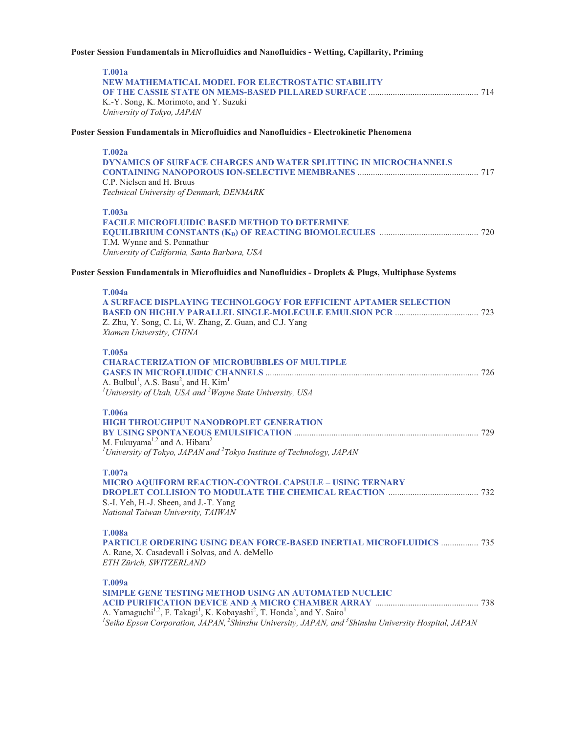### Poster Session Fundamentals in Microfluidics and Nanofluidics - Wetting, Capillarity, Priming

**T.001a**
**NEW MATHEMATICAL MODEL FOR ELECTROSTATIC STABILITY OF THE CASSIE STATE ON MEMS-BASED PILLARED SURFACE** ................................................. 714
K.-Y. Song, K. Morimoto, and Y. Suzuki
*University of Tokyo, JAPAN*

### Poster Session Fundamentals in Microfluidics and Nanofluidics - Electrokinetic Phenomena

**T.002a**
**DYNAMICS OF SURFACE CHARGES AND WATER SPLITTING IN MICROCHANNELS CONTAINING NANOPOROUS ION-SELECTIVE MEMBRANES** ...................................................... 717
C.P. Nielsen and H. Bruus
*Technical University of Denmark, DENMARK*

**T.003a**
**FACILE MICROFLUIDIC BASED METHOD TO DETERMINE EQUILIBRIUM CONSTANTS ($K_D$) OF REACTING BIOMOLECULES** ............................................ 720
T.M. Wynne and S. Pennathur
*University of California, Santa Barbara, USA*

### Poster Session Fundamentals in Microfluidics and Nanofluidics - Droplets & Plugs, Multiphase Systems

**T.004a**
**A SURFACE DISPLAYING TECHNOLGOGY FOR EFFICIENT APTAMER SELECTION BASED ON HIGHLY PARALLEL SINGLE-MOLECULE EMULSION PCR** ..................................... 723
Z. Zhu, Y. Song, C. Li, W. Zhang, Z. Guan, and C.J. Yang
*Xiamen University, CHINA*

**T.005a**
**CHARACTERIZATION OF MICROBUBBLES OF MULTIPLE GASES IN MICROFLUIDIC CHANNELS** ................................................................................................ 726
A. Bulbul[1], A.S. Basu[2], and H. Kim[1]
*[1]University of Utah, USA and [2]Wayne State University, USA*

**T.006a**
**HIGH THROUGHPUT NANODROPLET GENERATION BY USING SPONTANEOUS EMULSIFICATION** ................................................................................... 729
M. Fukuyama[1,2] and A. Hibara[2]
*[1]University of Tokyo, JAPAN and [2]Tokyo Institute of Technology, JAPAN*

**T.007a**
**MICRO AQUIFORM REACTION-CONTROL CAPSULE – USING TERNARY DROPLET COLLISION TO MODULATE THE CHEMICAL REACTION** ......................................... 732
S.-I. Yeh, H.-J. Sheen, and J.-T. Yang
*National Taiwan University, TAIWAN*

**T.008a**
**PARTICLE ORDERING USING DEAN FORCE-BASED INERTIAL MICROFLUIDICS** ................. 735
A. Rane, X. Casadevall i Solvas, and A. deMello
*ETH Zürich, SWITZERLAND*

**T.009a**
**SIMPLE GENE TESTING METHOD USING AN AUTOMATED NUCLEIC ACID PURIFICATION DEVICE AND A MICRO CHAMBER ARRAY** .............................................. 738
A. Yamaguchi[1,2], F. Takagi[1], K. Kobayashi[2], T. Honda[3], and Y. Saito[1]
*[1]Seiko Epson Corporation, JAPAN, [2]Shinshu University, JAPAN, and [3]Shinshu University Hospital, JAPAN*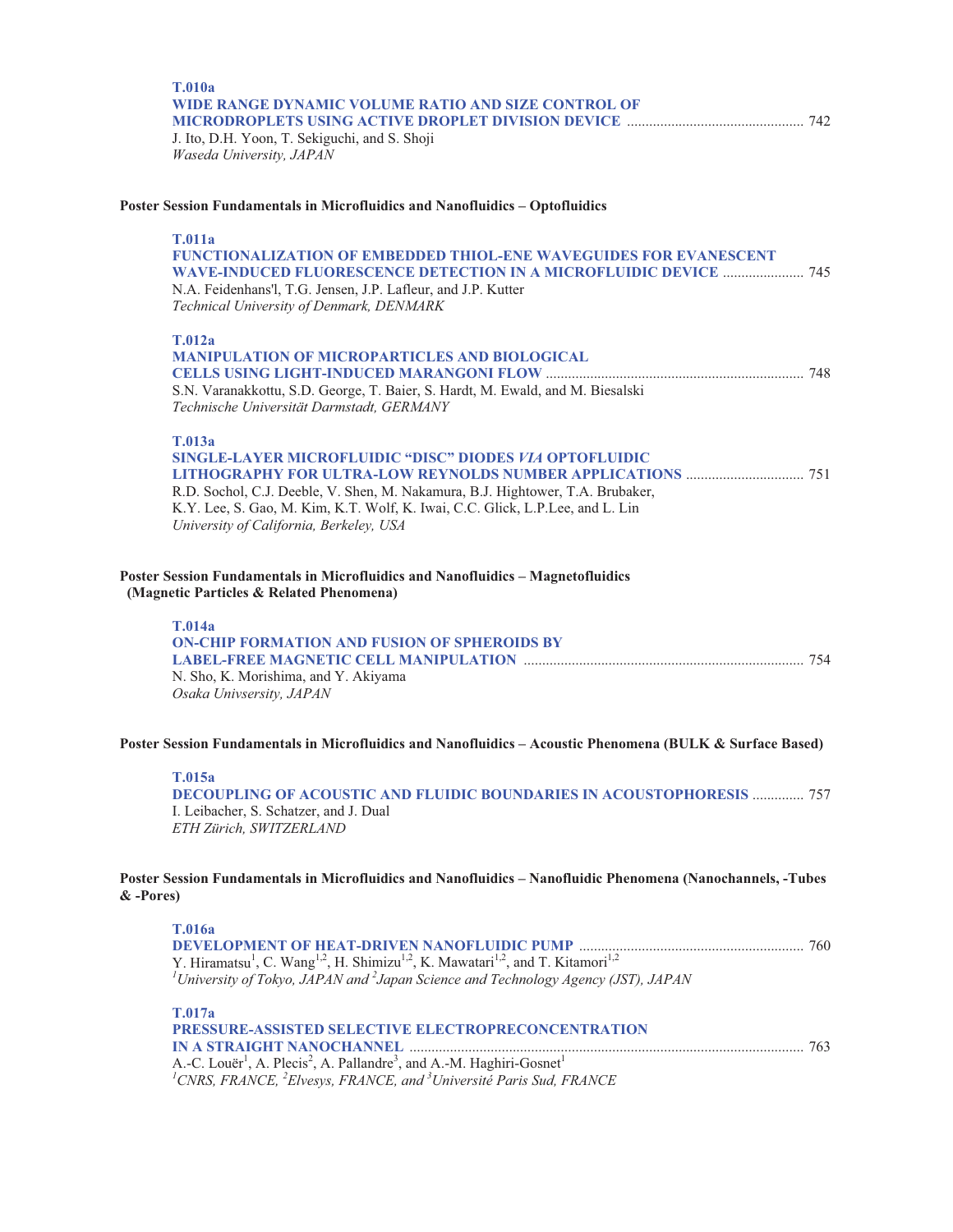**T.010a**
**WIDE RANGE DYNAMIC VOLUME RATIO AND SIZE CONTROL OF MICRODROPLETS USING ACTIVE DROPLET DIVISION DEVICE** ................................................ 742
J. Ito, D.H. Yoon, T. Sekiguchi, and S. Shoji
*Waseda University, JAPAN*

### Poster Session Fundamentals in Microfluidics and Nanofluidics – Optofluidics

**T.011a**
**FUNCTIONALIZATION OF EMBEDDED THIOL-ENE WAVEGUIDES FOR EVANESCENT WAVE-INDUCED FLUORESCENCE DETECTION IN A MICROFLUIDIC DEVICE** ...................... 745
N.A. Feidenhans'l, T.G. Jensen, J.P. Lafleur, and J.P. Kutter
*Technical University of Denmark, DENMARK*

**T.012a**
**MANIPULATION OF MICROPARTICLES AND BIOLOGICAL CELLS USING LIGHT-INDUCED MARANGONI FLOW** ..................................................................... 748
S.N. Varanakkottu, S.D. George, T. Baier, S. Hardt, M. Ewald, and M. Biesalski
*Technische Universität Darmstadt, GERMANY*

**T.013a**
**SINGLE-LAYER MICROFLUIDIC "DISC" DIODES *VIA* OPTOFLUIDIC LITHOGRAPHY FOR ULTRA-LOW REYNOLDS NUMBER APPLICATIONS** ................................ 751
R.D. Sochol, C.J. Deeble, V. Shen, M. Nakamura, B.J. Hightower, T.A. Brubaker, K.Y. Lee, S. Gao, M. Kim, K.T. Wolf, K. Iwai, C.C. Glick, L.P.Lee, and L. Lin
*University of California, Berkeley, USA*

### Poster Session Fundamentals in Microfluidics and Nanofluidics – Magnetofluidics (Magnetic Particles & Related Phenomena)

**T.014a**
**ON-CHIP FORMATION AND FUSION OF SPHEROIDS BY LABEL-FREE MAGNETIC CELL MANIPULATION** ........................................................................... 754
N. Sho, K. Morishima, and Y. Akiyama
*Osaka Univsersity, JAPAN*

### Poster Session Fundamentals in Microfluidics and Nanofluidics – Acoustic Phenomena (BULK & Surface Based)

**T.015a**
**DECOUPLING OF ACOUSTIC AND FLUIDIC BOUNDARIES IN ACOUSTOPHORESIS** ............. 757
I. Leibacher, S. Schatzer, and J. Dual
*ETH Zürich, SWITZERLAND*

### Poster Session Fundamentals in Microfluidics and Nanofluidics – Nanofluidic Phenomena (Nanochannels, -Tubes & -Pores)

**T.016a**
**DEVELOPMENT OF HEAT-DRIVEN NANOFLUIDIC PUMP** ............................................................ 760
Y. Hiramatsu[1], C. Wang[1,2], H. Shimizu[1,2], K. Mawatari[1,2], and T. Kitamori[1,2]
*[1]University of Tokyo, JAPAN and [2]Japan Science and Technology Agency (JST), JAPAN*

**T.017a**
**PRESSURE-ASSISTED SELECTIVE ELECTROPRECONCENTRATION IN A STRAIGHT NANOCHANNEL** ........................................................................................................ 763
A.-C. Louër[1], A. Plecis[2], A. Pallandre[3], and A.-M. Haghiri-Gosnet[1]
*[1]CNRS, FRANCE, [2]Elvesys, FRANCE, and [3]Université Paris Sud, FRANCE*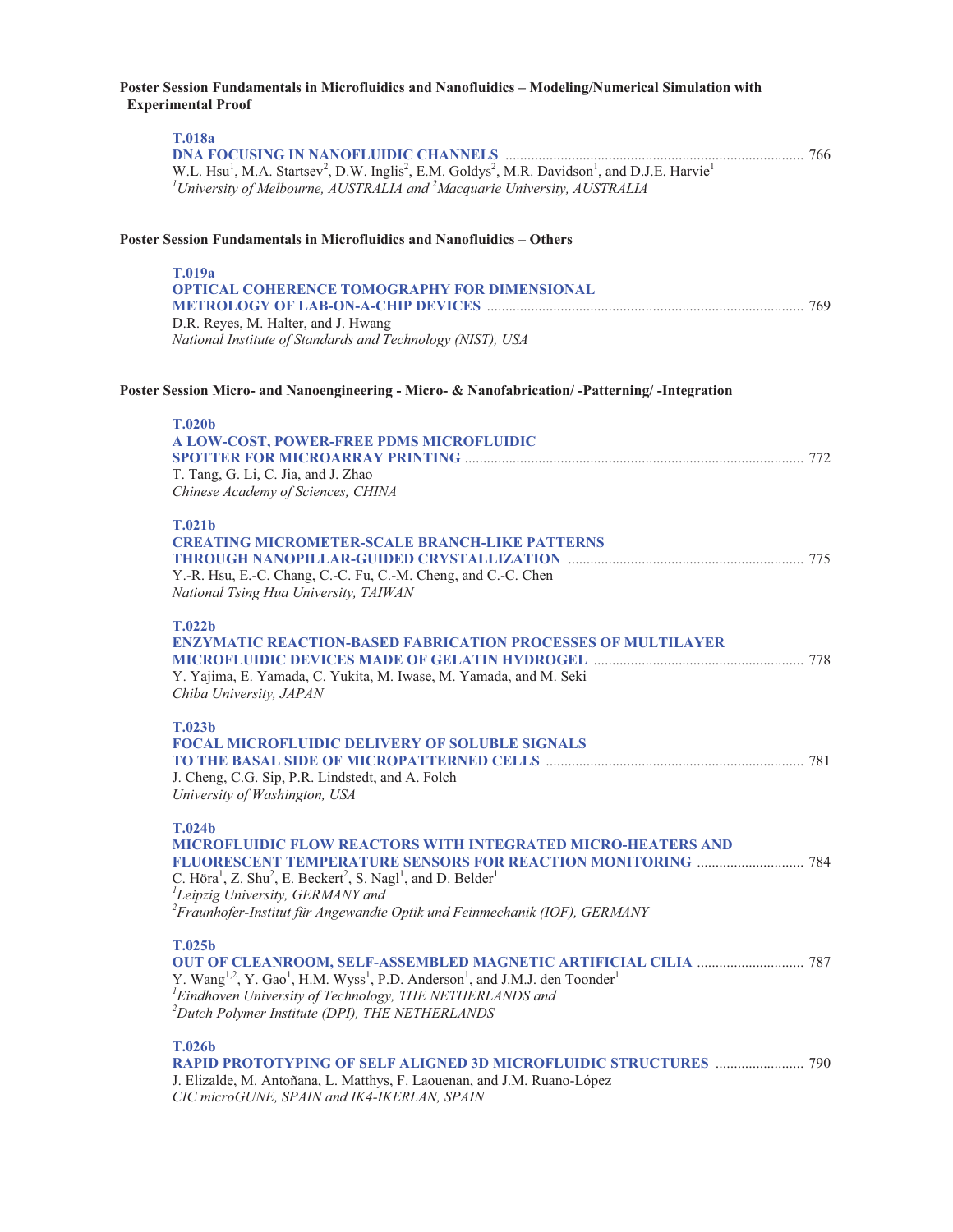**Poster Session Fundamentals in Microfluidics and Nanofluidics – Modeling/Numerical Simulation with Experimental Proof**

**T.018a**
**DNA FOCUSING IN NANOFLUIDIC CHANNELS** ................................................................................ 766
W.L. Hsu[1], M.A. Startsev[2], D.W. Inglis[2], E.M. Goldys[2], M.R. Davidson[1], and D.J.E. Harvie[1]
*[1]University of Melbourne, AUSTRALIA and [2]Macquarie University, AUSTRALIA*

**Poster Session Fundamentals in Microfluidics and Nanofluidics – Others**

**T.019a**
**OPTICAL COHERENCE TOMOGRAPHY FOR DIMENSIONAL METROLOGY OF LAB-ON-A-CHIP DEVICES** ..................................................................................... 769
D.R. Reyes, M. Halter, and J. Hwang
*National Institute of Standards and Technology (NIST), USA*

**Poster Session Micro- and Nanoengineering - Micro- & Nanofabrication/ -Patterning/ -Integration**

**T.020b**
**A LOW-COST, POWER-FREE PDMS MICROFLUIDIC SPOTTER FOR MICROARRAY PRINTING** .......................................................................................... 772
T. Tang, G. Li, C. Jia, and J. Zhao
*Chinese Academy of Sciences, CHINA*

**T.021b**
**CREATING MICROMETER-SCALE BRANCH-LIKE PATTERNS THROUGH NANOPILLAR-GUIDED CRYSTALLIZATION** ............................................................... 775
Y.-R. Hsu, E.-C. Chang, C.-C. Fu, C.-M. Cheng, and C.-C. Chen
*National Tsing Hua University, TAIWAN*

**T.022b**
**ENZYMATIC REACTION-BASED FABRICATION PROCESSES OF MULTILAYER MICROFLUIDIC DEVICES MADE OF GELATIN HYDROGEL** ........................................................ 778
Y. Yajima, E. Yamada, C. Yukita, M. Iwase, M. Yamada, and M. Seki
*Chiba University, JAPAN*

**T.023b**
**FOCAL MICROFLUIDIC DELIVERY OF SOLUBLE SIGNALS TO THE BASAL SIDE OF MICROPATTERNED CELLS** ..................................................................... 781
J. Cheng, C.G. Sip, P.R. Lindstedt, and A. Folch
*University of Washington, USA*

**T.024b**
**MICROFLUIDIC FLOW REACTORS WITH INTEGRATED MICRO-HEATERS AND FLUORESCENT TEMPERATURE SENSORS FOR REACTION MONITORING** ............................ 784
C. Höra[1], Z. Shu[2], E. Beckert[2], S. Nagl[1], and D. Belder[1]
*[1]Leipzig University, GERMANY and*
*[2]Fraunhofer-Institut für Angewandte Optik und Feinmechanik (IOF), GERMANY*

**T.025b**
**OUT OF CLEANROOM, SELF-ASSEMBLED MAGNETIC ARTIFICIAL CILIA** ............................ 787
Y. Wang[1,2], Y. Gao[1], H.M. Wyss[1], P.D. Anderson[1], and J.M.J. den Toonder[1]
*[1]Eindhoven University of Technology, THE NETHERLANDS and*
*[2]Dutch Polymer Institute (DPI), THE NETHERLANDS*

**T.026b**
**RAPID PROTOTYPING OF SELF ALIGNED 3D MICROFLUIDIC STRUCTURES** ........................ 790
J. Elizalde, M. Antoñana, L. Matthys, F. Laouenan, and J.M. Ruano-López
*CIC microGUNE, SPAIN and IK4-IKERLAN, SPAIN*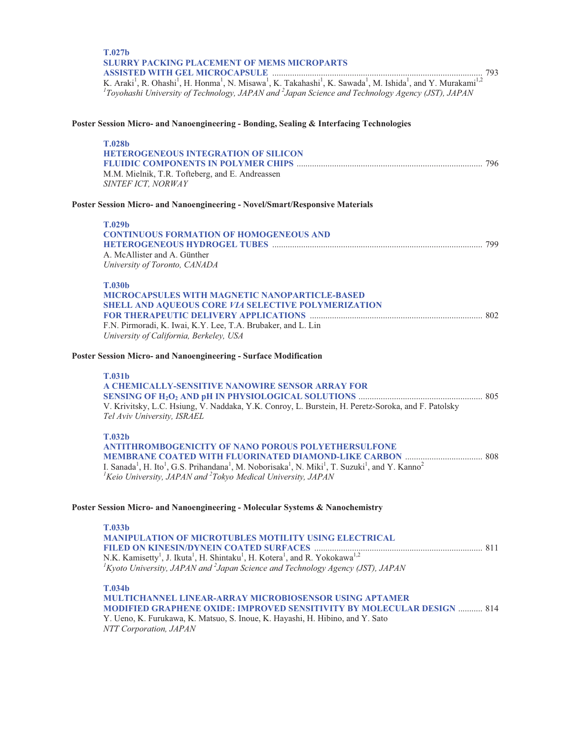**T.027b**
**SLURRY PACKING PLACEMENT OF MEMS MICROPARTS ASSISTED WITH GEL MICROCAPSULE** ............................................................................................. 793
K. Araki[1], R. Ohashi[1], H. Honma[1], N. Misawa[1], K. Takahashi[1], K. Sawada[1], M. Ishida[1], and Y. Murakami[1,2]
*[1]Toyohashi University of Technology, JAPAN and [2]Japan Science and Technology Agency (JST), JAPAN*

### Poster Session Micro- and Nanoengineering - Bonding, Sealing & Interfacing Technologies

**T.028b**
**HETEROGENEOUS INTEGRATION OF SILICON FLUIDIC COMPONENTS IN POLYMER CHIPS** ................................................................................... 796
M.M. Mielnik, T.R. Tofteberg, and E. Andreassen
*SINTEF ICT, NORWAY*

### Poster Session Micro- and Nanoengineering - Novel/Smart/Responsive Materials

**T.029b**
**CONTINUOUS FORMATION OF HOMOGENEOUS AND HETEROGENEOUS HYDROGEL TUBES** ............................................................................................. 799
A. McAllister and A. Günther
*University of Toronto, CANADA*

**T.030b**
**MICROCAPSULES WITH MAGNETIC NANOPARTICLE-BASED SHELL AND AQUEOUS CORE *VIA* SELECTIVE POLYMERIZATION FOR THERAPEUTIC DELIVERY APPLICATIONS** ............................................................................ 802
F.N. Pirmoradi, K. Iwai, K.Y. Lee, T.A. Brubaker, and L. Lin
*University of California, Berkeley, USA*

### Poster Session Micro- and Nanoengineering - Surface Modification

**T.031b**
**A CHEMICALLY-SENSITIVE NANOWIRE SENSOR ARRAY FOR SENSING OF $H_2O_2$ AND pH IN PHYSIOLOGICAL SOLUTIONS** ....................................................... 805
V. Krivitsky, L.C. Hsiung, V. Naddaka, Y.K. Conroy, L. Burstein, H. Peretz-Soroka, and F. Patolsky
*Tel Aviv University, ISRAEL*

**T.032b**
**ANTITHROMBOGENICITY OF NANO POROUS POLYETHERSULFONE MEMBRANE COATED WITH FLUORINATED DIAMOND-LIKE CARBON** .................................. 808
I. Sanada[1], H. Ito[1], G.S. Prihandana[1], M. Noborisaka[1], N. Miki[1], T. Suzuki[1], and Y. Kanno[2]
*[1]Keio University, JAPAN and [2]Tokyo Medical University, JAPAN*

### Poster Session Micro- and Nanoengineering - Molecular Systems & Nanochemistry

**T.033b**
**MANIPULATION OF MICROTUBLES MOTILITY USING ELECTRICAL FILED ON KINESIN/DYNEIN COATED SURFACES** ........................................................................... 811
N.K. Kamisetty[1], J. Ikuta[1], H. Shintaku[1], H. Kotera[1], and R. Yokokawa[1,2]
*[1]Kyoto University, JAPAN and [2]Japan Science and Technology Agency (JST), JAPAN*

**T.034b**
**MULTICHANNEL LINEAR-ARRAY MICROBIOSENSOR USING APTAMER MODIFIED GRAPHENE OXIDE: IMPROVED SENSITIVITY BY MOLECULAR DESIGN** ........... 814
Y. Ueno, K. Furukawa, K. Matsuo, S. Inoue, K. Hayashi, H. Hibino, and Y. Sato
*NTT Corporation, JAPAN*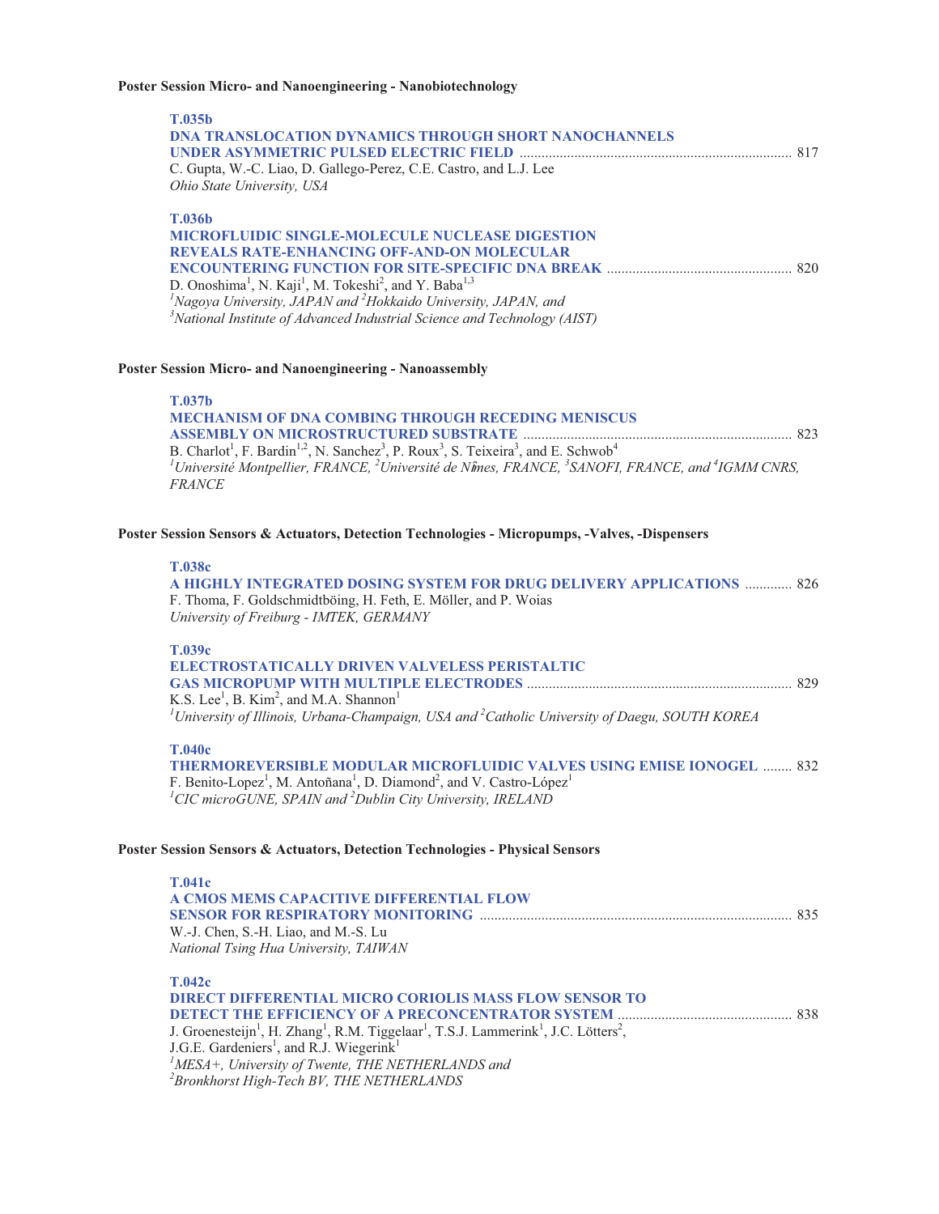**Poster Session Micro- and Nanoengineering - Nanobiotechnology**

**T.035b**
**DNA TRANSLOCATION DYNAMICS THROUGH SHORT NANOCHANNELS UNDER ASYMMETRIC PULSED ELECTRIC FIELD** ............ 817
C. Gupta, W.-C. Liao, D. Gallego-Perez, C.E. Castro, and L.J. Lee
*Ohio State University, USA*

**T.036b**
**MICROFLUIDIC SINGLE-MOLECULE NUCLEASE DIGESTION REVEALS RATE-ENHANCING OFF-AND-ON MOLECULAR ENCOUNTERING FUNCTION FOR SITE-SPECIFIC DNA BREAK** ............ 820
D. Onoshima[1], N. Kaji[1], M. Tokeshi[2], and Y. Baba[1,3]
*[1]Nagoya University, JAPAN and [2]Hokkaido University, JAPAN, and [3]National Institute of Advanced Industrial Science and Technology (AIST)*

**Poster Session Micro- and Nanoengineering - Nanoassembly**

**T.037b**
**MECHANISM OF DNA COMBING THROUGH RECEDING MENISCUS ASSEMBLY ON MICROSTRUCTURED SUBSTRATE** ............ 823
B. Charlot[1], F. Bardin[1,2], N. Sanchez[3], P. Roux[3], S. Teixeira[3], and E. Schwob[4]
*[1]Université Montpellier, FRANCE, [2]Université de Nîmes, FRANCE, [3]SANOFI, FRANCE, and [4]IGMM CNRS, FRANCE*

**Poster Session Sensors & Actuators, Detection Technologies - Micropumps, -Valves, -Dispensers**

**T.038c**
**A HIGHLY INTEGRATED DOSING SYSTEM FOR DRUG DELIVERY APPLICATIONS** ............ 826
F. Thoma, F. Goldschmidtböing, H. Feth, E. Möller, and P. Woias
*University of Freiburg - IMTEK, GERMANY*

**T.039c**
**ELECTROSTATICALLY DRIVEN VALVELESS PERISTALTIC GAS MICROPUMP WITH MULTIPLE ELECTRODES** ............ 829
K.S. Lee[1], B. Kim[2], and M.A. Shannon[1]
*[1]University of Illinois, Urbana-Champaign, USA and [2]Catholic University of Daegu, SOUTH KOREA*

**T.040c**
**THERMOREVERSIBLE MODULAR MICROFLUIDIC VALVES USING EMISE IONOGEL** ............ 832
F. Benito-Lopez[1], M. Antoñana[1], D. Diamond[2], and V. Castro-López[1]
*[1]CIC microGUNE, SPAIN and [2]Dublin City University, IRELAND*

**Poster Session Sensors & Actuators, Detection Technologies - Physical Sensors**

**T.041c**
**A CMOS MEMS CAPACITIVE DIFFERENTIAL FLOW SENSOR FOR RESPIRATORY MONITORING** ............ 835
W.-J. Chen, S.-H. Liao, and M.-S. Lu
*National Tsing Hua University, TAIWAN*

**T.042c**
**DIRECT DIFFERENTIAL MICRO CORIOLIS MASS FLOW SENSOR TO DETECT THE EFFICIENCY OF A PRECONCENTRATOR SYSTEM** ............ 838
J. Groenesteijn[1], H. Zhang[1], R.M. Tiggelaar[1], T.S.J. Lammerink[1], J.C. Lötters[2], J.G.E. Gardeniers[1], and R.J. Wiegerink[1]
*[1]MESA+, University of Twente, THE NETHERLANDS and [2]Bronkhorst High-Tech BV, THE NETHERLANDS*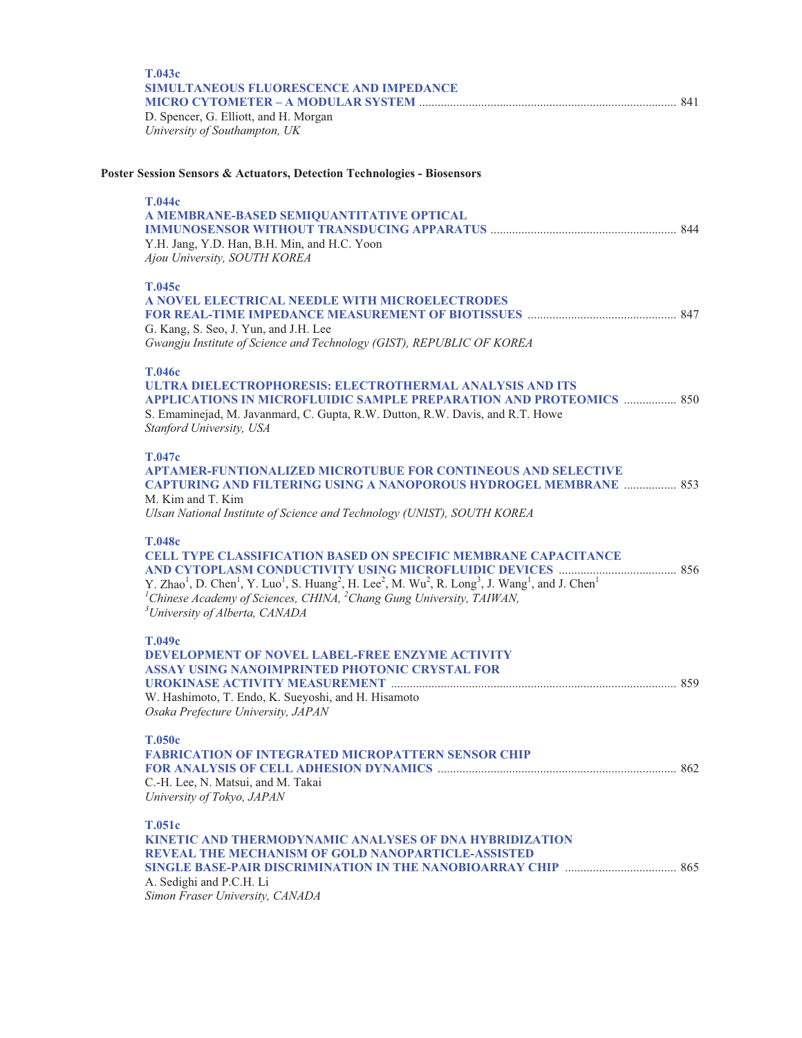**T.043c**
**SIMULTANEOUS FLUORESCENCE AND IMPEDANCE MICRO CYTOMETER – A MODULAR SYSTEM** .................................................................................. 841
D. Spencer, G. Elliott, and H. Morgan
*University of Southampton, UK*

## Poster Session Sensors & Actuators, Detection Technologies - Biosensors

**T.044c**
**A MEMBRANE-BASED SEMIQUANTITATIVE OPTICAL IMMUNOSENSOR WITHOUT TRANSDUCING APPARATUS** ............................................................ 844
Y.H. Jang, Y.D. Han, B.H. Min, and H.C. Yoon
*Ajou University, SOUTH KOREA*

**T.045c**
**A NOVEL ELECTRICAL NEEDLE WITH MICROELECTRODES FOR REAL-TIME IMPEDANCE MEASUREMENT OF BIOTISSUES** ................................................ 847
G. Kang, S. Seo, J. Yun, and J.H. Lee
*Gwangju Institute of Science and Technology (GIST), REPUBLIC OF KOREA*

**T.046c**
**ULTRA DIELECTROPHORESIS: ELECTROTHERMAL ANALYSIS AND ITS APPLICATIONS IN MICROFLUIDIC SAMPLE PREPARATION AND PROTEOMICS** ................. 850
S. Emaminejad, M. Javanmard, C. Gupta, R.W. Dutton, R.W. Davis, and R.T. Howe
*Stanford University, USA*

**T.047c**
**APTAMER-FUNTIONALIZED MICROTUBUE FOR CONTINEOUS AND SELECTIVE CAPTURING AND FILTERING USING A NANOPOROUS HYDROGEL MEMBRANE** ................. 853
M. Kim and T. Kim
*Ulsan National Institute of Science and Technology (UNIST), SOUTH KOREA*

**T.048c**
**CELL TYPE CLASSIFICATION BASED ON SPECIFIC MEMBRANE CAPACITANCE AND CYTOPLASM CONDUCTIVITY USING MICROFLUIDIC DEVICES** ...................................... 856
Y. Zhao[1], D. Chen[1], Y. Luo[1], S. Huang[2], H. Lee[2], M. Wu[2], R. Long[3], J. Wang[1], and J. Chen[1]
[1]*Chinese Academy of Sciences, CHINA,* [2]*Chang Gung University, TAIWAN,*
[3]*University of Alberta, CANADA*

**T.049c**
**DEVELOPMENT OF NOVEL LABEL-FREE ENZYME ACTIVITY ASSAY USING NANOIMPRINTED PHOTONIC CRYSTAL FOR UROKINASE ACTIVITY MEASUREMENT** ........................................................................................... 859
W. Hashimoto, T. Endo, K. Sueyoshi, and H. Hisamoto
*Osaka Prefecture University, JAPAN*

**T.050c**
**FABRICATION OF INTEGRATED MICROPATTERN SENSOR CHIP FOR ANALYSIS OF CELL ADHESION DYNAMICS** ............................................................................ 862
C.-H. Lee, N. Matsui, and M. Takai
*University of Tokyo, JAPAN*

**T.051c**
**KINETIC AND THERMODYNAMIC ANALYSES OF DNA HYBRIDIZATION REVEAL THE MECHANISM OF GOLD NANOPARTICLE-ASSISTED SINGLE BASE-PAIR DISCRIMINATION IN THE NANOBIOARRAY CHIP** .................................... 865
A. Sedighi and P.C.H. Li
*Simon Fraser University, CANADA*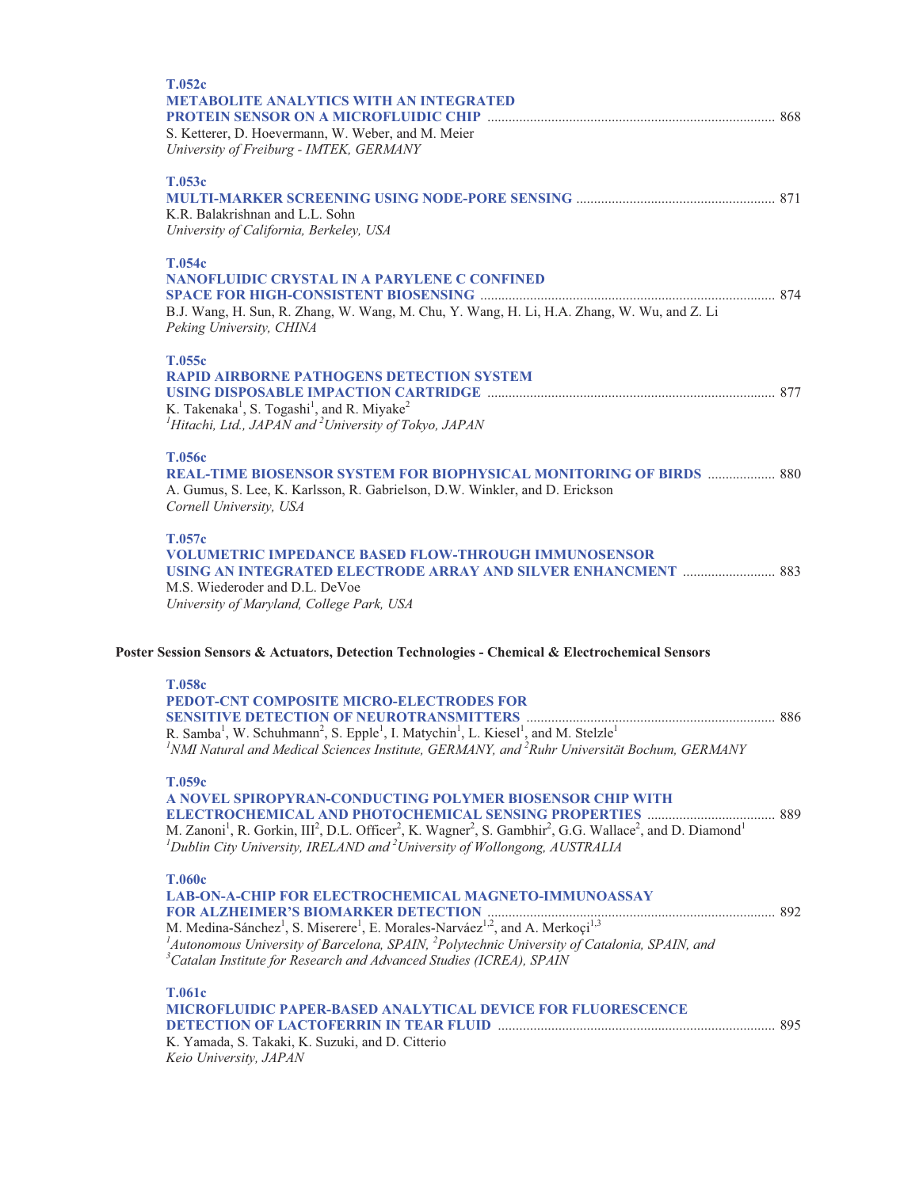**T.052c**

**METABOLITE ANALYTICS WITH AN INTEGRATED PROTEIN SENSOR ON A MICROFLUIDIC CHIP** ..... 868

S. Ketterer, D. Hoevermann, W. Weber, and M. Meier

*University of Freiburg - IMTEK, GERMANY*

**T.053c**

**MULTI-MARKER SCREENING USING NODE-PORE SENSING** ..... 871

K.R. Balakrishnan and L.L. Sohn

*University of California, Berkeley, USA*

**T.054c**

**NANOFLUIDIC CRYSTAL IN A PARYLENE C CONFINED SPACE FOR HIGH-CONSISTENT BIOSENSING** ..... 874

B.J. Wang, H. Sun, R. Zhang, W. Wang, M. Chu, Y. Wang, H. Li, H.A. Zhang, W. Wu, and Z. Li

*Peking University, CHINA*

**T.055c**

**RAPID AIRBORNE PATHOGENS DETECTION SYSTEM USING DISPOSABLE IMPACTION CARTRIDGE** ..... 877

K. Takenaka[1], S. Togashi[1], and R. Miyake[2]

*[1]Hitachi, Ltd., JAPAN and [2]University of Tokyo, JAPAN*

**T.056c**

**REAL-TIME BIOSENSOR SYSTEM FOR BIOPHYSICAL MONITORING OF BIRDS** ..... 880

A. Gumus, S. Lee, K. Karlsson, R. Gabrielson, D.W. Winkler, and D. Erickson

*Cornell University, USA*

**T.057c**

**VOLUMETRIC IMPEDANCE BASED FLOW-THROUGH IMMUNOSENSOR USING AN INTEGRATED ELECTRODE ARRAY AND SILVER ENHANCMENT** ..... 883

M.S. Wiederoder and D.L. DeVoe

*University of Maryland, College Park, USA*

## Poster Session Sensors & Actuators, Detection Technologies - Chemical & Electrochemical Sensors

**T.058c**

**PEDOT-CNT COMPOSITE MICRO-ELECTRODES FOR SENSITIVE DETECTION OF NEUROTRANSMITTERS** ..... 886

R. Samba[1], W. Schuhmann[2], S. Epple[1], I. Matychin[1], L. Kiesel[1], and M. Stelzle[1]

*[1]NMI Natural and Medical Sciences Institute, GERMANY, and [2]Ruhr Universität Bochum, GERMANY*

**T.059c**

**A NOVEL SPIROPYRAN-CONDUCTING POLYMER BIOSENSOR CHIP WITH ELECTROCHEMICAL AND PHOTOCHEMICAL SENSING PROPERTIES** ..... 889

M. Zanoni[1], R. Gorkin, III[2], D.L. Officer[2], K. Wagner[2], S. Gambhir[2], G.G. Wallace[2], and D. Diamond[1]

*[1]Dublin City University, IRELAND and [2]University of Wollongong, AUSTRALIA*

**T.060c**

**LAB-ON-A-CHIP FOR ELECTROCHEMICAL MAGNETO-IMMUNOASSAY FOR ALZHEIMER'S BIOMARKER DETECTION** ..... 892

M. Medina-Sánchez[1], S. Miserere[1], E. Morales-Narváez[1,2], and A. Merkoçi[1,3]

*[1]Autonomous University of Barcelona, SPAIN, [2]Polytechnic University of Catalonia, SPAIN, and [3]Catalan Institute for Research and Advanced Studies (ICREA), SPAIN*

**T.061c**

**MICROFLUIDIC PAPER-BASED ANALYTICAL DEVICE FOR FLUORESCENCE DETECTION OF LACTOFERRIN IN TEAR FLUID** ..... 895

K. Yamada, S. Takaki, K. Suzuki, and D. Citterio

*Keio University, JAPAN*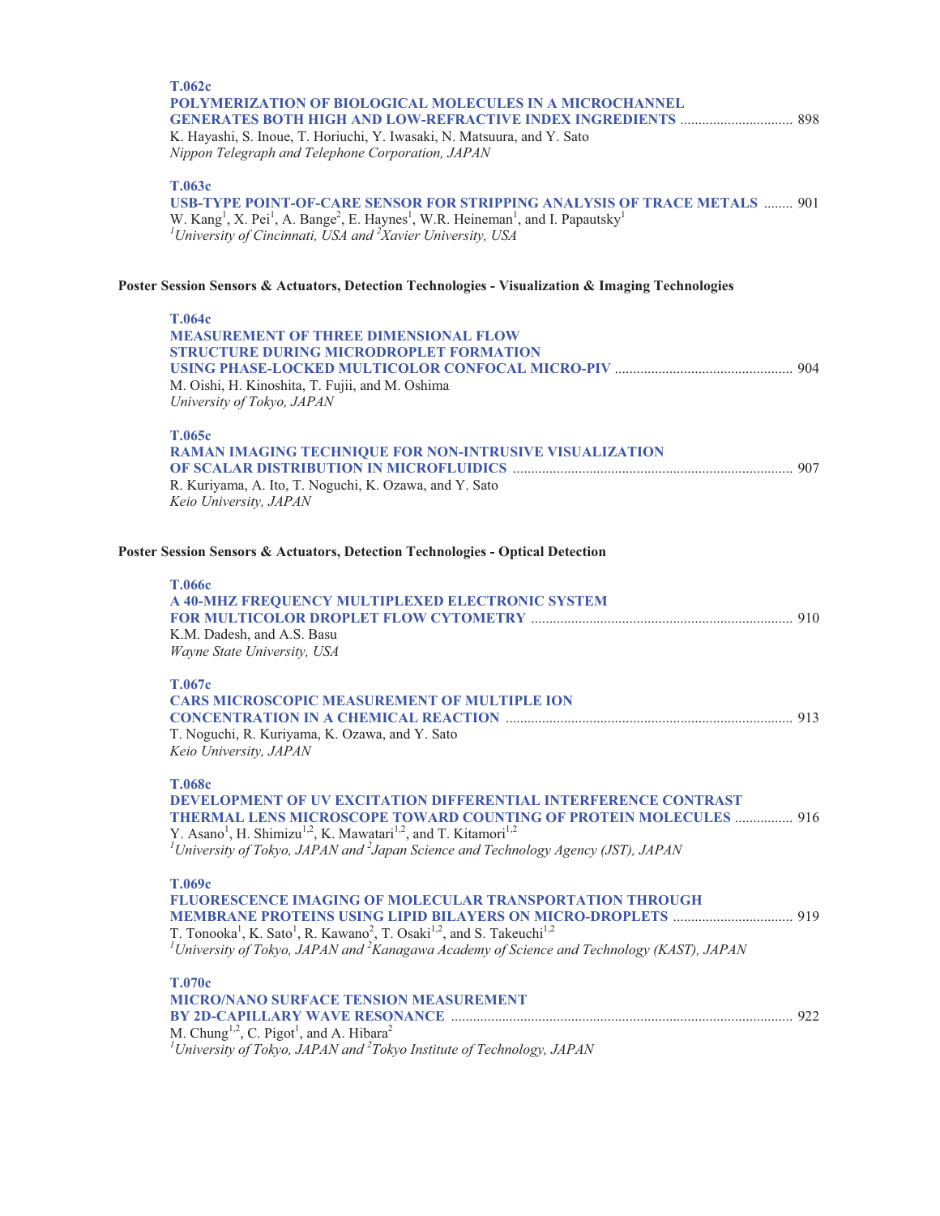**T.062c**
**POLYMERIZATION OF BIOLOGICAL MOLECULES IN A MICROCHANNEL GENERATES BOTH HIGH AND LOW-REFRACTIVE INDEX INGREDIENTS** ............................... 898
K. Hayashi, S. Inoue, T. Horiuchi, Y. Iwasaki, N. Matsuura, and Y. Sato
*Nippon Telegraph and Telephone Corporation, JAPAN*

**T.063c**
**USB-TYPE POINT-OF-CARE SENSOR FOR STRIPPING ANALYSIS OF TRACE METALS** ........ 901
W. Kang[1], X. Pei[1], A. Bange[2], E. Haynes[1], W.R. Heineman[1], and I. Papautsky[1]
*[1]University of Cincinnati, USA and [2]Xavier University, USA*

### Poster Session Sensors & Actuators, Detection Technologies - Visualization & Imaging Technologies

**T.064c**
**MEASUREMENT OF THREE DIMENSIONAL FLOW STRUCTURE DURING MICRODROPLET FORMATION USING PHASE-LOCKED MULTICOLOR CONFOCAL MICRO-PIV** ................................................ 904
M. Oishi, H. Kinoshita, T. Fujii, and M. Oshima
*University of Tokyo, JAPAN*

**T.065c**
**RAMAN IMAGING TECHNIQUE FOR NON-INTRUSIVE VISUALIZATION OF SCALAR DISTRIBUTION IN MICROFLUIDICS** ............................................................................ 907
R. Kuriyama, A. Ito, T. Noguchi, K. Ozawa, and Y. Sato
*Keio University, JAPAN*

### Poster Session Sensors & Actuators, Detection Technologies - Optical Detection

**T.066c**
**A 40-MHZ FREQUENCY MULTIPLEXED ELECTRONIC SYSTEM FOR MULTICOLOR DROPLET FLOW CYTOMETRY** ....................................................................... 910
K.M. Dadesh, and A.S. Basu
*Wayne State University, USA*

**T.067c**
**CARS MICROSCOPIC MEASUREMENT OF MULTIPLE ION CONCENTRATION IN A CHEMICAL REACTION** .............................................................................. 913
T. Noguchi, R. Kuriyama, K. Ozawa, and Y. Sato
*Keio University, JAPAN*

**T.068c**
**DEVELOPMENT OF UV EXCITATION DIFFERENTIAL INTERFERENCE CONTRAST THERMAL LENS MICROSCOPE TOWARD COUNTING OF PROTEIN MOLECULES** ................ 916
Y. Asano[1], H. Shimizu[1,2], K. Mawatari[1,2], and T. Kitamori[1,2]
*[1]University of Tokyo, JAPAN and [2]Japan Science and Technology Agency (JST), JAPAN*

**T.069c**
**FLUORESCENCE IMAGING OF MOLECULAR TRANSPORTATION THROUGH MEMBRANE PROTEINS USING LIPID BILAYERS ON MICRO-DROPLETS** ................................ 919
T. Tonooka[1], K. Sato[1], R. Kawano[2], T. Osaki[1,2], and S. Takeuchi[1,2]
*[1]University of Tokyo, JAPAN and [2]Kanagawa Academy of Science and Technology (KAST), JAPAN*

**T.070c**
**MICRO/NANO SURFACE TENSION MEASUREMENT BY 2D-CAPILLARY WAVE RESONANCE** ............................................................................................. 922
M. Chung[1,2], C. Pigot[1], and A. Hibara[2]
*[1]University of Tokyo, JAPAN and [2]Tokyo Institute of Technology, JAPAN*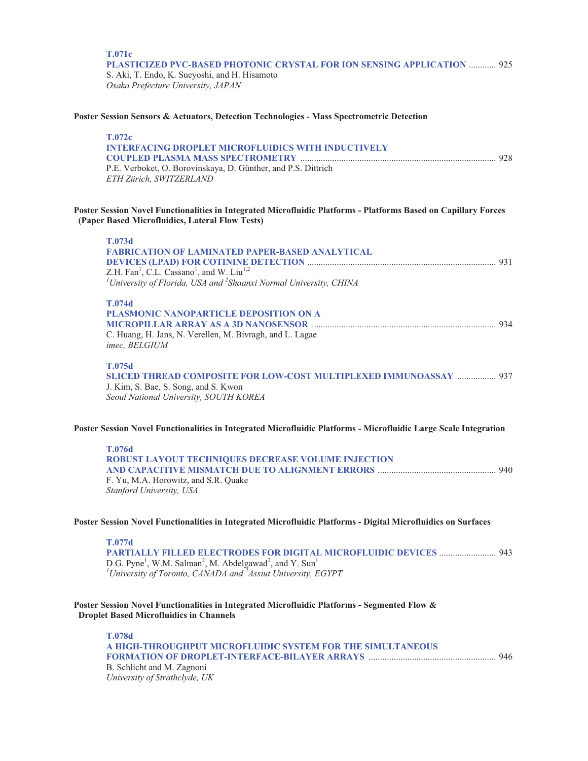**T.071c**
**PLASTICIZED PVC-BASED PHOTONIC CRYSTAL FOR ION SENSING APPLICATION** ............ 925
S. Aki, T. Endo, K. Sueyoshi, and H. Hisamoto
*Osaka Prefecture University, JAPAN*

**Poster Session Sensors & Actuators, Detection Technologies - Mass Spectrometric Detection**

**T.072c**
**INTERFACING DROPLET MICROFLUIDICS WITH INDUCTIVELY COUPLED PLASMA MASS SPECTROMETRY** ..................... 928
P.E. Verboket, O. Borovinskaya, D. Günther, and P.S. Dittrich
*ETH Zürich, SWITZERLAND*

**Poster Session Novel Functionalities in Integrated Microfluidic Platforms - Platforms Based on Capillary Forces (Paper Based Microfluidics, Lateral Flow Tests)**

**T.073d**
**FABRICATION OF LAMINATED PAPER-BASED ANALYTICAL DEVICES (LPAD) FOR COTININE DETECTION** .................. 931
Z.H. Fan[1], C.L. Cassano[1], and W. Liu[1,2]
*[1]University of Florida, USA and [2]Shaanxi Normal University, CHINA*

**T.074d**
**PLASMONIC NANOPARTICLE DEPOSITION ON A MICROPILLAR ARRAY AS A 3D NANOSENSOR** .................. 934
C. Huang, H. Jans, N. Verellen, M. Bivragh, and L. Lagae
*imec, BELGIUM*

**T.075d**
**SLICED THREAD COMPOSITE FOR LOW-COST MULTIPLEXED IMMUNOASSAY** ................. 937
J. Kim, S. Bae, S. Song, and S. Kwon
*Seoul National University, SOUTH KOREA*

**Poster Session Novel Functionalities in Integrated Microfluidic Platforms - Microfluidic Large Scale Integration**

**T.076d**
**ROBUST LAYOUT TECHNIQUES DECREASE VOLUME INJECTION AND CAPACITIVE MISMATCH DUE TO ALIGNMENT ERRORS** .................. 940
F. Yu, M.A. Horowitz, and S.R. Quake
*Stanford University, USA*

**Poster Session Novel Functionalities in Integrated Microfluidic Platforms - Digital Microfluidics on Surfaces**

**T.077d**
**PARTIALLY FILLED ELECTRODES FOR DIGITAL MICROFLUIDIC DEVICES** ......................... 943
D.G. Pyne[1], W.M. Salman[2], M. Abdelgawad[2], and Y. Sun[1]
*[1]University of Toronto, CANADA and [2]Assiut University, EGYPT*

**Poster Session Novel Functionalities in Integrated Microfluidic Platforms - Segmented Flow & Droplet Based Microfluidics in Channels**

**T.078d**
**A HIGH-THROUGHPUT MICROFLUIDIC SYSTEM FOR THE SIMULTANEOUS FORMATION OF DROPLET-INTERFACE-BILAYER ARRAYS** .................. 946
B. Schlicht and M. Zagnoni
*University of Strathclyde, UK*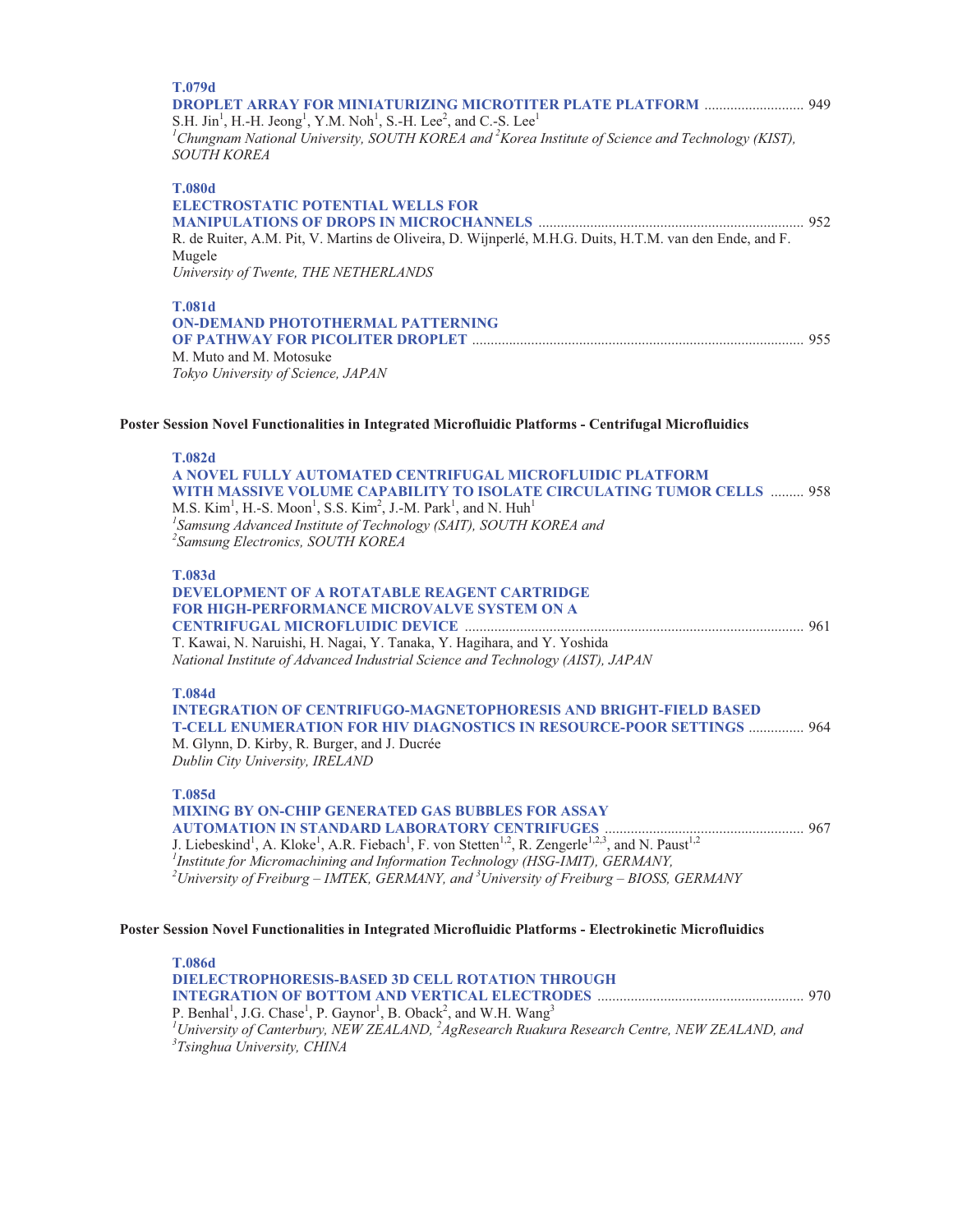**T.079d**

**DROPLET ARRAY FOR MINIATURIZING MICROTITER PLATE PLATFORM** ........................... 949

S.H. Jin[1], H.-H. Jeong[1], Y.M. Noh[1], S.-H. Lee[2], and C.-S. Lee[1]

*[1]Chungnam National University, SOUTH KOREA and [2]Korea Institute of Science and Technology (KIST), SOUTH KOREA*

**T.080d**

**ELECTROSTATIC POTENTIAL WELLS FOR MANIPULATIONS OF DROPS IN MICROCHANNELS** ....................................................................... 952

R. de Ruiter, A.M. Pit, V. Martins de Oliveira, D. Wijnperlé, M.H.G. Duits, H.T.M. van den Ende, and F. Mugele

*University of Twente, THE NETHERLANDS*

**T.081d**

**ON-DEMAND PHOTOTHERMAL PATTERNING OF PATHWAY FOR PICOLITER DROPLET** ......................................................................................... 955

M. Muto and M. Motosuke

*Tokyo University of Science, JAPAN*

## Poster Session Novel Functionalities in Integrated Microfluidic Platforms - Centrifugal Microfluidics

**T.082d**

**A NOVEL FULLY AUTOMATED CENTRIFUGAL MICROFLUIDIC PLATFORM WITH MASSIVE VOLUME CAPABILITY TO ISOLATE CIRCULATING TUMOR CELLS** ......... 958

M.S. Kim[1], H.-S. Moon[1], S.S. Kim[2], J.-M. Park[1], and N. Huh[1]

*[1]Samsung Advanced Institute of Technology (SAIT), SOUTH KOREA and [2]Samsung Electronics, SOUTH KOREA*

**T.083d**

**DEVELOPMENT OF A ROTATABLE REAGENT CARTRIDGE FOR HIGH-PERFORMANCE MICROVALVE SYSTEM ON A CENTRIFUGAL MICROFLUIDIC DEVICE** ........................................................................................... 961

T. Kawai, N. Naruishi, H. Nagai, Y. Tanaka, Y. Hagihara, and Y. Yoshida

*National Institute of Advanced Industrial Science and Technology (AIST), JAPAN*

**T.084d**

**INTEGRATION OF CENTRIFUGO-MAGNETOPHORESIS AND BRIGHT-FIELD BASED T-CELL ENUMERATION FOR HIV DIAGNOSTICS IN RESOURCE-POOR SETTINGS** ............... 964

M. Glynn, D. Kirby, R. Burger, and J. Ducrée

*Dublin City University, IRELAND*

**T.085d**

**MIXING BY ON-CHIP GENERATED GAS BUBBLES FOR ASSAY AUTOMATION IN STANDARD LABORATORY CENTRIFUGES** ...................................................... 967

J. Liebeskind[1], A. Kloke[1], A.R. Fiebach[1], F. von Stetten[1,2], R. Zengerle[1,2,3], and N. Paust[1,2]

*[1]Institute for Micromachining and Information Technology (HSG-IMIT), GERMANY, [2]University of Freiburg – IMTEK, GERMANY, and [3]University of Freiburg – BIOSS, GERMANY*

## Poster Session Novel Functionalities in Integrated Microfluidic Platforms - Electrokinetic Microfluidics

**T.086d**

**DIELECTROPHORESIS-BASED 3D CELL ROTATION THROUGH INTEGRATION OF BOTTOM AND VERTICAL ELECTRODES** ....................................................... 970

P. Benhal[1], J.G. Chase[1], P. Gaynor[1], B. Oback[2], and W.H. Wang[3]

*[1]University of Canterbury, NEW ZEALAND, [2]AgResearch Ruakura Research Centre, NEW ZEALAND, and [3]Tsinghua University, CHINA*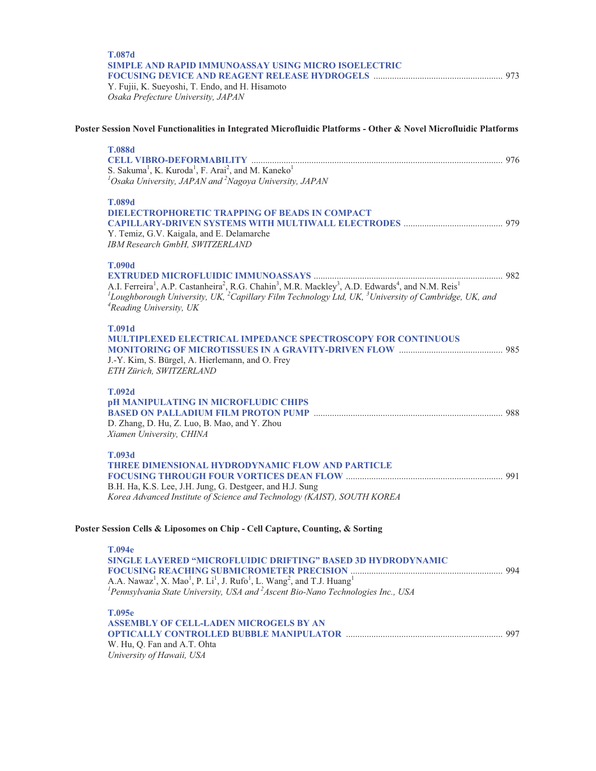**T.087d**
**SIMPLE AND RAPID IMMUNOASSAY USING MICRO ISOELECTRIC FOCUSING DEVICE AND REAGENT RELEASE HYDROGELS** ........................................................ 973
Y. Fujii, K. Sueyoshi, T. Endo, and H. Hisamoto
*Osaka Prefecture University, JAPAN*

### Poster Session Novel Functionalities in Integrated Microfluidic Platforms - Other & Novel Microfluidic Platforms

**T.088d**
**CELL VIBRO-DEFORMABILITY** ........................................................................................................... 976
S. Sakuma[1], K. Kuroda[1], F. Arai[2], and M. Kaneko[1]
*[1]Osaka University, JAPAN and [2]Nagoya University, JAPAN*

**T.089d**
**DIELECTROPHORETIC TRAPPING OF BEADS IN COMPACT CAPILLARY-DRIVEN SYSTEMS WITH MULTIWALL ELECTRODES** ........................................... 979
Y. Temiz, G.V. Kaigala, and E. Delamarche
*IBM Research GmbH, SWITZERLAND*

**T.090d**
**EXTRUDED MICROFLUIDIC IMMUNOASSAYS** .................................................................................. 982
A.I. Ferreira[1], A.P. Castanheira[2], R.G. Chahin[3], M.R. Mackley[3], A.D. Edwards[4], and N.M. Reis[1]
*[1]Loughborough University, UK, [2]Capillary Film Technology Ltd, UK, [3]University of Cambridge, UK, and [4]Reading University, UK*

**T.091d**
**MULTIPLEXED ELECTRICAL IMPEDANCE SPECTROSCOPY FOR CONTINUOUS MONITORING OF MICROTISSUES IN A GRAVITY-DRIVEN FLOW** ............................................ 985
J.-Y. Kim, S. Bürgel, A. Hierlemann, and O. Frey
*ETH Zürich, SWITZERLAND*

**T.092d**
**pH MANIPULATING IN MICROFLUDIC CHIPS BASED ON PALLADIUM FILM PROTON PUMP** ................................................................................. 988
D. Zhang, D. Hu, Z. Luo, B. Mao, and Y. Zhou
*Xiamen University, CHINA*

**T.093d**
**THREE DIMENSIONAL HYDRODYNAMIC FLOW AND PARTICLE FOCUSING THROUGH FOUR VORTICES DEAN FLOW** ................................................................... 991
B.H. Ha, K.S. Lee, J.H. Jung, G. Destgeer, and H.J. Sung
*Korea Advanced Institute of Science and Technology (KAIST), SOUTH KOREA*

### Poster Session Cells & Liposomes on Chip - Cell Capture, Counting, & Sorting

**T.094e**
**SINGLE LAYERED "MICROFLUIDIC DRIFTING" BASED 3D HYDRODYNAMIC FOCUSING REACHING SUBMICROMETER PRECISION** ................................................................. 994
A.A. Nawaz[1], X. Mao[1], P. Li[1], J. Rufo[1], L. Wang[2], and T.J. Huang[1]
*[1]Pennsylvania State University, USA and [2]Ascent Bio-Nano Technologies Inc., USA*

**T.095e**
**ASSEMBLY OF CELL-LADEN MICROGELS BY AN OPTICALLY CONTROLLED BUBBLE MANIPULATOR** ................................................................... 997
W. Hu, Q. Fan and A.T. Ohta
*University of Hawaii, USA*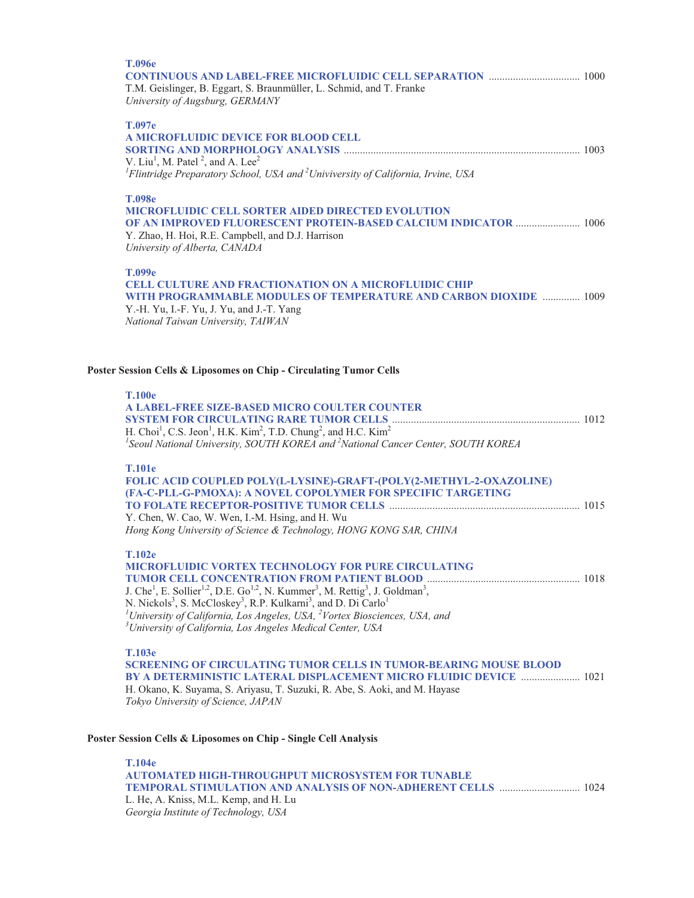**T.096e**

**CONTINUOUS AND LABEL-FREE MICROFLUIDIC CELL SEPARATION** .................................. 1000

T.M. Geislinger, B. Eggart, S. Braunmüller, L. Schmid, and T. Franke

*University of Augsburg, GERMANY*

**T.097e**

**A MICROFLUIDIC DEVICE FOR BLOOD CELL SORTING AND MORPHOLOGY ANALYSIS** ....................................................................................... 1003

V. Liu[1], M. Patel [2], and A. Lee[2]

*[1]Flintridge Preparatory School, USA and [2]Univiversity of California, Irvine, USA*

**T.098e**

**MICROFLUIDIC CELL SORTER AIDED DIRECTED EVOLUTION OF AN IMPROVED FLUORESCENT PROTEIN-BASED CALCIUM INDICATOR** ........................ 1006

Y. Zhao, H. Hoi, R.E. Campbell, and D.J. Harrison

*University of Alberta, CANADA*

**T.099e**

**CELL CULTURE AND FRACTIONATION ON A MICROFLUIDIC CHIP WITH PROGRAMMABLE MODULES OF TEMPERATURE AND CARBON DIOXIDE** .............. 1009

Y.-H. Yu, I.-F. Yu, J. Yu, and J.-T. Yang

*National Taiwan University, TAIWAN*

## Poster Session Cells & Liposomes on Chip - Circulating Tumor Cells

**T.100e**

**A LABEL-FREE SIZE-BASED MICRO COULTER COUNTER SYSTEM FOR CIRCULATING RARE TUMOR CELLS** ..................................................................... 1012

H. Choi[1], C.S. Jeon[1], H.K. Kim[2], T.D. Chung[2], and H.C. Kim[2]

*[1]Seoul National University, SOUTH KOREA and [2]National Cancer Center, SOUTH KOREA*

**T.101e**

**FOLIC ACID COUPLED POLY(L-LYSINE)-GRAFT-(POLY(2-METHYL-2-OXAZOLINE) (FA-C-PLL-G-PMOXA): A NOVEL COPOLYMER FOR SPECIFIC TARGETING TO FOLATE RECEPTOR-POSITIVE TUMOR CELLS** ...................................................................... 1015

Y. Chen, W. Cao, W. Wen, I.-M. Hsing, and H. Wu

*Hong Kong University of Science & Technology, HONG KONG SAR, CHINA*

**T.102e**

**MICROFLUIDIC VORTEX TECHNOLOGY FOR PURE CIRCULATING TUMOR CELL CONCENTRATION FROM PATIENT BLOOD** ......................................................... 1018

J. Che[1], E. Sollier[1,2], D.E. Go[1,2], N. Kummer[3], M. Rettig[3], J. Goldman[3], N. Nickols[3], S. McCloskey[3], R.P. Kulkarni[3], and D. Di Carlo[1]

*[1]University of California, Los Angeles, USA, [2]Vortex Biosciences, USA, and [3]University of California, Los Angeles Medical Center, USA*

**T.103e**

**SCREENING OF CIRCULATING TUMOR CELLS IN TUMOR-BEARING MOUSE BLOOD BY A DETERMINISTIC LATERAL DISPLACEMENT MICRO FLUIDIC DEVICE** ...................... 1021

H. Okano, K. Suyama, S. Ariyasu, T. Suzuki, R. Abe, S. Aoki, and M. Hayase

*Tokyo University of Science, JAPAN*

## Poster Session Cells & Liposomes on Chip - Single Cell Analysis

**T.104e**

**AUTOMATED HIGH-THROUGHPUT MICROSYSTEM FOR TUNABLE TEMPORAL STIMULATION AND ANALYSIS OF NON-ADHERENT CELLS** .............................. 1024

L. He, A. Kniss, M.L. Kemp, and H. Lu

*Georgia Institute of Technology, USA*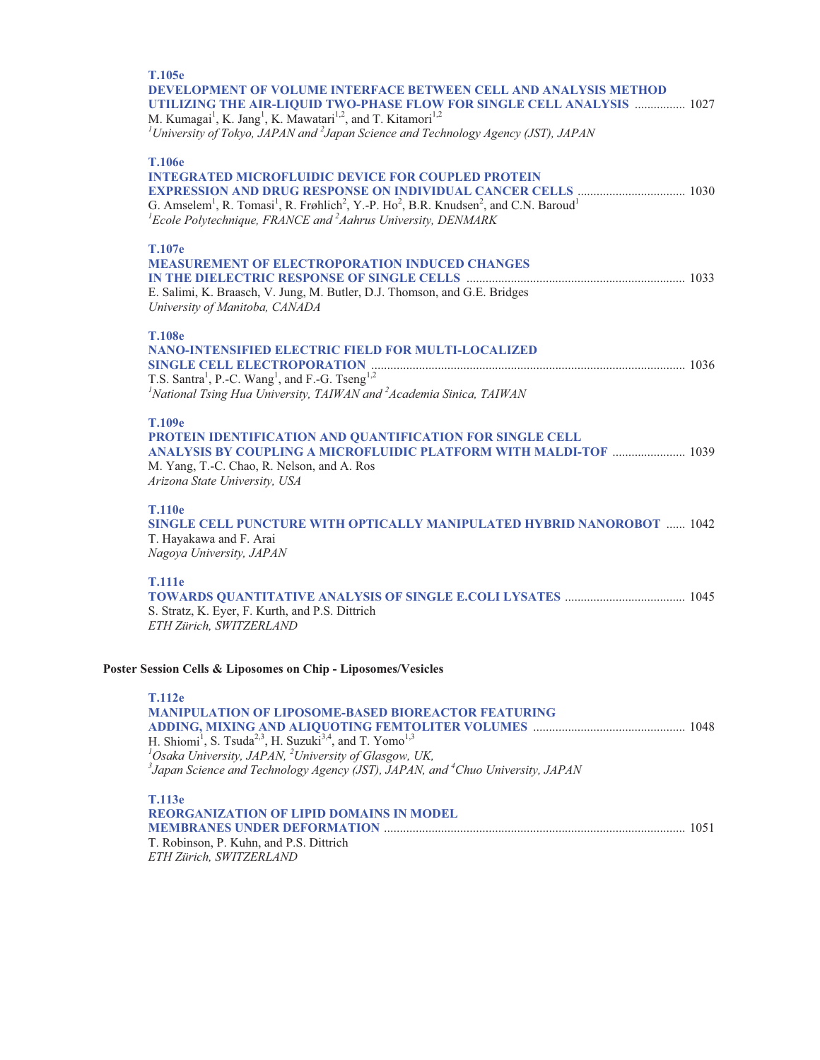**T.105e**

**DEVELOPMENT OF VOLUME INTERFACE BETWEEN CELL AND ANALYSIS METHOD UTILIZING THE AIR-LIQUID TWO-PHASE FLOW FOR SINGLE CELL ANALYSIS** ................ 1027

M. Kumagai[1], K. Jang[1], K. Mawatari[1,2], and T. Kitamori[1,2]

*[1]University of Tokyo, JAPAN and [2]Japan Science and Technology Agency (JST), JAPAN*

**T.106e**

**INTEGRATED MICROFLUIDIC DEVICE FOR COUPLED PROTEIN EXPRESSION AND DRUG RESPONSE ON INDIVIDUAL CANCER CELLS** .................................. 1030

G. Amselem[1], R. Tomasi[1], R. Frøhlich[2], Y.-P. Ho[2], B.R. Knudsen[2], and C.N. Baroud[1]

*[1]Ecole Polytechnique, FRANCE and [2]Aahrus University, DENMARK*

**T.107e**

**MEASUREMENT OF ELECTROPORATION INDUCED CHANGES IN THE DIELECTRIC RESPONSE OF SINGLE CELLS** .................................................................... 1033

E. Salimi, K. Braasch, V. Jung, M. Butler, D.J. Thomson, and G.E. Bridges

*University of Manitoba, CANADA*

**T.108e**

**NANO-INTENSIFIED ELECTRIC FIELD FOR MULTI-LOCALIZED SINGLE CELL ELECTROPORATION** .................................................................................................. 1036

T.S. Santra[1], P.-C. Wang[1], and F.-G. Tseng[1,2]

*[1]National Tsing Hua University, TAIWAN and [2]Academia Sinica, TAIWAN*

**T.109e**

**PROTEIN IDENTIFICATION AND QUANTIFICATION FOR SINGLE CELL ANALYSIS BY COUPLING A MICROFLUIDIC PLATFORM WITH MALDI-TOF** ....................... 1039

M. Yang, T.-C. Chao, R. Nelson, and A. Ros

*Arizona State University, USA*

**T.110e**

**SINGLE CELL PUNCTURE WITH OPTICALLY MANIPULATED HYBRID NANOROBOT** ...... 1042

T. Hayakawa and F. Arai

*Nagoya University, JAPAN*

**T.111e**

**TOWARDS QUANTITATIVE ANALYSIS OF SINGLE E.COLI LYSATES** ...................................... 1045

S. Stratz, K. Eyer, F. Kurth, and P.S. Dittrich

*ETH Zürich, SWITZERLAND*

## Poster Session Cells & Liposomes on Chip - Liposomes/Vesicles

**T.112e**

**MANIPULATION OF LIPOSOME-BASED BIOREACTOR FEATURING ADDING, MIXING AND ALIQUOTING FEMTOLITER VOLUMES** ................................................ 1048

H. Shiomi[1], S. Tsuda[2,3], H. Suzuki[3,4], and T. Yomo[1,3]

*[1]Osaka University, JAPAN, [2]University of Glasgow, UK,*
*[3]Japan Science and Technology Agency (JST), JAPAN, and [4]Chuo University, JAPAN*

**T.113e**

**REORGANIZATION OF LIPID DOMAINS IN MODEL MEMBRANES UNDER DEFORMATION** .............................................................................................. 1051

T. Robinson, P. Kuhn, and P.S. Dittrich

*ETH Zürich, SWITZERLAND*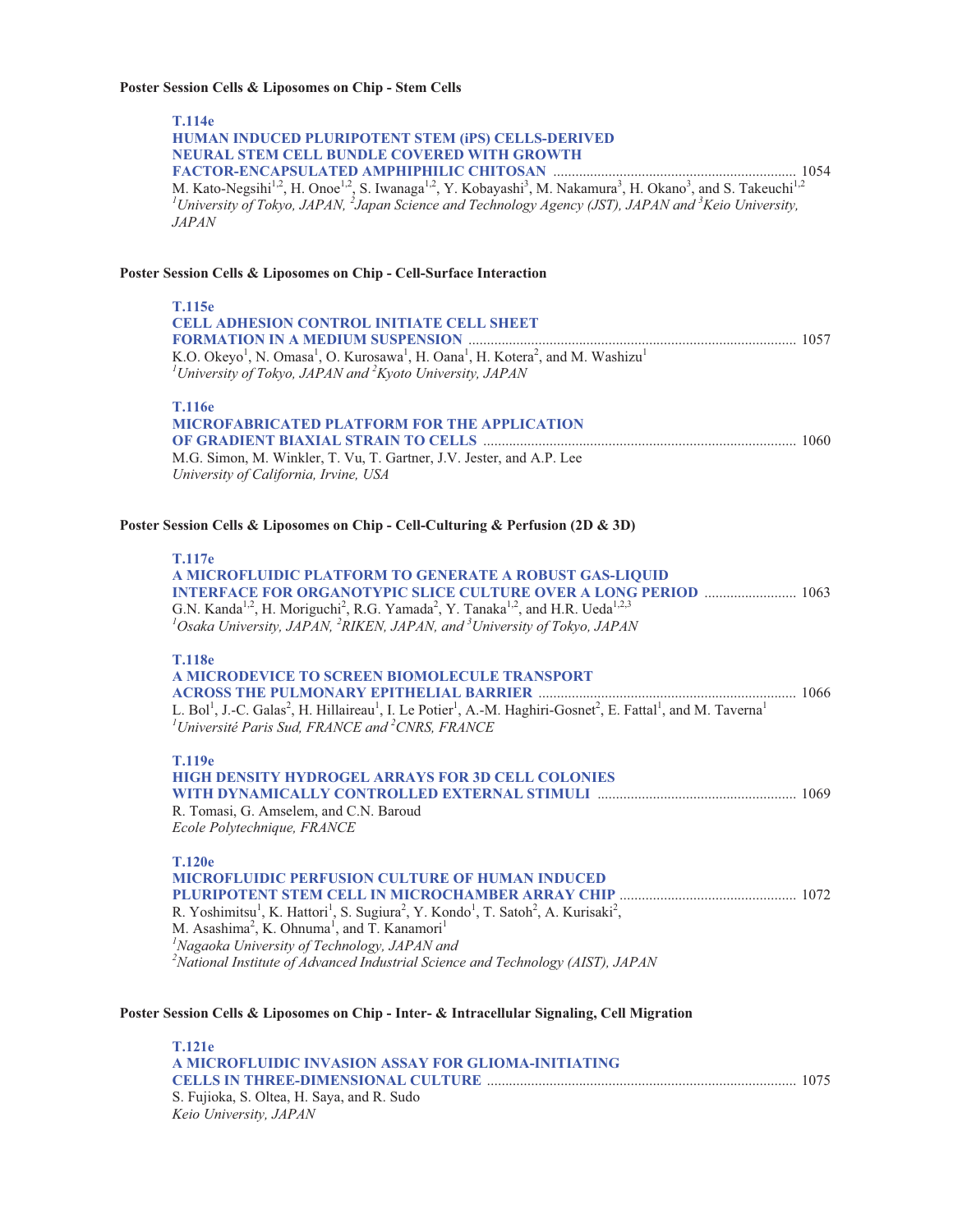**Poster Session Cells & Liposomes on Chip - Stem Cells**

**T.114e**
**HUMAN INDUCED PLURIPOTENT STEM (iPS) CELLS-DERIVED NEURAL STEM CELL BUNDLE COVERED WITH GROWTH FACTOR-ENCAPSULATED AMPHIPHILIC CHITOSAN** ........ 1054
M. Kato-Negsihi[1,2], H. Onoe[1,2], S. Iwanaga[1,2], Y. Kobayashi[3], M. Nakamura[3], H. Okano[3], and S. Takeuchi[1,2]
*[1]University of Tokyo, JAPAN, [2]Japan Science and Technology Agency (JST), JAPAN and [3]Keio University, JAPAN*

**Poster Session Cells & Liposomes on Chip - Cell-Surface Interaction**

**T.115e**
**CELL ADHESION CONTROL INITIATE CELL SHEET FORMATION IN A MEDIUM SUSPENSION** ........ 1057
K.O. Okeyo[1], N. Omasa[1], O. Kurosawa[1], H. Oana[1], H. Kotera[2], and M. Washizu[1]
*[1]University of Tokyo, JAPAN and [2]Kyoto University, JAPAN*

**T.116e**
**MICROFABRICATED PLATFORM FOR THE APPLICATION OF GRADIENT BIAXIAL STRAIN TO CELLS** ........ 1060
M.G. Simon, M. Winkler, T. Vu, T. Gartner, J.V. Jester, and A.P. Lee
*University of California, Irvine, USA*

**Poster Session Cells & Liposomes on Chip - Cell-Culturing & Perfusion (2D & 3D)**

**T.117e**
**A MICROFLUIDIC PLATFORM TO GENERATE A ROBUST GAS-LIQUID INTERFACE FOR ORGANOTYPIC SLICE CULTURE OVER A LONG PERIOD** ........ 1063
G.N. Kanda[1,2], H. Moriguchi[2], R.G. Yamada[2], Y. Tanaka[1,2], and H.R. Ueda[1,2,3]
*[1]Osaka University, JAPAN, [2]RIKEN, JAPAN, and [3]University of Tokyo, JAPAN*

**T.118e**
**A MICRODEVICE TO SCREEN BIOMOLECULE TRANSPORT ACROSS THE PULMONARY EPITHELIAL BARRIER** ........ 1066
L. Bol[1], J.-C. Galas[2], H. Hillaireau[1], I. Le Potier[1], A.-M. Haghiri-Gosnet[2], E. Fattal[1], and M. Taverna[1]
*[1]Université Paris Sud, FRANCE and [2]CNRS, FRANCE*

**T.119e**
**HIGH DENSITY HYDROGEL ARRAYS FOR 3D CELL COLONIES WITH DYNAMICALLY CONTROLLED EXTERNAL STIMULI** ........ 1069
R. Tomasi, G. Amselem, and C.N. Baroud
*Ecole Polytechnique, FRANCE*

**T.120e**
**MICROFLUIDIC PERFUSION CULTURE OF HUMAN INDUCED PLURIPOTENT STEM CELL IN MICROCHAMBER ARRAY CHIP** ........ 1072
R. Yoshimitsu[1], K. Hattori[1], S. Sugiura[2], Y. Kondo[1], T. Satoh[2], A. Kurisaki[2], M. Asashima[2], K. Ohnuma[1], and T. Kanamori[1]
*[1]Nagaoka University of Technology, JAPAN and*
*[2]National Institute of Advanced Industrial Science and Technology (AIST), JAPAN*

**Poster Session Cells & Liposomes on Chip - Inter- & Intracellular Signaling, Cell Migration**

**T.121e**
**A MICROFLUIDIC INVASION ASSAY FOR GLIOMA-INITIATING CELLS IN THREE-DIMENSIONAL CULTURE** ........ 1075
S. Fujioka, S. Oltea, H. Saya, and R. Sudo
*Keio University, JAPAN*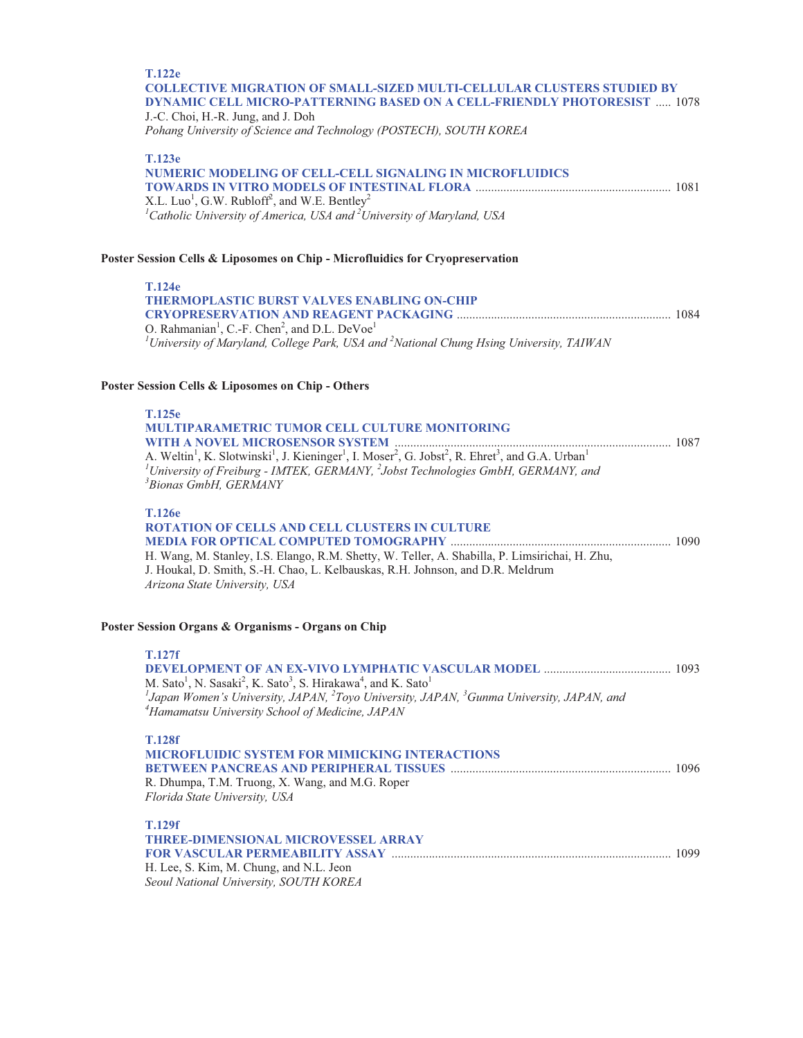**T.122e**

**COLLECTIVE MIGRATION OF SMALL-SIZED MULTI-CELLULAR CLUSTERS STUDIED BY DYNAMIC CELL MICRO-PATTERNING BASED ON A CELL-FRIENDLY PHOTORESIST** ..... 1078

J.-C. Choi, H.-R. Jung, and J. Doh

*Pohang University of Science and Technology (POSTECH), SOUTH KOREA*

**T.123e**

**NUMERIC MODELING OF CELL-CELL SIGNALING IN MICROFLUIDICS TOWARDS IN VITRO MODELS OF INTESTINAL FLORA** ..... 1081

X.L. Luo[1], G.W. Rubloff[2], and W.E. Bentley[2]

*[1]Catholic University of America, USA and [2]University of Maryland, USA*

### Poster Session Cells & Liposomes on Chip - Microfluidics for Cryopreservation

**T.124e**

**THERMOPLASTIC BURST VALVES ENABLING ON-CHIP CRYOPRESERVATION AND REAGENT PACKAGING** ..... 1084

O. Rahmanian[1], C.-F. Chen[2], and D.L. DeVoe[1]

*[1]University of Maryland, College Park, USA and [2]National Chung Hsing University, TAIWAN*

### Poster Session Cells & Liposomes on Chip - Others

**T.125e**

**MULTIPARAMETRIC TUMOR CELL CULTURE MONITORING WITH A NOVEL MICROSENSOR SYSTEM** ..... 1087

A. Weltin[1], K. Slotwinski[1], J. Kieninger[1], I. Moser[2], G. Jobst[2], R. Ehret[3], and G.A. Urban[1]

*[1]University of Freiburg - IMTEK, GERMANY, [2]Jobst Technologies GmbH, GERMANY, and [3]Bionas GmbH, GERMANY*

**T.126e**

**ROTATION OF CELLS AND CELL CLUSTERS IN CULTURE MEDIA FOR OPTICAL COMPUTED TOMOGRAPHY** ..... 1090

H. Wang, M. Stanley, I.S. Elango, R.M. Shetty, W. Teller, A. Shabilla, P. Limsirichai, H. Zhu, J. Houkal, D. Smith, S.-H. Chao, L. Kelbauskas, R.H. Johnson, and D.R. Meldrum

*Arizona State University, USA*

### Poster Session Organs & Organisms - Organs on Chip

**T.127f**

**DEVELOPMENT OF AN EX-VIVO LYMPHATIC VASCULAR MODEL** ..... 1093

M. Sato[1], N. Sasaki[2], K. Sato[3], S. Hirakawa[4], and K. Sato[1]

*[1]Japan Women's University, JAPAN, [2]Toyo University, JAPAN, [3]Gunma University, JAPAN, and [4]Hamamatsu University School of Medicine, JAPAN*

**T.128f**

**MICROFLUIDIC SYSTEM FOR MIMICKING INTERACTIONS BETWEEN PANCREAS AND PERIPHERAL TISSUES** ..... 1096

R. Dhumpa, T.M. Truong, X. Wang, and M.G. Roper

*Florida State University, USA*

**T.129f**

**THREE-DIMENSIONAL MICROVESSEL ARRAY FOR VASCULAR PERMEABILITY ASSAY** ..... 1099

H. Lee, S. Kim, M. Chung, and N.L. Jeon

*Seoul National University, SOUTH KOREA*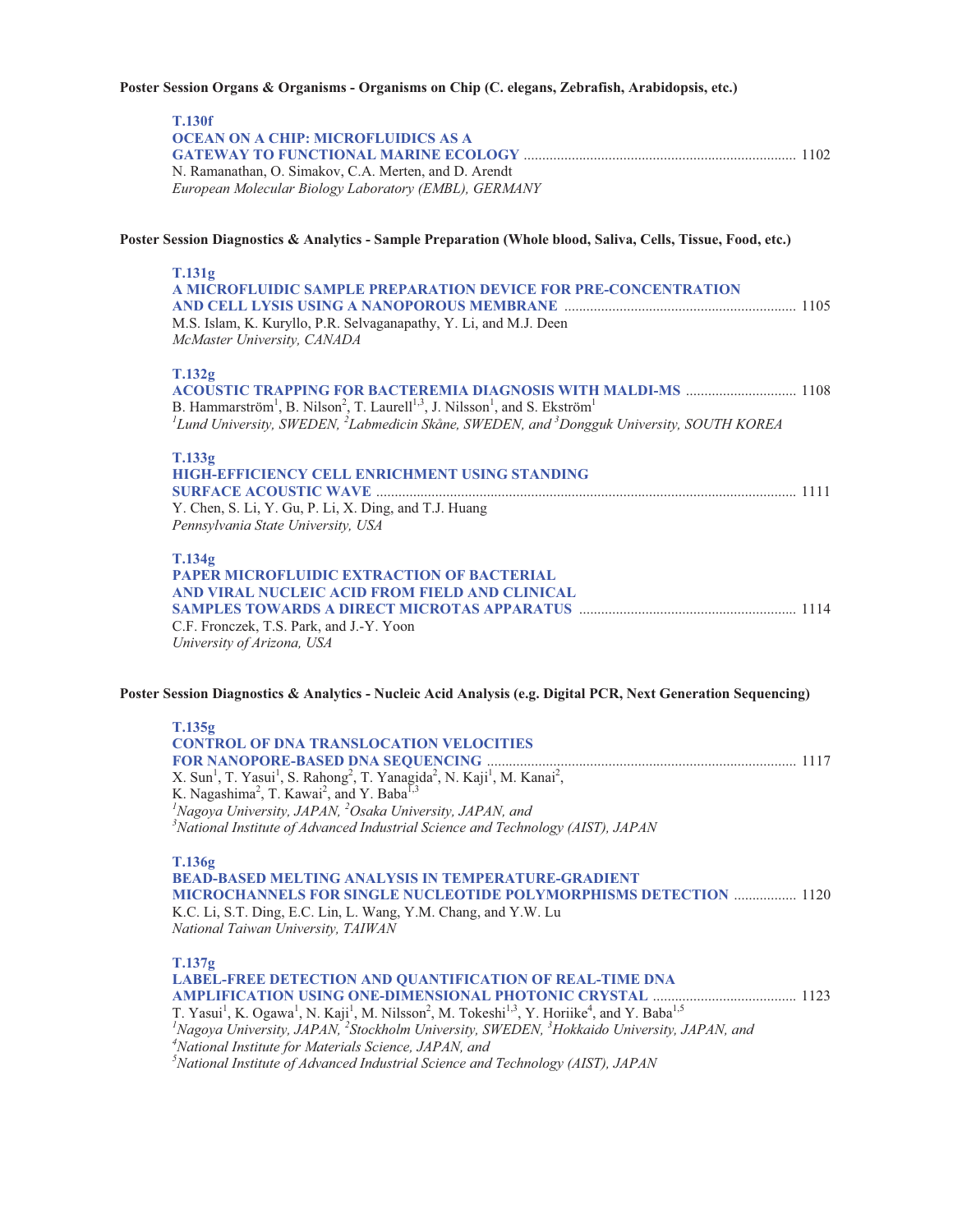**Poster Session Organs & Organisms - Organisms on Chip (C. elegans, Zebrafish, Arabidopsis, etc.)**

**T.130f**
**OCEAN ON A CHIP: MICROFLUIDICS AS A GATEWAY TO FUNCTIONAL MARINE ECOLOGY** ........ 1102
N. Ramanathan, O. Simakov, C.A. Merten, and D. Arendt
*European Molecular Biology Laboratory (EMBL), GERMANY*

**Poster Session Diagnostics & Analytics - Sample Preparation (Whole blood, Saliva, Cells, Tissue, Food, etc.)**

**T.131g**
**A MICROFLUIDIC SAMPLE PREPARATION DEVICE FOR PRE-CONCENTRATION AND CELL LYSIS USING A NANOPOROUS MEMBRANE** ........ 1105
M.S. Islam, K. Kuryllo, P.R. Selvaganapathy, Y. Li, and M.J. Deen
*McMaster University, CANADA*

**T.132g**
**ACOUSTIC TRAPPING FOR BACTEREMIA DIAGNOSIS WITH MALDI-MS** ........ 1108
B. Hammarström[1], B. Nilson[2], T. Laurell[1,3], J. Nilsson[1], and S. Ekström[1]
*[1]Lund University, SWEDEN, [2]Labmedicin Skåne, SWEDEN, and [3]Dongguk University, SOUTH KOREA*

**T.133g**
**HIGH-EFFICIENCY CELL ENRICHMENT USING STANDING SURFACE ACOUSTIC WAVE** ........ 1111
Y. Chen, S. Li, Y. Gu, P. Li, X. Ding, and T.J. Huang
*Pennsylvania State University, USA*

**T.134g**
**PAPER MICROFLUIDIC EXTRACTION OF BACTERIAL AND VIRAL NUCLEIC ACID FROM FIELD AND CLINICAL SAMPLES TOWARDS A DIRECT MICROTAS APPARATUS** ........ 1114
C.F. Fronczek, T.S. Park, and J.-Y. Yoon
*University of Arizona, USA*

**Poster Session Diagnostics & Analytics - Nucleic Acid Analysis (e.g. Digital PCR, Next Generation Sequencing)**

**T.135g**
**CONTROL OF DNA TRANSLOCATION VELOCITIES FOR NANOPORE-BASED DNA SEQUENCING** ........ 1117
X. Sun[1], T. Yasui[1], S. Rahong[2], T. Yanagida[2], N. Kaji[1], M. Kanai[2], K. Nagashima[2], T. Kawai[2], and Y. Baba[1,3]
*[1]Nagoya University, JAPAN, [2]Osaka University, JAPAN, and*
*[3]National Institute of Advanced Industrial Science and Technology (AIST), JAPAN*

**T.136g**
**BEAD-BASED MELTING ANALYSIS IN TEMPERATURE-GRADIENT MICROCHANNELS FOR SINGLE NUCLEOTIDE POLYMORPHISMS DETECTION** ........ 1120
K.C. Li, S.T. Ding, E.C. Lin, L. Wang, Y.M. Chang, and Y.W. Lu
*National Taiwan University, TAIWAN*

**T.137g**
**LABEL-FREE DETECTION AND QUANTIFICATION OF REAL-TIME DNA AMPLIFICATION USING ONE-DIMENSIONAL PHOTONIC CRYSTAL** ........ 1123
T. Yasui[1], K. Ogawa[1], N. Kaji[1], M. Nilsson[2], M. Tokeshi[1,3], Y. Horiike[4], and Y. Baba[1,5]
*[1]Nagoya University, JAPAN, [2]Stockholm University, SWEDEN, [3]Hokkaido University, JAPAN, and*
*[4]National Institute for Materials Science, JAPAN, and*
*[5]National Institute of Advanced Industrial Science and Technology (AIST), JAPAN*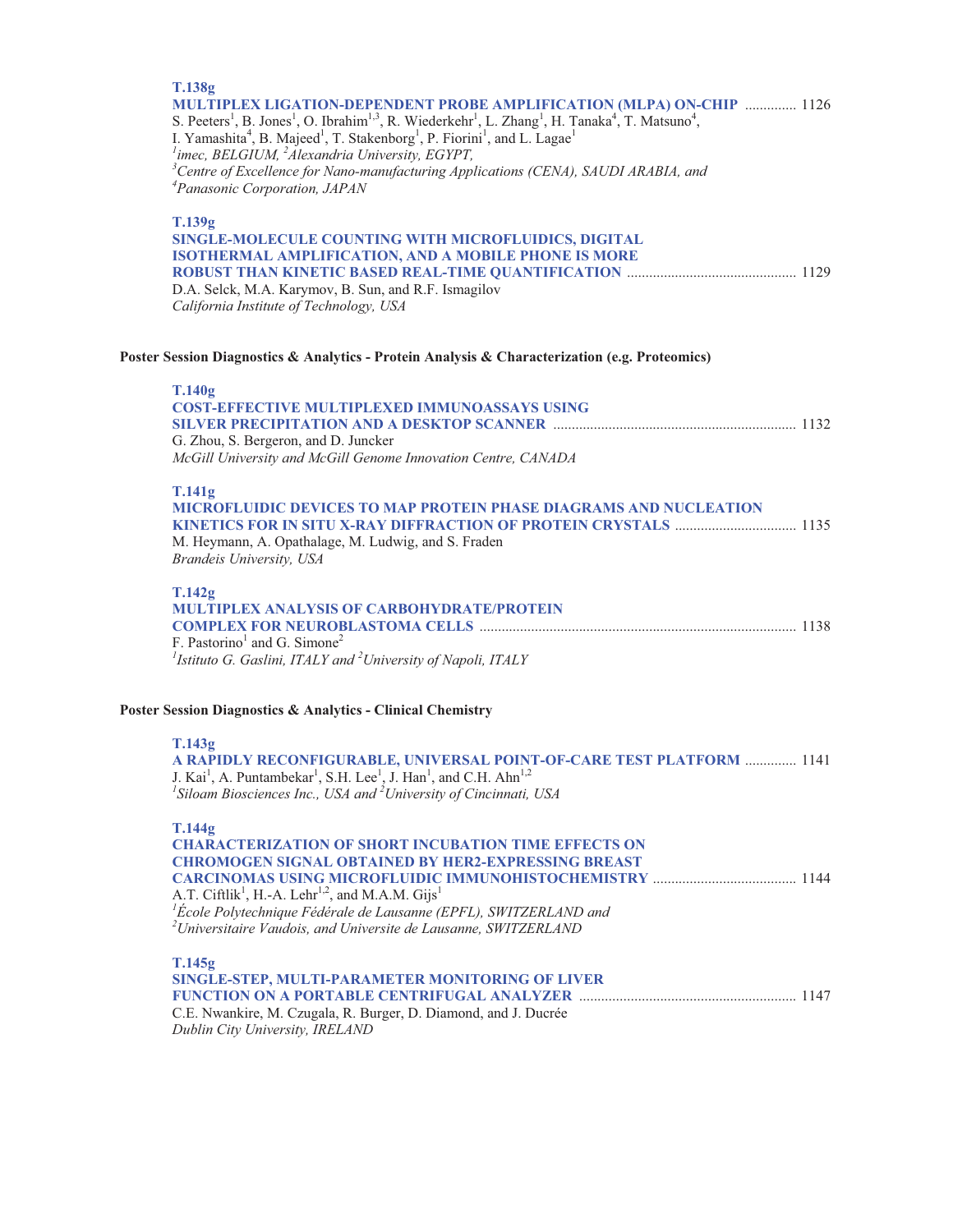**T.138g**
**MULTIPLEX LIGATION-DEPENDENT PROBE AMPLIFICATION (MLPA) ON-CHIP** .............. 1126
S. Peeters[1], B. Jones[1], O. Ibrahim[1,3], R. Wiederkehr[1], L. Zhang[1], H. Tanaka[4], T. Matsuno[4], I. Yamashita[4], B. Majeed[1], T. Stakenborg[1], P. Fiorini[1], and L. Lagae[1]
*[1]imec, BELGIUM, [2]Alexandria University, EGYPT,*
*[3]Centre of Excellence for Nano-manufacturing Applications (CENA), SAUDI ARABIA, and*
*[4]Panasonic Corporation, JAPAN*

**T.139g**
**SINGLE-MOLECULE COUNTING WITH MICROFLUIDICS, DIGITAL ISOTHERMAL AMPLIFICATION, AND A MOBILE PHONE IS MORE ROBUST THAN KINETIC BASED REAL-TIME QUANTIFICATION** ............................................. 1129
D.A. Selck, M.A. Karymov, B. Sun, and R.F. Ismagilov
*California Institute of Technology, USA*

### Poster Session Diagnostics & Analytics - Protein Analysis & Characterization (e.g. Proteomics)

**T.140g**
**COST-EFFECTIVE MULTIPLEXED IMMUNOASSAYS USING SILVER PRECIPITATION AND A DESKTOP SCANNER** ................................................................. 1132
G. Zhou, S. Bergeron, and D. Juncker
*McGill University and McGill Genome Innovation Centre, CANADA*

**T.141g**
**MICROFLUIDIC DEVICES TO MAP PROTEIN PHASE DIAGRAMS AND NUCLEATION KINETICS FOR IN SITU X-RAY DIFFRACTION OF PROTEIN CRYSTALS** ................................ 1135
M. Heymann, A. Opathalage, M. Ludwig, and S. Fraden
*Brandeis University, USA*

**T.142g**
**MULTIPLEX ANALYSIS OF CARBOHYDRATE/PROTEIN COMPLEX FOR NEUROBLASTOMA CELLS** ..................................................................................... 1138
F. Pastorino[1] and G. Simone[2]
*[1]Istituto G. Gaslini, ITALY and [2]University of Napoli, ITALY*

### Poster Session Diagnostics & Analytics - Clinical Chemistry

**T.143g**
**A RAPIDLY RECONFIGURABLE, UNIVERSAL POINT-OF-CARE TEST PLATFORM** .............. 1141
J. Kai[1], A. Puntambekar[1], S.H. Lee[1], J. Han[1], and C.H. Ahn[1,2]
*[1]Siloam Biosciences Inc., USA and [2]University of Cincinnati, USA*

**T.144g**
**CHARACTERIZATION OF SHORT INCUBATION TIME EFFECTS ON CHROMOGEN SIGNAL OBTAINED BY HER2-EXPRESSING BREAST CARCINOMAS USING MICROFLUIDIC IMMUNOHISTOCHEMISTRY** ....................................... 1144
A.T. Ciftlik[1], H.-A. Lehr[1,2], and M.A.M. Gijs[1]
*[1]École Polytechnique Fédérale de Lausanne (EPFL), SWITZERLAND and*
*[2]Universitaire Vaudois, and Universite de Lausanne, SWITZERLAND*

**T.145g**
**SINGLE-STEP, MULTI-PARAMETER MONITORING OF LIVER FUNCTION ON A PORTABLE CENTRIFUGAL ANALYZER** .......................................................... 1147
C.E. Nwankire, M. Czugala, R. Burger, D. Diamond, and J. Ducrée
*Dublin City University, IRELAND*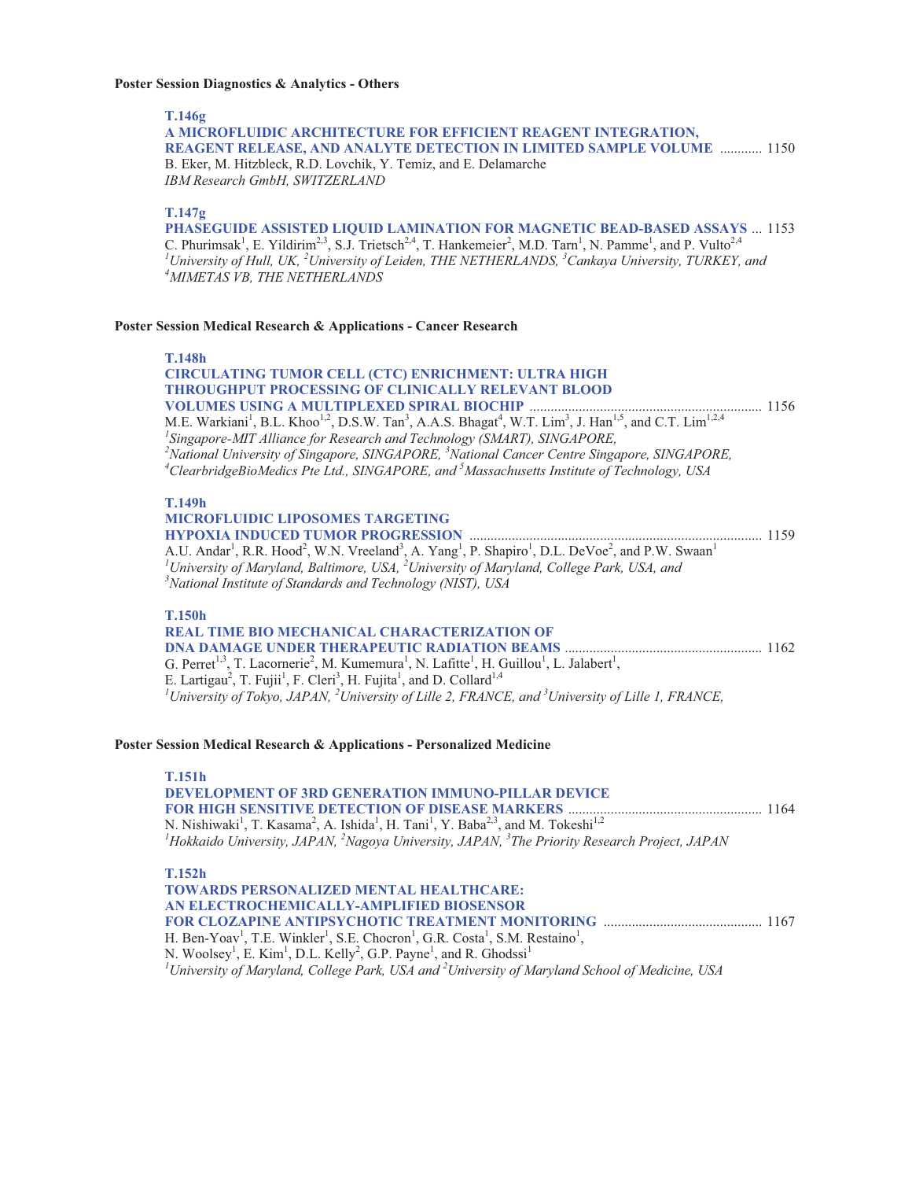**Poster Session Diagnostics & Analytics - Others**

**T.146g**
**A MICROFLUIDIC ARCHITECTURE FOR EFFICIENT REAGENT INTEGRATION, REAGENT RELEASE, AND ANALYTE DETECTION IN LIMITED SAMPLE VOLUME** ............ 1150
B. Eker, M. Hitzbleck, R.D. Lovchik, Y. Temiz, and E. Delamarche
*IBM Research GmbH, SWITZERLAND*

**T.147g**
**PHASEGUIDE ASSISTED LIQUID LAMINATION FOR MAGNETIC BEAD-BASED ASSAYS** ... 1153
C. Phurimsak[1], E. Yildirim[2,3], S.J. Trietsch[2,4], T. Hankemeier[2], M.D. Tarn[1], N. Pamme[1], and P. Vulto[2,4]
*[1]University of Hull, UK, [2]University of Leiden, THE NETHERLANDS, [3]Cankaya University, TURKEY, and [4]MIMETAS VB, THE NETHERLANDS*

**Poster Session Medical Research & Applications - Cancer Research**

**T.148h**
**CIRCULATING TUMOR CELL (CTC) ENRICHMENT: ULTRA HIGH THROUGHPUT PROCESSING OF CLINICALLY RELEVANT BLOOD VOLUMES USING A MULTIPLEXED SPIRAL BIOCHIP** ........ 1156
M.E. Warkiani[1], B.L. Khoo[1,2], D.S.W. Tan[3], A.A.S. Bhagat[4], W.T. Lim[3], J. Han[1,5], and C.T. Lim[1,2,4]
*[1]Singapore-MIT Alliance for Research and Technology (SMART), SINGAPORE, [2]National University of Singapore, SINGAPORE, [3]National Cancer Centre Singapore, SINGAPORE, [4]ClearbridgeBioMedics Pte Ltd., SINGAPORE, and [5]Massachusetts Institute of Technology, USA*

**T.149h**
**MICROFLUIDIC LIPOSOMES TARGETING HYPOXIA INDUCED TUMOR PROGRESSION** ........ 1159
A.U. Andar[1], R.R. Hood[2], W.N. Vreeland[3], A. Yang[1], P. Shapiro[1], D.L. DeVoe[2], and P.W. Swaan[1]
*[1]University of Maryland, Baltimore, USA, [2]University of Maryland, College Park, USA, and [3]National Institute of Standards and Technology (NIST), USA*

**T.150h**
**REAL TIME BIO MECHANICAL CHARACTERIZATION OF DNA DAMAGE UNDER THERAPEUTIC RADIATION BEAMS** ........ 1162
G. Perret[1,3], T. Lacornerie[2], M. Kumemura[1], N. Lafitte[1], H. Guillou[1], L. Jalabert[1], E. Lartigau[2], T. Fujii[1], F. Cleri[3], H. Fujita[1], and D. Collard[1,4]
*[1]University of Tokyo, JAPAN, [2]University of Lille 2, FRANCE, and [3]University of Lille 1, FRANCE,*

**Poster Session Medical Research & Applications - Personalized Medicine**

**T.151h**
**DEVELOPMENT OF 3RD GENERATION IMMUNO-PILLAR DEVICE FOR HIGH SENSITIVE DETECTION OF DISEASE MARKERS** ........ 1164
N. Nishiwaki[1], T. Kasama[2], A. Ishida[1], H. Tani[1], Y. Baba[2,3], and M. Tokeshi[1,2]
*[1]Hokkaido University, JAPAN, [2]Nagoya University, JAPAN, [3]The Priority Research Project, JAPAN*

**T.152h**
**TOWARDS PERSONALIZED MENTAL HEALTHCARE: AN ELECTROCHEMICALLY-AMPLIFIED BIOSENSOR FOR CLOZAPINE ANTIPSYCHOTIC TREATMENT MONITORING** ........ 1167
H. Ben-Yoav[1], T.E. Winkler[1], S.E. Chocron[1], G.R. Costa[1], S.M. Restaino[1], N. Woolsey[1], E. Kim[1], D.L. Kelly[2], G.P. Payne[1], and R. Ghodssi[1]
*[1]University of Maryland, College Park, USA and [2]University of Maryland School of Medicine, USA*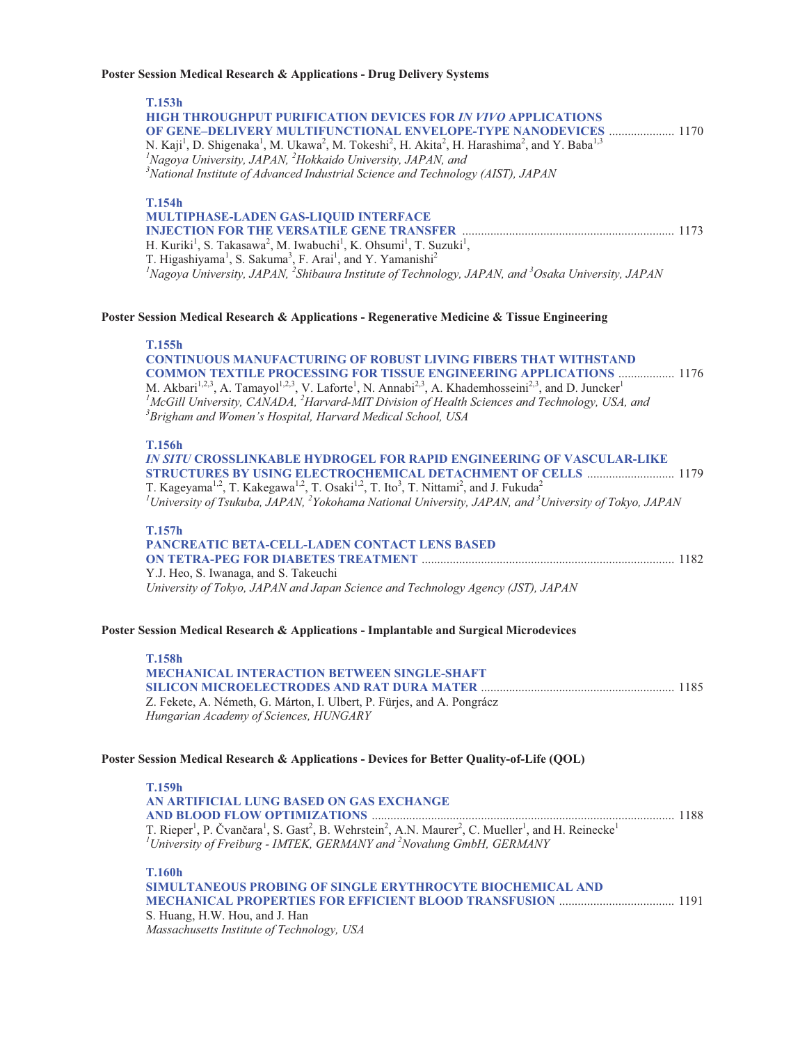**Poster Session Medical Research & Applications - Drug Delivery Systems**

**T.153h**
**HIGH THROUGHPUT PURIFICATION DEVICES FOR *IN VIVO* APPLICATIONS OF GENE–DELIVERY MULTIFUNCTIONAL ENVELOPE-TYPE NANODEVICES** ..................... 1170
N. Kaji[1], D. Shigenaka[1], M. Ukawa[2], M. Tokeshi[2], H. Akita[2], H. Harashima[2], and Y. Baba[1,3]
*[1]Nagoya University, JAPAN, [2]Hokkaido University, JAPAN, and*
*[3]National Institute of Advanced Industrial Science and Technology (AIST), JAPAN*

**T.154h**
**MULTIPHASE-LADEN GAS-LIQUID INTERFACE INJECTION FOR THE VERSATILE GENE TRANSFER** ................................................................... 1173
H. Kuriki[1], S. Takasawa[2], M. Iwabuchi[1], K. Ohsumi[1], T. Suzuki[1],
T. Higashiyama[1], S. Sakuma[3], F. Arai[1], and Y. Yamanishi[2]
*[1]Nagoya University, JAPAN, [2]Shibaura Institute of Technology, JAPAN, and [3]Osaka University, JAPAN*

**Poster Session Medical Research & Applications - Regenerative Medicine & Tissue Engineering**

**T.155h**
**CONTINUOUS MANUFACTURING OF ROBUST LIVING FIBERS THAT WITHSTAND COMMON TEXTILE PROCESSING FOR TISSUE ENGINEERING APPLICATIONS** .................. 1176
M. Akbari[1,2,3], A. Tamayol[1,2,3], V. Laforte[1], N. Annabi[2,3], A. Khademhosseini[2,3], and D. Juncker[1]
*[1]McGill University, CANADA, [2]Harvard-MIT Division of Health Sciences and Technology, USA, and*
*[3]Brigham and Women's Hospital, Harvard Medical School, USA*

**T.156h**
***IN SITU* CROSSLINKABLE HYDROGEL FOR RAPID ENGINEERING OF VASCULAR-LIKE STRUCTURES BY USING ELECTROCHEMICAL DETACHMENT OF CELLS** ............................ 1179
T. Kageyama[1,2], T. Kakegawa[1,2], T. Osaki[1,2], T. Ito[3], T. Nittami[2], and J. Fukuda[2]
*[1]University of Tsukuba, JAPAN, [2]Yokohama National University, JAPAN, and [3]University of Tokyo, JAPAN*

**T.157h**
**PANCREATIC BETA-CELL-LADEN CONTACT LENS BASED ON TETRA-PEG FOR DIABETES TREATMENT** ................................................................................ 1182
Y.J. Heo, S. Iwanaga, and S. Takeuchi
*University of Tokyo, JAPAN and Japan Science and Technology Agency (JST), JAPAN*

**Poster Session Medical Research & Applications - Implantable and Surgical Microdevices**

**T.158h**
**MECHANICAL INTERACTION BETWEEN SINGLE-SHAFT SILICON MICROELECTRODES AND RAT DURA MATER** ............................................................. 1185
Z. Fekete, A. Németh, G. Márton, I. Ulbert, P. Fürjes, and A. Pongrácz
*Hungarian Academy of Sciences, HUNGARY*

**Poster Session Medical Research & Applications - Devices for Better Quality-of-Life (QOL)**

**T.159h**
**AN ARTIFICIAL LUNG BASED ON GAS EXCHANGE AND BLOOD FLOW OPTIMIZATIONS** ................................................................................................ 1188
T. Rieper[1], P. Čvančara[1], S. Gast[2], B. Wehrstein[2], A.N. Maurer[2], C. Mueller[1], and H. Reinecke[1]
*[1]University of Freiburg - IMTEK, GERMANY and [2]Novalung GmbH, GERMANY*

**T.160h**
**SIMULTANEOUS PROBING OF SINGLE ERYTHROCYTE BIOCHEMICAL AND MECHANICAL PROPERTIES FOR EFFICIENT BLOOD TRANSFUSION** .................................... 1191
S. Huang, H.W. Hou, and J. Han
*Massachusetts Institute of Technology, USA*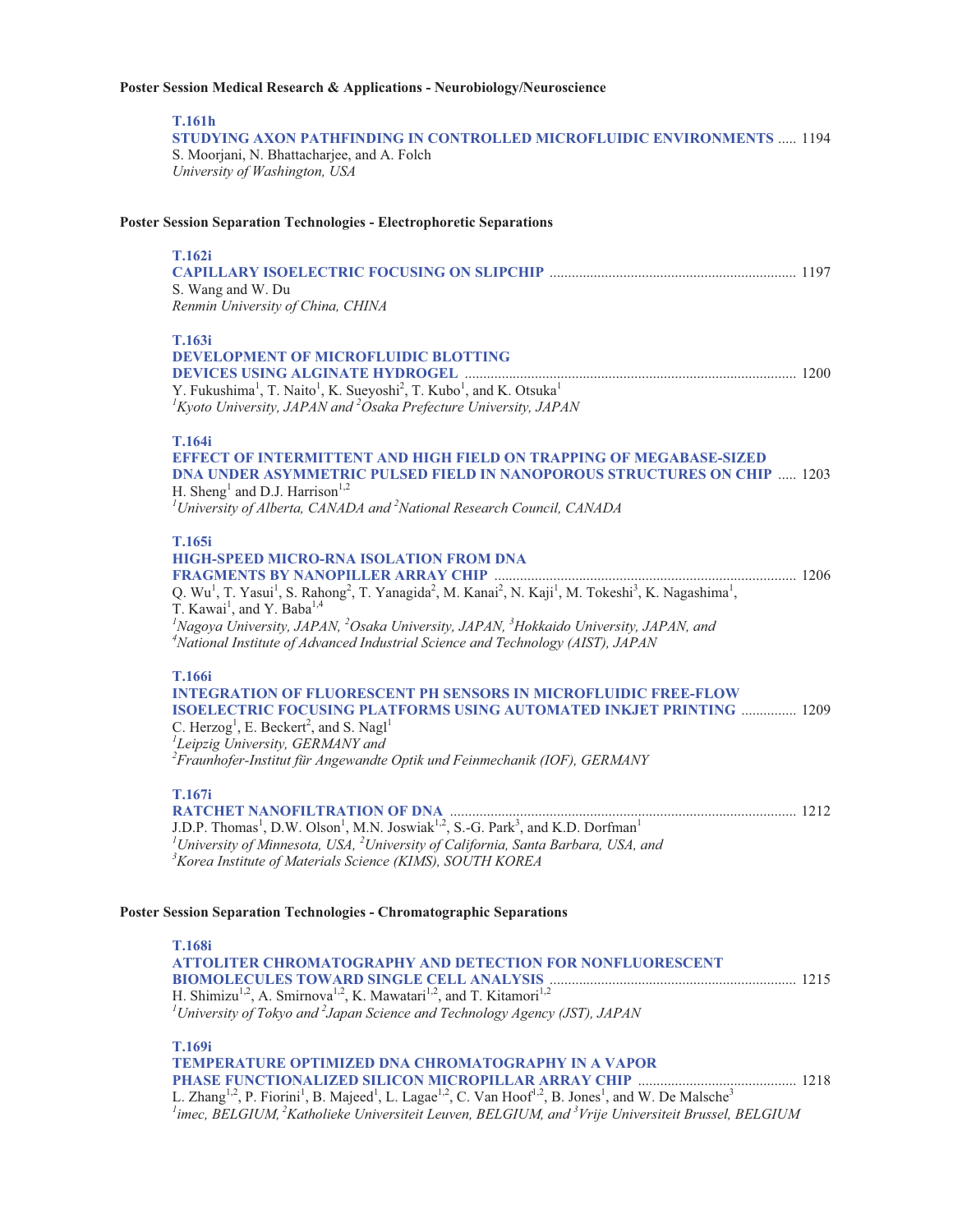**Poster Session Medical Research & Applications - Neurobiology/Neuroscience**

**T.161h**
**STUDYING AXON PATHFINDING IN CONTROLLED MICROFLUIDIC ENVIRONMENTS** ..... 1194
S. Moorjani, N. Bhattacharjee, and A. Folch
*University of Washington, USA*

**Poster Session Separation Technologies - Electrophoretic Separations**

**T.162i**
**CAPILLARY ISOELECTRIC FOCUSING ON SLIPCHIP** .................................................................. 1197
S. Wang and W. Du
*Renmin University of China, CHINA*

**T.163i**
**DEVELOPMENT OF MICROFLUIDIC BLOTTING DEVICES USING ALGINATE HYDROGEL** ......................................................................................... 1200
Y. Fukushima[1], T. Naito[1], K. Sueyoshi[2], T. Kubo[1], and K. Otsuka[1]
*[1]Kyoto University, JAPAN and [2]Osaka Prefecture University, JAPAN*

**T.164i**
**EFFECT OF INTERMITTENT AND HIGH FIELD ON TRAPPING OF MEGABASE-SIZED DNA UNDER ASYMMETRIC PULSED FIELD IN NANOPOROUS STRUCTURES ON CHIP** ..... 1203
H. Sheng[1] and D.J. Harrison[1,2]
*[1]University of Alberta, CANADA and [2]National Research Council, CANADA*

**T.165i**
**HIGH-SPEED MICRO-RNA ISOLATION FROM DNA FRAGMENTS BY NANOPILLER ARRAY CHIP** ................................................................................. 1206
Q. Wu[1], T. Yasui[1], S. Rahong[2], T. Yanagida[2], M. Kanai[2], N. Kaji[1], M. Tokeshi[3], K. Nagashima[1], T. Kawai[1], and Y. Baba[1,4]
*[1]Nagoya University, JAPAN, [2]Osaka University, JAPAN, [3]Hokkaido University, JAPAN, and [4]National Institute of Advanced Industrial Science and Technology (AIST), JAPAN*

**T.166i**
**INTEGRATION OF FLUORESCENT PH SENSORS IN MICROFLUIDIC FREE-FLOW ISOELECTRIC FOCUSING PLATFORMS USING AUTOMATED INKJET PRINTING** ............... 1209
C. Herzog[1], E. Beckert[2], and S. Nagl[1]
*[1]Leipzig University, GERMANY and*
*[2]Fraunhofer-Institut für Angewandte Optik und Feinmechanik (IOF), GERMANY*

**T.167i**
**RATCHET NANOFILTRATION OF DNA** ............................................................................................. 1212
J.D.P. Thomas[1], D.W. Olson[1], M.N. Joswiak[1,2], S.-G. Park[3], and K.D. Dorfman[1]
*[1]University of Minnesota, USA, [2]University of California, Santa Barbara, USA, and*
*[3]Korea Institute of Materials Science (KIMS), SOUTH KOREA*

**Poster Session Separation Technologies - Chromatographic Separations**

**T.168i**
**ATTOLITER CHROMATOGRAPHY AND DETECTION FOR NONFLUORESCENT BIOMOLECULES TOWARD SINGLE CELL ANALYSIS** .................................................................. 1215
H. Shimizu[1,2], A. Smirnova[1,2], K. Mawatari[1,2], and T. Kitamori[1,2]
*[1]University of Tokyo and [2]Japan Science and Technology Agency (JST), JAPAN*

**T.169i**
**TEMPERATURE OPTIMIZED DNA CHROMATOGRAPHY IN A VAPOR PHASE FUNCTIONALIZED SILICON MICROPILLAR ARRAY CHIP** ........................................... 1218
L. Zhang[1,2], P. Fiorini[1], B. Majeed[1], L. Lagae[1,2], C. Van Hoof[1,2], B. Jones[1], and W. De Malsche[3]
*[1]imec, BELGIUM, [2]Katholieke Universiteit Leuven, BELGIUM, and [3]Vrije Universiteit Brussel, BELGIUM*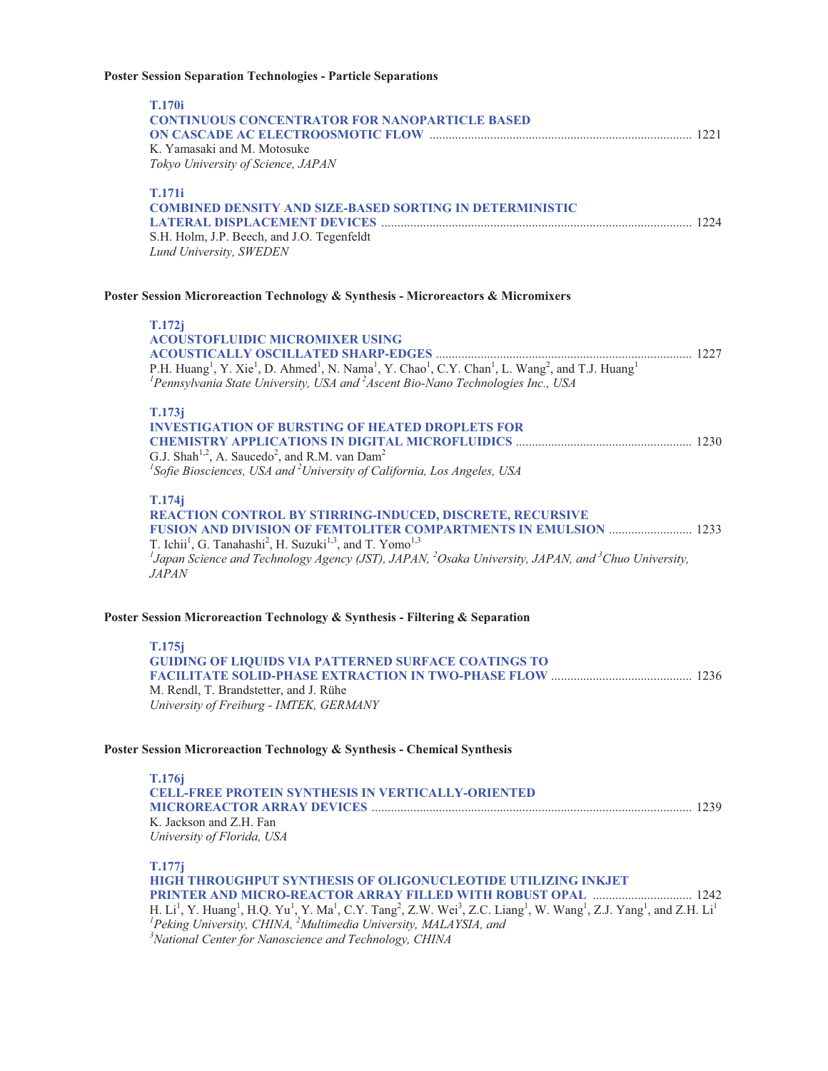**Poster Session Separation Technologies - Particle Separations**

**T.170i**
**CONTINUOUS CONCENTRATOR FOR NANOPARTICLE BASED ON CASCADE AC ELECTROOSMOTIC FLOW** ........................................ 1221
K. Yamasaki and M. Motosuke
*Tokyo University of Science, JAPAN*

**T.171i**
**COMBINED DENSITY AND SIZE-BASED SORTING IN DETERMINISTIC LATERAL DISPLACEMENT DEVICES** ........................................ 1224
S.H. Holm, J.P. Beech, and J.O. Tegenfeldt
*Lund University, SWEDEN*

**Poster Session Microreaction Technology & Synthesis - Microreactors & Micromixers**

**T.172j**
**ACOUSTOFLUIDIC MICROMIXER USING ACOUSTICALLY OSCILLATED SHARP-EDGES** ........................................ 1227
P.H. Huang[1], Y. Xie[1], D. Ahmed[1], N. Nama[1], Y. Chao[1], C.Y. Chan[1], L. Wang[2], and T.J. Huang[1]
*[1]Pennsylvania State University, USA and [2]Ascent Bio-Nano Technologies Inc., USA*

**T.173j**
**INVESTIGATION OF BURSTING OF HEATED DROPLETS FOR CHEMISTRY APPLICATIONS IN DIGITAL MICROFLUIDICS** ........................................ 1230
G.J. Shah[1,2], A. Saucedo[2], and R.M. van Dam[2]
*[1]Sofie Biosciences, USA and [2]University of California, Los Angeles, USA*

**T.174j**
**REACTION CONTROL BY STIRRING-INDUCED, DISCRETE, RECURSIVE FUSION AND DIVISION OF FEMTOLITER COMPARTMENTS IN EMULSION** ........................................ 1233
T. Ichii[1], G. Tanahashi[2], H. Suzuki[1,3], and T. Yomo[1,3]
*[1]Japan Science and Technology Agency (JST), JAPAN, [2]Osaka University, JAPAN, and [3]Chuo University, JAPAN*

**Poster Session Microreaction Technology & Synthesis - Filtering & Separation**

**T.175j**
**GUIDING OF LIQUIDS VIA PATTERNED SURFACE COATINGS TO FACILITATE SOLID-PHASE EXTRACTION IN TWO-PHASE FLOW** ........................................ 1236
M. Rendl, T. Brandstetter, and J. Rühe
*University of Freiburg - IMTEK, GERMANY*

**Poster Session Microreaction Technology & Synthesis - Chemical Synthesis**

**T.176j**
**CELL-FREE PROTEIN SYNTHESIS IN VERTICALLY-ORIENTED MICROREACTOR ARRAY DEVICES** ........................................ 1239
K. Jackson and Z.H. Fan
*University of Florida, USA*

**T.177j**
**HIGH THROUGHPUT SYNTHESIS OF OLIGONUCLEOTIDE UTILIZING INKJET PRINTER AND MICRO-REACTOR ARRAY FILLED WITH ROBUST OPAL** ........................................ 1242
H. Li[1], Y. Huang[1], H.Q. Yu[1], Y. Ma[1], C.Y. Tang[2], Z.W. Wei[3], Z.C. Liang[1], W. Wang[1], Z.J. Yang[1], and Z.H. Li[1]
*[1]Peking University, CHINA, [2]Multimedia University, MALAYSIA, and*
*[3]National Center for Nanoscience and Technology, CHINA*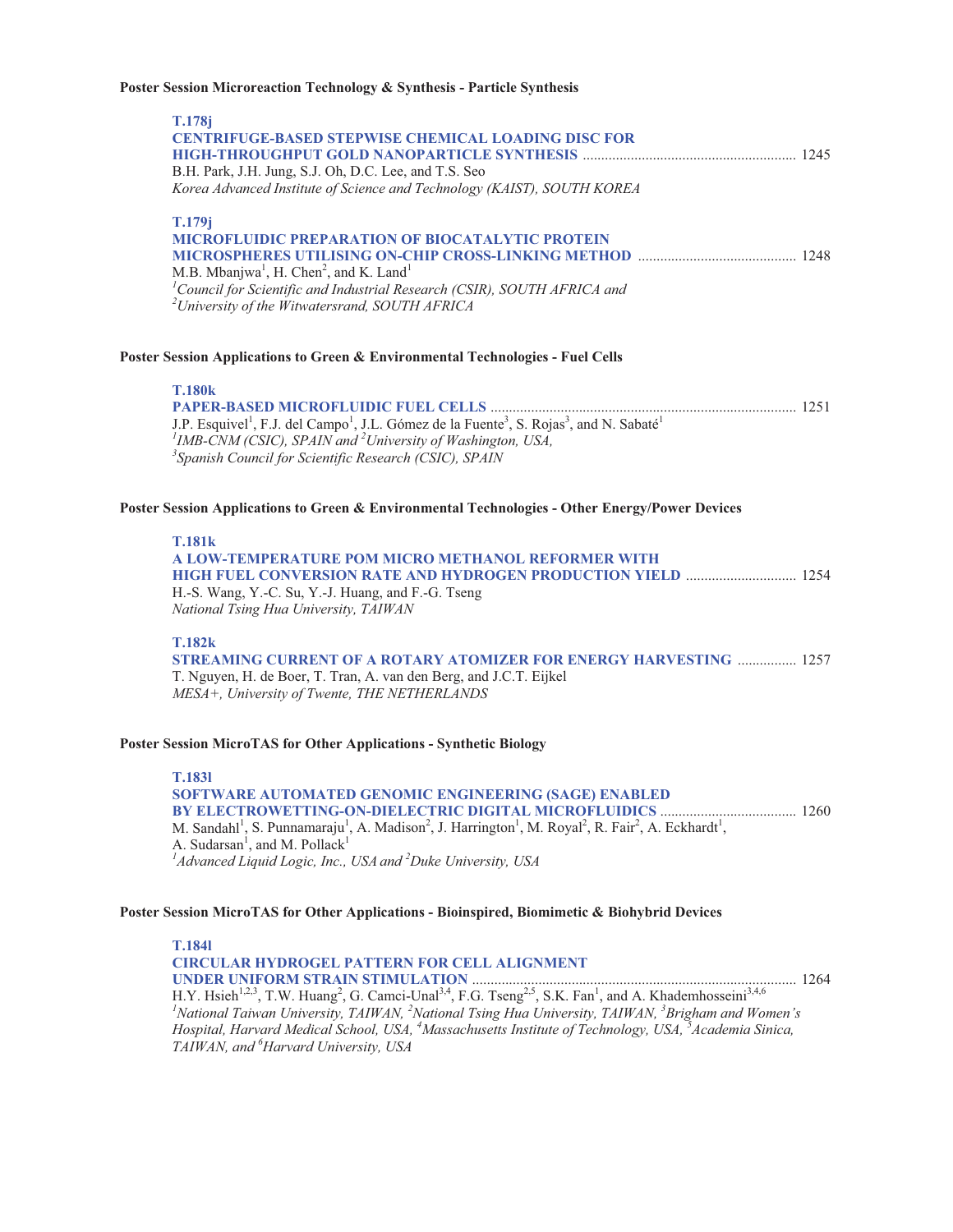**Poster Session Microreaction Technology & Synthesis - Particle Synthesis**

**T.178j**
**CENTRIFUGE-BASED STEPWISE CHEMICAL LOADING DISC FOR HIGH-THROUGHPUT GOLD NANOPARTICLE SYNTHESIS** ........................................................ 1245
B.H. Park, J.H. Jung, S.J. Oh, D.C. Lee, and T.S. Seo
*Korea Advanced Institute of Science and Technology (KAIST), SOUTH KOREA*

**T.179j**
**MICROFLUIDIC PREPARATION OF BIOCATALYTIC PROTEIN MICROSPHERES UTILISING ON-CHIP CROSS-LINKING METHOD** .......................................... 1248
M.B. Mbanjwa[1], H. Chen[2], and K. Land[1]
*[1]Council for Scientific and Industrial Research (CSIR), SOUTH AFRICA and [2]University of the Witwatersrand, SOUTH AFRICA*

**Poster Session Applications to Green & Environmental Technologies - Fuel Cells**

**T.180k**
**PAPER-BASED MICROFLUIDIC FUEL CELLS** .................................................................................. 1251
J.P. Esquivel[1], F.J. del Campo[1], J.L. Gómez de la Fuente[3], S. Rojas[3], and N. Sabaté[1]
*[1]IMB-CNM (CSIC), SPAIN and [2]University of Washington, USA, [3]Spanish Council for Scientific Research (CSIC), SPAIN*

**Poster Session Applications to Green & Environmental Technologies - Other Energy/Power Devices**

**T.181k**
**A LOW-TEMPERATURE POM MICRO METHANOL REFORMER WITH HIGH FUEL CONVERSION RATE AND HYDROGEN PRODUCTION YIELD** ............................. 1254
H.-S. Wang, Y.-C. Su, Y.-J. Huang, and F.-G. Tseng
*National Tsing Hua University, TAIWAN*

**T.182k**
**STREAMING CURRENT OF A ROTARY ATOMIZER FOR ENERGY HARVESTING** ................ 1257
T. Nguyen, H. de Boer, T. Tran, A. van den Berg, and J.C.T. Eijkel
*MESA+, University of Twente, THE NETHERLANDS*

**Poster Session MicroTAS for Other Applications - Synthetic Biology**

**T.183l**
**SOFTWARE AUTOMATED GENOMIC ENGINEERING (SAGE) ENABLED BY ELECTROWETTING-ON-DIELECTRIC DIGITAL MICROFLUIDICS** .................................... 1260
M. Sandahl[1], S. Punnamaraju[1], A. Madison[2], J. Harrington[1], M. Royal[2], R. Fair[2], A. Eckhardt[1], A. Sudarsan[1], and M. Pollack[1]
*[1]Advanced Liquid Logic, Inc., USA and [2]Duke University, USA*

**Poster Session MicroTAS for Other Applications - Bioinspired, Biomimetic & Biohybrid Devices**

**T.184l**
**CIRCULAR HYDROGEL PATTERN FOR CELL ALIGNMENT UNDER UNIFORM STRAIN STIMULATION** ........................................................................................ 1264
H.Y. Hsieh[1,2,3], T.W. Huang[2], G. Camci-Unal[3,4], F.G. Tseng[2,5], S.K. Fan[1], and A. Khademhosseini[3,4,6]
*[1]National Taiwan University, TAIWAN, [2]National Tsing Hua University, TAIWAN, [3]Brigham and Women's Hospital, Harvard Medical School, USA, [4]Massachusetts Institute of Technology, USA, [5]Academia Sinica, TAIWAN, and [6]Harvard University, USA*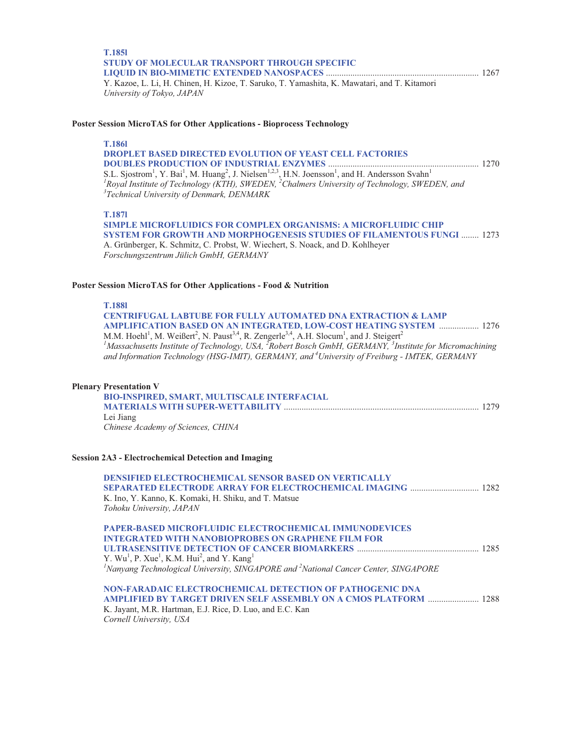**T.185l**

**STUDY OF MOLECULAR TRANSPORT THROUGH SPECIFIC LIQUID IN BIO-MIMETIC EXTENDED NANOSPACES** .......... 1267

Y. Kazoe, L. Li, H. Chinen, H. Kizoe, T. Saruko, T. Yamashita, K. Mawatari, and T. Kitamori

*University of Tokyo, JAPAN*

## Poster Session MicroTAS for Other Applications - Bioprocess Technology

**T.186l**

**DROPLET BASED DIRECTED EVOLUTION OF YEAST CELL FACTORIES DOUBLES PRODUCTION OF INDUSTRIAL ENZYMES** .......... 1270

S.L. Sjostrom[1], Y. Bai[1], M. Huang[2], J. Nielsen[1,2,3], H.N. Joensson[1], and H. Andersson Svahn[1]

*[1]Royal Institute of Technology (KTH), SWEDEN, [2]Chalmers University of Technology, SWEDEN, and [3]Technical University of Denmark, DENMARK*

**T.187l**

**SIMPLE MICROFLUIDICS FOR COMPLEX ORGANISMS: A MICROFLUIDIC CHIP SYSTEM FOR GROWTH AND MORPHOGENESIS STUDIES OF FILAMENTOUS FUNGI** .......... 1273

A. Grünberger, K. Schmitz, C. Probst, W. Wiechert, S. Noack, and D. Kohlheyer

*Forschungszentrum Jülich GmbH, GERMANY*

## Poster Session MicroTAS for Other Applications - Food & Nutrition

**T.188l**

**CENTRIFUGAL LABTUBE FOR FULLY AUTOMATED DNA EXTRACTION & LAMP AMPLIFICATION BASED ON AN INTEGRATED, LOW-COST HEATING SYSTEM** .......... 1276

M.M. Hoehl[1], M. Weißert[2], N. Paust[3,4], R. Zengerle[3,4], A.H. Slocum[1], and J. Steigert[2]

*[1]Massachusetts Institute of Technology, USA, [2]Robert Bosch GmbH, GERMANY, [3]Institute for Micromachining and Information Technology (HSG-IMIT), GERMANY, and [4]University of Freiburg - IMTEK, GERMANY*

## Plenary Presentation V

**BIO-INSPIRED, SMART, MULTISCALE INTERFACIAL MATERIALS WITH SUPER-WETTABILITY** .......... 1279

Lei Jiang

*Chinese Academy of Sciences, CHINA*

## Session 2A3 - Electrochemical Detection and Imaging

**DENSIFIED ELECTROCHEMICAL SENSOR BASED ON VERTICALLY SEPARATED ELECTRODE ARRAY FOR ELECTROCHEMICAL IMAGING** .......... 1282

K. Ino, Y. Kanno, K. Komaki, H. Shiku, and T. Matsue

*Tohoku University, JAPAN*

**PAPER-BASED MICROFLUIDIC ELECTROCHEMICAL IMMUNODEVICES INTEGRATED WITH NANOBIOPROBES ON GRAPHENE FILM FOR ULTRASENSITIVE DETECTION OF CANCER BIOMARKERS** .......... 1285

Y. Wu[1], P. Xue[1], K.M. Hui[2], and Y. Kang[1]

*[1]Nanyang Technological University, SINGAPORE and [2]National Cancer Center, SINGAPORE*

**NON-FARADAIC ELECTROCHEMICAL DETECTION OF PATHOGENIC DNA AMPLIFIED BY TARGET DRIVEN SELF ASSEMBLY ON A CMOS PLATFORM** .......... 1288

K. Jayant, M.R. Hartman, E.J. Rice, D. Luo, and E.C. Kan

*Cornell University, USA*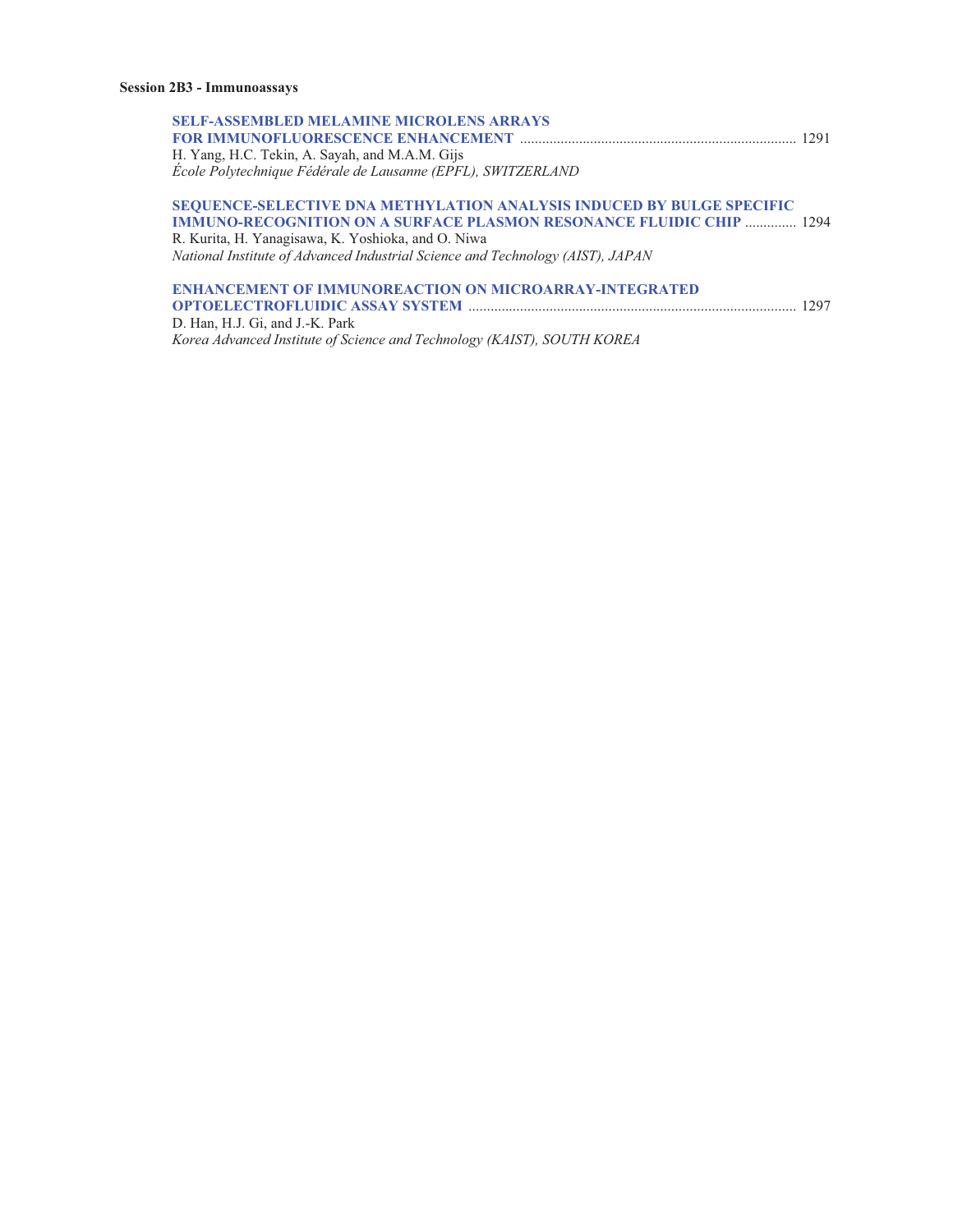**Session 2B3 - Immunoassays**

**SELF-ASSEMBLED MELAMINE MICROLENS ARRAYS FOR IMMUNOFLUORESCENCE ENHANCEMENT** .......... 1291
H. Yang, H.C. Tekin, A. Sayah, and M.A.M. Gijs
*École Polytechnique Fédérale de Lausanne (EPFL), SWITZERLAND*

**SEQUENCE-SELECTIVE DNA METHYLATION ANALYSIS INDUCED BY BULGE SPECIFIC IMMUNO-RECOGNITION ON A SURFACE PLASMON RESONANCE FLUIDIC CHIP** .......... 1294
R. Kurita, H. Yanagisawa, K. Yoshioka, and O. Niwa
*National Institute of Advanced Industrial Science and Technology (AIST), JAPAN*

**ENHANCEMENT OF IMMUNOREACTION ON MICROARRAY-INTEGRATED OPTOELECTROFLUIDIC ASSAY SYSTEM** .......... 1297
D. Han, H.J. Gi, and J.-K. Park
*Korea Advanced Institute of Science and Technology (KAIST), SOUTH KOREA*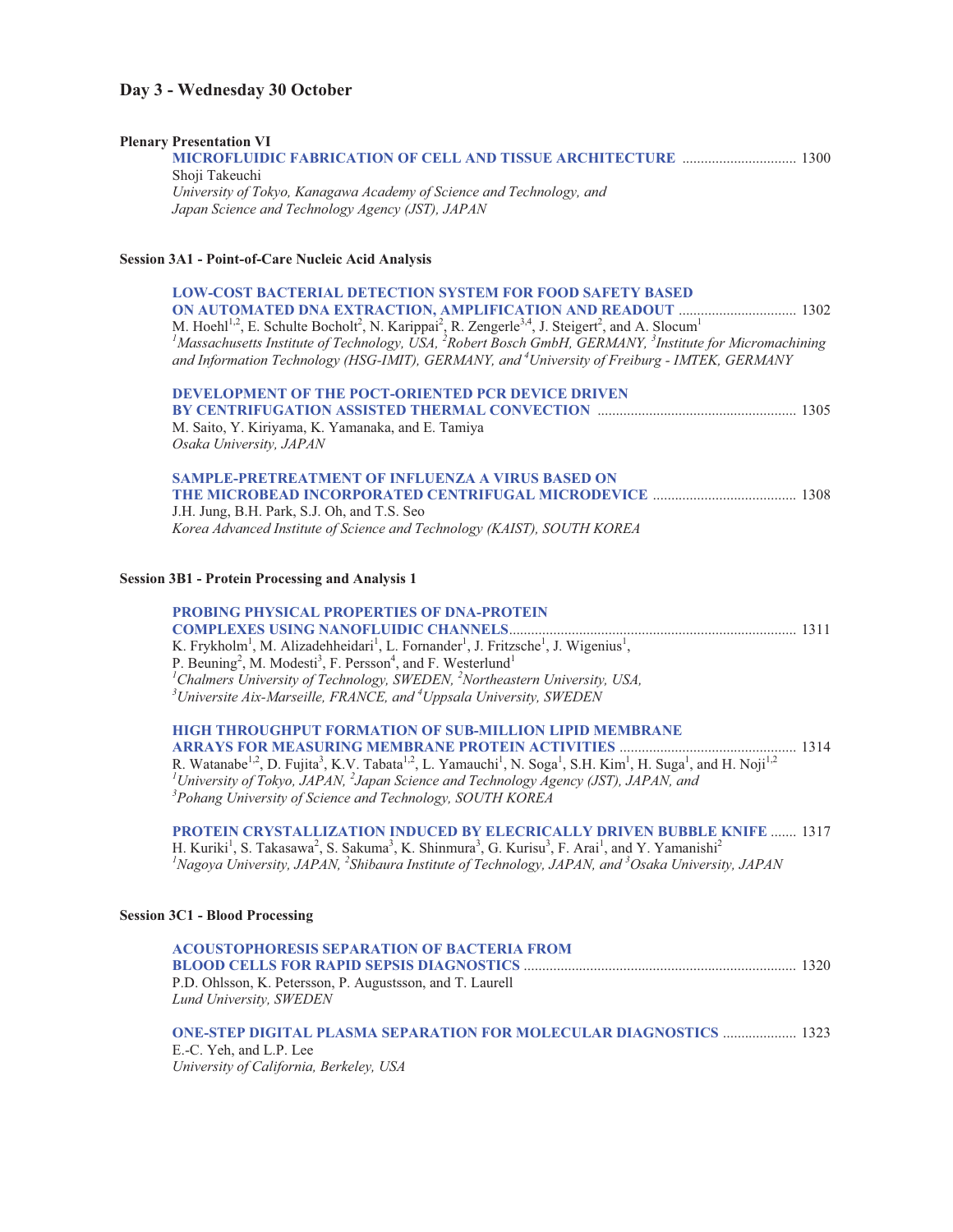# Day 3 - Wednesday 30 October

**Plenary Presentation VI**

**MICROFLUIDIC FABRICATION OF CELL AND TISSUE ARCHITECTURE** .............................. 1300
Shoji Takeuchi
*University of Tokyo, Kanagawa Academy of Science and Technology, and Japan Science and Technology Agency (JST), JAPAN*

**Session 3A1 - Point-of-Care Nucleic Acid Analysis**

**LOW-COST BACTERIAL DETECTION SYSTEM FOR FOOD SAFETY BASED ON AUTOMATED DNA EXTRACTION, AMPLIFICATION AND READOUT** ................................ 1302
M. Hoehl[1,2], E. Schulte Bocholt[2], N. Karippai[2], R. Zengerle[3,4], J. Steigert[2], and A. Slocum[1]
*[1]Massachusetts Institute of Technology, USA, [2]Robert Bosch GmbH, GERMANY, [3]Institute for Micromachining and Information Technology (HSG-IMIT), GERMANY, and [4]University of Freiburg - IMTEK, GERMANY*

**DEVELOPMENT OF THE POCT-ORIENTED PCR DEVICE DRIVEN BY CENTRIFUGATION ASSISTED THERMAL CONVECTION** ..................................................... 1305
M. Saito, Y. Kiriyama, K. Yamanaka, and E. Tamiya
*Osaka University, JAPAN*

**SAMPLE-PRETREATMENT OF INFLUENZA A VIRUS BASED ON THE MICROBEAD INCORPORATED CENTRIFUGAL MICRODEVICE** ...................................... 1308
J.H. Jung, B.H. Park, S.J. Oh, and T.S. Seo
*Korea Advanced Institute of Science and Technology (KAIST), SOUTH KOREA*

**Session 3B1 - Protein Processing and Analysis 1**

**PROBING PHYSICAL PROPERTIES OF DNA-PROTEIN COMPLEXES USING NANOFLUIDIC CHANNELS**............................................................................ 1311
K. Frykholm[1], M. Alizadehheidari[1], L. Fornander[1], J. Fritzsche[1], J. Wigenius[1], P. Beuning[2], M. Modesti[3], F. Persson[4], and F. Westerlund[1]
*[1]Chalmers University of Technology, SWEDEN, [2]Northeastern University, USA, [3]Universite Aix-Marseille, FRANCE, and [4]Uppsala University, SWEDEN*

**HIGH THROUGHPUT FORMATION OF SUB-MILLION LIPID MEMBRANE ARRAYS FOR MEASURING MEMBRANE PROTEIN ACTIVITIES** ............................................... 1314
R. Watanabe[1,2], D. Fujita[3], K.V. Tabata[1,2], L. Yamauchi[1], N. Soga[1], S.H. Kim[1], H. Suga[1], and H. Noji[1,2]
*[1]University of Tokyo, JAPAN, [2]Japan Science and Technology Agency (JST), JAPAN, and [3]Pohang University of Science and Technology, SOUTH KOREA*

**PROTEIN CRYSTALLIZATION INDUCED BY ELECRICALLY DRIVEN BUBBLE KNIFE** ....... 1317
H. Kuriki[1], S. Takasawa[2], S. Sakuma[3], K. Shinmura[3], G. Kurisu[3], F. Arai[1], and Y. Yamanishi[2]
*[1]Nagoya University, JAPAN, [2]Shibaura Institute of Technology, JAPAN, and [3]Osaka University, JAPAN*

**Session 3C1 - Blood Processing**

**ACOUSTOPHORESIS SEPARATION OF BACTERIA FROM BLOOD CELLS FOR RAPID SEPSIS DIAGNOSTICS** ......................................................................... 1320
P.D. Ohlsson, K. Petersson, P. Augustsson, and T. Laurell
*Lund University, SWEDEN*

**ONE-STEP DIGITAL PLASMA SEPARATION FOR MOLECULAR DIAGNOSTICS** .................... 1323
E.-C. Yeh, and L.P. Lee
*University of California, Berkeley, USA*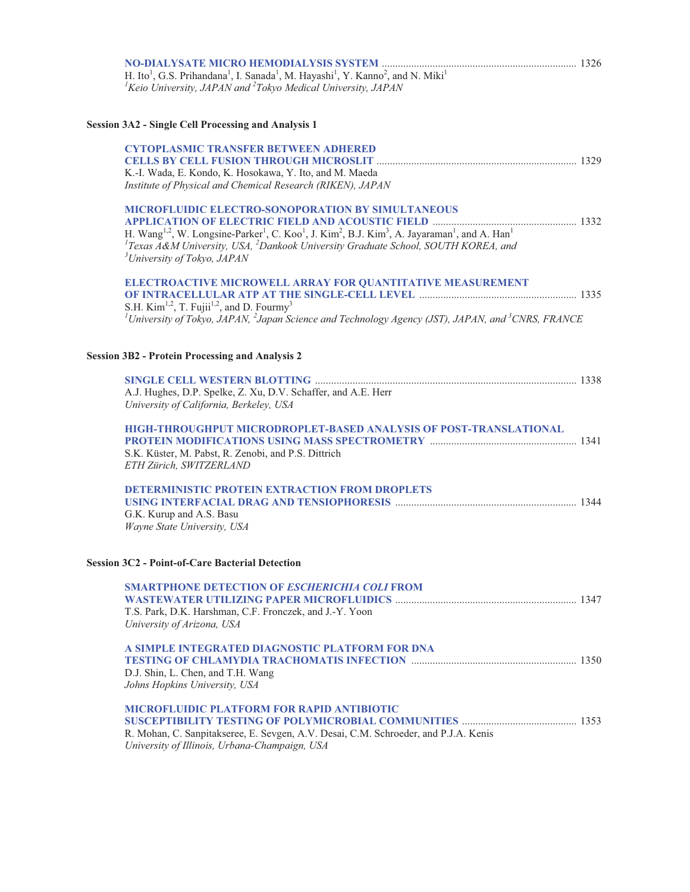**NO-DIALYSATE MICRO HEMODIALYSIS SYSTEM** ........................................................................ 1326
H. Ito[1], G.S. Prihandana[1], I. Sanada[1], M. Hayashi[1], Y. Kanno[2], and N. Miki[1]
*[1]Keio University, JAPAN and [2]Tokyo Medical University, JAPAN*

### Session 3A2 - Single Cell Processing and Analysis 1

**CYTOPLASMIC TRANSFER BETWEEN ADHERED CELLS BY CELL FUSION THROUGH MICROSLIT** .......................................................................... 1329
K.-I. Wada, E. Kondo, K. Hosokawa, Y. Ito, and M. Maeda
*Institute of Physical and Chemical Research (RIKEN), JAPAN*

**MICROFLUIDIC ELECTRO-SONOPORATION BY SIMULTANEOUS APPLICATION OF ELECTRIC FIELD AND ACOUSTIC FIELD** ..................................................... 1332
H. Wang[1,2], W. Longsine-Parker[1], C. Koo[1], J. Kim[2], B.J. Kim[3], A. Jayaraman[1], and A. Han[1]
*[1]Texas A&M University, USA, [2]Dankook University Graduate School, SOUTH KOREA, and [3]University of Tokyo, JAPAN*

**ELECTROACTIVE MICROWELL ARRAY FOR QUANTITATIVE MEASUREMENT OF INTRACELLULAR ATP AT THE SINGLE-CELL LEVEL** .......................................................... 1335
S.H. Kim[1,2], T. Fujii[1,2], and D. Fourmy[3]
*[1]University of Tokyo, JAPAN, [2]Japan Science and Technology Agency (JST), JAPAN, and [3]CNRS, FRANCE*

### Session 3B2 - Protein Processing and Analysis 2

**SINGLE CELL WESTERN BLOTTING** ................................................................................................. 1338
A.J. Hughes, D.P. Spelke, Z. Xu, D.V. Schaffer, and A.E. Herr
*University of California, Berkeley, USA*

**HIGH-THROUGHPUT MICRODROPLET-BASED ANALYSIS OF POST-TRANSLATIONAL PROTEIN MODIFICATIONS USING MASS SPECTROMETRY** ...................................................... 1341
S.K. Küster, M. Pabst, R. Zenobi, and P.S. Dittrich
*ETH Zürich, SWITZERLAND*

**DETERMINISTIC PROTEIN EXTRACTION FROM DROPLETS USING INTERFACIAL DRAG AND TENSIOPHORESIS** ................................................................... 1344
G.K. Kurup and A.S. Basu
*Wayne State University, USA*

### Session 3C2 - Point-of-Care Bacterial Detection

**SMARTPHONE DETECTION OF *ESCHERICHIA COLI* FROM WASTEWATER UTILIZING PAPER MICROFLUIDICS** ................................................................... 1347
T.S. Park, D.K. Harshman, C.F. Fronczek, and J.-Y. Yoon
*University of Arizona, USA*

**A SIMPLE INTEGRATED DIAGNOSTIC PLATFORM FOR DNA TESTING OF CHLAMYDIA TRACHOMATIS INFECTION** ............................................................. 1350
D.J. Shin, L. Chen, and T.H. Wang
*Johns Hopkins University, USA*

**MICROFLUIDIC PLATFORM FOR RAPID ANTIBIOTIC SUSCEPTIBILITY TESTING OF POLYMICROBIAL COMMUNITIES** .......................................... 1353
R. Mohan, C. Sanpitakseree, E. Sevgen, A.V. Desai, C.M. Schroeder, and P.J.A. Kenis
*University of Illinois, Urbana-Champaign, USA*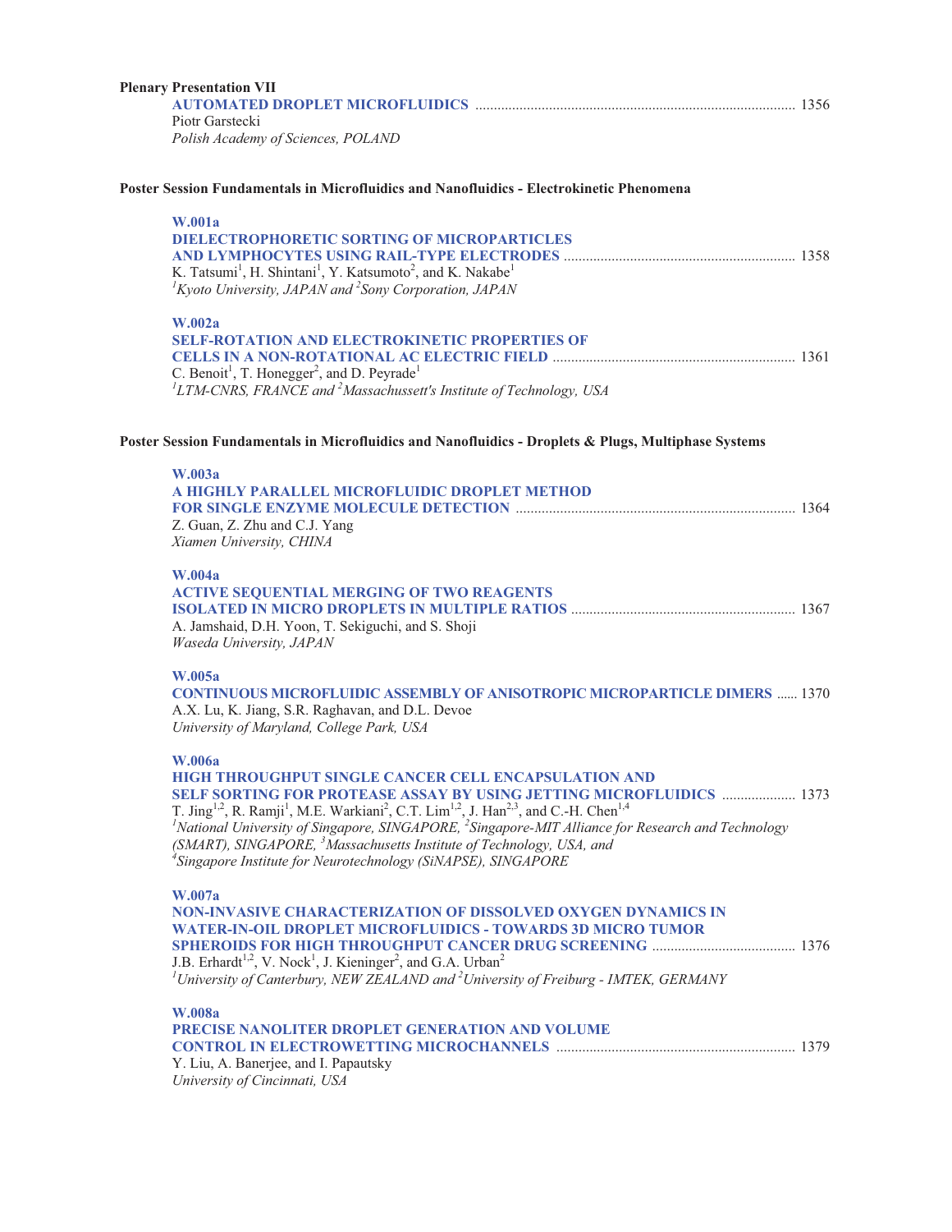**Plenary Presentation VII**

**AUTOMATED DROPLET MICROFLUIDICS** ...................................................................................... 1356
Piotr Garstecki
*Polish Academy of Sciences, POLAND*

**Poster Session Fundamentals in Microfluidics and Nanofluidics - Electrokinetic Phenomena**

**W.001a**
**DIELECTROPHORETIC SORTING OF MICROPARTICLES AND LYMPHOCYTES USING RAIL-TYPE ELECTRODES** .............................................................. 1358
K. Tatsumi[1], H. Shintani[1], Y. Katsumoto[2], and K. Nakabe[1]
*[1]Kyoto University, JAPAN and [2]Sony Corporation, JAPAN*

**W.002a**
**SELF-ROTATION AND ELECTROKINETIC PROPERTIES OF CELLS IN A NON-ROTATIONAL AC ELECTRIC FIELD** ................................................................. 1361
C. Benoit[1], T. Honegger[2], and D. Peyrade[1]
*[1]LTM-CNRS, FRANCE and [2]Massachussett's Institute of Technology, USA*

**Poster Session Fundamentals in Microfluidics and Nanofluidics - Droplets & Plugs, Multiphase Systems**

**W.003a**
**A HIGHLY PARALLEL MICROFLUIDIC DROPLET METHOD FOR SINGLE ENZYME MOLECULE DETECTION** ........................................................................... 1364
Z. Guan, Z. Zhu and C.J. Yang
*Xiamen University, CHINA*

**W.004a**
**ACTIVE SEQUENTIAL MERGING OF TWO REAGENTS ISOLATED IN MICRO DROPLETS IN MULTIPLE RATIOS** ............................................................ 1367
A. Jamshaid, D.H. Yoon, T. Sekiguchi, and S. Shoji
*Waseda University, JAPAN*

**W.005a**
**CONTINUOUS MICROFLUIDIC ASSEMBLY OF ANISOTROPIC MICROPARTICLE DIMERS** ...... 1370
A.X. Lu, K. Jiang, S.R. Raghavan, and D.L. Devoe
*University of Maryland, College Park, USA*

**W.006a**
**HIGH THROUGHPUT SINGLE CANCER CELL ENCAPSULATION AND SELF SORTING FOR PROTEASE ASSAY BY USING JETTING MICROFLUIDICS** .................... 1373
T. Jing[1,2], R. Ramji[1], M.E. Warkiani[2], C.T. Lim[1,2], J. Han[2,3], and C.-H. Chen[1,4]
*[1]National University of Singapore, SINGAPORE, [2]Singapore-MIT Alliance for Research and Technology (SMART), SINGAPORE, [3]Massachusetts Institute of Technology, USA, and [4]Singapore Institute for Neurotechnology (SiNAPSE), SINGAPORE*

**W.007a**
**NON-INVASIVE CHARACTERIZATION OF DISSOLVED OXYGEN DYNAMICS IN WATER-IN-OIL DROPLET MICROFLUIDICS - TOWARDS 3D MICRO TUMOR SPHEROIDS FOR HIGH THROUGHPUT CANCER DRUG SCREENING** ....................................... 1376
J.B. Erhardt[1,2], V. Nock[1], J. Kieninger[2], and G.A. Urban[2]
*[1]University of Canterbury, NEW ZEALAND and [2]University of Freiburg - IMTEK, GERMANY*

**W.008a**
**PRECISE NANOLITER DROPLET GENERATION AND VOLUME CONTROL IN ELECTROWETTING MICROCHANNELS** ................................................................ 1379
Y. Liu, A. Banerjee, and I. Papautsky
*University of Cincinnati, USA*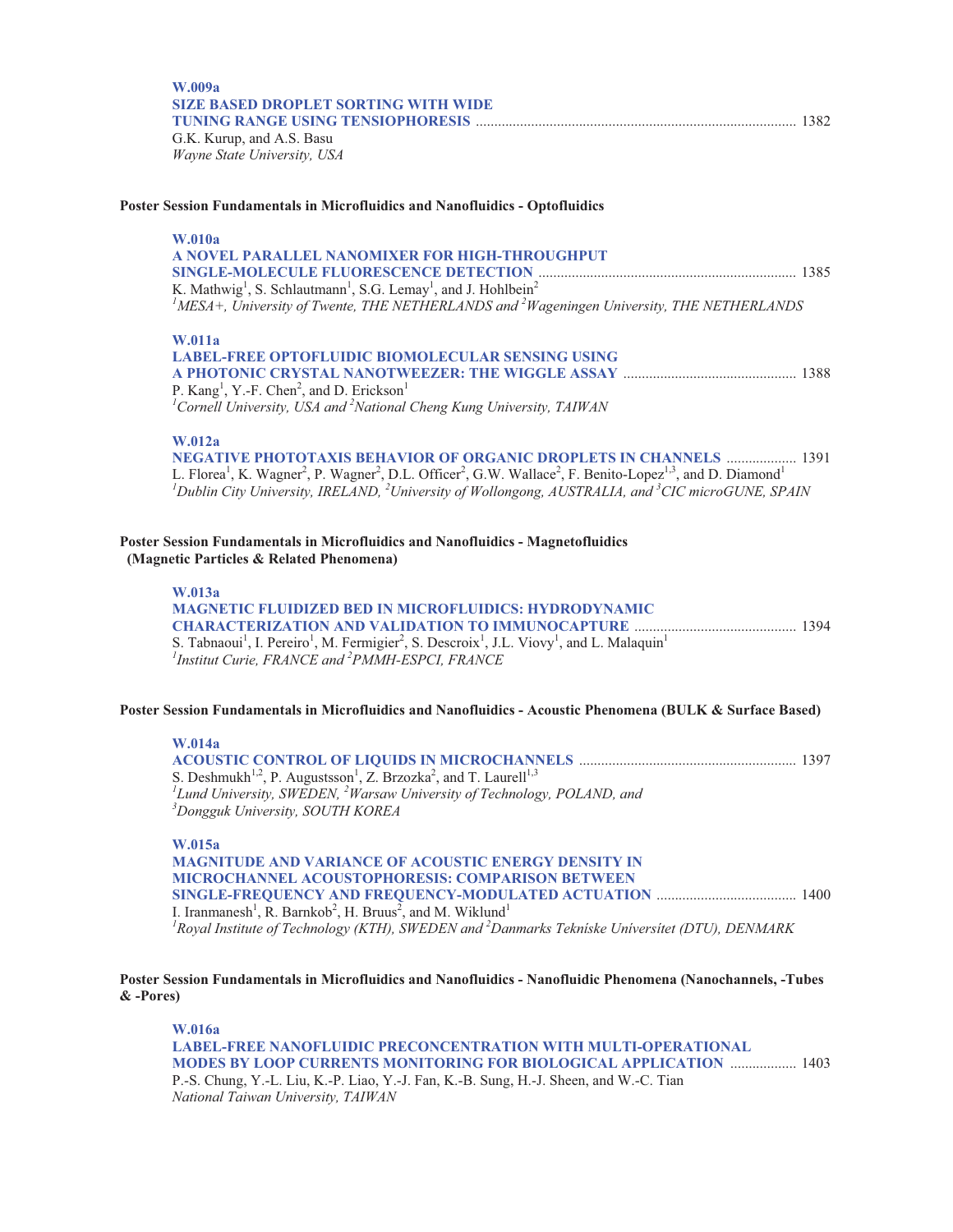**W.009a**
**SIZE BASED DROPLET SORTING WITH WIDE TUNING RANGE USING TENSIOPHORESIS** ..................... 1382
G.K. Kurup, and A.S. Basu
*Wayne State University, USA*

### Poster Session Fundamentals in Microfluidics and Nanofluidics - Optofluidics

**W.010a**
**A NOVEL PARALLEL NANOMIXER FOR HIGH-THROUGHPUT SINGLE-MOLECULE FLUORESCENCE DETECTION** ..................... 1385
K. Mathwig[1], S. Schlautmann[1], S.G. Lemay[1], and J. Hohlbein[2]
*[1]MESA+, University of Twente, THE NETHERLANDS and [2]Wageningen University, THE NETHERLANDS*

**W.011a**
**LABEL-FREE OPTOFLUIDIC BIOMOLECULAR SENSING USING A PHOTONIC CRYSTAL NANOTWEEZER: THE WIGGLE ASSAY** ..................... 1388
P. Kang[1], Y.-F. Chen[2], and D. Erickson[1]
*[1]Cornell University, USA and [2]National Cheng Kung University, TAIWAN*

**W.012a**
**NEGATIVE PHOTOTAXIS BEHAVIOR OF ORGANIC DROPLETS IN CHANNELS** ..................... 1391
L. Florea[1], K. Wagner[2], P. Wagner[2], D.L. Officer[2], G.W. Wallace[2], F. Benito-Lopez[1,3], and D. Diamond[1]
*[1]Dublin City University, IRELAND, [2]University of Wollongong, AUSTRALIA, and [3]CIC microGUNE, SPAIN*

### Poster Session Fundamentals in Microfluidics and Nanofluidics - Magnetofluidics (Magnetic Particles & Related Phenomena)

**W.013a**
**MAGNETIC FLUIDIZED BED IN MICROFLUIDICS: HYDRODYNAMIC CHARACTERIZATION AND VALIDATION TO IMMUNOCAPTURE** ..................... 1394
S. Tabnaoui[1], I. Pereiro[1], M. Fermigier[2], S. Descroix[1], J.L. Viovy[1], and L. Malaquin[1]
*[1]Institut Curie, FRANCE and [2]PMMH-ESPCI, FRANCE*

### Poster Session Fundamentals in Microfluidics and Nanofluidics - Acoustic Phenomena (BULK & Surface Based)

**W.014a**
**ACOUSTIC CONTROL OF LIQUIDS IN MICROCHANNELS** ..................... 1397
S. Deshmukh[1,2], P. Augustsson[1], Z. Brzozka[2], and T. Laurell[1,3]
*[1]Lund University, SWEDEN, [2]Warsaw University of Technology, POLAND, and [3]Dongguk University, SOUTH KOREA*

**W.015a**
**MAGNITUDE AND VARIANCE OF ACOUSTIC ENERGY DENSITY IN MICROCHANNEL ACOUSTOPHORESIS: COMPARISON BETWEEN SINGLE-FREQUENCY AND FREQUENCY-MODULATED ACTUATION** ..................... 1400
I. Iranmanesh[1], R. Barnkob[2], H. Bruus[2], and M. Wiklund[1]
*[1]Royal Institute of Technology (KTH), SWEDEN and [2]Danmarks Tekniske Universitet (DTU), DENMARK*

### Poster Session Fundamentals in Microfluidics and Nanofluidics - Nanofluidic Phenomena (Nanochannels, -Tubes & -Pores)

**W.016a**
**LABEL-FREE NANOFLUIDIC PRECONCENTRATION WITH MULTI-OPERATIONAL MODES BY LOOP CURRENTS MONITORING FOR BIOLOGICAL APPLICATION** ..................... 1403
P.-S. Chung, Y.-L. Liu, K.-P. Liao, Y.-J. Fan, K.-B. Sung, H.-J. Sheen, and W.-C. Tian
*National Taiwan University, TAIWAN*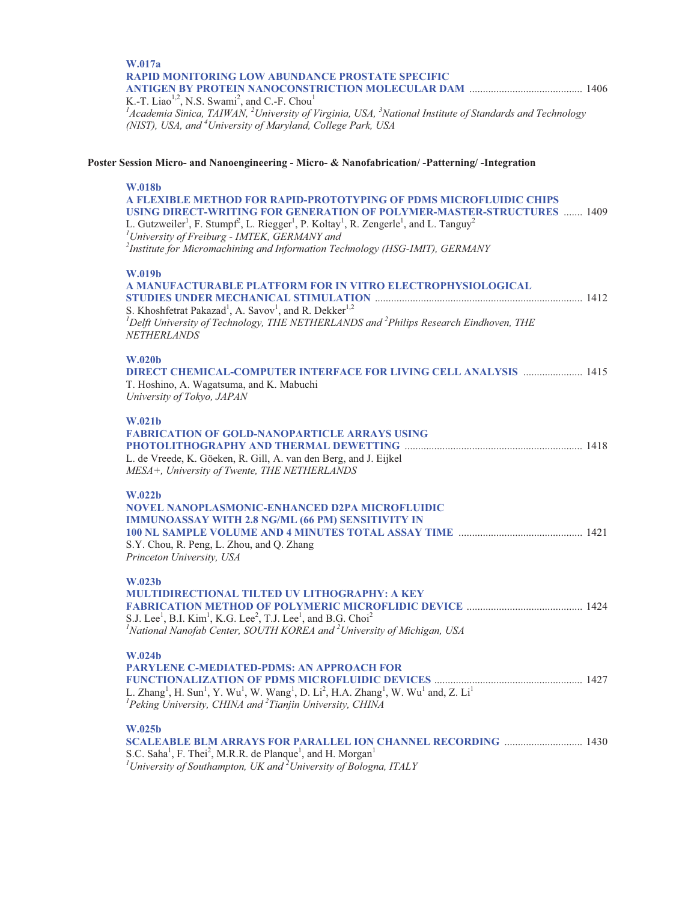**W.017a**

**RAPID MONITORING LOW ABUNDANCE PROSTATE SPECIFIC ANTIGEN BY PROTEIN NANOCONSTRICTION MOLECULAR DAM** .......................................... 1406

K.-T. Liao[1,2], N.S. Swami[2], and C.-F. Chou[1]

*[1]Academia Sinica, TAIWAN, [2]University of Virginia, USA, [3]National Institute of Standards and Technology (NIST), USA, and [4]University of Maryland, College Park, USA*

## Poster Session Micro- and Nanoengineering - Micro- & Nanofabrication/ -Patterning/ -Integration

**W.018b**

**A FLEXIBLE METHOD FOR RAPID-PROTOTYPING OF PDMS MICROFLUIDIC CHIPS USING DIRECT-WRITING FOR GENERATION OF POLYMER-MASTER-STRUCTURES** ....... 1409

L. Gutzweiler[1], F. Stumpf[2], L. Riegger[1], P. Koltay[1], R. Zengerle[1], and L. Tanguy[2]

*[1]University of Freiburg - IMTEK, GERMANY and*
*[2]Institute for Micromachining and Information Technology (HSG-IMIT), GERMANY*

**W.019b**

**A MANUFACTURABLE PLATFORM FOR IN VITRO ELECTROPHYSIOLOGICAL STUDIES UNDER MECHANICAL STIMULATION** ............................................................................ 1412

S. Khoshfetrat Pakazad[1], A. Savov[1], and R. Dekker[1,2]

*[1]Delft University of Technology, THE NETHERLANDS and [2]Philips Research Eindhoven, THE NETHERLANDS*

**W.020b**

**DIRECT CHEMICAL-COMPUTER INTERFACE FOR LIVING CELL ANALYSIS** ...................... 1415

T. Hoshino, A. Wagatsuma, and K. Mabuchi

*University of Tokyo, JAPAN*

**W.021b**

**FABRICATION OF GOLD-NANOPARTICLE ARRAYS USING PHOTOLITHOGRAPHY AND THERMAL DEWETTING** ................................................................. 1418

L. de Vreede, K. Göeken, R. Gill, A. van den Berg, and J. Eijkel

*MESA+, University of Twente, THE NETHERLANDS*

**W.022b**

**NOVEL NANOPLASMONIC-ENHANCED D2PA MICROFLUIDIC IMMUNOASSAY WITH 2.8 NG/ML (66 PM) SENSITIVITY IN 100 NL SAMPLE VOLUME AND 4 MINUTES TOTAL ASSAY TIME** .............................................. 1421

S.Y. Chou, R. Peng, L. Zhou, and Q. Zhang

*Princeton University, USA*

**W.023b**

**MULTIDIRECTIONAL TILTED UV LITHOGRAPHY: A KEY FABRICATION METHOD OF POLYMERIC MICROFLIDIC DEVICE** ........................................... 1424

S.J. Lee[1], B.I. Kim[1], K.G. Lee[2], T.J. Lee[1], and B.G. Choi[2]

*[1]National Nanofab Center, SOUTH KOREA and [2]University of Michigan, USA*

**W.024b**

**PARYLENE C-MEDIATED-PDMS: AN APPROACH FOR FUNCTIONALIZATION OF PDMS MICROFLUIDIC DEVICES** ....................................................... 1427

L. Zhang[1], H. Sun[1], Y. Wu[1], W. Wang[1], D. Li[2], H.A. Zhang[1], W. Wu[1] and, Z. Li[1]

*[1]Peking University, CHINA and [2]Tianjin University, CHINA*

**W.025b**

**SCALEABLE BLM ARRAYS FOR PARALLEL ION CHANNEL RECORDING** ............................ 1430

S.C. Saha[1], F. Thei[2], M.R.R. de Planque[1], and H. Morgan[1]

*[1]University of Southampton, UK and [2]University of Bologna, ITALY*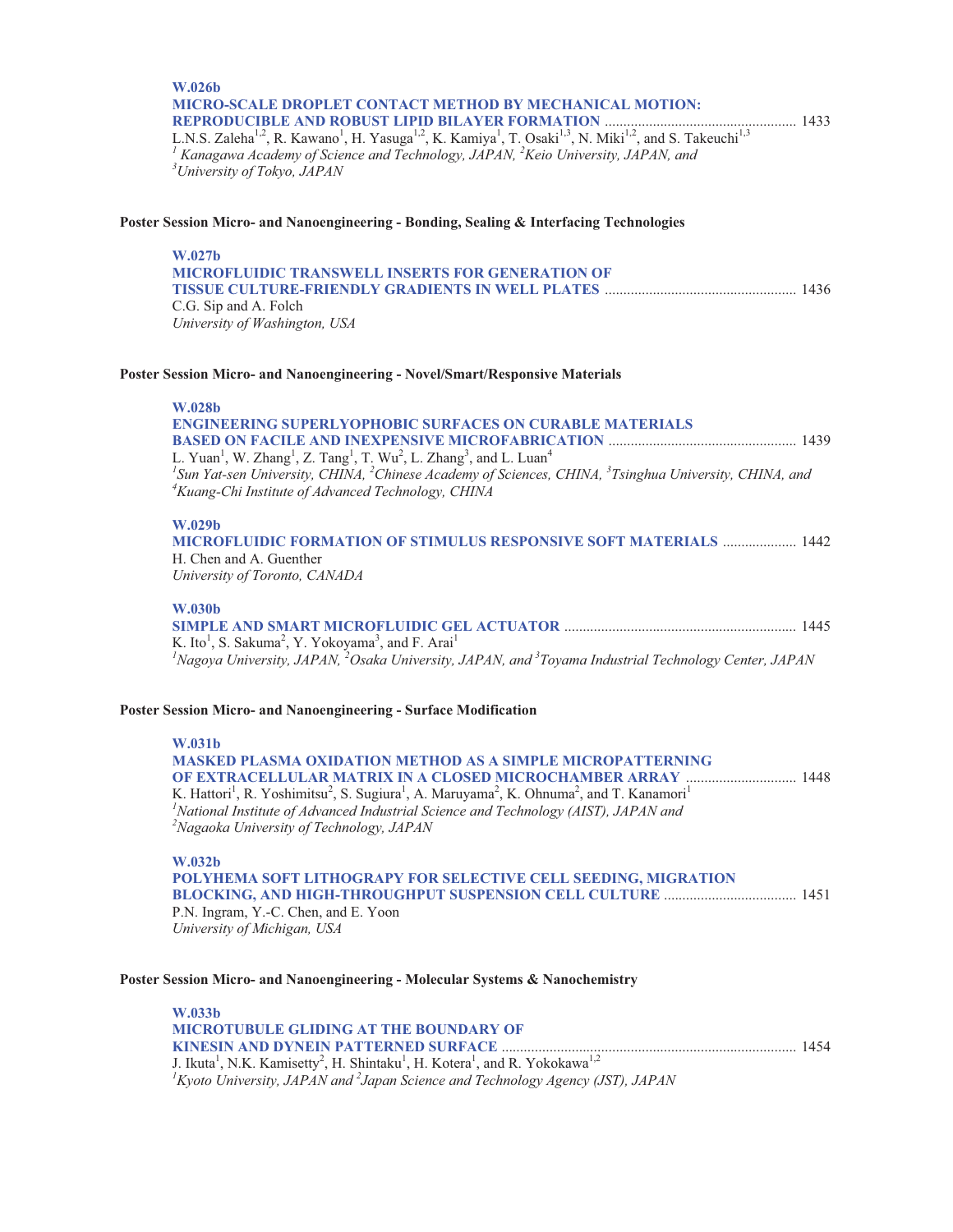**W.026b**

**MICRO-SCALE DROPLET CONTACT METHOD BY MECHANICAL MOTION: REPRODUCIBLE AND ROBUST LIPID BILAYER FORMATION** .................................................... 1433

L.N.S. Zaleha[1,2], R. Kawano[1], H. Yasuga[1,2], K. Kamiya[1], T. Osaki[1,3], N. Miki[1,2], and S. Takeuchi[1,3]

*[1] Kanagawa Academy of Science and Technology, JAPAN, [2]Keio University, JAPAN, and [3]University of Tokyo, JAPAN*

### Poster Session Micro- and Nanoengineering - Bonding, Sealing & Interfacing Technologies

**W.027b**

**MICROFLUIDIC TRANSWELL INSERTS FOR GENERATION OF TISSUE CULTURE-FRIENDLY GRADIENTS IN WELL PLATES** .................................................... 1436

C.G. Sip and A. Folch

*University of Washington, USA*

### Poster Session Micro- and Nanoengineering - Novel/Smart/Responsive Materials

**W.028b**

**ENGINEERING SUPERLYOPHOBIC SURFACES ON CURABLE MATERIALS BASED ON FACILE AND INEXPENSIVE MICROFABRICATION** .................................................. 1439

L. Yuan[1], W. Zhang[1], Z. Tang[1], T. Wu[2], L. Zhang[3], and L. Luan[4]

*[1]Sun Yat-sen University, CHINA, [2]Chinese Academy of Sciences, CHINA, [3]Tsinghua University, CHINA, and [4]Kuang-Chi Institute of Advanced Technology, CHINA*

**W.029b**

**MICROFLUIDIC FORMATION OF STIMULUS RESPONSIVE SOFT MATERIALS** .................... 1442

H. Chen and A. Guenther

*University of Toronto, CANADA*

**W.030b**

**SIMPLE AND SMART MICROFLUIDIC GEL ACTUATOR** .............................................................. 1445

K. Ito[1], S. Sakuma[2], Y. Yokoyama[3], and F. Arai[1]

*[1]Nagoya University, JAPAN, [2]Osaka University, JAPAN, and [3]Toyama Industrial Technology Center, JAPAN*

### Poster Session Micro- and Nanoengineering - Surface Modification

**W.031b**

**MASKED PLASMA OXIDATION METHOD AS A SIMPLE MICROPATTERNING OF EXTRACELLULAR MATRIX IN A CLOSED MICROCHAMBER ARRAY** .............................. 1448

K. Hattori[1], R. Yoshimitsu[2], S. Sugiura[1], A. Maruyama[2], K. Ohnuma[2], and T. Kanamori[1]

*[1]National Institute of Advanced Industrial Science and Technology (AIST), JAPAN and [2]Nagaoka University of Technology, JAPAN*

**W.032b**

**POLYHEMA SOFT LITHOGRAPY FOR SELECTIVE CELL SEEDING, MIGRATION BLOCKING, AND HIGH-THROUGHPUT SUSPENSION CELL CULTURE** ................................... 1451

P.N. Ingram, Y.-C. Chen, and E. Yoon

*University of Michigan, USA*

### Poster Session Micro- and Nanoengineering - Molecular Systems & Nanochemistry

**W.033b**

**MICROTUBULE GLIDING AT THE BOUNDARY OF KINESIN AND DYNEIN PATTERNED SURFACE** ............................................................................... 1454

J. Ikuta[1], N.K. Kamisetty[2], H. Shintaku[1], H. Kotera[1], and R. Yokokawa[1,2]

*[1]Kyoto University, JAPAN and [2]Japan Science and Technology Agency (JST), JAPAN*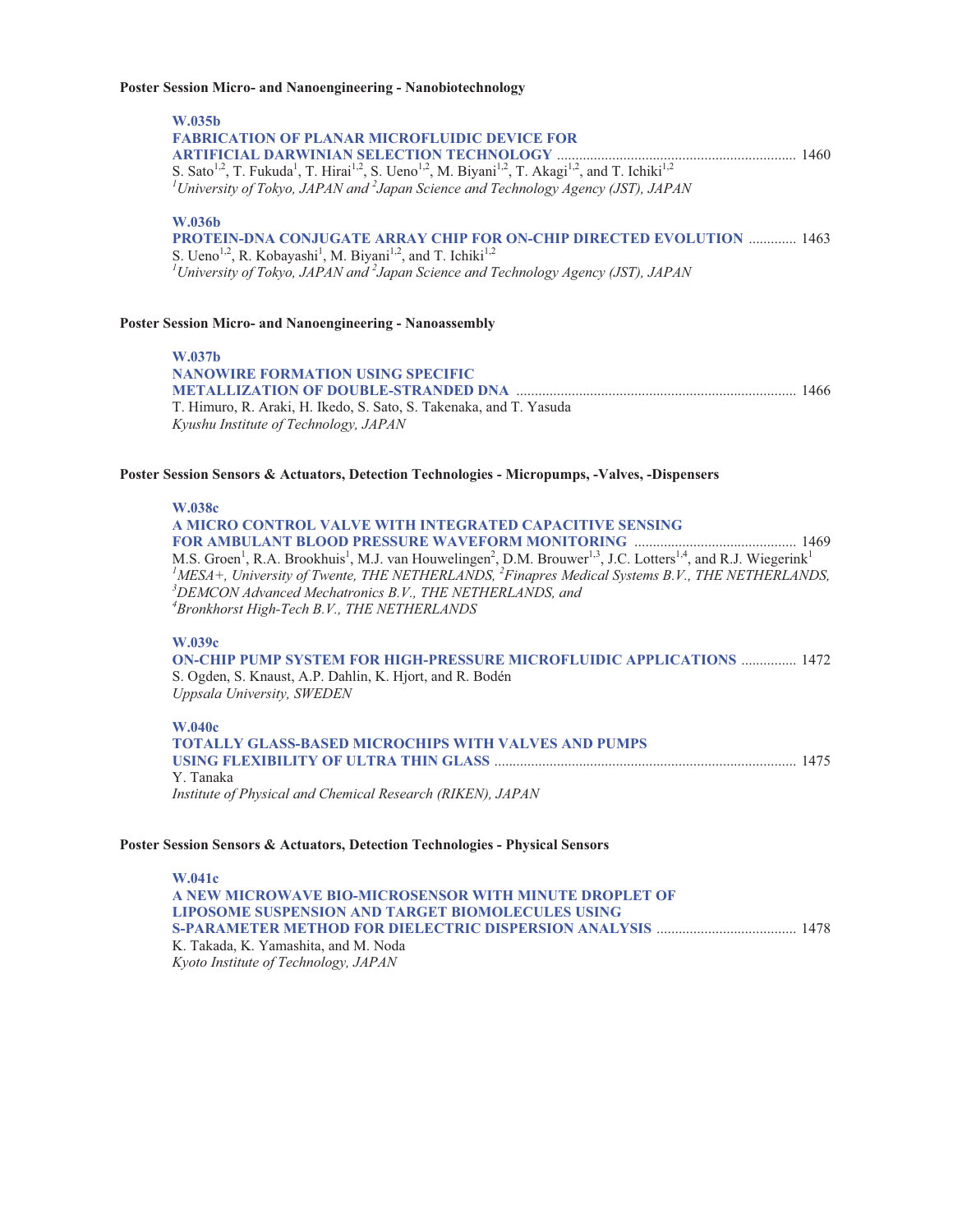**Poster Session Micro- and Nanoengineering - Nanobiotechnology**

**W.035b**
**FABRICATION OF PLANAR MICROFLUIDIC DEVICE FOR ARTIFICIAL DARWINIAN SELECTION TECHNOLOGY** ................................................................ 1460
S. Sato[1,2], T. Fukuda[1], T. Hirai[1,2], S. Ueno[1,2], M. Biyani[1,2], T. Akagi[1,2], and T. Ichiki[1,2]
*[1]University of Tokyo, JAPAN and [2]Japan Science and Technology Agency (JST), JAPAN*

**W.036b**
**PROTEIN-DNA CONJUGATE ARRAY CHIP FOR ON-CHIP DIRECTED EVOLUTION** ............. 1463
S. Ueno[1,2], R. Kobayashi[1], M. Biyani[1,2], and T. Ichiki[1,2]
*[1]University of Tokyo, JAPAN and [2]Japan Science and Technology Agency (JST), JAPAN*

**Poster Session Micro- and Nanoengineering - Nanoassembly**

**W.037b**
**NANOWIRE FORMATION USING SPECIFIC METALLIZATION OF DOUBLE-STRANDED DNA** ........................................................................... 1466
T. Himuro, R. Araki, H. Ikedo, S. Sato, S. Takenaka, and T. Yasuda
*Kyushu Institute of Technology, JAPAN*

**Poster Session Sensors & Actuators, Detection Technologies - Micropumps, -Valves, -Dispensers**

**W.038c**
**A MICRO CONTROL VALVE WITH INTEGRATED CAPACITIVE SENSING FOR AMBULANT BLOOD PRESSURE WAVEFORM MONITORING** ........................................... 1469
M.S. Groen[1], R.A. Brookhuis[1], M.J. van Houwelingen[2], D.M. Brouwer[1,3], J.C. Lotters[1,4], and R.J. Wiegerink[1]
*[1]MESA+, University of Twente, THE NETHERLANDS, [2]Finapres Medical Systems B.V., THE NETHERLANDS, [3]DEMCON Advanced Mechatronics B.V., THE NETHERLANDS, and [4]Bronkhorst High-Tech B.V., THE NETHERLANDS*

**W.039c**
**ON-CHIP PUMP SYSTEM FOR HIGH-PRESSURE MICROFLUIDIC APPLICATIONS** ............... 1472
S. Ogden, S. Knaust, A.P. Dahlin, K. Hjort, and R. Bodén
*Uppsala University, SWEDEN*

**W.040c**
**TOTALLY GLASS-BASED MICROCHIPS WITH VALVES AND PUMPS USING FLEXIBILITY OF ULTRA THIN GLASS** ................................................................................. 1475
Y. Tanaka
*Institute of Physical and Chemical Research (RIKEN), JAPAN*

**Poster Session Sensors & Actuators, Detection Technologies - Physical Sensors**

**W.041c**
**A NEW MICROWAVE BIO-MICROSENSOR WITH MINUTE DROPLET OF LIPOSOME SUSPENSION AND TARGET BIOMOLECULES USING S-PARAMETER METHOD FOR DIELECTRIC DISPERSION ANALYSIS** ...................................... 1478
K. Takada, K. Yamashita, and M. Noda
*Kyoto Institute of Technology, JAPAN*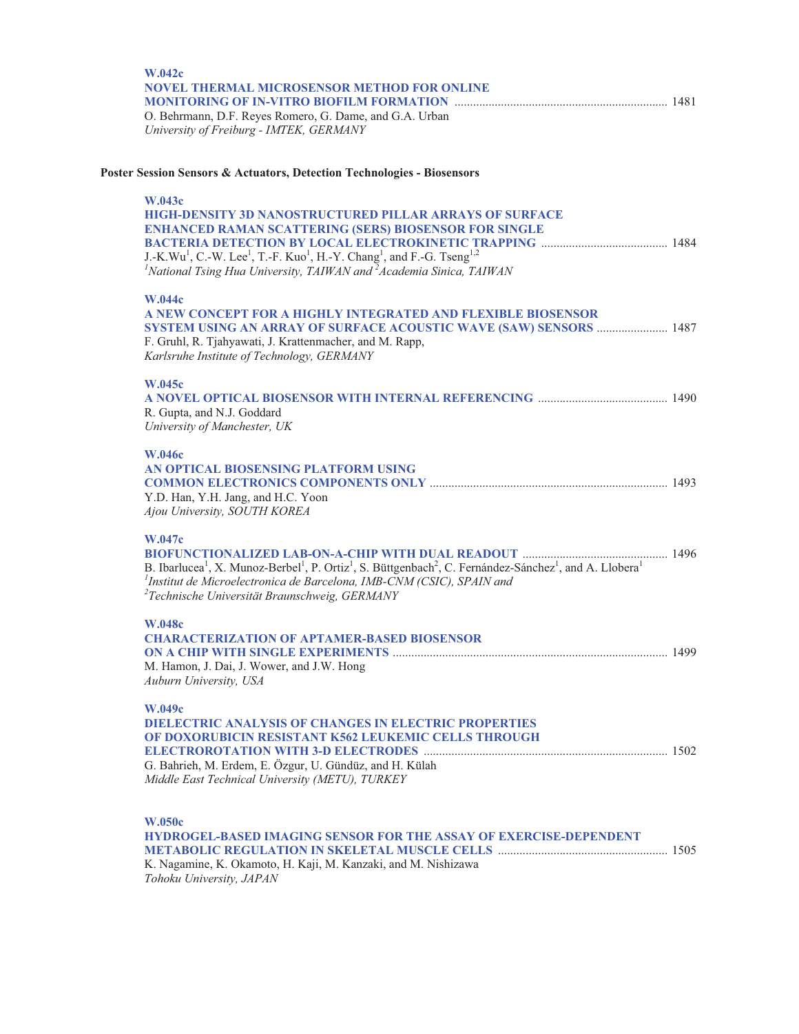**W.042c**
**NOVEL THERMAL MICROSENSOR METHOD FOR ONLINE MONITORING OF IN-VITRO BIOFILM FORMATION** .................................................................... 1481
O. Behrmann, D.F. Reyes Romero, G. Dame, and G.A. Urban
*University of Freiburg - IMTEK, GERMANY*

## Poster Session Sensors & Actuators, Detection Technologies - Biosensors

**W.043c**
**HIGH-DENSITY 3D NANOSTRUCTURED PILLAR ARRAYS OF SURFACE ENHANCED RAMAN SCATTERING (SERS) BIOSENSOR FOR SINGLE BACTERIA DETECTION BY LOCAL ELECTROKINETIC TRAPPING** ......................................... 1484
J.-K.Wu[1], C.-W. Lee[1], T.-F. Kuo[1], H.-Y. Chang[1], and F.-G. Tseng[1,2]
*[1]National Tsing Hua University, TAIWAN and [2]Academia Sinica, TAIWAN*

**W.044c**
**A NEW CONCEPT FOR A HIGHLY INTEGRATED AND FLEXIBLE BIOSENSOR SYSTEM USING AN ARRAY OF SURFACE ACOUSTIC WAVE (SAW) SENSORS** ....................... 1487
F. Gruhl, R. Tjahyawati, J. Krattenmacher, and M. Rapp,
*Karlsruhe Institute of Technology, GERMANY*

**W.045c**
**A NOVEL OPTICAL BIOSENSOR WITH INTERNAL REFERENCING** .......................................... 1490
R. Gupta, and N.J. Goddard
*University of Manchester, UK*

**W.046c**
**AN OPTICAL BIOSENSING PLATFORM USING COMMON ELECTRONICS COMPONENTS ONLY** ............................................................................ 1493
Y.D. Han, Y.H. Jang, and H.C. Yoon
*Ajou University, SOUTH KOREA*

**W.047c**
**BIOFUNCTIONALIZED LAB-ON-A-CHIP WITH DUAL READOUT** ............................................... 1496
B. Ibarlucea[1], X. Munoz-Berbel[1], P. Ortiz[1], S. Büttgenbach[2], C. Fernández-Sánchez[1], and A. Llobera[1]
*[1]Institut de Microelectronica de Barcelona, IMB-CNM (CSIC), SPAIN and*
*[2]Technische Universität Braunschweig, GERMANY*

**W.048c**
**CHARACTERIZATION OF APTAMER-BASED BIOSENSOR ON A CHIP WITH SINGLE EXPERIMENTS** ........................................................................................ 1499
M. Hamon, J. Dai, J. Wower, and J.W. Hong
*Auburn University, USA*

**W.049c**
**DIELECTRIC ANALYSIS OF CHANGES IN ELECTRIC PROPERTIES OF DOXORUBICIN RESISTANT K562 LEUKEMIC CELLS THROUGH ELECTROROTATION WITH 3-D ELECTRODES** .............................................................................. 1502
G. Bahrieh, M. Erdem, E. Özgur, U. Gündüz, and H. Külah
*Middle East Technical University (METU), TURKEY*

**W.050c**
**HYDROGEL-BASED IMAGING SENSOR FOR THE ASSAY OF EXERCISE-DEPENDENT METABOLIC REGULATION IN SKELETAL MUSCLE CELLS** ...................................................... 1505
K. Nagamine, K. Okamoto, H. Kaji, M. Kanzaki, and M. Nishizawa
*Tohoku University, JAPAN*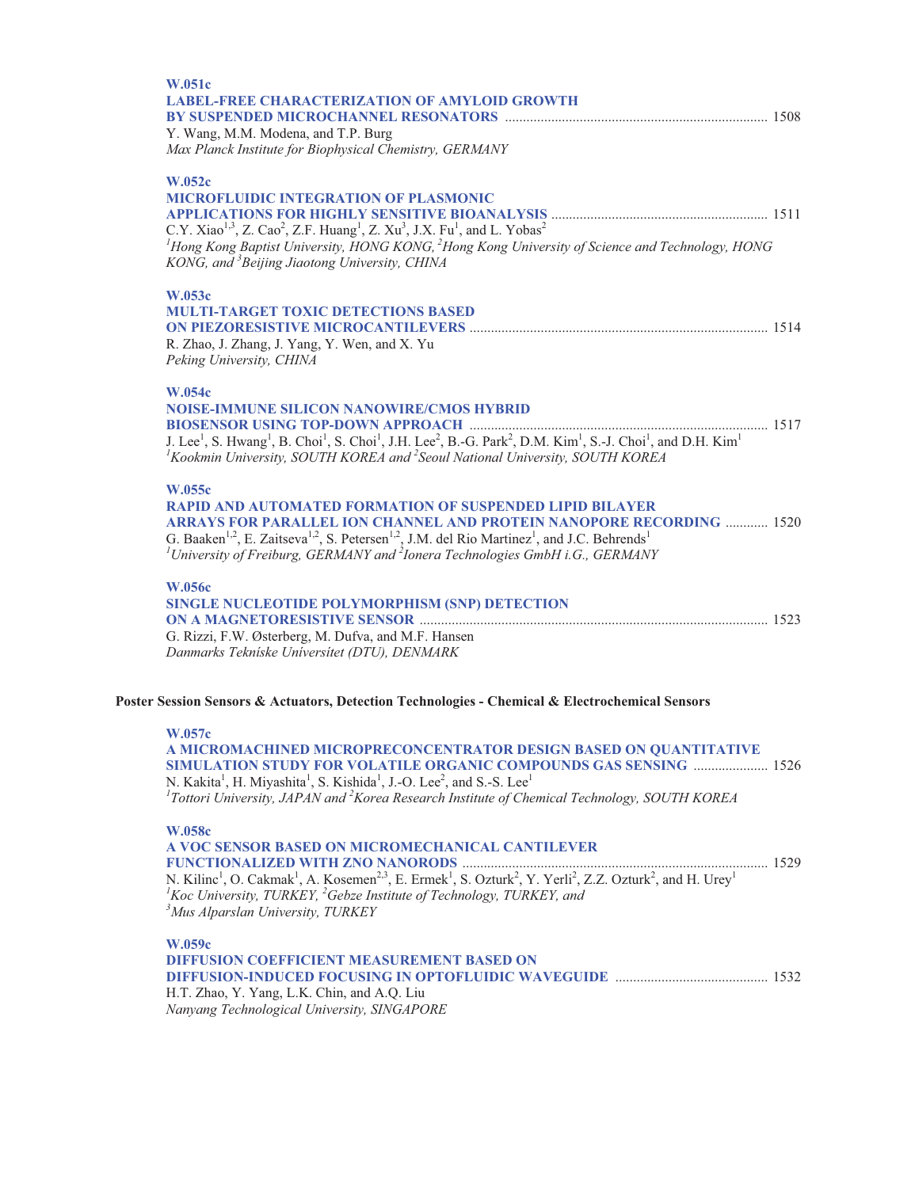**W.051c**
**LABEL-FREE CHARACTERIZATION OF AMYLOID GROWTH BY SUSPENDED MICROCHANNEL RESONATORS** ........................................................................ 1508
Y. Wang, M.M. Modena, and T.P. Burg
*Max Planck Institute for Biophysical Chemistry, GERMANY*

**W.052c**
**MICROFLUIDIC INTEGRATION OF PLASMONIC APPLICATIONS FOR HIGHLY SENSITIVE BIOANALYSIS** ............................................................ 1511
C.Y. Xiao[1,3], Z. Cao[2], Z.F. Huang[1], Z. Xu[3], J.X. Fu[1], and L. Yobas[2]
*[1]Hong Kong Baptist University, HONG KONG, [2]Hong Kong University of Science and Technology, HONG KONG, and [3]Beijing Jiaotong University, CHINA*

**W.053c**
**MULTI-TARGET TOXIC DETECTIONS BASED ON PIEZORESISTIVE MICROCANTILEVERS** ................................................................................... 1514
R. Zhao, J. Zhang, J. Yang, Y. Wen, and X. Yu
*Peking University, CHINA*

**W.054c**
**NOISE-IMMUNE SILICON NANOWIRE/CMOS HYBRID BIOSENSOR USING TOP-DOWN APPROACH** ................................................................................... 1517
J. Lee[1], S. Hwang[1], B. Choi[1], S. Choi[1], J.H. Lee[2], B.-G. Park[2], D.M. Kim[1], S.-J. Choi[1], and D.H. Kim[1]
*[1]Kookmin University, SOUTH KOREA and [2]Seoul National University, SOUTH KOREA*

**W.055c**
**RAPID AND AUTOMATED FORMATION OF SUSPENDED LIPID BILAYER ARRAYS FOR PARALLEL ION CHANNEL AND PROTEIN NANOPORE RECORDING** ............ 1520
G. Baaken[1,2], E. Zaitseva[1,2], S. Petersen[1,2], J.M. del Rio Martinez[1], and J.C. Behrends[1]
*[1]University of Freiburg, GERMANY and [2]Ionera Technologies GmbH i.G., GERMANY*

**W.056c**
**SINGLE NUCLEOTIDE POLYMORPHISM (SNP) DETECTION ON A MAGNETORESISTIVE SENSOR** ................................................................................................ 1523
G. Rizzi, F.W. Østerberg, M. Dufva, and M.F. Hansen
*Danmarks Tekniske Universitet (DTU), DENMARK*

**Poster Session Sensors & Actuators, Detection Technologies - Chemical & Electrochemical Sensors**

**W.057c**
**A MICROMACHINED MICROPRECONCENTRATOR DESIGN BASED ON QUANTITATIVE SIMULATION STUDY FOR VOLATILE ORGANIC COMPOUNDS GAS SENSING** ..................... 1526
N. Kakita[1], H. Miyashita[1], S. Kishida[1], J.-O. Lee[2], and S.-S. Lee[1]
*[1]Tottori University, JAPAN and [2]Korea Research Institute of Chemical Technology, SOUTH KOREA*

**W.058c**
**A VOC SENSOR BASED ON MICROMECHANICAL CANTILEVER FUNCTIONALIZED WITH ZNO NANORODS** ..................................................................................... 1529
N. Kilinc[1], O. Cakmak[1], A. Kosemen[2,3], E. Ermek[1], S. Ozturk[2], Y. Yerli[2], Z.Z. Ozturk[2], and H. Urey[1]
*[1]Koc University, TURKEY, [2]Gebze Institute of Technology, TURKEY, and [3]Mus Alparslan University, TURKEY*

**W.059c**
**DIFFUSION COEFFICIENT MEASUREMENT BASED ON DIFFUSION-INDUCED FOCUSING IN OPTOFLUIDIC WAVEGUIDE** ........................................... 1532
H.T. Zhao, Y. Yang, L.K. Chin, and A.Q. Liu
*Nanyang Technological University, SINGAPORE*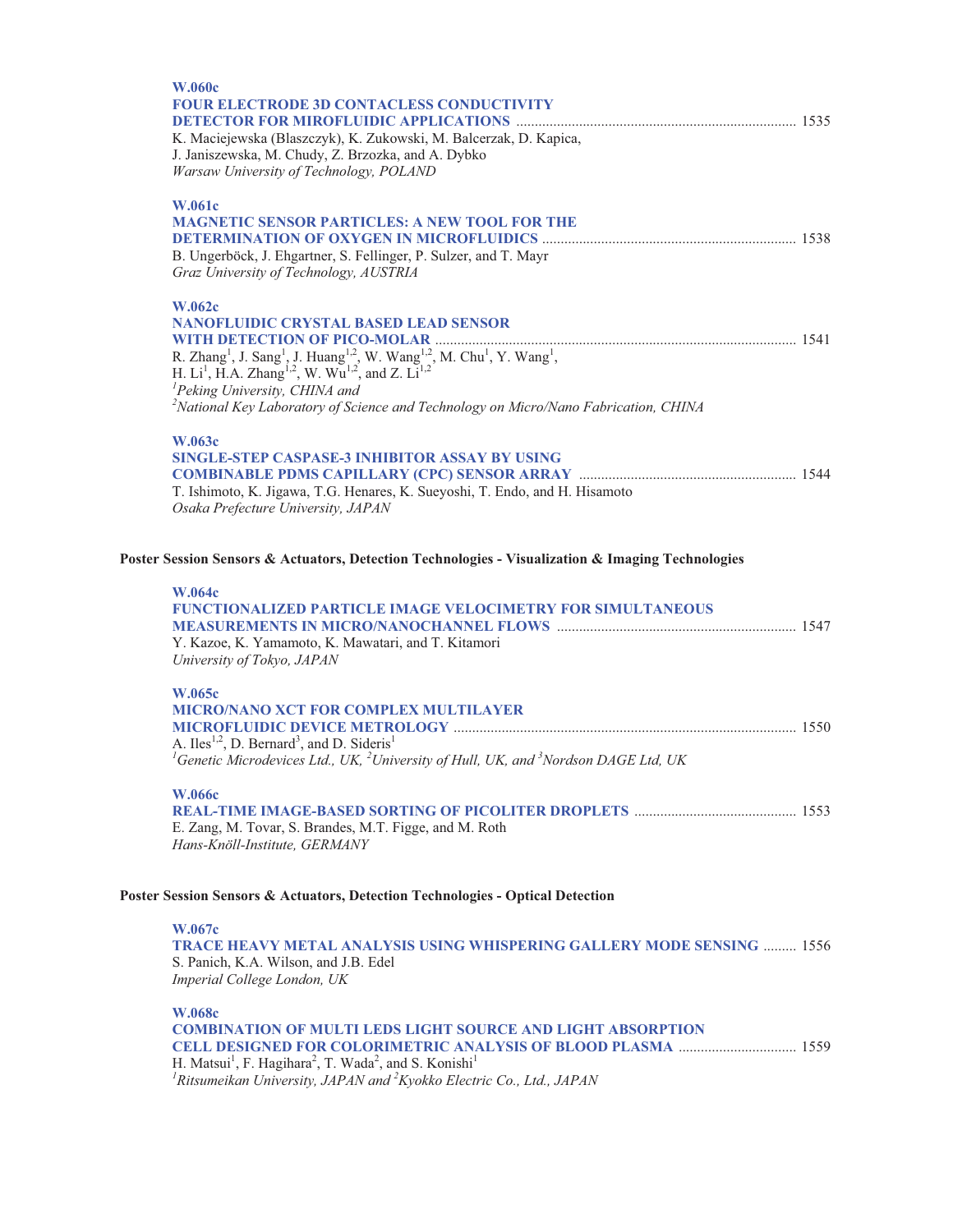**W.060c**
**FOUR ELECTRODE 3D CONTACLESS CONDUCTIVITY DETECTOR FOR MIROFLUIDIC APPLICATIONS** ........................................................................... 1535
K. Maciejewska (Blaszczyk), K. Zukowski, M. Balcerzak, D. Kapica, J. Janiszewska, M. Chudy, Z. Brzozka, and A. Dybko
*Warsaw University of Technology, POLAND*

**W.061c**
**MAGNETIC SENSOR PARTICLES: A NEW TOOL FOR THE DETERMINATION OF OXYGEN IN MICROFLUIDICS** ..................................................................... 1538
B. Ungerböck, J. Ehgartner, S. Fellinger, P. Sulzer, and T. Mayr
*Graz University of Technology, AUSTRIA*

**W.062c**
**NANOFLUIDIC CRYSTAL BASED LEAD SENSOR WITH DETECTION OF PICO-MOLAR** .................................................................................................. 1541
R. Zhang[1], J. Sang[1], J. Huang[1,2], W. Wang[1,2], M. Chu[1], Y. Wang[1], H. Li[1], H.A. Zhang[1,2], W. Wu[1,2], and Z. Li[1,2]
*[1]Peking University, CHINA and*
*[2]National Key Laboratory of Science and Technology on Micro/Nano Fabrication, CHINA*

**W.063c**
**SINGLE-STEP CASPASE-3 INHIBITOR ASSAY BY USING COMBINABLE PDMS CAPILLARY (CPC) SENSOR ARRAY** .......................................................... 1544
T. Ishimoto, K. Jigawa, T.G. Henares, K. Sueyoshi, T. Endo, and H. Hisamoto
*Osaka Prefecture University, JAPAN*

## Poster Session Sensors & Actuators, Detection Technologies - Visualization & Imaging Technologies

**W.064c**
**FUNCTIONALIZED PARTICLE IMAGE VELOCIMETRY FOR SIMULTANEOUS MEASUREMENTS IN MICRO/NANOCHANNEL FLOWS** ................................................................ 1547
Y. Kazoe, K. Yamamoto, K. Mawatari, and T. Kitamori
*University of Tokyo, JAPAN*

**W.065c**
**MICRO/NANO XCT FOR COMPLEX MULTILAYER MICROFLUIDIC DEVICE METROLOGY** ............................................................................................ 1550
A. Iles[1,2], D. Bernard[3], and D. Sideris[1]
*[1]Genetic Microdevices Ltd., UK, [2]University of Hull, UK, and [3]Nordson DAGE Ltd, UK*

**W.066c**
**REAL-TIME IMAGE-BASED SORTING OF PICOLITER DROPLETS** ........................................... 1553
E. Zang, M. Tovar, S. Brandes, M.T. Figge, and M. Roth
*Hans-Knöll-Institute, GERMANY*

## Poster Session Sensors & Actuators, Detection Technologies - Optical Detection

**W.067c**
**TRACE HEAVY METAL ANALYSIS USING WHISPERING GALLERY MODE SENSING** ......... 1556
S. Panich, K.A. Wilson, and J.B. Edel
*Imperial College London, UK*

**W.068c**
**COMBINATION OF MULTI LEDS LIGHT SOURCE AND LIGHT ABSORPTION CELL DESIGNED FOR COLORIMETRIC ANALYSIS OF BLOOD PLASMA** ................................ 1559
H. Matsui[1], F. Hagihara[2], T. Wada[2], and S. Konishi[1]
*[1]Ritsumeikan University, JAPAN and [2]Kyokko Electric Co., Ltd., JAPAN*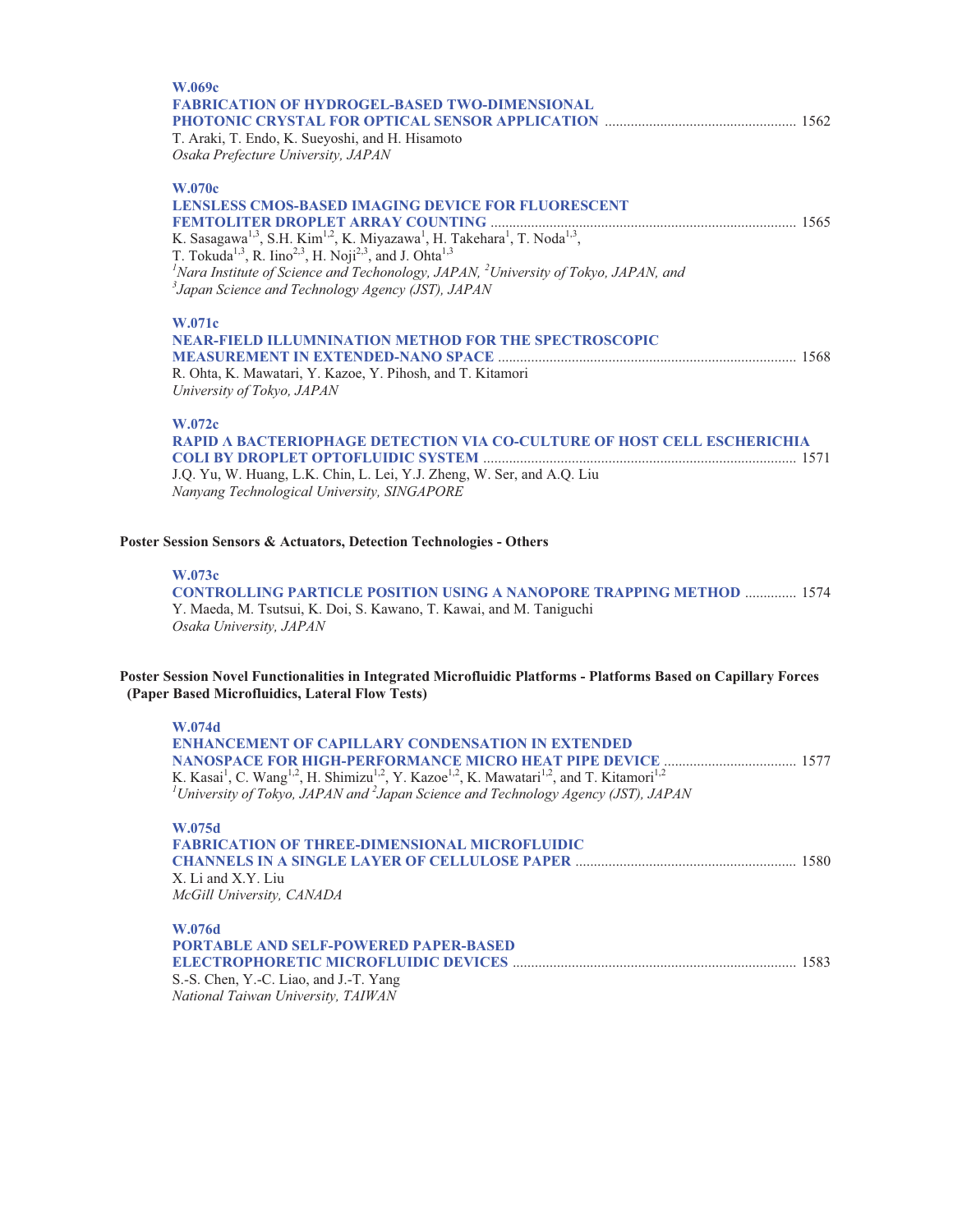**W.069c**
**FABRICATION OF HYDROGEL-BASED TWO-DIMENSIONAL PHOTONIC CRYSTAL FOR OPTICAL SENSOR APPLICATION** ..................................................... 1562
T. Araki, T. Endo, K. Sueyoshi, and H. Hisamoto
*Osaka Prefecture University, JAPAN*

**W.070c**
**LENSLESS CMOS-BASED IMAGING DEVICE FOR FLUORESCENT FEMTOLITER DROPLET ARRAY COUNTING** .................................................................................. 1565
K. Sasagawa[1,3], S.H. Kim[1,2], K. Miyazawa[1], H. Takehara[1], T. Noda[1,3], T. Tokuda[1,3], R. Iino[2,3], H. Noji[2,3], and J. Ohta[1,3]
*[1]Nara Institute of Science and Techonology, JAPAN, [2]University of Tokyo, JAPAN, and [3]Japan Science and Technology Agency (JST), JAPAN*

**W.071c**
**NEAR-FIELD ILLUMNINATION METHOD FOR THE SPECTROSCOPIC MEASUREMENT IN EXTENDED-NANO SPACE** ................................................................................ 1568
R. Ohta, K. Mawatari, Y. Kazoe, Y. Pihosh, and T. Kitamori
*University of Tokyo, JAPAN*

**W.072c**
**RAPID A BACTERIOPHAGE DETECTION VIA CO-CULTURE OF HOST CELL ESCHERICHIA COLI BY DROPLET OPTOFLUIDIC SYSTEM** .................................................................................... 1571
J.Q. Yu, W. Huang, L.K. Chin, L. Lei, Y.J. Zheng, W. Ser, and A.Q. Liu
*Nanyang Technological University, SINGAPORE*

**Poster Session Sensors & Actuators, Detection Technologies - Others**

**W.073c**
**CONTROLLING PARTICLE POSITION USING A NANOPORE TRAPPING METHOD** .............. 1574
Y. Maeda, M. Tsutsui, K. Doi, S. Kawano, T. Kawai, and M. Taniguchi
*Osaka University, JAPAN*

**Poster Session Novel Functionalities in Integrated Microfluidic Platforms - Platforms Based on Capillary Forces (Paper Based Microfluidics, Lateral Flow Tests)**

**W.074d**
**ENHANCEMENT OF CAPILLARY CONDENSATION IN EXTENDED NANOSPACE FOR HIGH-PERFORMANCE MICRO HEAT PIPE DEVICE** .................................... 1577
K. Kasai[1], C. Wang[1,2], H. Shimizu[1,2], Y. Kazoe[1,2], K. Mawatari[1,2], and T. Kitamori[1,2]
*[1]University of Tokyo, JAPAN and [2]Japan Science and Technology Agency (JST), JAPAN*

**W.075d**
**FABRICATION OF THREE-DIMENSIONAL MICROFLUIDIC CHANNELS IN A SINGLE LAYER OF CELLULOSE PAPER** ........................................................... 1580
X. Li and X.Y. Liu
*McGill University, CANADA*

**W.076d**
**PORTABLE AND SELF-POWERED PAPER-BASED ELECTROPHORETIC MICROFLUIDIC DEVICES** ............................................................................ 1583
S.-S. Chen, Y.-C. Liao, and J.-T. Yang
*National Taiwan University, TAIWAN*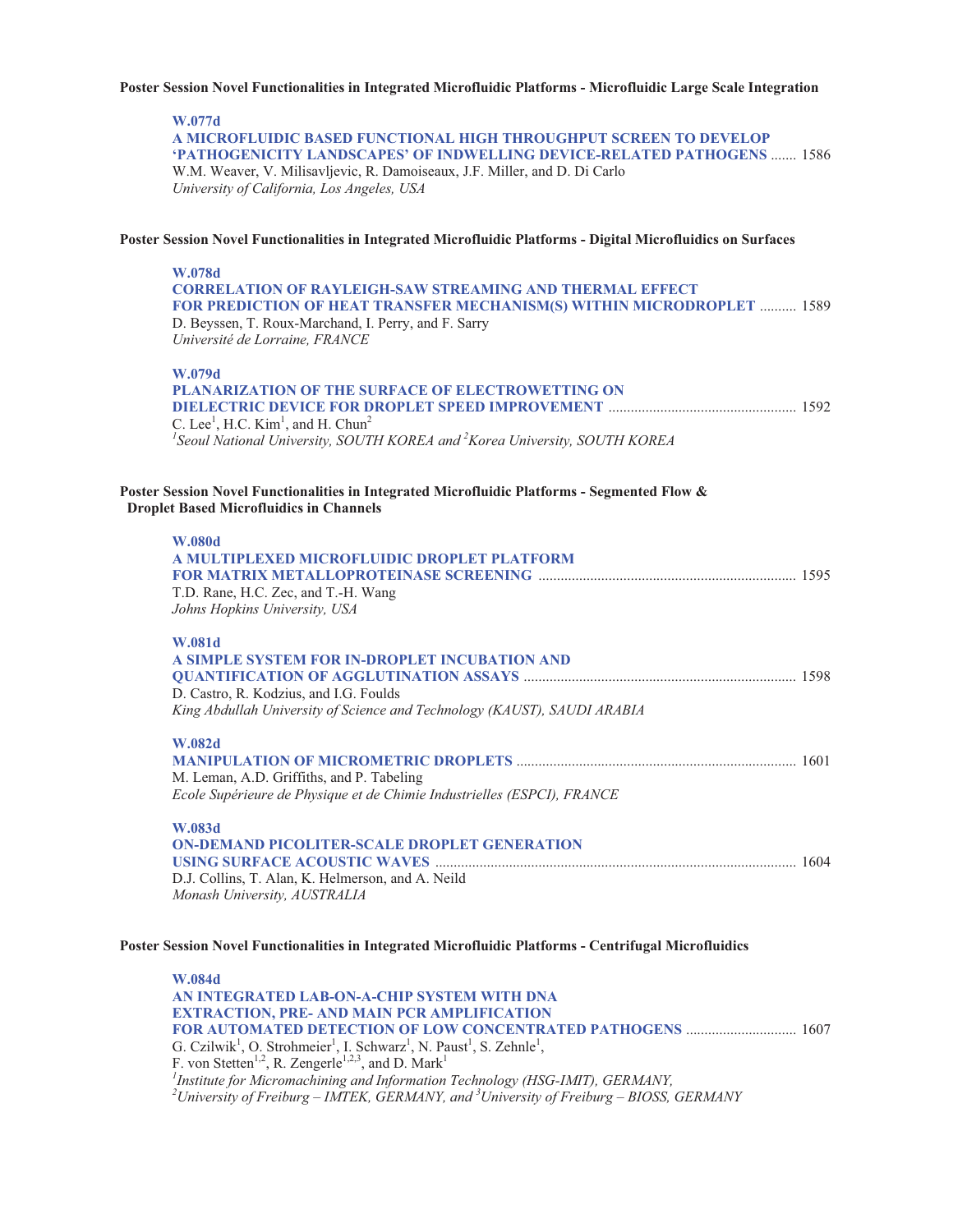**Poster Session Novel Functionalities in Integrated Microfluidic Platforms - Microfluidic Large Scale Integration**

**W.077d**
**A MICROFLUIDIC BASED FUNCTIONAL HIGH THROUGHPUT SCREEN TO DEVELOP 'PATHOGENICITY LANDSCAPES' OF INDWELLING DEVICE-RELATED PATHOGENS** ....... 1586
W.M. Weaver, V. Milisavljevic, R. Damoiseaux, J.F. Miller, and D. Di Carlo
*University of California, Los Angeles, USA*

**Poster Session Novel Functionalities in Integrated Microfluidic Platforms - Digital Microfluidics on Surfaces**

**W.078d**
**CORRELATION OF RAYLEIGH-SAW STREAMING AND THERMAL EFFECT FOR PREDICTION OF HEAT TRANSFER MECHANISM(S) WITHIN MICRODROPLET** .......... 1589
D. Beyssen, T. Roux-Marchand, I. Perry, and F. Sarry
*Université de Lorraine, FRANCE*

**W.079d**
**PLANARIZATION OF THE SURFACE OF ELECTROWETTING ON DIELECTRIC DEVICE FOR DROPLET SPEED IMPROVEMENT** .................................................. 1592
C. Lee[1], H.C. Kim[1], and H. Chun[2]
*[1]Seoul National University, SOUTH KOREA and [2]Korea University, SOUTH KOREA*

**Poster Session Novel Functionalities in Integrated Microfluidic Platforms - Segmented Flow & Droplet Based Microfluidics in Channels**

**W.080d**
**A MULTIPLEXED MICROFLUIDIC DROPLET PLATFORM FOR MATRIX METALLOPROTEINASE SCREENING** ..................................................................... 1595
T.D. Rane, H.C. Zec, and T.-H. Wang
*Johns Hopkins University, USA*

**W.081d**
**A SIMPLE SYSTEM FOR IN-DROPLET INCUBATION AND QUANTIFICATION OF AGGLUTINATION ASSAYS** ......................................................................... 1598
D. Castro, R. Kodzius, and I.G. Foulds
*King Abdullah University of Science and Technology (KAUST), SAUDI ARABIA*

**W.082d**
**MANIPULATION OF MICROMETRIC DROPLETS** ........................................................................... 1601
M. Leman, A.D. Griffiths, and P. Tabeling
*Ecole Supérieure de Physique et de Chimie Industrielles (ESPCI), FRANCE*

**W.083d**
**ON-DEMAND PICOLITER-SCALE DROPLET GENERATION USING SURFACE ACOUSTIC WAVES** ................................................................................................ 1604
D.J. Collins, T. Alan, K. Helmerson, and A. Neild
*Monash University, AUSTRALIA*

**Poster Session Novel Functionalities in Integrated Microfluidic Platforms - Centrifugal Microfluidics**

**W.084d**
**AN INTEGRATED LAB-ON-A-CHIP SYSTEM WITH DNA EXTRACTION, PRE- AND MAIN PCR AMPLIFICATION FOR AUTOMATED DETECTION OF LOW CONCENTRATED PATHOGENS** ............................. 1607
G. Czilwik[1], O. Strohmeier[1], I. Schwarz[1], N. Paust[1], S. Zehnle[1], F. von Stetten[1,2], R. Zengerle[1,2,3], and D. Mark[1]
*[1]Institute for Micromachining and Information Technology (HSG-IMIT), GERMANY, [2]University of Freiburg – IMTEK, GERMANY, and [3]University of Freiburg – BIOSS, GERMANY*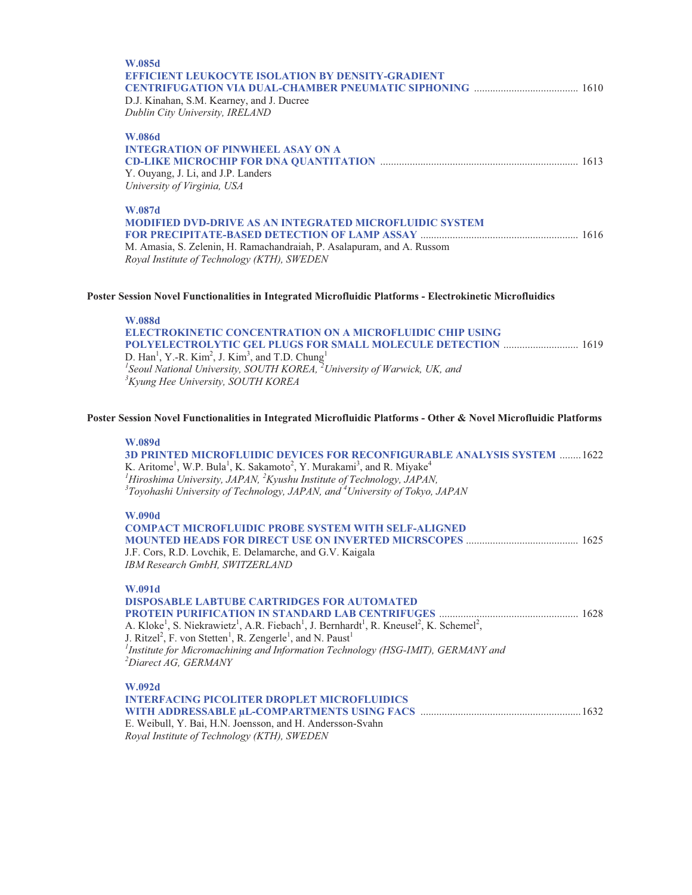**W.085d**
**EFFICIENT LEUKOCYTE ISOLATION BY DENSITY-GRADIENT CENTRIFUGATION VIA DUAL-CHAMBER PNEUMATIC SIPHONING** ....................................... 1610
D.J. Kinahan, S.M. Kearney, and J. Ducree
*Dublin City University, IRELAND*

**W.086d**
**INTEGRATION OF PINWHEEL ASAY ON A CD-LIKE MICROCHIP FOR DNA QUANTITATION** ......................................................................... 1613
Y. Ouyang, J. Li, and J.P. Landers
*University of Virginia, USA*

**W.087d**
**MODIFIED DVD-DRIVE AS AN INTEGRATED MICROFLUIDIC SYSTEM FOR PRECIPITATE-BASED DETECTION OF LAMP ASSAY** .......................................................... 1616
M. Amasia, S. Zelenin, H. Ramachandraiah, P. Asalapuram, and A. Russom
*Royal Institute of Technology (KTH), SWEDEN*

### Poster Session Novel Functionalities in Integrated Microfluidic Platforms - Electrokinetic Microfluidics

**W.088d**
**ELECTROKINETIC CONCENTRATION ON A MICROFLUIDIC CHIP USING POLYELECTROLYTIC GEL PLUGS FOR SMALL MOLECULE DETECTION** ............................ 1619
D. Han[1], Y.-R. Kim[2], J. Kim[3], and T.D. Chung[1]
*[1]Seoul National University, SOUTH KOREA, [2]University of Warwick, UK, and [3]Kyung Hee University, SOUTH KOREA*

### Poster Session Novel Functionalities in Integrated Microfluidic Platforms - Other & Novel Microfluidic Platforms

**W.089d**
**3D PRINTED MICROFLUIDIC DEVICES FOR RECONFIGURABLE ANALYSIS SYSTEM** ........1622
K. Aritome[1], W.P. Bula[1], K. Sakamoto[2], Y. Murakami[3], and R. Miyake[4]
*[1]Hiroshima University, JAPAN, [2]Kyushu Institute of Technology, JAPAN, [3]Toyohashi University of Technology, JAPAN, and [4]University of Tokyo, JAPAN*

**W.090d**
**COMPACT MICROFLUIDIC PROBE SYSTEM WITH SELF-ALIGNED MOUNTED HEADS FOR DIRECT USE ON INVERTED MICRSCOPES** .......................................... 1625
J.F. Cors, R.D. Lovchik, E. Delamarche, and G.V. Kaigala
*IBM Research GmbH, SWITZERLAND*

**W.091d**
**DISPOSABLE LABTUBE CARTRIDGES FOR AUTOMATED PROTEIN PURIFICATION IN STANDARD LAB CENTRIFUGES** ................................................... 1628
A. Kloke[1], S. Niekrawietz[1], A.R. Fiebach[1], J. Bernhardt[1], R. Kneusel[2], K. Schemel[2], J. Ritzel[2], F. von Stetten[1], R. Zengerle[1], and N. Paust[1]
*[1]Institute for Micromachining and Information Technology (HSG-IMIT), GERMANY and [2]Diarect AG, GERMANY*

**W.092d**
**INTERFACING PICOLITER DROPLET MICROFLUIDICS WITH ADDRESSABLE µL-COMPARTMENTS USING FACS** ...........................................................1632
E. Weibull, Y. Bai, H.N. Joensson, and H. Andersson-Svahn
*Royal Institute of Technology (KTH), SWEDEN*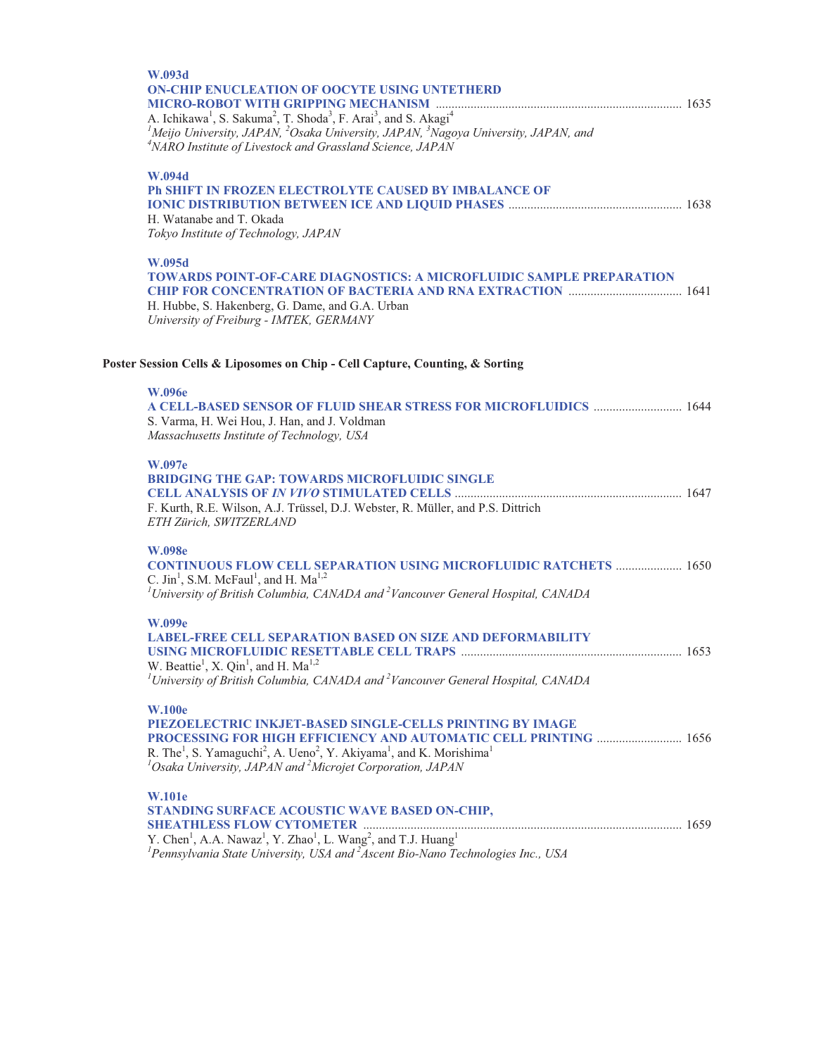**W.093d**
**ON-CHIP ENUCLEATION OF OOCYTE USING UNTETHERD MICRO-ROBOT WITH GRIPPING MECHANISM** ............................................................................ 1635
A. Ichikawa[1], S. Sakuma[2], T. Shoda[3], F. Arai[3], and S. Akagi[4]
*[1]Meijo University, JAPAN, [2]Osaka University, JAPAN, [3]Nagoya University, JAPAN, and [4]NARO Institute of Livestock and Grassland Science, JAPAN*

**W.094d**
**Ph SHIFT IN FROZEN ELECTROLYTE CAUSED BY IMBALANCE OF IONIC DISTRIBUTION BETWEEN ICE AND LIQUID PHASES** ...................................................... 1638
H. Watanabe and T. Okada
*Tokyo Institute of Technology, JAPAN*

**W.095d**
**TOWARDS POINT-OF-CARE DIAGNOSTICS: A MICROFLUIDIC SAMPLE PREPARATION CHIP FOR CONCENTRATION OF BACTERIA AND RNA EXTRACTION** ................................... 1641
H. Hubbe, S. Hakenberg, G. Dame, and G.A. Urban
*University of Freiburg - IMTEK, GERMANY*

**Poster Session Cells & Liposomes on Chip - Cell Capture, Counting, & Sorting**

**W.096e**
**A CELL-BASED SENSOR OF FLUID SHEAR STRESS FOR MICROFLUIDICS** ............................ 1644
S. Varma, H. Wei Hou, J. Han, and J. Voldman
*Massachusetts Institute of Technology, USA*

**W.097e**
**BRIDGING THE GAP: TOWARDS MICROFLUIDIC SINGLE CELL ANALYSIS OF *IN VIVO* STIMULATED CELLS** ...................................................................... 1647
F. Kurth, R.E. Wilson, A.J. Trüssel, D.J. Webster, R. Müller, and P.S. Dittrich
*ETH Zürich, SWITZERLAND*

**W.098e**
**CONTINUOUS FLOW CELL SEPARATION USING MICROFLUIDIC RATCHETS** ..................... 1650
C. Jin[1], S.M. McFaul[1], and H. Ma[1,2]
*[1]University of British Columbia, CANADA and [2]Vancouver General Hospital, CANADA*

**W.099e**
**LABEL-FREE CELL SEPARATION BASED ON SIZE AND DEFORMABILITY USING MICROFLUIDIC RESETTABLE CELL TRAPS** .................................................................... 1653
W. Beattie[1], X. Qin[1], and H. Ma[1,2]
*[1]University of British Columbia, CANADA and [2]Vancouver General Hospital, CANADA*

**W.100e**
**PIEZOELECTRIC INKJET-BASED SINGLE-CELLS PRINTING BY IMAGE PROCESSING FOR HIGH EFFICIENCY AND AUTOMATIC CELL PRINTING** ........................... 1656
R. The[1], S. Yamaguchi[2], A. Ueno[2], Y. Akiyama[1], and K. Morishima[1]
*[1]Osaka University, JAPAN and [2]Microjet Corporation, JAPAN*

**W.101e**
**STANDING SURFACE ACOUSTIC WAVE BASED ON-CHIP, SHEATHLESS FLOW CYTOMETER** .................................................................................................... 1659
Y. Chen[1], A.A. Nawaz[1], Y. Zhao[1], L. Wang[2], and T.J. Huang[1]
*[1]Pennsylvania State University, USA and [2]Ascent Bio-Nano Technologies Inc., USA*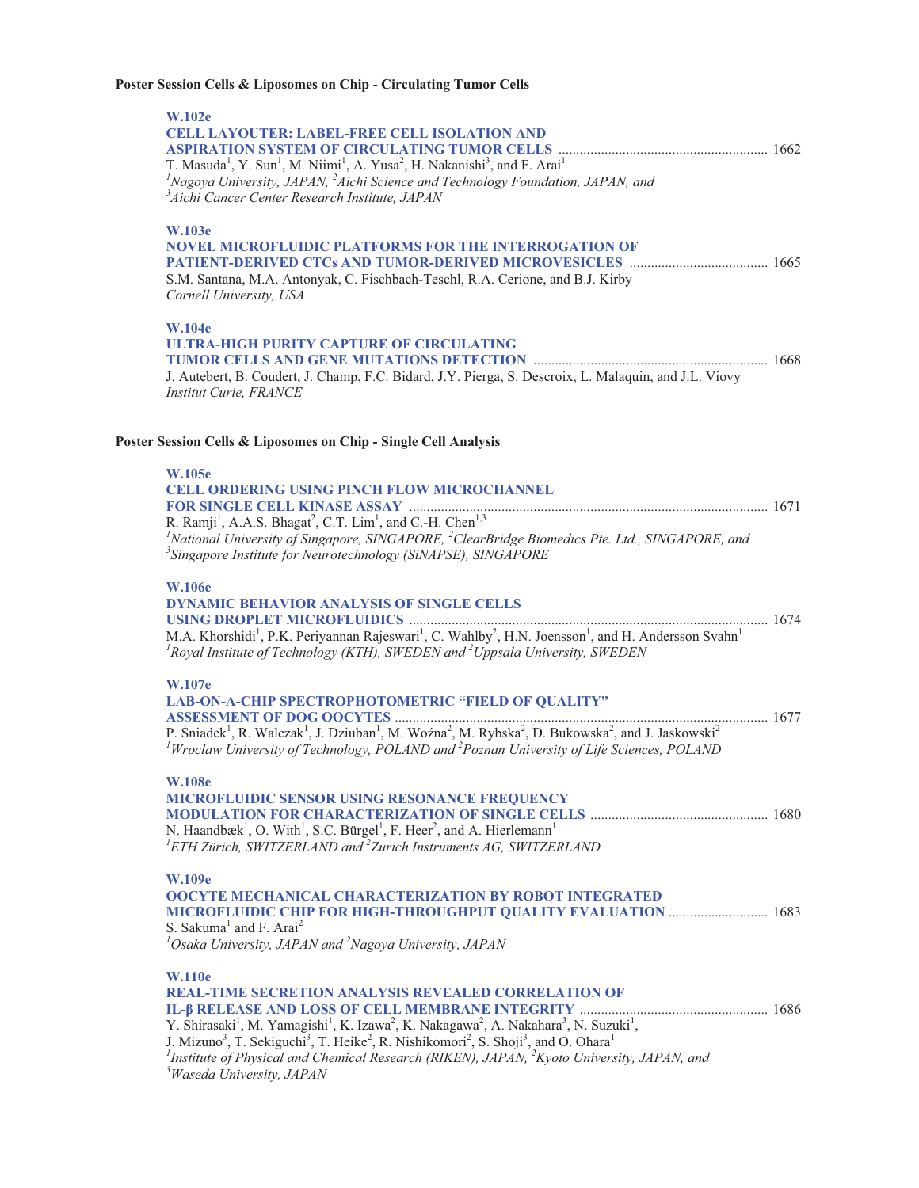## Poster Session Cells & Liposomes on Chip - Circulating Tumor Cells

**W.102e**
**CELL LAYOUTER: LABEL-FREE CELL ISOLATION AND ASPIRATION SYSTEM OF CIRCULATING TUMOR CELLS** .......... 1662
T. Masuda[1], Y. Sun[1], M. Niimi[1], A. Yusa[2], H. Nakanishi[3], and F. Arai[1]
*[1]Nagoya University, JAPAN, [2]Aichi Science and Technology Foundation, JAPAN, and [3]Aichi Cancer Center Research Institute, JAPAN*

**W.103e**
**NOVEL MICROFLUIDIC PLATFORMS FOR THE INTERROGATION OF PATIENT-DERIVED CTCs AND TUMOR-DERIVED MICROVESICLES** .......... 1665
S.M. Santana, M.A. Antonyak, C. Fischbach-Teschl, R.A. Cerione, and B.J. Kirby
*Cornell University, USA*

**W.104e**
**ULTRA-HIGH PURITY CAPTURE OF CIRCULATING TUMOR CELLS AND GENE MUTATIONS DETECTION** .......... 1668
J. Autebert, B. Coudert, J. Champ, F.C. Bidard, J.Y. Pierga, S. Descroix, L. Malaquin, and J.L. Viovy
*Institut Curie, FRANCE*

## Poster Session Cells & Liposomes on Chip - Single Cell Analysis

**W.105e**
**CELL ORDERING USING PINCH FLOW MICROCHANNEL FOR SINGLE CELL KINASE ASSAY** .......... 1671
R. Ramji[1], A.A.S. Bhagat[2], C.T. Lim[1], and C.-H. Chen[1,3]
*[1]National University of Singapore, SINGAPORE, [2]ClearBridge Biomedics Pte. Ltd., SINGAPORE, and [3]Singapore Institute for Neurotechnology (SiNAPSE), SINGAPORE*

**W.106e**
**DYNAMIC BEHAVIOR ANALYSIS OF SINGLE CELLS USING DROPLET MICROFLUIDICS** .......... 1674
M.A. Khorshidi[1], P.K. Periyannan Rajeswari[1], C. Wahlby[2], H.N. Joensson[1], and H. Andersson Svahn[1]
*[1]Royal Institute of Technology (KTH), SWEDEN and [2]Uppsala University, SWEDEN*

**W.107e**
**LAB-ON-A-CHIP SPECTROPHOTOMETRIC "FIELD OF QUALITY" ASSESSMENT OF DOG OOCYTES** .......... 1677
P. Śniadek[1], R. Walczak[1], J. Dziuban[1], M. Woźna[2], M. Rybska[2], D. Bukowska[2], and J. Jaskowski[2]
*[1]Wroclaw University of Technology, POLAND and [2]Poznan University of Life Sciences, POLAND*

**W.108e**
**MICROFLUIDIC SENSOR USING RESONANCE FREQUENCY MODULATION FOR CHARACTERIZATION OF SINGLE CELLS** .......... 1680
N. Haandbæk[1], O. With[1], S.C. Bürgel[1], F. Heer[2], and A. Hierlemann[1]
*[1]ETH Zürich, SWITZERLAND and [2]Zurich Instruments AG, SWITZERLAND*

**W.109e**
**OOCYTE MECHANICAL CHARACTERIZATION BY ROBOT INTEGRATED MICROFLUIDIC CHIP FOR HIGH-THROUGHPUT QUALITY EVALUATION** .......... 1683
S. Sakuma[1] and F. Arai[2]
*[1]Osaka University, JAPAN and [2]Nagoya University, JAPAN*

**W.110e**
**REAL-TIME SECRETION ANALYSIS REVEALED CORRELATION OF IL-β RELEASE AND LOSS OF CELL MEMBRANE INTEGRITY** .......... 1686
Y. Shirasaki[1], M. Yamagishi[1], K. Izawa[2], K. Nakagawa[2], A. Nakahara[3], N. Suzuki[1], J. Mizuno[3], T. Sekiguchi[3], T. Heike[2], R. Nishikomori[2], S. Shoji[3], and O. Ohara[1]
*[1]Institute of Physical and Chemical Research (RIKEN), JAPAN, [2]Kyoto University, JAPAN, and [3]Waseda University, JAPAN*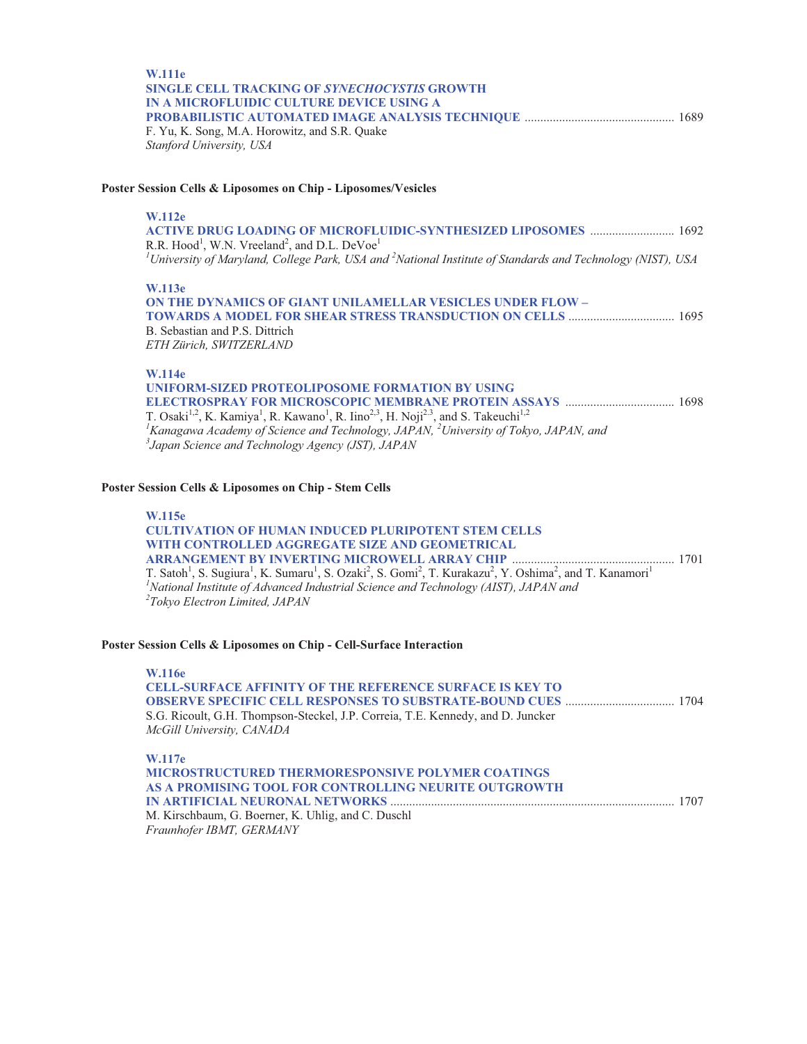**W.111e**
**SINGLE CELL TRACKING OF *SYNECHOCYSTIS* GROWTH IN A MICROFLUIDIC CULTURE DEVICE USING A PROBABILISTIC AUTOMATED IMAGE ANALYSIS TECHNIQUE** ............................................... 1689
F. Yu, K. Song, M.A. Horowitz, and S.R. Quake
*Stanford University, USA*

## Poster Session Cells & Liposomes on Chip - Liposomes/Vesicles

**W.112e**
**ACTIVE DRUG LOADING OF MICROFLUIDIC-SYNTHESIZED LIPOSOMES** .......................... 1692
R.R. Hood[1], W.N. Vreeland[2], and D.L. DeVoe[1]
*[1]University of Maryland, College Park, USA and [2]National Institute of Standards and Technology (NIST), USA*

**W.113e**
**ON THE DYNAMICS OF GIANT UNILAMELLAR VESICLES UNDER FLOW – TOWARDS A MODEL FOR SHEAR STRESS TRANSDUCTION ON CELLS** ................................. 1695
B. Sebastian and P.S. Dittrich
*ETH Zürich, SWITZERLAND*

**W.114e**
**UNIFORM-SIZED PROTEOLIPOSOME FORMATION BY USING ELECTROSPRAY FOR MICROSCOPIC MEMBRANE PROTEIN ASSAYS** .................................. 1698
T. Osaki[1,2], K. Kamiya[1], R. Kawano[1], R. Iino[2,3], H. Noji[2,3], and S. Takeuchi[1,2]
*[1]Kanagawa Academy of Science and Technology, JAPAN, [2]University of Tokyo, JAPAN, and [3]Japan Science and Technology Agency (JST), JAPAN*

## Poster Session Cells & Liposomes on Chip - Stem Cells

**W.115e**
**CULTIVATION OF HUMAN INDUCED PLURIPOTENT STEM CELLS WITH CONTROLLED AGGREGATE SIZE AND GEOMETRICAL ARRANGEMENT BY INVERTING MICROWELL ARRAY CHIP** ................................................... 1701
T. Satoh[1], S. Sugiura[1], K. Sumaru[1], S. Ozaki[2], S. Gomi[2], T. Kurakazu[2], Y. Oshima[2], and T. Kanamori[1]
*[1]National Institute of Advanced Industrial Science and Technology (AIST), JAPAN and [2]Tokyo Electron Limited, JAPAN*

## Poster Session Cells & Liposomes on Chip - Cell-Surface Interaction

**W.116e**
**CELL-SURFACE AFFINITY OF THE REFERENCE SURFACE IS KEY TO OBSERVE SPECIFIC CELL RESPONSES TO SUBSTRATE-BOUND CUES** .................................. 1704
S.G. Ricoult, G.H. Thompson-Steckel, J.P. Correia, T.E. Kennedy, and D. Juncker
*McGill University, CANADA*

**W.117e**
**MICROSTRUCTURED THERMORESPONSIVE POLYMER COATINGS AS A PROMISING TOOL FOR CONTROLLING NEURITE OUTGROWTH IN ARTIFICIAL NEURONAL NETWORKS** ......................................................................................... 1707
M. Kirschbaum, G. Boerner, K. Uhlig, and C. Duschl
*Fraunhofer IBMT, GERMANY*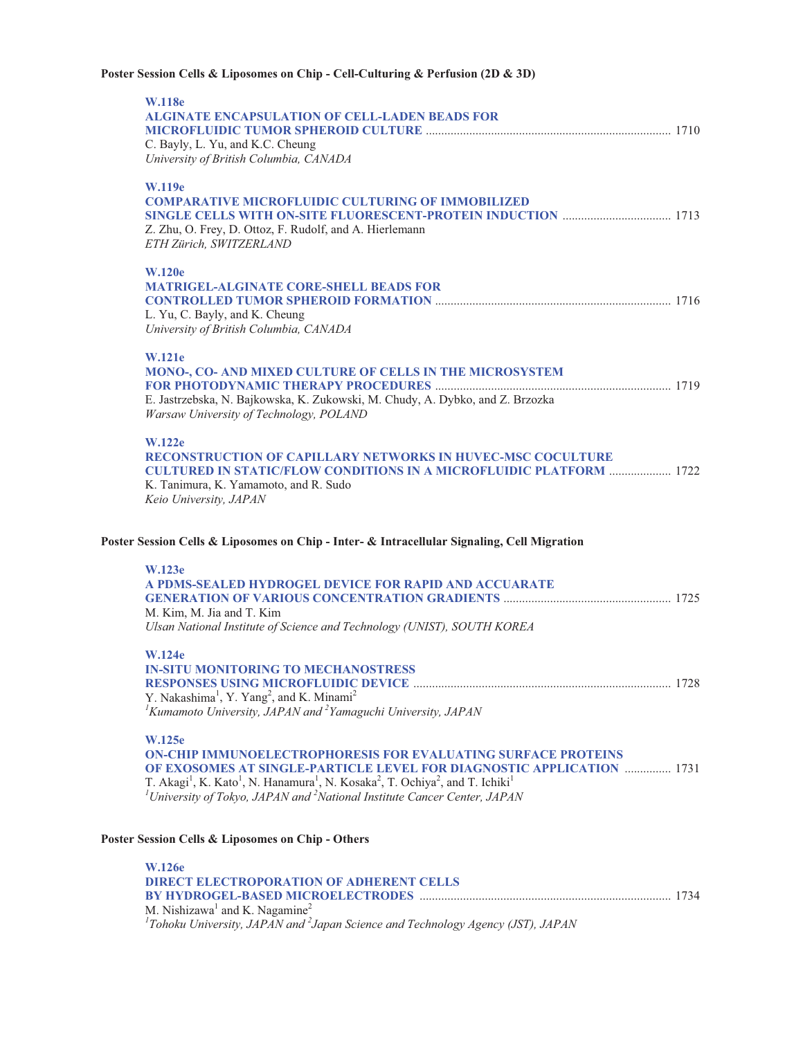**Poster Session Cells & Liposomes on Chip - Cell-Culturing & Perfusion (2D & 3D)**

**W.118e**
**ALGINATE ENCAPSULATION OF CELL-LADEN BEADS FOR MICROFLUIDIC TUMOR SPHEROID CULTURE** ............................................................................ 1710
C. Bayly, L. Yu, and K.C. Cheung
*University of British Columbia, CANADA*

**W.119e**
**COMPARATIVE MICROFLUIDIC CULTURING OF IMMOBILIZED SINGLE CELLS WITH ON-SITE FLUORESCENT-PROTEIN INDUCTION** .................................. 1713
Z. Zhu, O. Frey, D. Ottoz, F. Rudolf, and A. Hierlemann
*ETH Zürich, SWITZERLAND*

**W.120e**
**MATRIGEL-ALGINATE CORE-SHELL BEADS FOR CONTROLLED TUMOR SPHEROID FORMATION** .......................................................................... 1716
L. Yu, C. Bayly, and K. Cheung
*University of British Columbia, CANADA*

**W.121e**
**MONO-, CO- AND MIXED CULTURE OF CELLS IN THE MICROSYSTEM FOR PHOTODYNAMIC THERAPY PROCEDURES** .......................................................................... 1719
E. Jastrzebska, N. Bajkowska, K. Zukowski, M. Chudy, A. Dybko, and Z. Brzozka
*Warsaw University of Technology, POLAND*

**W.122e**
**RECONSTRUCTION OF CAPILLARY NETWORKS IN HUVEC-MSC COCULTURE CULTURED IN STATIC/FLOW CONDITIONS IN A MICROFLUIDIC PLATFORM** .................... 1722
K. Tanimura, K. Yamamoto, and R. Sudo
*Keio University, JAPAN*

**Poster Session Cells & Liposomes on Chip - Inter- & Intracellular Signaling, Cell Migration**

**W.123e**
**A PDMS-SEALED HYDROGEL DEVICE FOR RAPID AND ACCUARATE GENERATION OF VARIOUS CONCENTRATION GRADIENTS** ..................................................... 1725
M. Kim, M. Jia and T. Kim
*Ulsan National Institute of Science and Technology (UNIST), SOUTH KOREA*

**W.124e**
**IN-SITU MONITORING TO MECHANOSTRESS RESPONSES USING MICROFLUIDIC DEVICE** .................................................................................. 1728
Y. Nakashima[1], Y. Yang[2], and K. Minami[2]
*[1]Kumamoto University, JAPAN and [2]Yamaguchi University, JAPAN*

**W.125e**
**ON-CHIP IMMUNOELECTROPHORESIS FOR EVALUATING SURFACE PROTEINS OF EXOSOMES AT SINGLE-PARTICLE LEVEL FOR DIAGNOSTIC APPLICATION** ............... 1731
T. Akagi[1], K. Kato[1], N. Hanamura[1], N. Kosaka[2], T. Ochiya[2], and T. Ichiki[1]
*[1]University of Tokyo, JAPAN and [2]National Institute Cancer Center, JAPAN*

**Poster Session Cells & Liposomes on Chip - Others**

**W.126e**
**DIRECT ELECTROPORATION OF ADHERENT CELLS BY HYDROGEL-BASED MICROELECTRODES** ................................................................................ 1734
M. Nishizawa[1] and K. Nagamine[2]
*[1]Tohoku University, JAPAN and [2]Japan Science and Technology Agency (JST), JAPAN*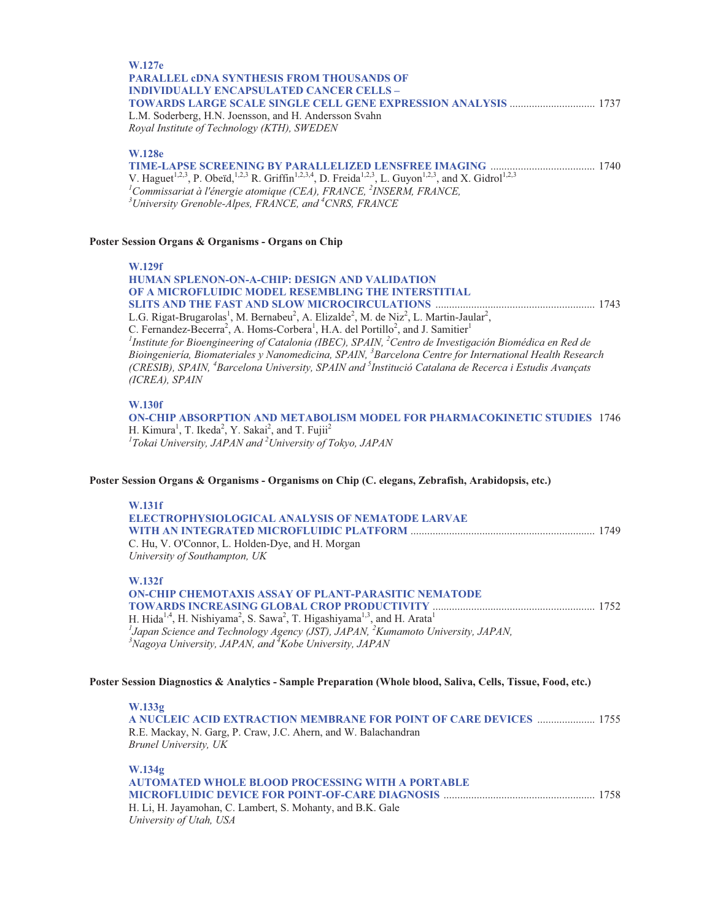**W.127e**

**PARALLEL cDNA SYNTHESIS FROM THOUSANDS OF INDIVIDUALLY ENCAPSULATED CANCER CELLS – TOWARDS LARGE SCALE SINGLE CELL GENE EXPRESSION ANALYSIS** .............................. 1737

L.M. Soderberg, H.N. Joensson, and H. Andersson Svahn

*Royal Institute of Technology (KTH), SWEDEN*

**W.128e**

**TIME-LAPSE SCREENING BY PARALLELIZED LENSFREE IMAGING** ...................................... 1740

V. Haguet[1,2,3], P. Obeïd,[1,2,3] R. Griffin[1,2,3,4], D. Freida[1,2,3], L. Guyon[1,2,3], and X. Gidrol[1,2,3]

*[1]Commissariat à l'énergie atomique (CEA), FRANCE, [2]INSERM, FRANCE, [3]University Grenoble-Alpes, FRANCE, and [4]CNRS, FRANCE*

## Poster Session Organs & Organisms - Organs on Chip

**W.129f**

**HUMAN SPLENON-ON-A-CHIP: DESIGN AND VALIDATION OF A MICROFLUIDIC MODEL RESEMBLING THE INTERSTITIAL SLITS AND THE FAST AND SLOW MICROCIRCULATIONS** ......................................................... 1743

L.G. Rigat-Brugarolas[1], M. Bernabeu[2], A. Elizalde[2], M. de Niz[2], L. Martin-Jaular[2], C. Fernandez-Becerra[2], A. Homs-Corbera[1], H.A. del Portillo[2], and J. Samitier[1]

*[1]Institute for Bioengineering of Catalonia (IBEC), SPAIN, [2]Centro de Investigación Biomédica en Red de Bioingeniería, Biomateriales y Nanomedicina, SPAIN, [3]Barcelona Centre for International Health Research (CRESIB), SPAIN, [4]Barcelona University, SPAIN and [5]Institució Catalana de Recerca i Estudis Avançats (ICREA), SPAIN*

**W.130f**

**ON-CHIP ABSORPTION AND METABOLISM MODEL FOR PHARMACOKINETIC STUDIES** 1746

H. Kimura[1], T. Ikeda[2], Y. Sakai[2], and T. Fujii[2]

*[1]Tokai University, JAPAN and [2]University of Tokyo, JAPAN*

## Poster Session Organs & Organisms - Organisms on Chip (C. elegans, Zebrafish, Arabidopsis, etc.)

**W.131f**

**ELECTROPHYSIOLOGICAL ANALYSIS OF NEMATODE LARVAE WITH AN INTEGRATED MICROFLUIDIC PLATFORM** .................................................................. 1749

C. Hu, V. O'Connor, L. Holden-Dye, and H. Morgan

*University of Southampton, UK*

**W.132f**

**ON-CHIP CHEMOTAXIS ASSAY OF PLANT-PARASITIC NEMATODE TOWARDS INCREASING GLOBAL CROP PRODUCTIVITY** .......................................................... 1752

H. Hida[1,4], H. Nishiyama[2], S. Sawa[2], T. Higashiyama[1,3], and H. Arata[1]

*[1]Japan Science and Technology Agency (JST), JAPAN, [2]Kumamoto University, JAPAN, [3]Nagoya University, JAPAN, and [4]Kobe University, JAPAN*

## Poster Session Diagnostics & Analytics - Sample Preparation (Whole blood, Saliva, Cells, Tissue, Food, etc.)

**W.133g**

**A NUCLEIC ACID EXTRACTION MEMBRANE FOR POINT OF CARE DEVICES** .................... 1755

R.E. Mackay, N. Garg, P. Craw, J.C. Ahern, and W. Balachandran

*Brunel University, UK*

**W.134g**

**AUTOMATED WHOLE BLOOD PROCESSING WITH A PORTABLE MICROFLUIDIC DEVICE FOR POINT-OF-CARE DIAGNOSIS** ...................................................... 1758

H. Li, H. Jayamohan, C. Lambert, S. Mohanty, and B.K. Gale

*University of Utah, USA*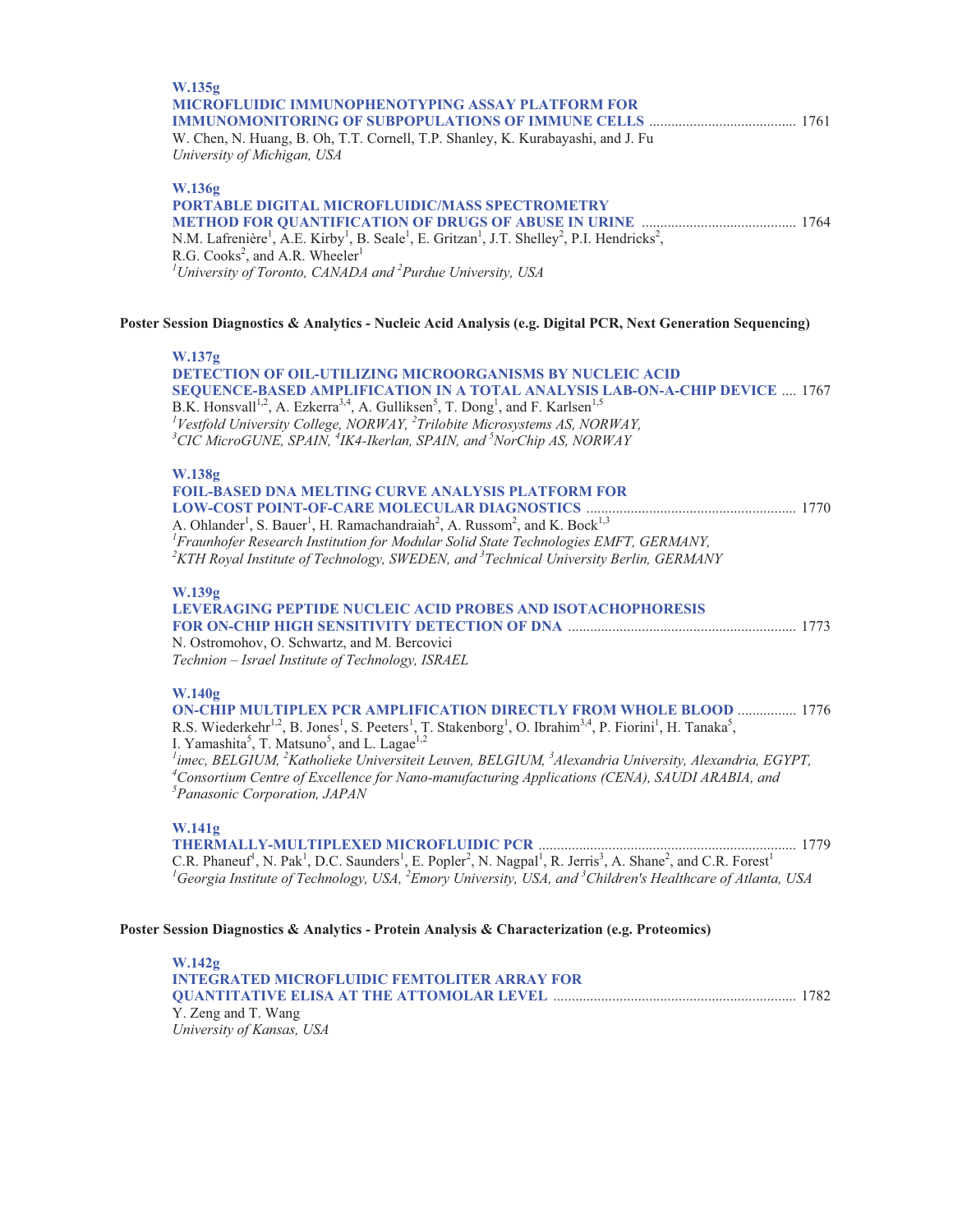**W.135g**

**MICROFLUIDIC IMMUNOPHENOTYPING ASSAY PLATFORM FOR IMMUNOMONITORING OF SUBPOPULATIONS OF IMMUNE CELLS** ........................................ 1761

W. Chen, N. Huang, B. Oh, T.T. Cornell, T.P. Shanley, K. Kurabayashi, and J. Fu

*University of Michigan, USA*

**W.136g**

**PORTABLE DIGITAL MICROFLUIDIC/MASS SPECTROMETRY METHOD FOR QUANTIFICATION OF DRUGS OF ABUSE IN URINE** .......................................... 1764

N.M. Lafrenière[1], A.E. Kirby[1], B. Seale[1], E. Gritzan[1], J.T. Shelley[2], P.I. Hendricks[2], R.G. Cooks[2], and A.R. Wheeler[1]

*[1]University of Toronto, CANADA and [2]Purdue University, USA*

## Poster Session Diagnostics & Analytics - Nucleic Acid Analysis (e.g. Digital PCR, Next Generation Sequencing)

**W.137g**

**DETECTION OF OIL-UTILIZING MICROORGANISMS BY NUCLEIC ACID SEQUENCE-BASED AMPLIFICATION IN A TOTAL ANALYSIS LAB-ON-A-CHIP DEVICE** .... 1767

B.K. Honsvall[1,2], A. Ezkerra[3,4], A. Gulliksen[5], T. Dong[1], and F. Karlsen[1,5]

*[1]Vestfold University College, NORWAY, [2]Trilobite Microsystems AS, NORWAY, [3]CIC MicroGUNE, SPAIN, [4]IK4-Ikerlan, SPAIN, and [5]NorChip AS, NORWAY*

**W.138g**

**FOIL-BASED DNA MELTING CURVE ANALYSIS PLATFORM FOR LOW-COST POINT-OF-CARE MOLECULAR DIAGNOSTICS** ........................................................ 1770

A. Ohlander[1], S. Bauer[1], H. Ramachandraiah[2], A. Russom[2], and K. Bock[1,3]

*[1]Fraunhofer Research Institution for Modular Solid State Technologies EMFT, GERMANY, [2]KTH Royal Institute of Technology, SWEDEN, and [3]Technical University Berlin, GERMANY*

**W.139g**

**LEVERAGING PEPTIDE NUCLEIC ACID PROBES AND ISOTACHOPHORESIS FOR ON-CHIP HIGH SENSITIVITY DETECTION OF DNA** ............................................................. 1773

N. Ostromohov, O. Schwartz, and M. Bercovici

*Technion – Israel Institute of Technology, ISRAEL*

**W.140g**

**ON-CHIP MULTIPLEX PCR AMPLIFICATION DIRECTLY FROM WHOLE BLOOD** ................ 1776

R.S. Wiederkehr[1,2], B. Jones[1], S. Peeters[1], T. Stakenborg[1], O. Ibrahim[3,4], P. Fiorini[1], H. Tanaka[5], I. Yamashita[5], T. Matsuno[5], and L. Lagae[1,2]

*[1]imec, BELGIUM, [2]Katholieke Universiteit Leuven, BELGIUM, [3]Alexandria University, Alexandria, EGYPT, [4]Consortium Centre of Excellence for Nano-manufacturing Applications (CENA), SAUDI ARABIA, and [5]Panasonic Corporation, JAPAN*

**W.141g**

**THERMALLY-MULTIPLEXED MICROFLUIDIC PCR** ..................................................................... 1779

C.R. Phaneuf[1], N. Pak[1], D.C. Saunders[1], E. Popler[2], N. Nagpal[1], R. Jerris[3], A. Shane[2], and C.R. Forest[1]

*[1]Georgia Institute of Technology, USA, [2]Emory University, USA, and [3]Children's Healthcare of Atlanta, USA*

## Poster Session Diagnostics & Analytics - Protein Analysis & Characterization (e.g. Proteomics)

**W.142g**

**INTEGRATED MICROFLUIDIC FEMTOLITER ARRAY FOR QUANTITATIVE ELISA AT THE ATTOMOLAR LEVEL** ................................................................. 1782

Y. Zeng and T. Wang

*University of Kansas, USA*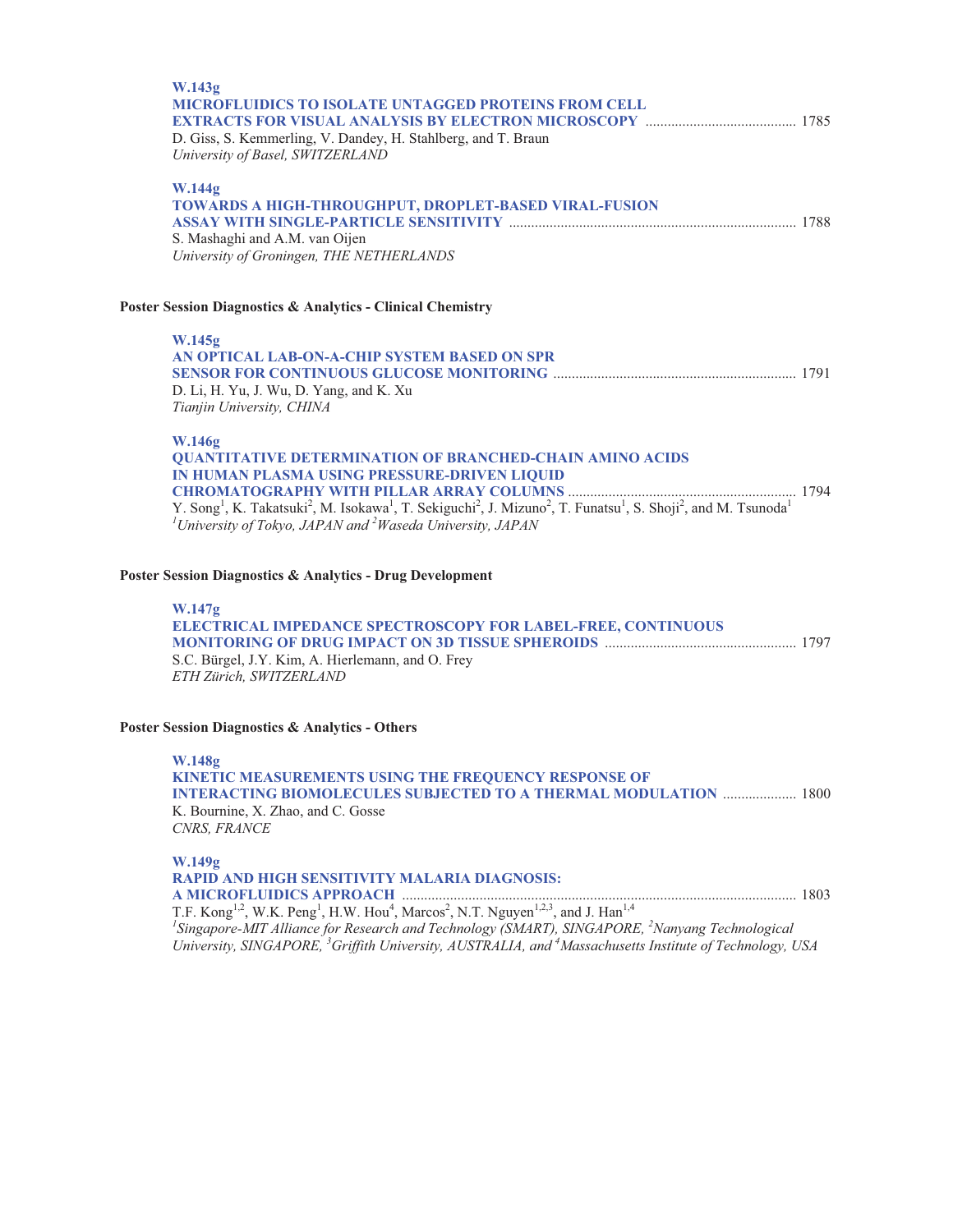**W.143g**

**MICROFLUIDICS TO ISOLATE UNTAGGED PROTEINS FROM CELL EXTRACTS FOR VISUAL ANALYSIS BY ELECTRON MICROSCOPY** ......................................... 1785

D. Giss, S. Kemmerling, V. Dandey, H. Stahlberg, and T. Braun

*University of Basel, SWITZERLAND*

**W.144g**

**TOWARDS A HIGH-THROUGHPUT, DROPLET-BASED VIRAL-FUSION ASSAY WITH SINGLE-PARTICLE SENSITIVITY** ............................................................................. 1788

S. Mashaghi and A.M. van Oijen

*University of Groningen, THE NETHERLANDS*

## Poster Session Diagnostics & Analytics - Clinical Chemistry

**W.145g**

**AN OPTICAL LAB-ON-A-CHIP SYSTEM BASED ON SPR SENSOR FOR CONTINUOUS GLUCOSE MONITORING** ................................................................. 1791

D. Li, H. Yu, J. Wu, D. Yang, and K. Xu

*Tianjin University, CHINA*

**W.146g**

**QUANTITATIVE DETERMINATION OF BRANCHED-CHAIN AMINO ACIDS IN HUMAN PLASMA USING PRESSURE-DRIVEN LIQUID CHROMATOGRAPHY WITH PILLAR ARRAY COLUMNS** .............................................................. 1794

Y. Song[1], K. Takatsuki[2], M. Isokawa[1], T. Sekiguchi[2], J. Mizuno[2], T. Funatsu[1], S. Shoji[2], and M. Tsunoda[1]

*[1]University of Tokyo, JAPAN and [2]Waseda University, JAPAN*

## Poster Session Diagnostics & Analytics - Drug Development

**W.147g**

**ELECTRICAL IMPEDANCE SPECTROSCOPY FOR LABEL-FREE, CONTINUOUS MONITORING OF DRUG IMPACT ON 3D TISSUE SPHEROIDS** ................................................... 1797

S.C. Bürgel, J.Y. Kim, A. Hierlemann, and O. Frey

*ETH Zürich, SWITZERLAND*

## Poster Session Diagnostics & Analytics - Others

**W.148g**

**KINETIC MEASUREMENTS USING THE FREQUENCY RESPONSE OF INTERACTING BIOMOLECULES SUBJECTED TO A THERMAL MODULATION** .................... 1800

K. Bournine, X. Zhao, and C. Gosse

*CNRS, FRANCE*

**W.149g**

**RAPID AND HIGH SENSITIVITY MALARIA DIAGNOSIS: A MICROFLUIDICS APPROACH** ......................................................................................................... 1803

T.F. Kong[1,2], W.K. Peng[1], H.W. Hou[4], Marcos[2], N.T. Nguyen[1,2,3], and J. Han[1,4]

*[1]Singapore-MIT Alliance for Research and Technology (SMART), SINGAPORE, [2]Nanyang Technological University, SINGAPORE, [3]Griffith University, AUSTRALIA, and [4]Massachusetts Institute of Technology, USA*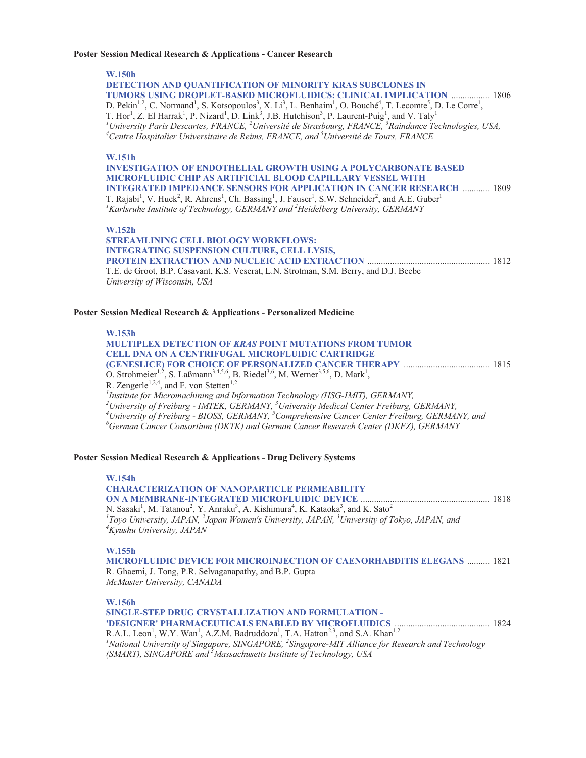## Poster Session Medical Research & Applications - Cancer Research

**W.150h**

**DETECTION AND QUANTIFICATION OF MINORITY KRAS SUBCLONES IN TUMORS USING DROPLET-BASED MICROFLUIDICS: CLINICAL IMPLICATION** ................. 1806

D. Pekin[1,2], C. Normand[1], S. Kotsopoulos[3], X. Li[3], L. Benhaim[1], O. Bouché[4], T. Lecomte[5], D. Le Corre[1], T. Hor[1], Z. El Harrak[1], P. Nizard[1], D. Link[3], J.B. Hutchison[3], P. Laurent-Puig[1], and V. Taly[1]

*[1]University Paris Descartes, FRANCE, [2]Université de Strasbourg, FRANCE, [3]Raindance Technologies, USA, [4]Centre Hospitalier Universitaire de Reims, FRANCE, and [5]Université de Tours, FRANCE*

**W.151h**

**INVESTIGATION OF ENDOTHELIAL GROWTH USING A POLYCARBONATE BASED MICROFLUIDIC CHIP AS ARTIFICIAL BLOOD CAPILLARY VESSEL WITH INTEGRATED IMPEDANCE SENSORS FOR APPLICATION IN CANCER RESEARCH** ............ 1809

T. Rajabi[1], V. Huck[2], R. Ahrens[1], Ch. Bassing[1], J. Fauser[1], S.W. Schneider[2], and A.E. Guber[1]

*[1]Karlsruhe Institute of Technology, GERMANY and [2]Heidelberg University, GERMANY*

**W.152h**

**STREAMLINING CELL BIOLOGY WORKFLOWS: INTEGRATING SUSPENSION CULTURE, CELL LYSIS, PROTEIN EXTRACTION AND NUCLEIC ACID EXTRACTION** ..................................................... 1812

T.E. de Groot, B.P. Casavant, K.S. Veserat, L.N. Strotman, S.M. Berry, and D.J. Beebe

*University of Wisconsin, USA*

## Poster Session Medical Research & Applications - Personalized Medicine

**W.153h**

**MULTIPLEX DETECTION OF *KRAS* POINT MUTATIONS FROM TUMOR CELL DNA ON A CENTRIFUGAL MICROFLUIDIC CARTRIDGE (GENESLICE) FOR CHOICE OF PERSONALIZED CANCER THERAPY** ...................................... 1815

O. Strohmeier[1,2], S. Laßmann[3,4,5,6], B. Riedel[3,6], M. Werner[3,5,6], D. Mark[1], R. Zengerle[1,2,4], and F. von Stetten[1,2]

*[1]Institute for Micromachining and Information Technology (HSG-IMIT), GERMANY, [2]University of Freiburg - IMTEK, GERMANY, [3]University Medical Center Freiburg, GERMANY, [4]University of Freiburg - BIOSS, GERMANY, [5]Comprehensive Cancer Center Freiburg, GERMANY, and [6]German Cancer Consortium (DKTK) and German Cancer Research Center (DKFZ), GERMANY*

## Poster Session Medical Research & Applications - Drug Delivery Systems

**W.154h**

**CHARACTERIZATION OF NANOPARTICLE PERMEABILITY ON A MEMBRANE-INTEGRATED MICROFLUIDIC DEVICE** ......................................................... 1818

N. Sasaki[1], M. Tatanou[2], Y. Anraku[3], A. Kishimura[4], K. Kataoka[3], and K. Sato[2]

*[1]Toyo University, JAPAN, [2]Japan Women's University, JAPAN, [3]University of Tokyo, JAPAN, and [4]Kyushu University, JAPAN*

**W.155h**

**MICROFLUIDIC DEVICE FOR MICROINJECTION OF CAENORHABDITIS ELEGANS** .......... 1821

R. Ghaemi, J. Tong, P.R. Selvaganapathy, and B.P. Gupta

*McMaster University, CANADA*

**W.156h**

**SINGLE-STEP DRUG CRYSTALLIZATION AND FORMULATION - 'DESIGNER' PHARMACEUTICALS ENABLED BY MICROFLUIDICS** .......................................... 1824

R.A.L. Leon[1], W.Y. Wan[1], A.Z.M. Badruddoza[1], T.A. Hatton[2,3], and S.A. Khan[1,2]

*[1]National University of Singapore, SINGAPORE, [2]Singapore-MIT Alliance for Research and Technology (SMART), SINGAPORE and [3]Massachusetts Institute of Technology, USA*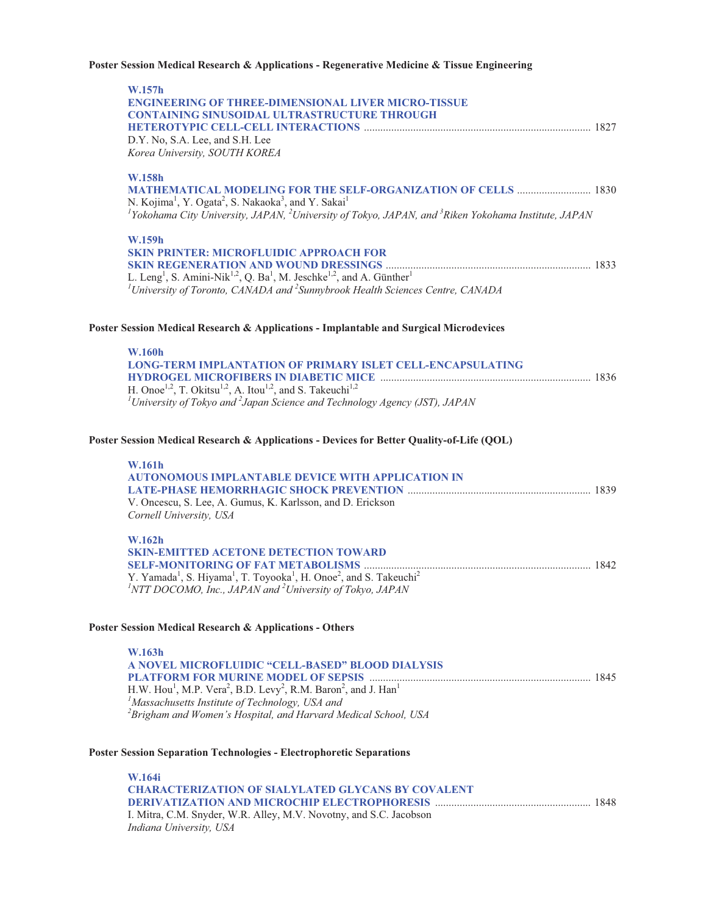**Poster Session Medical Research & Applications - Regenerative Medicine & Tissue Engineering**

**W.157h**
**ENGINEERING OF THREE-DIMENSIONAL LIVER MICRO-TISSUE CONTAINING SINUSOIDAL ULTRASTRUCTURE THROUGH HETEROTYPIC CELL-CELL INTERACTIONS** .................... 1827
D.Y. No, S.A. Lee, and S.H. Lee
*Korea University, SOUTH KOREA*

**W.158h**
**MATHEMATICAL MODELING FOR THE SELF-ORGANIZATION OF CELLS** .................... 1830
N. Kojima[1], Y. Ogata[2], S. Nakaoka[3], and Y. Sakai[1]
*[1]Yokohama City University, JAPAN, [2]University of Tokyo, JAPAN, and [3]Riken Yokohama Institute, JAPAN*

**W.159h**
**SKIN PRINTER: MICROFLUIDIC APPROACH FOR SKIN REGENERATION AND WOUND DRESSINGS** .................... 1833
L. Leng[1], S. Amini-Nik[1,2], Q. Ba[1], M. Jeschke[1,2], and A. Günther[1]
*[1]University of Toronto, CANADA and [2]Sunnybrook Health Sciences Centre, CANADA*

**Poster Session Medical Research & Applications - Implantable and Surgical Microdevices**

**W.160h**
**LONG-TERM IMPLANTATION OF PRIMARY ISLET CELL-ENCAPSULATING HYDROGEL MICROFIBERS IN DIABETIC MICE** .................... 1836
H. Onoe[1,2], T. Okitsu[1,2], A. Itou[1,2], and S. Takeuchi[1,2]
*[1]University of Tokyo and [2]Japan Science and Technology Agency (JST), JAPAN*

**Poster Session Medical Research & Applications - Devices for Better Quality-of-Life (QOL)**

**W.161h**
**AUTONOMOUS IMPLANTABLE DEVICE WITH APPLICATION IN LATE-PHASE HEMORRHAGIC SHOCK PREVENTION** .................... 1839
V. Oncescu, S. Lee, A. Gumus, K. Karlsson, and D. Erickson
*Cornell University, USA*

**W.162h**
**SKIN-EMITTED ACETONE DETECTION TOWARD SELF-MONITORING OF FAT METABOLISMS** .................... 1842
Y. Yamada[1], S. Hiyama[1], T. Toyooka[1], H. Onoe[2], and S. Takeuchi[2]
*[1]NTT DOCOMO, Inc., JAPAN and [2]University of Tokyo, JAPAN*

**Poster Session Medical Research & Applications - Others**

**W.163h**
**A NOVEL MICROFLUIDIC "CELL-BASED" BLOOD DIALYSIS PLATFORM FOR MURINE MODEL OF SEPSIS** .................... 1845
H.W. Hou[1], M.P. Vera[2], B.D. Levy[2], R.M. Baron[2], and J. Han[1]
*[1]Massachusetts Institute of Technology, USA and*
*[2]Brigham and Women's Hospital, and Harvard Medical School, USA*

**Poster Session Separation Technologies - Electrophoretic Separations**

**W.164i**
**CHARACTERIZATION OF SIALYLATED GLYCANS BY COVALENT DERIVATIZATION AND MICROCHIP ELECTROPHORESIS** .................... 1848
I. Mitra, C.M. Snyder, W.R. Alley, M.V. Novotny, and S.C. Jacobson
*Indiana University, USA*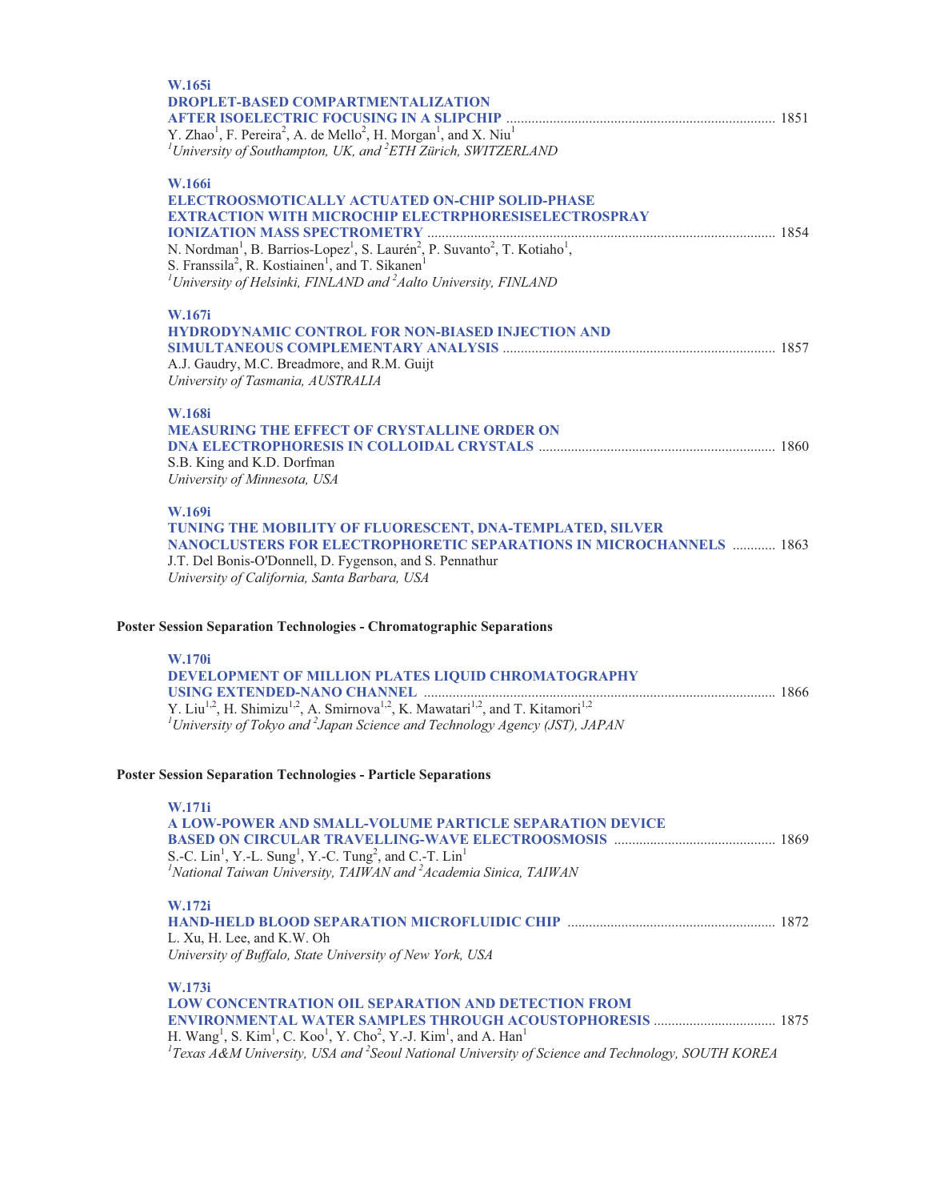**W.165i**
**DROPLET-BASED COMPARTMENTALIZATION AFTER ISOELECTRIC FOCUSING IN A SLIPCHIP** ........................................................................... 1851
Y. Zhao[1], F. Pereira[2], A. de Mello[2], H. Morgan[1], and X. Niu[1]
*[1]University of Southampton, UK, and [2]ETH Zürich, SWITZERLAND*

**W.166i**
**ELECTROOSMOTICALLY ACTUATED ON-CHIP SOLID-PHASE EXTRACTION WITH MICROCHIP ELECTRPHORESISELECTROSPRAY IONIZATION MASS SPECTROMETRY** ................................................................................................ 1854
N. Nordman[1], B. Barrios-Lopez[1], S. Laurén[2], P. Suvanto[2], T. Kotiaho[1], S. Franssila[2], R. Kostiainen[1], and T. Sikanen[1]
*[1]University of Helsinki, FINLAND and [2]Aalto University, FINLAND*

**W.167i**
**HYDRODYNAMIC CONTROL FOR NON-BIASED INJECTION AND SIMULTANEOUS COMPLEMENTARY ANALYSIS** ........................................................................... 1857
A.J. Gaudry, M.C. Breadmore, and R.M. Guijt
*University of Tasmania, AUSTRALIA*

**W.168i**
**MEASURING THE EFFECT OF CRYSTALLINE ORDER ON DNA ELECTROPHORESIS IN COLLOIDAL CRYSTALS** ................................................................. 1860
S.B. King and K.D. Dorfman
*University of Minnesota, USA*

**W.169i**
**TUNING THE MOBILITY OF FLUORESCENT, DNA-TEMPLATED, SILVER NANOCLUSTERS FOR ELECTROPHORETIC SEPARATIONS IN MICROCHANNELS** ............ 1863
J.T. Del Bonis-O'Donnell, D. Fygenson, and S. Pennathur
*University of California, Santa Barbara, USA*

## Poster Session Separation Technologies - Chromatographic Separations

**W.170i**
**DEVELOPMENT OF MILLION PLATES LIQUID CHROMATOGRAPHY USING EXTENDED-NANO CHANNEL** ................................................................................................. 1866
Y. Liu[1,2], H. Shimizu[1,2], A. Smirnova[1,2], K. Mawatari[1,2], and T. Kitamori[1,2]
*[1]University of Tokyo and [2]Japan Science and Technology Agency (JST), JAPAN*

## Poster Session Separation Technologies - Particle Separations

**W.171i**
**A LOW-POWER AND SMALL-VOLUME PARTICLE SEPARATION DEVICE BASED ON CIRCULAR TRAVELLING-WAVE ELECTROOSMOSIS** ............................................ 1869
S.-C. Lin[1], Y.-L. Sung[1], Y.-C. Tung[2], and C.-T. Lin[1]
*[1]National Taiwan University, TAIWAN and [2]Academia Sinica, TAIWAN*

**W.172i**
**HAND-HELD BLOOD SEPARATION MICROFLUIDIC CHIP** ......................................................... 1872
L. Xu, H. Lee, and K.W. Oh
*University of Buffalo, State University of New York, USA*

**W.173i**
**LOW CONCENTRATION OIL SEPARATION AND DETECTION FROM ENVIRONMENTAL WATER SAMPLES THROUGH ACOUSTOPHORESIS** .................................. 1875
H. Wang[1], S. Kim[1], C. Koo[1], Y. Cho[2], Y.-J. Kim[1], and A. Han[1]
*[1]Texas A&M University, USA and [2]Seoul National University of Science and Technology, SOUTH KOREA*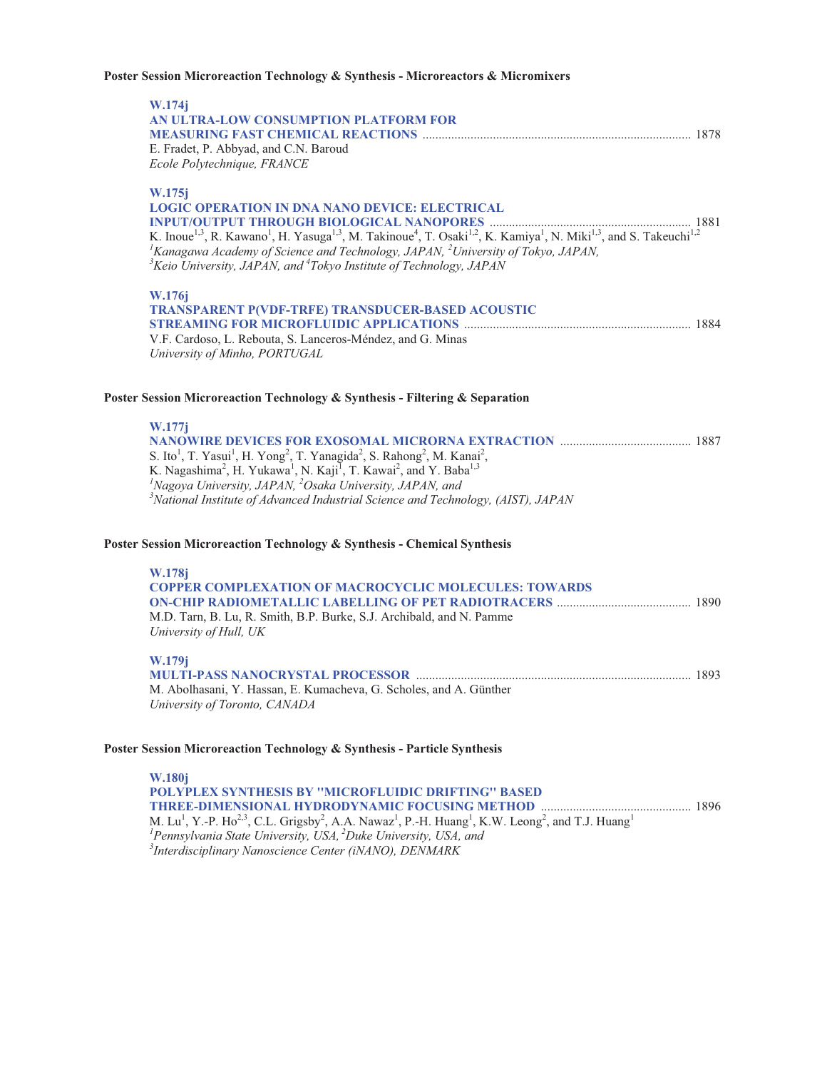### Poster Session Microreaction Technology & Synthesis - Microreactors & Micromixers

**W.174j**
**AN ULTRA-LOW CONSUMPTION PLATFORM FOR MEASURING FAST CHEMICAL REACTIONS** ........................................ 1878
E. Fradet, P. Abbyad, and C.N. Baroud
*Ecole Polytechnique, FRANCE*

**W.175j**
**LOGIC OPERATION IN DNA NANO DEVICE: ELECTRICAL INPUT/OUTPUT THROUGH BIOLOGICAL NANOPORES** ........................................ 1881
K. Inoue[1,3], R. Kawano[1], H. Yasuga[1,3], M. Takinoue[4], T. Osaki[1,2], K. Kamiya[1], N. Miki[1,3], and S. Takeuchi[1,2]
*[1]Kanagawa Academy of Science and Technology, JAPAN, [2]University of Tokyo, JAPAN, [3]Keio University, JAPAN, and [4]Tokyo Institute of Technology, JAPAN*

**W.176j**
**TRANSPARENT P(VDF-TRFE) TRANSDUCER-BASED ACOUSTIC STREAMING FOR MICROFLUIDIC APPLICATIONS** ........................................ 1884
V.F. Cardoso, L. Rebouta, S. Lanceros-Méndez, and G. Minas
*University of Minho, PORTUGAL*

### Poster Session Microreaction Technology & Synthesis - Filtering & Separation

**W.177j**
**NANOWIRE DEVICES FOR EXOSOMAL MICRORNA EXTRACTION** ........................................ 1887
S. Ito[1], T. Yasui[1], H. Yong[2], T. Yanagida[2], S. Rahong[2], M. Kanai[2], K. Nagashima[2], H. Yukawa[1], N. Kaji[1], T. Kawai[2], and Y. Baba[1,3]
*[1]Nagoya University, JAPAN, [2]Osaka University, JAPAN, and [3]National Institute of Advanced Industrial Science and Technology, (AIST), JAPAN*

### Poster Session Microreaction Technology & Synthesis - Chemical Synthesis

**W.178j**
**COPPER COMPLEXATION OF MACROCYCLIC MOLECULES: TOWARDS ON-CHIP RADIOMETALLIC LABELLING OF PET RADIOTRACERS** ........................................ 1890
M.D. Tarn, B. Lu, R. Smith, B.P. Burke, S.J. Archibald, and N. Pamme
*University of Hull, UK*

**W.179j**
**MULTI-PASS NANOCRYSTAL PROCESSOR** ........................................ 1893
M. Abolhasani, Y. Hassan, E. Kumacheva, G. Scholes, and A. Günther
*University of Toronto, CANADA*

### Poster Session Microreaction Technology & Synthesis - Particle Synthesis

**W.180j**
**POLYPLEX SYNTHESIS BY "MICROFLUIDIC DRIFTING" BASED THREE-DIMENSIONAL HYDRODYNAMIC FOCUSING METHOD** ........................................ 1896
M. Lu[1], Y.-P. Ho[2,3], C.L. Grigsby[2], A.A. Nawaz[1], P.-H. Huang[1], K.W. Leong[2], and T.J. Huang[1]
*[1]Pennsylvania State University, USA, [2]Duke University, USA, and [3]Interdisciplinary Nanoscience Center (iNANO), DENMARK*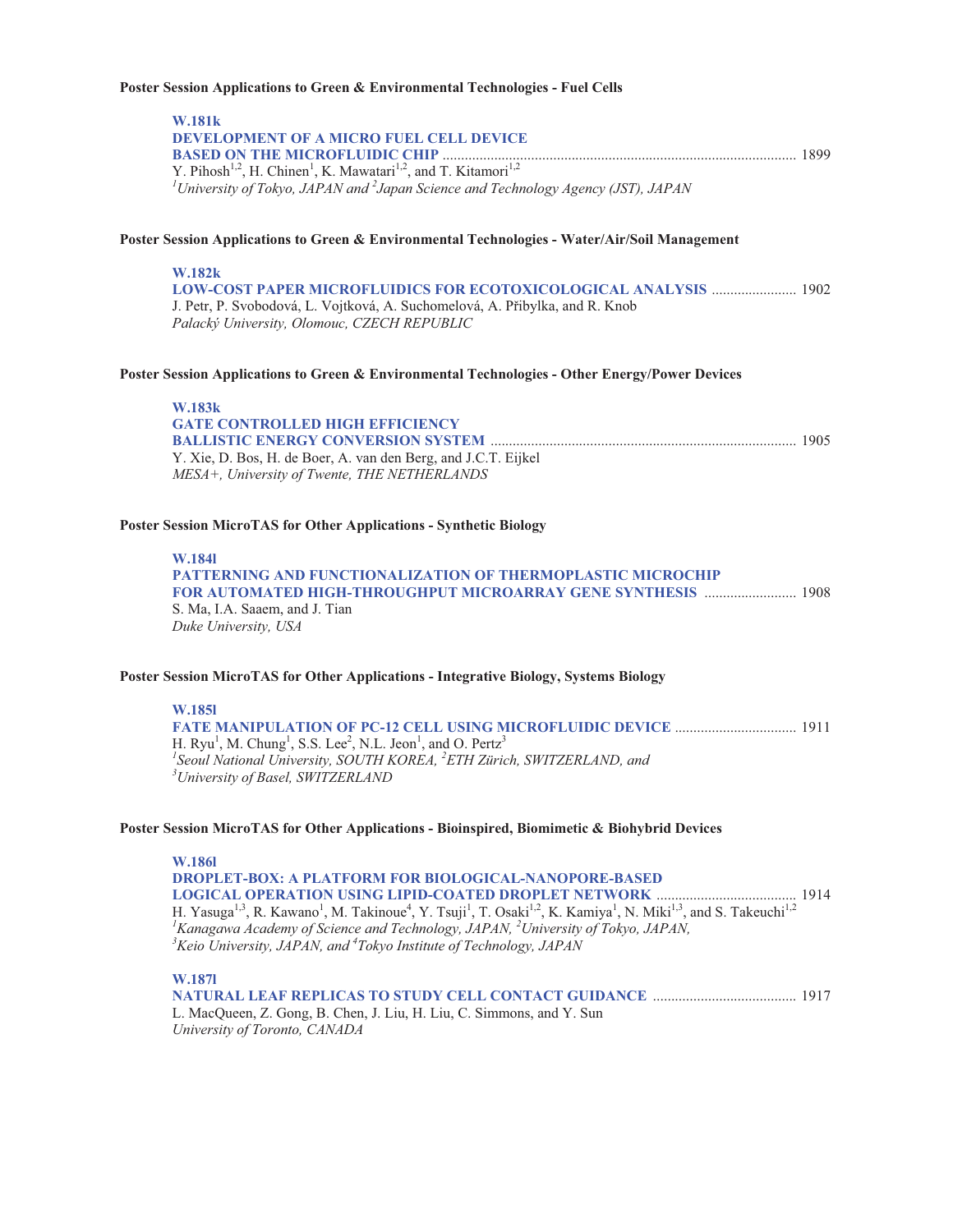**Poster Session Applications to Green & Environmental Technologies - Fuel Cells**

**W.181k**
**DEVELOPMENT OF A MICRO FUEL CELL DEVICE BASED ON THE MICROFLUIDIC CHIP** ............ 1899
Y. Pihosh[1,2], H. Chinen[1], K. Mawatari[1,2], and T. Kitamori[1,2]
*[1]University of Tokyo, JAPAN and [2]Japan Science and Technology Agency (JST), JAPAN*

**Poster Session Applications to Green & Environmental Technologies - Water/Air/Soil Management**

**W.182k**
**LOW-COST PAPER MICROFLUIDICS FOR ECOTOXICOLOGICAL ANALYSIS** ............ 1902
J. Petr, P. Svobodová, L. Vojtková, A. Suchomelová, A. Přibylka, and R. Knob
*Palacký University, Olomouc, CZECH REPUBLIC*

**Poster Session Applications to Green & Environmental Technologies - Other Energy/Power Devices**

**W.183k**
**GATE CONTROLLED HIGH EFFICIENCY BALLISTIC ENERGY CONVERSION SYSTEM** ............ 1905
Y. Xie, D. Bos, H. de Boer, A. van den Berg, and J.C.T. Eijkel
*MESA+, University of Twente, THE NETHERLANDS*

**Poster Session MicroTAS for Other Applications - Synthetic Biology**

**W.184l**
**PATTERNING AND FUNCTIONALIZATION OF THERMOPLASTIC MICROCHIP FOR AUTOMATED HIGH-THROUGHPUT MICROARRAY GENE SYNTHESIS** ............ 1908
S. Ma, I.A. Saaem, and J. Tian
*Duke University, USA*

**Poster Session MicroTAS for Other Applications - Integrative Biology, Systems Biology**

**W.185l**
**FATE MANIPULATION OF PC-12 CELL USING MICROFLUIDIC DEVICE** ............ 1911
H. Ryu[1], M. Chung[1], S.S. Lee[2], N.L. Jeon[1], and O. Pertz[3]
*[1]Seoul National University, SOUTH KOREA, [2]ETH Zürich, SWITZERLAND, and [3]University of Basel, SWITZERLAND*

**Poster Session MicroTAS for Other Applications - Bioinspired, Biomimetic & Biohybrid Devices**

**W.186l**
**DROPLET-BOX: A PLATFORM FOR BIOLOGICAL-NANOPORE-BASED LOGICAL OPERATION USING LIPID-COATED DROPLET NETWORK** ............ 1914
H. Yasuga[1,3], R. Kawano[1], M. Takinoue[4], Y. Tsuji[1], T. Osaki[1,2], K. Kamiya[1], N. Miki[1,3], and S. Takeuchi[1,2]
*[1]Kanagawa Academy of Science and Technology, JAPAN, [2]University of Tokyo, JAPAN, [3]Keio University, JAPAN, and [4]Tokyo Institute of Technology, JAPAN*

**W.187l**
**NATURAL LEAF REPLICAS TO STUDY CELL CONTACT GUIDANCE** ............ 1917
L. MacQueen, Z. Gong, B. Chen, J. Liu, H. Liu, C. Simmons, and Y. Sun
*University of Toronto, CANADA*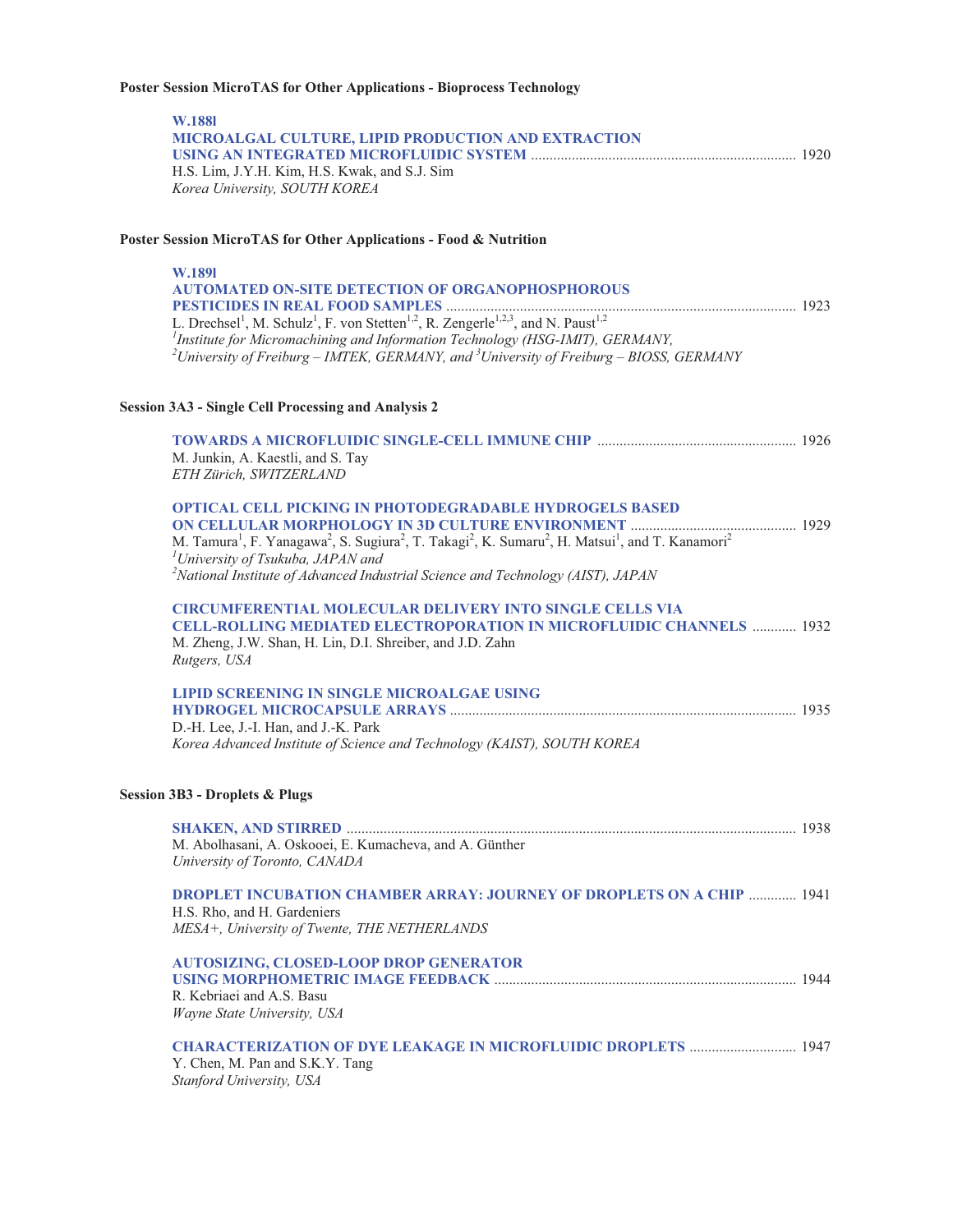**Poster Session MicroTAS for Other Applications - Bioprocess Technology**

**W.188l**
**MICROALGAL CULTURE, LIPID PRODUCTION AND EXTRACTION USING AN INTEGRATED MICROFLUIDIC SYSTEM** ....... 1920
H.S. Lim, J.Y.H. Kim, H.S. Kwak, and S.J. Sim
*Korea University, SOUTH KOREA*

**Poster Session MicroTAS for Other Applications - Food & Nutrition**

**W.189l**
**AUTOMATED ON-SITE DETECTION OF ORGANOPHOSPHOROUS PESTICIDES IN REAL FOOD SAMPLES** ....... 1923
L. Drechsel[1], M. Schulz[1], F. von Stetten[1,2], R. Zengerle[1,2,3], and N. Paust[1,2]
*[1]Institute for Micromachining and Information Technology (HSG-IMIT), GERMANY,*
*[2]University of Freiburg – IMTEK, GERMANY, and [3]University of Freiburg – BIOSS, GERMANY*

**Session 3A3 - Single Cell Processing and Analysis 2**

**TOWARDS A MICROFLUIDIC SINGLE-CELL IMMUNE CHIP** ....... 1926
M. Junkin, A. Kaestli, and S. Tay
*ETH Zürich, SWITZERLAND*

**OPTICAL CELL PICKING IN PHOTODEGRADABLE HYDROGELS BASED ON CELLULAR MORPHOLOGY IN 3D CULTURE ENVIRONMENT** ....... 1929
M. Tamura[1], F. Yanagawa[2], S. Sugiura[2], T. Takagi[2], K. Sumaru[2], H. Matsui[1], and T. Kanamori[2]
*[1]University of Tsukuba, JAPAN and*
*[2]National Institute of Advanced Industrial Science and Technology (AIST), JAPAN*

**CIRCUMFERENTIAL MOLECULAR DELIVERY INTO SINGLE CELLS VIA CELL-ROLLING MEDIATED ELECTROPORATION IN MICROFLUIDIC CHANNELS** ....... 1932
M. Zheng, J.W. Shan, H. Lin, D.I. Shreiber, and J.D. Zahn
*Rutgers, USA*

**LIPID SCREENING IN SINGLE MICROALGAE USING HYDROGEL MICROCAPSULE ARRAYS** ....... 1935
D.-H. Lee, J.-I. Han, and J.-K. Park
*Korea Advanced Institute of Science and Technology (KAIST), SOUTH KOREA*

**Session 3B3 - Droplets & Plugs**

**SHAKEN, AND STIRRED** ....... 1938
M. Abolhasani, A. Oskooei, E. Kumacheva, and A. Günther
*University of Toronto, CANADA*

**DROPLET INCUBATION CHAMBER ARRAY: JOURNEY OF DROPLETS ON A CHIP** ....... 1941
H.S. Rho, and H. Gardeniers
*MESA+, University of Twente, THE NETHERLANDS*

**AUTOSIZING, CLOSED-LOOP DROP GENERATOR USING MORPHOMETRIC IMAGE FEEDBACK** ....... 1944
R. Kebriaei and A.S. Basu
*Wayne State University, USA*

**CHARACTERIZATION OF DYE LEAKAGE IN MICROFLUIDIC DROPLETS** ....... 1947
Y. Chen, M. Pan and S.K.Y. Tang
*Stanford University, USA*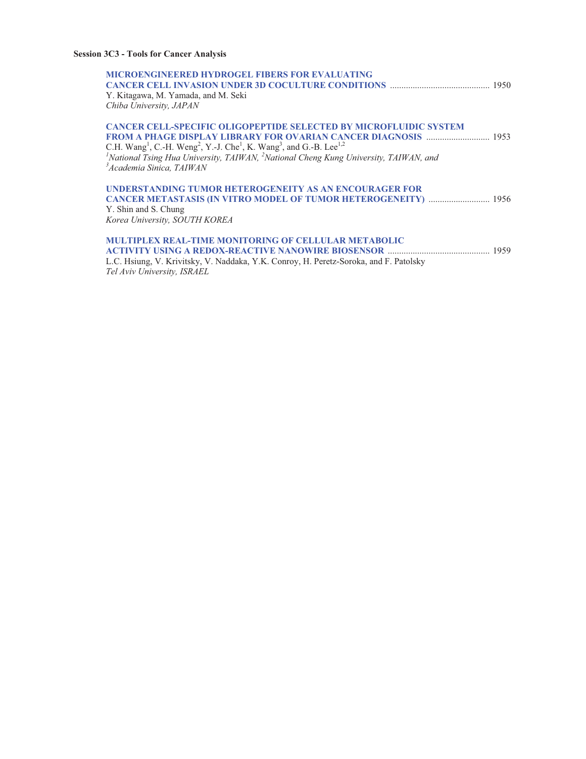**Session 3C3 - Tools for Cancer Analysis**

**MICROENGINEERED HYDROGEL FIBERS FOR EVALUATING CANCER CELL INVASION UNDER 3D COCULTURE CONDITIONS** ........................................... 1950
Y. Kitagawa, M. Yamada, and M. Seki
*Chiba University, JAPAN*

**CANCER CELL-SPECIFIC OLIGOPEPTIDE SELECTED BY MICROFLUIDIC SYSTEM FROM A PHAGE DISPLAY LIBRARY FOR OVARIAN CANCER DIAGNOSIS** ........................... 1953
C.H. Wang[1], C.-H. Weng[2], Y.-J. Che[1], K. Wang[3], and G.-B. Lee[1,2]
*[1]National Tsing Hua University, TAIWAN, [2]National Cheng Kung University, TAIWAN, and [3]Academia Sinica, TAIWAN*

**UNDERSTANDING TUMOR HETEROGENEITY AS AN ENCOURAGER FOR CANCER METASTASIS (IN VITRO MODEL OF TUMOR HETEROGENEITY)** .......................... 1956
Y. Shin and S. Chung
*Korea University, SOUTH KOREA*

**MULTIPLEX REAL-TIME MONITORING OF CELLULAR METABOLIC ACTIVITY USING A REDOX-REACTIVE NANOWIRE BIOSENSOR** ............................................ 1959
L.C. Hsiung, V. Krivitsky, V. Naddaka, Y.K. Conroy, H. Peretz-Soroka, and F. Patolsky
*Tel Aviv University, ISRAEL*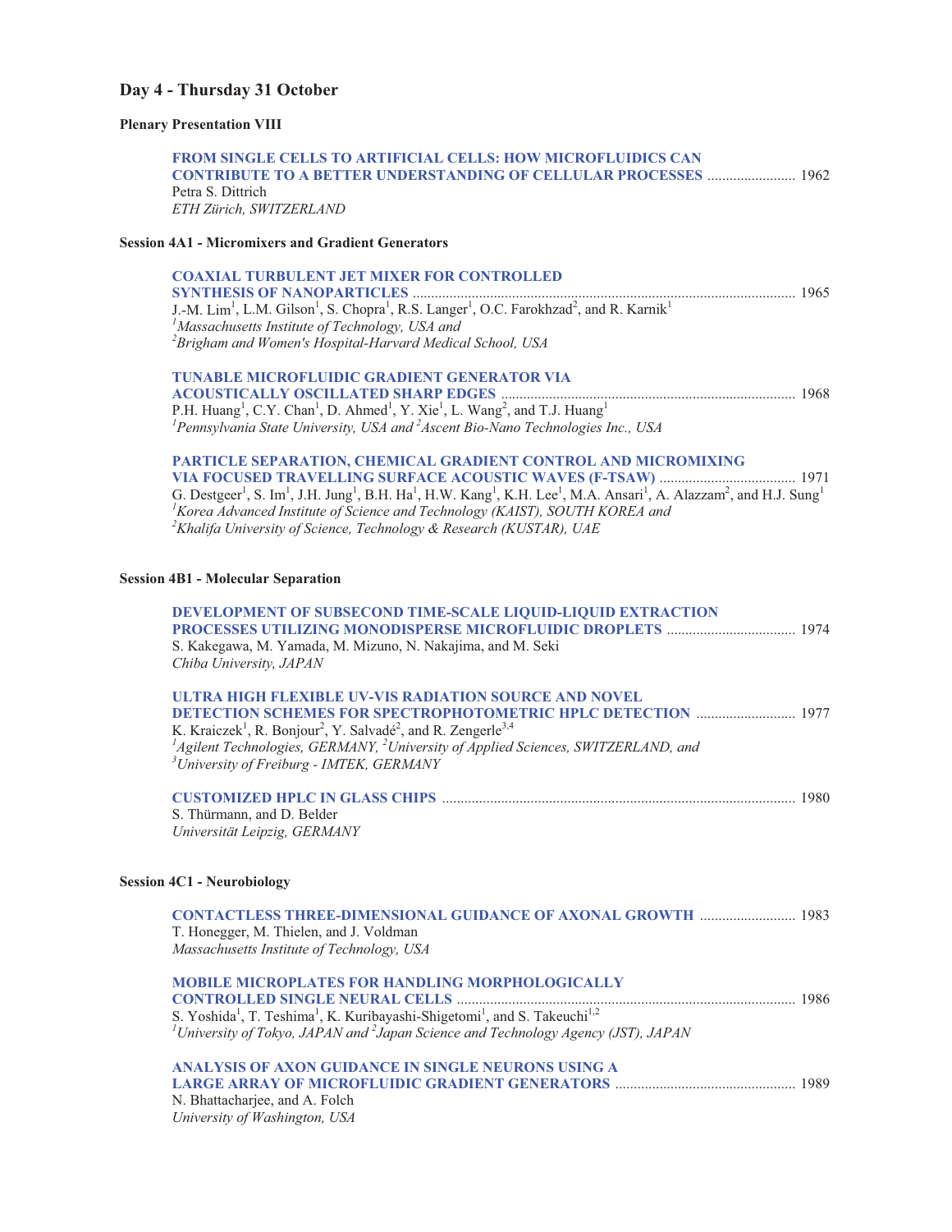## Day 4 - Thursday 31 October

### Plenary Presentation VIII

**FROM SINGLE CELLS TO ARTIFICIAL CELLS: HOW MICROFLUIDICS CAN CONTRIBUTE TO A BETTER UNDERSTANDING OF CELLULAR PROCESSES** ........................ 1962
Petra S. Dittrich
*ETH Zürich, SWITZERLAND*

### Session 4A1 - Micromixers and Gradient Generators

**COAXIAL TURBULENT JET MIXER FOR CONTROLLED SYNTHESIS OF NANOPARTICLES** ........................ 1965
J.-M. Lim[1], L.M. Gilson[1], S. Chopra[1], R.S. Langer[1], O.C. Farokhzad[2], and R. Karnik[1]
*[1]Massachusetts Institute of Technology, USA and*
*[2]Brigham and Women's Hospital-Harvard Medical School, USA*

**TUNABLE MICROFLUIDIC GRADIENT GENERATOR VIA ACOUSTICALLY OSCILLATED SHARP EDGES** ........................ 1968
P.H. Huang[1], C.Y. Chan[1], D. Ahmed[1], Y. Xie[1], L. Wang[2], and T.J. Huang[1]
*[1]Pennsylvania State University, USA and [2]Ascent Bio-Nano Technologies Inc., USA*

**PARTICLE SEPARATION, CHEMICAL GRADIENT CONTROL AND MICROMIXING VIA FOCUSED TRAVELLING SURFACE ACOUSTIC WAVES (F-TSAW)** ........................ 1971
G. Destgeer[1], S. Im[1], J.H. Jung[1], B.H. Ha[1], H.W. Kang[1], K.H. Lee[1], M.A. Ansari[1], A. Alazzam[2], and H.J. Sung[1]
*[1]Korea Advanced Institute of Science and Technology (KAIST), SOUTH KOREA and*
*[2]Khalifa University of Science, Technology & Research (KUSTAR), UAE*

### Session 4B1 - Molecular Separation

**DEVELOPMENT OF SUBSECOND TIME-SCALE LIQUID-LIQUID EXTRACTION PROCESSES UTILIZING MONODISPERSE MICROFLUIDIC DROPLETS** ........................ 1974
S. Kakegawa, M. Yamada, M. Mizuno, N. Nakajima, and M. Seki
*Chiba University, JAPAN*

**ULTRA HIGH FLEXIBLE UV-VIS RADIATION SOURCE AND NOVEL DETECTION SCHEMES FOR SPECTROPHOTOMETRIC HPLC DETECTION** ........................ 1977
K. Kraiczek[1], R. Bonjour[2], Y. Salvadé[2], and R. Zengerle[3,4]
*[1]Agilent Technologies, GERMANY, [2]University of Applied Sciences, SWITZERLAND, and*
*[3]University of Freiburg - IMTEK, GERMANY*

**CUSTOMIZED HPLC IN GLASS CHIPS** ........................ 1980
S. Thürmann, and D. Belder
*Universität Leipzig, GERMANY*

### Session 4C1 - Neurobiology

**CONTACTLESS THREE-DIMENSIONAL GUIDANCE OF AXONAL GROWTH** ........................ 1983
T. Honegger, M. Thielen, and J. Voldman
*Massachusetts Institute of Technology, USA*

**MOBILE MICROPLATES FOR HANDLING MORPHOLOGICALLY CONTROLLED SINGLE NEURAL CELLS** ........................ 1986
S. Yoshida[1], T. Teshima[1], K. Kuribayashi-Shigetomi[1], and S. Takeuchi[1,2]
*[1]University of Tokyo, JAPAN and [2]Japan Science and Technology Agency (JST), JAPAN*

**ANALYSIS OF AXON GUIDANCE IN SINGLE NEURONS USING A LARGE ARRAY OF MICROFLUIDIC GRADIENT GENERATORS** ........................ 1989
N. Bhattacharjee, and A. Folch
*University of Washington, USA*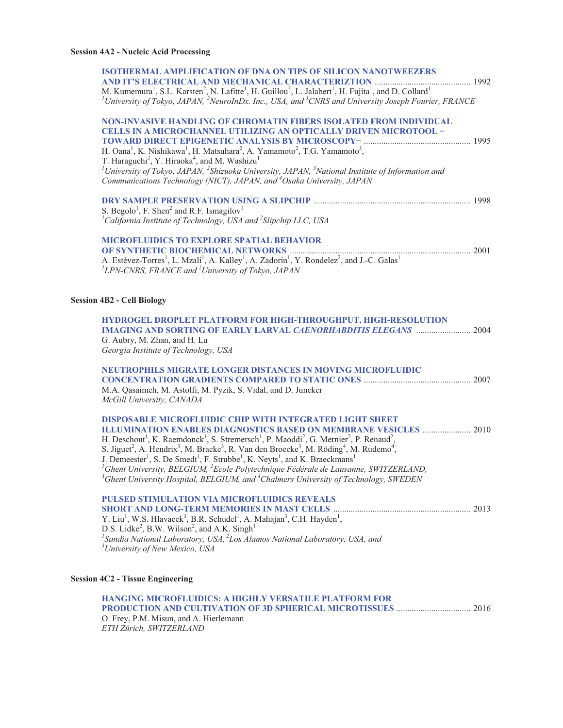### Session 4A2 - Nucleic Acid Processing

**ISOTHERMAL AMPLIFICATION OF DNA ON TIPS OF SILICON NANOTWEEZERS AND IT'S ELECTRICAL AND MECHANICAL CHARACTERIZTION** ............................................ 1992
M. Kumemura[1], S.L. Karsten[2], N. Lafitte[1], H. Guillou[3], L. Jalabert[1], H. Fujita[1], and D. Collard[1]
*[1]University of Tokyo, JAPAN, [2]NeuroInDx. Inc., USA, and [3]CNRS and University Joseph Fourier, FRANCE*

**NON-INVASIVE HANDLING OF CHROMATIN FIBERS ISOLATED FROM INDIVIDUAL CELLS IN A MICROCHANNEL UTILIZING AN OPTICALLY DRIVEN MICROTOOL − TOWARD DIRECT EPIGENETIC ANALYSIS BY MICROSCOPY−** ................................................ 1995
H. Oana[1], K. Nishikawa[1], H. Matsuhara[2], A. Yamamoto[2], T.G. Yamamoto[3], T. Haraguchi[3], Y. Hiraoka[4], and M. Washizu[1]
*[1]University of Tokyo, JAPAN, [2]Shizuoka University, JAPAN, [3]National Institute of Information and Communications Technology (NICT), JAPAN, and [4]Osaka University, JAPAN*

**DRY SAMPLE PRESERVATION USING A SLIPCHIP** ....................................................................... 1998
S. Begolo[1], F. Shen[2] and R.F. Ismagilov[1]
*[1]California Institute of Technology, USA and [2]Slipchip LLC, USA*

**MICROFLUIDICS TO EXPLORE SPATIAL BEHAVIOR OF SYNTHETIC BIOCHEMICAL NETWORKS** .................................................................................. 2001
A. Estévez-Torres[1], L. Mzali[1], A. Kalley[1], A. Zadorin[1], Y. Rondelez[2], and J.-C. Galas[1]
*[1]LPN-CNRS, FRANCE and [2]University of Tokyo, JAPAN*

### Session 4B2 - Cell Biology

**HYDROGEL DROPLET PLATFORM FOR HIGH-THROUGHPUT, HIGH-RESOLUTION IMAGING AND SORTING OF EARLY LARVAL *CAENORHABDITIS ELEGANS*** ......................... 2004
G. Aubry, M. Zhan, and H. Lu
*Georgia Institute of Technology, USA*

**NEUTROPHILS MIGRATE LONGER DISTANCES IN MOVING MICROFLUIDIC CONCENTRATION GRADIENTS COMPARED TO STATIC ONES** ................................................ 2007
M.A. Qasaimeh, M. Astolfi, M. Pyzik, S. Vidal, and D. Juncker
*McGill University, CANADA*

**DISPOSABLE MICROFLUIDIC CHIP WITH INTEGRATED LIGHT SHEET ILLUMINATION ENABLES DIAGNOSTICS BASED ON MEMBRANE VESICLES** ...................... 2010
H. Deschout[1], K. Raemdonck[1], S. Stremersch[1], P. Maoddi[2], G. Mernier[2], P. Renaud[2], S. Jiguet[2], A. Hendrix[3], M. Bracke[3], R. Van den Broecke[3], M. Röding[4], M. Rudemo[4], J. Demeester[1], S. De Smedt[1], F. Strubbe[1], K. Neyts[1], and K. Braeckmans[1]
*[1]Ghent University, BELGIUM, [2]Ecole Polytechnique Fédérale de Lausanne, SWITZERLAND, [3]Ghent University Hospital, BELGIUM, and [4]Chalmers University of Technology, SWEDEN*

**PULSED STIMULATION VIA MICROFLUIDICS REVEALS SHORT AND LONG-TERM MEMORIES IN MAST CELLS** .............................................................. 2013
Y. Liu[1], W.S. Hlavacek[3], B.R. Schudel[1], A. Mahajan[3], C.H. Hayden[1], D.S. Lidke[2], B.W. Wilson[2], and A.K. Singh[1]
*[1]Sandia National Laboratory, USA, [2]Los Alamos National Laboratory, USA, and [3]University of New Mexico, USA*

### Session 4C2 - Tissue Engineering

**HANGING MICROFLUIDICS: A HIGHLY VERSATILE PLATFORM FOR PRODUCTION AND CULTIVATION OF 3D SPHERICAL MICROTISSUES** ................................. 2016
O. Frey, P.M. Misun, and A. Hierlemann
*ETH Zürich, SWITZERLAND*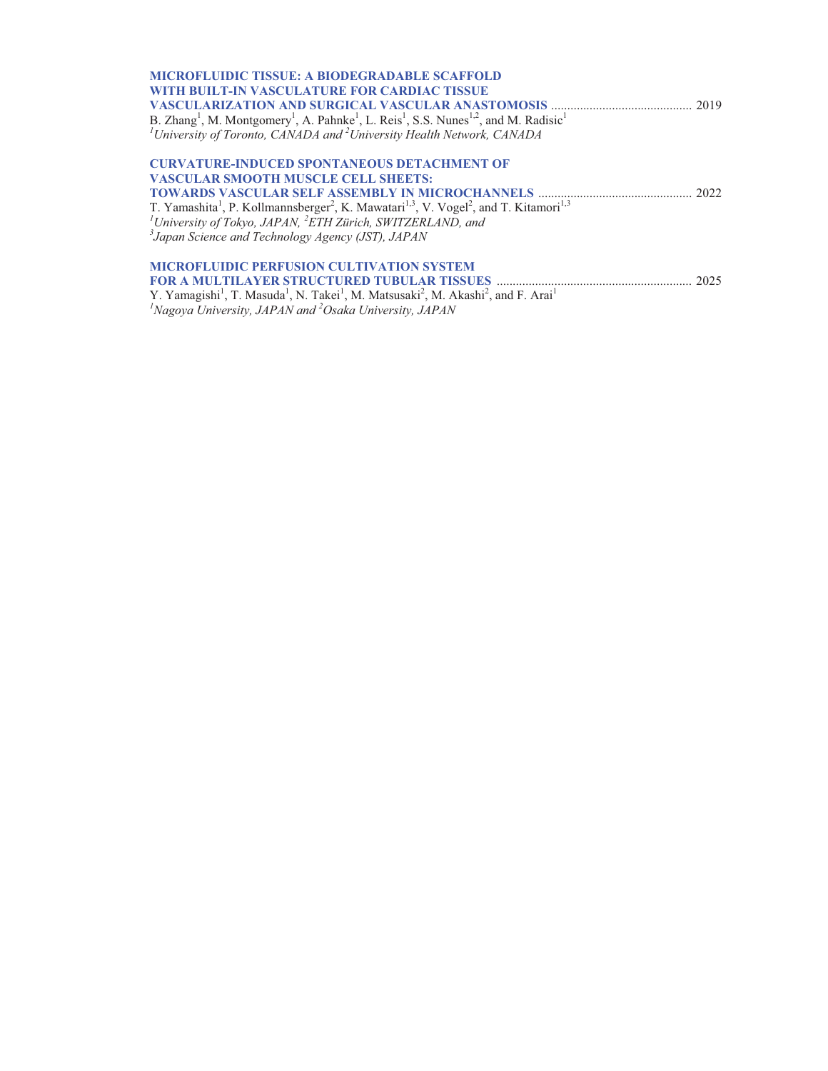**MICROFLUIDIC TISSUE: A BIODEGRADABLE SCAFFOLD WITH BUILT-IN VASCULATURE FOR CARDIAC TISSUE VASCULARIZATION AND SURGICAL VASCULAR ANASTOMOSIS** ........................................... 2019
B. Zhang[1], M. Montgomery[1], A. Pahnke[1], L. Reis[1], S.S. Nunes[1,2], and M. Radisic[1]
*[1]University of Toronto, CANADA and [2]University Health Network, CANADA*

**CURVATURE-INDUCED SPONTANEOUS DETACHMENT OF VASCULAR SMOOTH MUSCLE CELL SHEETS: TOWARDS VASCULAR SELF ASSEMBLY IN MICROCHANNELS** ................................................ 2022
T. Yamashita[1], P. Kollmannsberger[2], K. Mawatari[1,3], V. Vogel[2], and T. Kitamori[1,3]
*[1]University of Tokyo, JAPAN, [2]ETH Zürich, SWITZERLAND, and [3]Japan Science and Technology Agency (JST), JAPAN*

**MICROFLUIDIC PERFUSION CULTIVATION SYSTEM FOR A MULTILAYER STRUCTURED TUBULAR TISSUES** ............................................................ 2025
Y. Yamagishi[1], T. Masuda[1], N. Takei[1], M. Matsusaki[2], M. Akashi[2], and F. Arai[1]
*[1]Nagoya University, JAPAN and [2]Osaka University, JAPAN*